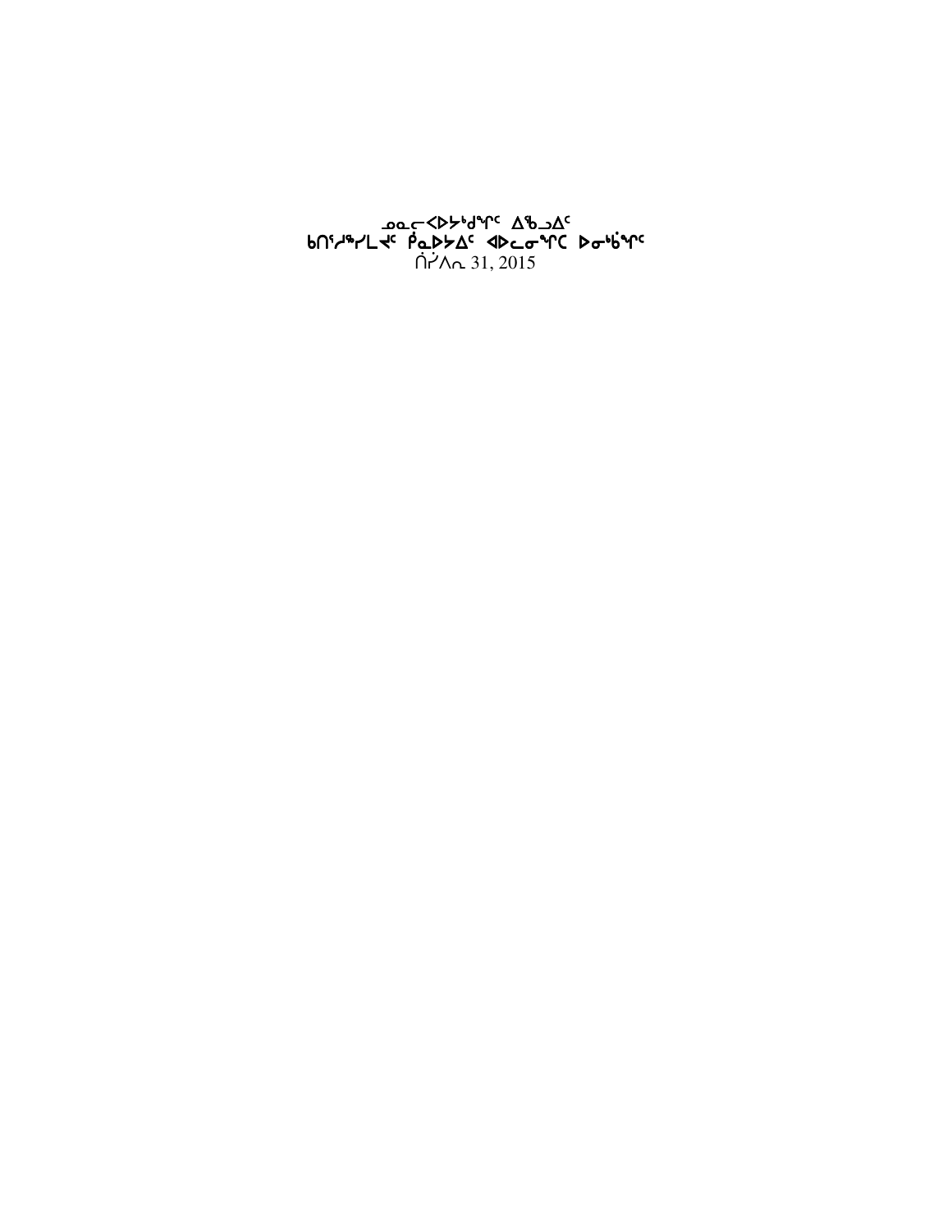**ᓄᓇᓕᐸᐅᔭᒃᑯᖏᑦ ᐃᖃᓗᐃᑦ**
**ᑲᑎᕐᓱᖅᓯᒪᔪᑦ ᑮᓇᐅᔭᐃᑦ ᐊᐅᓚᓂᖏᑕ ᐅᓂᒃᑳᖏᑦ**
ᑏᓰᐱᕆ 31, 2015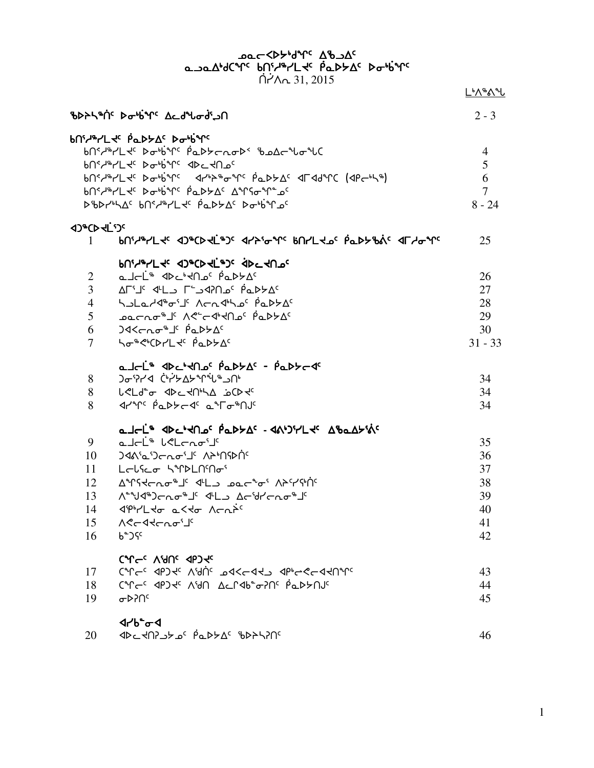# ᓄᓇᓕᐅᑉᐳᔭᒃᑯᖏᑦ ᐃᖅᑲᐃᑦ
## ᓇᓗᓇᐃᒃᑯᑕᖏᑦ ᑲᑎᖦᔪᖅᓯᒪᔪᑦ ᑮᓇᐅᔭᐃᑦ ᐅᓂᒃᑳᖏᑦ
### ᑎᓯᐱᕆ 31, 2015

ᒪᒃᐱᖅᑲᖓ

| | | |
|---|---|---|
| **ᖃᐅᔨᓴᖅᑏᑦ ᐅᓂᒃᑳᖏᑦ ᐃᓚᒋᖕᓂᖏᓐᓄᑦ** | | 2 - 3 |
| **ᑲᑎᖦᔪᖅᓯᒪᔪᑦ ᑮᓇᐅᔭᐃᑦ ᐅᓂᒃᑳᖏᑦ** | | |
| | ᑲᑎᖦᔪᖅᓯᒪᔪᑦ ᐅᓂᒃᑳᖏᑦ ᑮᓇᐅᔭᓕᕆᓂᐅᑉ ᖃᓄᐃᓕᖓᓂᖓᑕ | 4 |
| | ᑲᑎᖦᔪᖅᓯᒪᔪᑦ ᐅᓂᒃᑳᖏᑦ ᐊᐅᓚᔾᔭᑎᓄᑦ | 5 |
| | ᑲᑎᖦᔪᖅᓯᒪᔪᑦ ᐅᓂᒃᑳᖏᑦ ᐊᓯᔾᔨᖅᓯᒋᐊᖏᑦ ᑮᓇᐅᔭᐃᑦ ᐊᒥᐊᒃᑯᖏᑕ (ᐊᑭᓕᒃᓴᖅ) | 6 |
| | ᑲᑎᖦᔪᖅᓯᒪᔪᑦ ᐅᓂᒃᑳᖏᑦ ᑮᓇᐅᔭᐃᑦ ᐃᖏᕋᓂᖏᓐᓄᑦ | 7 |
| | ᐅᖃᐅᓯᒃᓴᐃᑦ ᑲᑎᖦᔪᖅᓯᒪᔪᑦ ᑮᓇᐅᔭᐃᑦ ᐅᓂᒃᑳᖏᓐᓄᑦ | 8 - 24 |
| **ᐊᑐᖅᑕᐅᔪᒫᕐᑐᑦ** | | |
| 1 | ᑲᑎᖦᔪᖅᓯᒪᔪᑦ ᐊᑐᖅᑕᐅᔪᒫᖅᑐᑦ ᐊᓯᔾᔨᕐᓂᖏᑦ ᑲᑎᓯᒪᔪᓄᑦ ᑮᓇᐅᔭᖃᕐᕕᑦ ᐊᒥᓱᓂᖏᑦ | 25 |
| | **ᑲᑎᖦᔪᖅᓯᒪᔪᑦ ᐊᑐᖅᑕᐅᔪᒫᖅᑐᑦ ᐋᐅᓚᔾᔭᑎᓄᑦ** | |
| 2 | ᓇᒧᓕᒫᖅ ᐊᐅᓚᒃᔾᔭᑎᓄᑦ ᑮᓇᐅᔭᐃᑦ | 26 |
| 3 | ᐃᒥᕐᒧᑦ ᐊᒻᒪᓗ ᒥᖕᒑᕈᑎᓄᑦ ᑮᓇᐅᔭᐃᑦ | 27 |
| 4 | ᓴᓗᒪᓇᓱᐊᖅᓂᕐᒧᑦ ᐱᓕᕆᐊᒃᓴᓄᑦ ᑮᓇᐅᔭᐃᑦ | 28 |
| 5 | ᓄᓇᓕᕆᓂᖅᒧᑦ ᐱᕙᓪᓕᐊᒃᔪᑎᓄᑦ ᑮᓇᐅᔭᐃᑦ | 29 |
| 6 | ᑐᐊᐸᓕᕆᓂᖅᒧᑦ ᑮᓇᐅᔭᐃᑦ | 30 |
| 7 | ᓴᓂᖅᑭᑦᑐᓯᒪᔪᑦ ᑮᓇᐅᔭᐃᑦ | 31 - 33 |
| | **ᓇᒧᓕᒫᖅ ᐊᐅᓚᒃᔪᑎᓄᑦ ᑮᓇᐅᔭᐃᑦ - ᑮᓇᐅᔭᓕᐊᑦ** | |
| 8 | ᑐᓂᕐᕿᓯᐊ ᑖᓯᔭᐃᔭᖏᖔᖅᓗᑎᒃ | 34 |
| 8 | ᒐᕙᒪᒃᑯᓐᓂ ᐊᐅᓚᔪᑎᒃᓴᐃ ᓈᑕᐅᔪᑦ | 34 |
| 8 | ᐊᓯᖏᑦ ᑮᓇᐅᔭᓕᐊᑦ ᓇᖕᒥᓂᖅᑎᒍᑦ | 34 |
| | **ᓇᒧᓕᒫᖅ ᐊᐅᓚᒃᔪᑎᓄᑦ ᑮᓇᐅᔭᐃᑦ - ᐊᕕᒃᑐᖅᓯᒪᔪᑦ ᐃᖃᓇᐃᔮᕐᕕᑦ** | |
| 9 | ᓇᒧᓕᒫᖅ ᒐᕙᒪᓕᕆᓂᕐᒧᑦ | 35 |
| 10 | ᑐᐊᕕᕐᓇᕐᑐᓕᕆᓂᕐᒧᑦ ᐱᔾᔪᑎᖃᐅᑏᑦ | 36 |
| 11 | ᒪᓕᒐᓕᕆᓂ ᓴᖏᐅᒪᑎᑦᑎᓂᕐ | 37 |
| 12 | ᐃᖏᕋᔪᓕᕆᓂᖅᒧᑦ ᐊᒻᒪᓗ ᓄᓇᓕᖕᓂᕐ ᐱᔨᑦᓯᕋᖅᑏᑦ | 38 |
| 13 | ᐱᙳᐊᖅᑐᓕᕆᓂᖅᒧᑦ ᐊᒻᒪᓗ ᐃᓕᖅᑯᓯᓕᕆᓂᖅᒧᑦ | 39 |
| 14 | ᐊᑭᒃᓯᒪᔪᓂ ᓇᕙᔪᓂ ᐱᓕᕆᕝᕕᑦ | 40 |
| 15 | ᐱᕙᓕᐊᔪᓕᕆᓂᕐᒧᑦ | 41 |
| 16 | ᑳᑐᕐᕋᑦ | 42 |
| | **ᑕᖏᓕᑦ ᐱᕐᑯᑎᑦ ᐊᑭᑐᔪᑦ** | |
| 17 | ᑕᖏᓕᑦ ᐊᑭᑐᔪᑦ ᐱᕐᑯᑏᑦ ᓄᐊᑲᓕᐊᔪᓗ ᐊᑭᓕᕙᓕᐊᔪᑎᖏᑦ | 43 |
| 18 | ᑕᖏᓕᑦ ᐊᑭᑐᔪᑦ ᐱᕐᑯᑎ ᐃᓚᒥᐊᑲᓐᓂᕈᑎᑦ ᑮᓇᐅᔭᑎᒍᑦ | 44 |
| 19 | ᓂᐅᕈᑎᑦ | 45 |
| | **ᐊᓯᑲᓐᓂᐊ** | |
| 20 | ᐊᐅᓚᔪᑎᕈᓗᔭᓄᑦ ᑮᓇᐅᔭᐃᑦ ᖃᐅᔨᓴᕈᑎᑦ | 46 |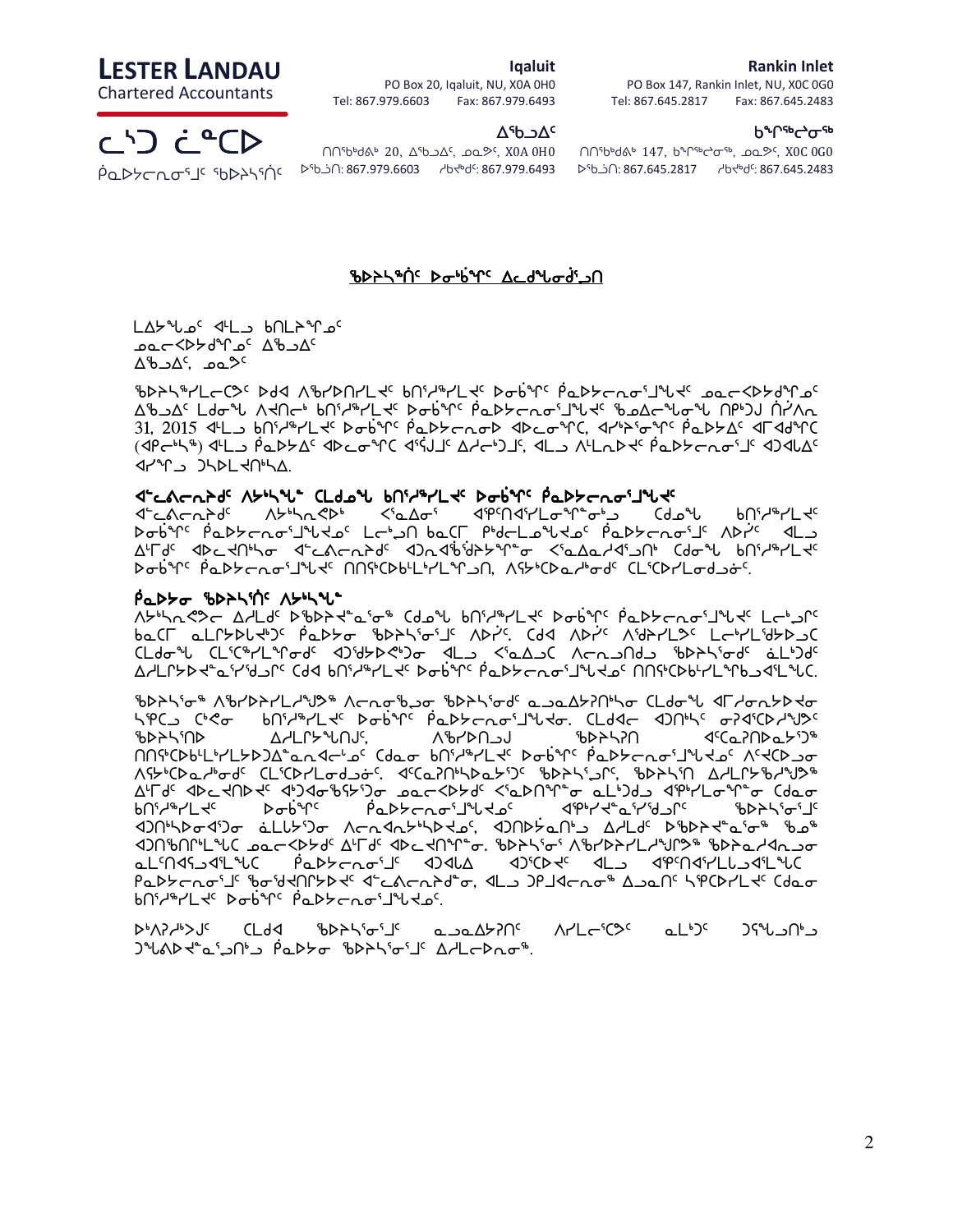**LESTER LANDAU**
Chartered Accountants

ᓚᔅᑐ ᓛᓐᑕᐅ
ᑭᓇᐅᔭᓕᕆᓂᕐᒧᑦ ᖃᐅᔨᓴᕐᑏᑦ

**Iqaluit**
PO Box 20, Iqaluit, NU, X0A 0H0
Tel: 867.979.6603 Fax: 867.979.6493

**Rankin Inlet**
PO Box 147, Rankin Inlet, NU, X0C 0G0
Tel: 867.645.2817 Fax: 867.645.2483

**ᐃᖃᓗᐃᑦ**
ᑎᑎᖅᑲᒃᑯᕕᒃ 20, ᐃᖃᓗᐃᑦ, ᓄᓇᕗᑦ, X0A 0H0
ᐅᖄᓘᑎ: 867.979.6603 ᓱᑲᔪᒃᑯᑦ: 867.979.6493

**ᑲᖏᖅᖠᓂᖅ**
ᑎᑎᖅᑲᒃᑯᕕᒃ 147, ᑲᖏᖅᖠᓂᖅ, ᓄᓇᕗᑦ, X0C 0G0
ᐅᖄᓘᑎ: 867.645.2817 ᓱᑲᔪᒃᑯᑦ: 867.645.2483

## ᖃᐅᔨᓴᖅᑏᑦ ᐅᓂᒃᑳᖏᑦ ᐃᓚᑯᖕᓂᒍᑦᑎ

ᒪᐃᔭᖕᒍᓄᑦ ᐊᒻᒪ ᑲᑎᒪᔨᖕᓄᑦ
ᓄᓇᓕᐸᔪᑯᖕᓂᓄᑦ ᐃᖃᓗᐃᑦ
ᐃᖃᓗᐃᑦ, ᓄᓇᕗᑦ

ᖃᐅᔨᓴᖅᓯᒪᓕᖅᐳᑦ ᐅᑯᐊ ᐱᖃᓯᐅᑎᓯᒪᔪᑦ ᑲᑎᖦᔪᖅᓯᒪᔪᑦ ᐅᓂᒃᑳᖏᑦ ᕿᓇᐅᔭᓕᕆᓂᕐᒧᖓᔪᑦ ᓄᓇᓕᐸᔪᑯᖕᓂᓄᑦ ᐃᖃᓗᐃᑦ ᒪᑯᓂᖓ ᐱᔪᑎᓕᒃ ᑲᑎᖦᔪᖅᓯᒪᔪᑦ ᐅᓂᒃᑳᖏᑦ ᕿᓇᐅᔭᓕᕆᓂᕐᒧᖓᔪᑦ ᖃᓄᐃᓕᖓᓂᖓ ᑎᑉᐹᒍ ᒫᑦᓯ 31, 2015 ᐊᒻᒪ ᑲᑎᖦᔪᖅᓯᒪᔪᑦ ᐅᓂᒃᑳᖏᑦ ᕿᓇᐅᔭᓕᕆᓂᐅ ᐊᐅᓚᓂᖏᑦ, ᐊᓯᔾᔨᖅᓂᖏᑦ ᕿᓇᐅᔭᐃᑦ ᐊᒥᓱᖏᑦ (ᐊᑭᓖᔅᓴᖅ) ᐊᒻᒪ ᕿᓇᐅᔭᐃᑦ ᐊᐅᓚᓂᖏᑦ ᐊᕿᒍᒧᑦ ᐃᓱᓕᒃᑐᒧᑦ, ᐊᒻᒪ ᐱᒻᒪᕆᐅᔪᑦ ᕿᓇᐅᔭᓕᕆᓂᕐᒧᑦ ᐊᑐᐊᒐᐃᑦ ᐊᓯᖏᓪᓗ ᑐᓴᐅᒪᔾᔪᑎᓴᐃ.

### ᐊᓪᓚᕕᓕᕆᔨᑦ ᐱᔭᒃᓴᖓ ᑕᒪᑯᓂᖓ ᑲᑎᖦᔪᖅᓯᒪᔪᑦ ᐅᓂᒃᑳᖏᑦ ᕿᓇᐅᔭᓕᕆᓂᕐᒧᖓᔪᑦ

ᐊᓪᓚᕕᓕᕆᔨᑦ ᐱᔭᒃᓴᖅᑐᑦ ᐸᕐᓇᐃᓂᕐᒥᒃ ᐊᖏᖅᑎᑦᑕᐅᓯᒪᓂᖏᓐᓂᒃ ᑕᒪᓐᓇ ᑲᑎᖦᔪᖅᓯᒪᔪᑦ ᐅᓂᒃᑳᖏᑦ ᕿᓇᐅᔭᓕᕆᓂᕐᒧᖓᔪᑦ ᒪᓕᒃᖢᒋᑦ ᑲᓇᑕᒥ ᑭᒡᒐᖅᑐᐃᓐᓇᕐᓂᖅᓴᐃᑦ ᕿᓇᐅᔭᓕᕆᓂᕐᒧᑦ ᐱᔾᔪᑎ ᐊᒻᒪ ᐃᒪᓐᓇ ᐊᐅᓚᔾᔪᑎᖃᕐᓂ ᐊᓪᓚᕕᓕᕆᔨᑦ ᐊᑐᕐᓂᕐᔭᒃᓴᖅᑕᖏᓐᓂ ᐸᕐᓇᐃᔭᕐᓂᐊᕐᓗᒍ ᑕᒪᓐᓇ ᑲᑎᖦᔪᖅᓯᒪᔪᑦ ᐅᓂᒃᑳᖏᑦ ᕿᓇᐅᔭᓕᕆᓂᕐᒧᖓᔪᑦ ᑎᑎᕋᖅᑕᐅᒪᓕᖅᓯᒪᖏᑦᑐᑎ, ᐱᔭᒃᑕᐅᓇᓱᒃᑯᑎᒡᒎᕐᑎᒃ ᑕᒪᕐᑕᐅᓯᒪᓂᕐᒧᓂᒃ.

### ᕿᓇᐅᔭᓂ ᖃᐅᔨᓴᖅᑏᑦ ᐱᔭᒃᓴᖓ

ᐱᔭᒃᓴᖃᖅᐳᒍ ᐃᓱᒪᒃᑯᑦ ᐅᖃᐅᓯᕐᓂᖅᓴᕆᓂᒃ ᑕᒪᓐᓇ ᑲᑎᖦᔪᖅᓯᒪᔪᑦ ᐅᓂᒃᑳᖏᑦ ᕿᓇᐅᔭᓕᕆᓂᕐᒧᖓᔪᑦ ᒪᓕᒃᖢᒋᑦ ᑲᓇᑕᒥ ᓇᒻᒥᓂᕐᓂᓕᒃᑐᑦ ᕿᓇᐅᔭᓂ ᖃᐅᔨᓴᕐᓂᕐᒧᑦ ᐱᐅᓯᖏᑦ. ᑕᒪᑐᐊ ᐱᐅᓯᖏᑦ ᐱᖁᔨᕙᓪᓕᐊᕗᑦ ᒪᓕᒃᓯᒪᖁᓪᓗᒍ ᑕᒪᓐᓇ ᑕᒪᕐᓴᖃᓯᒪᓂᖏᑦ ᐊᑐᖁᔨᐅᓴᐅᕙᑉᑐᓂ ᐊᒻᒪ ᐸᕐᓇᐃᓗᑕ ᐱᓕᕆᓂᐊᕐᑎᓗᒍ ᖃᐅᔨᓴᕐᓂᕐᒧᑦ ᓈᒻᒪᒃᑐᒧᑦ ᐃᓱᒪᒋᔭᐅᓂᕐᓴᖅᓯᖅᑐᒧᑦ ᑕᐃᑯᐊ ᑲᑎᖦᔪᖅᓯᒪᔪᑦ ᐅᓂᒃᑳᖏᑦ ᕿᓇᐅᔭᓕᕆᓂᕐᒧᖓᔪᓂᒃ ᑎᑎᕋᖅᑕᐅᒪᓕᖅᓯᒪᓐᖏᑦᑐᑎᒃ.

ᖃᐅᔨᓴᕐᓂᖅ ᐱᖃᓯᐅᑎᓯᒪᔪᖅ ᐱᓕᕆᓂᖅᑯᓂ ᖃᐅᔨᓴᕐᓂᕐᒧᑦ ᓇᓗᓇᐃᔭᕐᑎᓪᓗᓂ ᑕᒪᓐᓇ ᐊᒥᓱᓂᕐᐳᑦᑎᓂ ᓴᕿᑐ ᑖᕙᓂ ᑲᑎᖦᔪᖅᓯᒪᔪᑦ ᐅᓂᒃᑳᖏᑦ ᕿᓇᐅᔭᓕᕆᓂᕐᒧᖓᔪᓂ. ᑕᒪᑐᐊ ᐊᑐᖅᑎᓪᓗᒋᑦ ᓂᕈᐊᖅᑕᐅᓯᒪᔪᑦ ᖃᐅᔨᓴᖅᑎᐅ ᐃᓱᒪᒋᔭᖓᑎᒍᑦ, ᐱᓕᕆᐊᕐᑎᓗᒍ ᖃᐅᔨᓴᕈᑎ ᐊᑦᑕᓇᕈᑎᖃᕐᓂᖓᓂᒃ ᑎᑎᕋᖅᑕᐅᒪᓕᖅᓯᒪᖏᑦᑐᑎ ᑲᑎᖦᔪᖅᓯᒪᔪᑦ ᐅᓂᒃᑳᖏᑦ ᕿᓇᐅᔭᓕᕆᓂᕐᒧᖓᔪᓂ ᐱᔭᒃᑕᐅᓇᓱᒃᑯᑎᒡᒎᕐᑎᒃ ᑕᒪᕐᑕᐅᓯᒪᓂᕐᒧᓂᒃ. ᐊᑦᑕᓇᕈᑎᖃᕐᓂᖏᑦ ᖃᐅᔨᓴᕐᓗᒋᑦ, ᖃᐅᔨᓴᖅᑎ ᐃᓱᒪᒋᓯᒪᔪᖅ ᐃᒪᓐᓇ ᐊᐅᓚᔾᔪᑎᒃᑯᑦ ᐊᕐᕌᒍᓂᒃ ᐸᕐᓇᐃᓯᒪᓂᖓᓂ ᓇᒃᑑᒐᒃᑕᐅᑎᓂᖓᓂ ᐊᒃᓯᒪᓂᖏᓐᓂ ᑕᒪᓐᓇ ᑲᑎᖦᔪᖅᓯᒪᔪᑦ ᐅᓂᒃᑳᖏᑦ ᕿᓇᐅᔭᓕᕆᓂᕐᒧᖓᔪᓂᒃ ᐊᖏᕐᓯᐊᖅᓯᖅᑐᖅᑎᑦ ᖃᐅᔨᓴᕐᓂᕐᒧᑦ ᐊᑐᕐᑎᒐᐃᑕᐅᒪᓐᖏᑦᑐᑎᒃ ᓈᒻᒪᒃᑐᓂ ᐱᓕᕆᐊᕆᔭᐅᓂᐊᕐᑕᓄᑦ, ᐊᑐᐃᓐᓇᕈᑎ ᐃᓱᒪᑦ ᐅᖃᐅᓯᐊᓂᕆᔭᖃᕐᓂᖅ ᖃᓄᖅ ᐊᑐᑎᖅᑕᐅᖏᒪᑦ ᓄᓇᓕᐸᔪᑦ ᐃᒥᓐᓂᑦ ᐊᐅᓚᔾᔪᑎᖏᓐᓂ. ᖃᐅᔨᓴᕐᓂ ᐱᖃᓯᐅᑎᓯᒪᔪᖅ ᖃᐅᔨᓴᕐᓂᕐᒧᑦ ᓇᒻᒥᓂᖅᑕᕐᓂᒃ ᕿᓇᐅᔭᓕᕆᓂᕐᒧᑦ ᐊᑐᐊᒐ ᐊᑐᖅᑕᐅᔪᑦ ᐊᒻᒪ ᐊᖏᖅᑕᐅᓯᒪᓗᐊᕐᑕᐅᕙᑦ ᕿᓇᐅᔭᓕᕆᓂᕐᒧᑦ ᖃᓂᒋᔭᐅᑎᑦᑎᔪᑦ ᐊᓪᓚᕕᓕᕆᔨᓂ, ᐊᒻᒪ ᑐᑭᒧᐊᑦᑎᓂᖅ ᐃᓗᓐᓇᑎᑦ ᓴᕿᑕᐅᓯᒪᔪᑦ ᑕᒪᓐᓇ ᑲᑎᖦᔪᖅᓯᒪᔪᑦ ᐅᓂᒃᑳᖏᑦ ᕿᓇᐅᔭᓕᕆᓂᕐᒧᖓᔪᓂ.

ᐅᒃᐱᕈᓱᒃᐳᒍᑦ ᑕᒪᑐᐊ ᖃᐅᔨᓴᕐᓂᕐᒧᑦ ᓇᓗᓇᐃᔭᕈᑎᑦ ᐱᓯᒪᓕᖅᑕᕗᑦ ᓈᒻᒪᒃᑐᑦ ᑐᙵᕕᓕᒃᑯ ᑐᙵᕕᐅᔪᓐᓇᖅᑐᒃᑯ ᕿᓇᐅᔭᓂ ᖃᐅᔨᓴᕐᓂᕐᒧᑦ ᐃᓱᒪᓕᐅᕐᓂᖅ.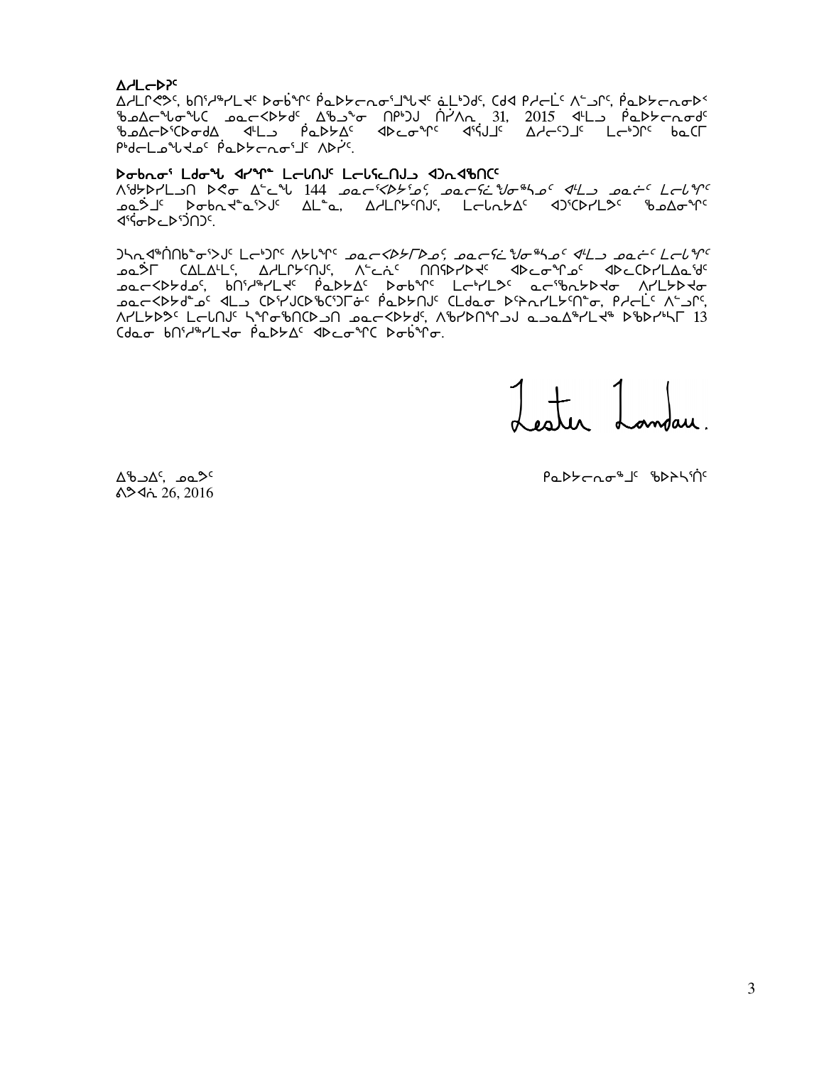**ᐃᓱᒪᓕᐅᕈᑦ**

ᐃᓱᒪᒋᕚᕗᑦ, ᑲᑎᕐᓱᖅᓯᒪᔪᑦ ᐅᓂᒃᑳᖏᑦ ᑮᓇᐅᔭᓕᕆᓂᕐᒧᖓᔪᑦ ᓈᒻᒪᒃᑐᑦ, ᑕᑯᐊ ᑭᓯᓕᒫᑦ ᐱᓪᓗᒋᑦ, ᑮᓇᐅᔭᓕᕆᓂᐅᑉ ᖃᓄᐃᓕᖓᓂᖓᑕ ᓄᓇᓕᐸᐅᔭᑯᑦ ᐃᖃᓗᓐᓂ ᑎᑉᐱᒃᑐᒧ ᑏᓯᐱᕆ 31, 2015 ᐊᒻᒪᓗ ᑮᓇᐅᔭᓕᕆᓂᑯᑦ ᖃᓄᐃᓕᐅᕐᑕᐅᓂᑯᐃ ᐊᒻᒪᓗ ᑮᓇᐅᔭᐃᑦ ᐊᐅᓚᓂᖏᑦ ᐊᕐᕌᒍᒧᑦ ᐃᓱᓕᑦᑐᒧᑦ ᒪᓕᒃᑐᒋᑦ ᑲᓇᑕᒥ ᑭᒃᑯᓕᒫᓄᖓᔪᓄᑦ ᑮᓇᐅᔭᓕᕆᓂᕐᒧᑦ ᐱᐅᓯᑦ.

**ᐅᓂᒃᑲᓂᕐ ᒪᑯᓂᖓ ᐊᓯᖏᓐ ᒪᓕᒐᑎᒍᑦ ᒪᓕᒐᕐᓕᕆᒍᓐᓂᑯᑦ ᐊᑐᓇᐊᖅᑎᑦᑦ**

ᐱᕐᑯᔭᐅᓯᒪᔪᑎ ᐅᕙᓂ ᐃᓪᓚᖓ 144 *ᓄᓇᓕᕐᐸᐅᔭᕐᓄᑦ, ᓄᓇᓕᕐᑲᖃᑎᒌᖕᓄᑦ ᐊᒻᒪᓗ ᓄᓇᓖᑦ ᒪᓕᒐᖏᑦ* ᓄᓇᕗᒻᒧᑦ ᐅᓂᒃᑲᐅᓯᕐᓇᕐᐳᑦ ᐃᒪᓐᓇ, ᐃᓱᒪᒋᔭᕐᑎᒍᑦ, ᒪᓕᒐᓇᔭᐃᑦ ᐊᑐᕐᑕᐅᓯᒪᒍᑦ ᖃᓄᐃᓂᖏᑦ ᐊᕐᕕᓂᐅᓚᐅᕐᑐᑦ.

ᑐᓴᕆᐊᕐᐱᐊᑎᑦᑲᓐᓂᕐᐳᑦ ᒪᓕᒃᑐᒋᑦ ᐱᔭᕆᐊᖏᑦ *ᓄᓇᓕᕐᐸᐅᔭᕐᒥᓄᑦ, ᓄᓇᓕᕐᑲᖃᑎᒌᖕᓄᑦ ᐊᒻᒪᓗ ᓄᓇᓖᑦ ᒪᓕᒐᖏᑦ* ᓄᓇᕗᒻᒥ ᑕᐃᒪᐃᒻᒪᑦ, ᐃᓱᒪᒋᔭᕐᑎᒍᑦ, ᐱᓪᓚᕆᑦ ᑎᑎᕋᕐᐅᓯᐅᔪᑦ ᐊᐅᓚᓂᖏᓄᑦ ᐊᐅᓚᑕᐅᓯᒪᓂᐊᖅᑐᑦ ᓄᓇᓕᐸᐅᔭᑯᓄᑦ, ᑲᑎᕐᓱᖅᓯᒪᔪᑦ ᑮᓇᐅᔭᐃᑦ ᐅᓂᒃᑳᖏᑦ ᒪᓕᒃᓯᒪᒍᑦ ᓇᓕᖅᑲᓯᐅᔭᕐᓂ ᐱᓯᒪᔪᐊᕐᓂ ᓄᓇᓕᐸᐅᔭᑯᓐᓄᑦ ᐊᒻᒪᓗ ᑕᐅᕐᓯᒍᑕᐅᖅᑕᕐᑐᒥᓂᑦ ᑮᓇᐅᔭᑎᒍᑦ ᑕᒪᑯᓂ ᐅᕐᕆᓇᓯᒪᔭᕐᑎᓐᓂ, ᑭᓯᓕᒫᑦ ᐱᓪᓗᒋᑦ, ᐱᓯᒪᔭᐅᕗᑦ ᒪᓕᒐᑎᒍᑦ ᓴᖏᓂᖅᑎᑕᐅᓗᑎ ᓄᓇᓕᐸᐅᔭᑯᑦ, ᐱᖅᓱᐃᑎᖏᓗᒍ ᓇᓗᓇᐃᖅᓯᒪᔪᖅ ᐅᖃᐅᓯᖅᓴᒥ 13 ᑕᑯᓇᓂ ᑲᑎᕐᓱᖅᓯᒪᔪᓂ ᑮᓇᐅᔭᐃᑦ ᐊᐅᓚᓂᖏᑕ ᐅᓂᒃᑳᖏᓂ.

Lester Landau.

ᐃᖃᓗᐃᑦ, ᓄᓇᕗᑦ
ᕕᕝᕗᐊᕆ 26, 2016

ᑮᓇᐅᔭᓕᕆᓂᕐᒧᑦ ᖃᐅᔨᓴᕐᑎ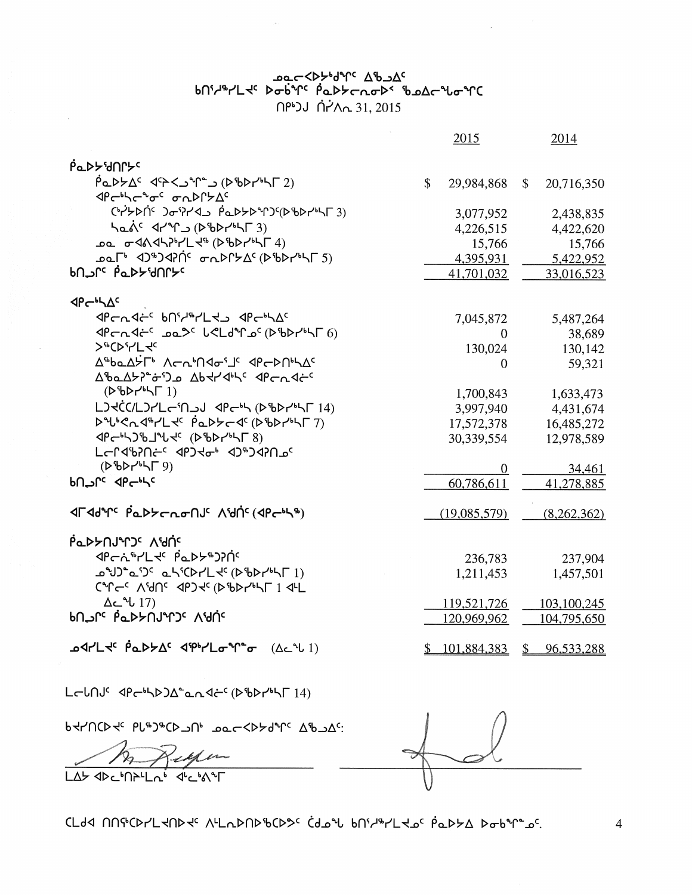## ᓄᓇᓕᐸᐅᔾᔪᑎᒋᓐ ᐃᖅᑲᐃᑦ
## ᑲᑎᖅᓱᖅᓯᒪᔪᑦ ᐅᓂᒃᑳᖏᑦ ᑮᓇᐅᔭᓕᕆᓂᕐᒧᑦ ᖃᓄᐃᓕᖓᓂᖓᑕ
## ᑎᑉᐳᒍ ᑏᓯᐱᕆ 31, 2015

| | 2015 | 2014 |
|---|---|---|
| **ᑮᓇᐅᔭᖃᕐᓂᖏᑦ** | | |
| ᑮᓇᐅᔭᐃᑦ ᐊᑦᔨᐸᓪᓗᒋᓐᓗ (ᐅᖃᐅᓯᖅᓴᒥ 2) | $ 29,984,868 | $ 20,716,350 |
| ᐊᑭᓕᖅᓱᖓᓂᑦ ᓂᕈᐊᒥᔭᐃᑦ | | |
| ᑖᔅᓱᒪᑦ ᑐᓂᕐᓯᐊᓗ ᑮᓇᐅᔭᐅᕐᑐᑦ(ᐅᖃᐅᓯᖅᓴᒥ 3) | 3,077,952 | 2,438,835 |
| ᓴᓇᕖᑦ ᐊᓯᖏᓗ (ᐅᖃᐅᓯᖅᓴᒥ 3) | 4,226,515 | 4,422,620 |
| ᓄᓇ ᓂᐊᕙᐊᓴᕈᖅᓯᒪᔪᖅ (ᐅᖃᐅᓯᖅᓴᒥ 4) | 15,766 | 15,766 |
| ᓄᓇᒥᒃ ᐊᑐᖅᑐᐊᕈᑏᑦ ᓂᕈᐊᒥᔭᐃᑦ (ᐅᖃᐅᓯᖅᓴᒥ 5) | 4,395,931 | 5,422,952 |
| **ᑲᑎᓪᓗᒋᑦ ᑮᓇᐅᔭᖃᕐᓂᖏᑦ** | 41,701,032 | 33,016,523 |
| **ᐊᑭᓕᒃᓴᐃᑦ** | | |
| ᐊᑭᓕᓂᐊᖑᓂᑦ ᑲᑎᖅᓱᖅᓯᒪᔪᓗ ᐊᑭᓕᒃᓴᐃᑦ | 7,045,872 | 5,487,264 |
| ᐊᑭᓕᓂᐊᖑᓂᑦ ᓄᓇᕗᑦ ᒐᕙᒪᒃᑯᓐᓄᑦ (ᐅᖃᐅᓯᖅᓴᒥ 6) | 0 | 38,689 |
| ᐳᖅᑕᕐᓯᒪᔪᑦ | 130,024 | 130,142 |
| ᐃᖅᑲᓇᐃᔭᒥᒃ ᐱᓕᕆᒃᑎᐊᓂᕐᒧᑦ ᐊᑭᓕᐅᑎᓴᐃᑦ | 0 | 59,321 |
| ᐃᖅᑲᓇᐃᔭᕈᓐᓃᕐᓗᓄ ᐃᑲᔪᐊᖅᓴᑦ ᐊᑭᓕᓂᐊᖑᓂᑦ (ᐅᖃᐅᓯᖅᓴᒥ 1) | 1,700,843 | 1,633,473 |
| ᒪᓕᒐᑦ/ᒪᓕᒐᓕᕆᓂᓗᒍ ᐊᑭᓕᒃᓴ (ᐅᖃᐅᓯᖅᓴᒥ 14) | 3,997,940 | 4,431,674 |
| ᐅᓪᓗᒃᐸᓂᐊᖅᓯᒪᔪᑦ ᑮᓇᐅᔭᓕᐊᑦ (ᐅᖃᐅᓯᖅᓴᒥ 7) | 17,572,378 | 16,485,272 |
| ᐊᑭᓕᒃᓴᑐᖃᒧᖓᔪᑦ (ᐅᖃᐅᓯᖅᓴᒥ 8) | 30,339,554 | 12,978,589 |
| ᓚᓕᒥᐊᖃᕈᑎᓖᑦ ᐊᑭᑐᔪᓂᒃ ᐊᑐᖅᑐᐊᕈᑎᓄᑦ (ᐅᖃᐅᓯᖅᓴᒥ 9) | 0 | 34,461 |
| **ᑲᑎᓪᓗᒋᑦ ᐊᑭᓕᒃᓴᑦ** | 60,786,611 | 41,278,885 |
| ᐊᒥᐊᖁᖏᑦ ᑮᓇᐅᔭᓕᕆᓂᕐᒧᑦ ᐱᖁᑏᑦ (ᐊᑭᓕᒃᓴᖅ) | (19,085,579) | (8,262,362) |
| **ᑮᓇᐅᔭᑎᒍᕐᑐᑦ ᐱᖁᑏᑦ** | | |
| ᐊᑭᓖᓐᓂᖅᓯᒪᔪᑦ ᑮᓇᐅᔭᕐᑐᕈᑏᑦ | 236,783 | 237,904 |
| ᓄᖑᑐᓐᓇᖏᑦᑐᑦ ᓇᓴᖏᑕᐅᓯᒪᔪᑦ (ᐅᖃᐅᓯᖅᓴᒥ 1) | 1,211,453 | 1,457,501 |
| ᑕᕐᕆᓕᑦ ᐱᖁᑎᑦ ᐊᑉᑐᔪᑦ (ᐅᖃᐅᓯᖅᓴᒥ 1 ᐊᒻᒪ ᐃᓚᖓ 17) | 119,521,726 | 103,100,245 |
| **ᑲᑎᓪᓗᒋᑦ ᑮᓇᐅᔭᑎᒍᕐᑐᑦ ᐱᖁᑏᑦ** | 120,969,962 | 104,795,650 |
| ᓄᐊᓯᒪᔪᑦ ᑮᓇᐅᔭᐃᑦ ᐊᕿᒃᓯᒪᓂᖓᓂ (ᐃᓚᖓ 1) | $ 101,884,383 | $ 96,533,288 |

ᓚᓕᒐᑎᒍᑦ ᐊᑭᓕᒃᓴᐅᑐᐃᓐᓇᓇᐊᖓᓂᑦ (ᐅᖃᐅᓯᖅᓴᒥ 14)

ᑲᔪᓯᑎᑕᐅᔪᑦ ᑭᒎᖅᑐᖅᑕᐅᓗᑎᒃ ᓄᓇᓕᐸᐅᔪᒋᓐ ᐃᖅᑲᐃᑦ:

ᒪᐃᔭ ᐊᐅᓚᑎᔨᒻᒪᕆᒃ ᐊᒻᒪᓕᒃᐱᕐᒥ

ᑕᒪᒃᑯᐊ ᑎᑎᕋᖅᑕᐅᓯᒪᔪᑎᒍᑦ ᐱᒻᒪᕆᐅᑎᐅᖃᑕᐅᔪᑦ ᑖᒃᑯᓇᖓ ᑲᑎᖅᓱᖅᓯᒪᔪᓂᑦ ᑮᓇᐅᔭᐃ ᐅᓂᒃᑳᖑᓂᑦ.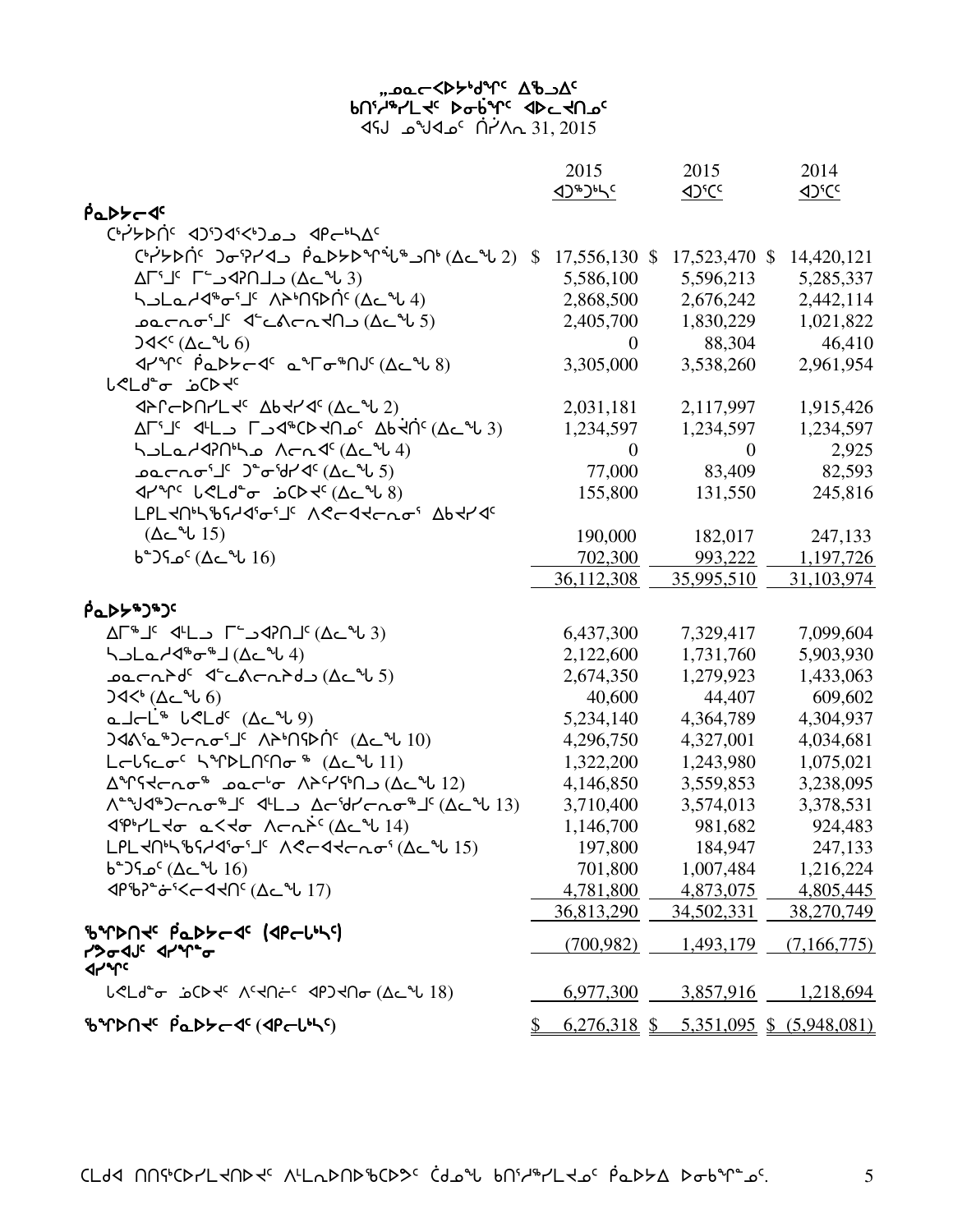# ᓄᓇᓕᖅᐸᐅᔭᒃᑯᑦ ᐃᖅᑲᐃᑦ
## ᑲᑎᖦᖏᕐᒪᔪᑦ ᐅᓂᒃᑳᑦ ᐊᐅᓚᔪᑎᓄᑦ
ᐊᕐᕌᒍ ᓄᙳᐊᓄᑦ ᒫᔾᔨ 31, 2015

| | 2015 ᐊᑐᖅᑐᒃᓴᑦ | 2015 ᐊᑐᕐᑕᑦ | 2014 ᐊᑐᕐᑕᑦ |
|---|---|---|---|
| **ᑮᓇᐅᔭᓕᐊᑦ** | | | |
| ᑖᒃᓯᔭᐅᑏᑦ ᐊᑐᕐᑐᐊᕐᐸᒃᑐᓄᓗ ᐊᑭᓕᒃᓴᐃᑦ | | | |
| ᑖᒃᓯᔭᐅᑏᑦ ᑐᓂᕈᓯᐊᓗ ᑮᓇᐅᔭᐅᖏᓐᖓᒍᑎᒃ (ᐃᓚᖓ 2) | $ 17,556,130 | $ 17,523,470 | $ 14,420,121 |
| ᐃᒥᕐᒧᑦ ᒥᕝᕙᐊᕈᑎᒧᓗ (ᐃᓚᖓ 3) | 5,586,100 | 5,596,213 | 5,285,337 |
| ᓴᓗᒪᓯᐊᖅᓂᕐᒧᑦ ᐱᔾᔪᑎᖃᐅᑏᑦ (ᐃᓚᖓ 4) | 2,868,500 | 2,676,242 | 2,442,114 |
| ᓄᓇᓕᕆᓂᕐᒧᑦ ᐊᓪᓚᕕᓕᕆᔪᑎᓗ (ᐃᓚᖓ 5) | 2,405,700 | 1,830,229 | 1,021,822 |
| ᑐᐊᐸᑦ (ᐃᓚᖓ 6) | 0 | 88,304 | 46,410 |
| ᐊᓯᖏᑦ ᑮᓇᐅᔭᓕᐊᑦ ᓇᖏᓐᓂᖅᑎᒍᑦ (ᐃᓚᖓ 8) | 3,305,000 | 3,538,260 | 2,961,954 |
| ᒐᕙᒪᑯᓐᓂ ᓅᑕᐅᔪᑦ | | | |
| ᐊᕕᒃᓕᐅᑎᓯᒪᔪᑦ ᐃᑲᔪᓯᐊᑦ (ᐃᓚᖓ 2) | 2,031,181 | 2,117,997 | 1,915,426 |
| ᐃᒥᕐᒧᑦ ᐊᒻᒪᓗ ᒥᕝᕙᐊᖅᑕᐅᔪᑎᓄᑦ ᐃᑲᔪᖏᑦ (ᐃᓚᖓ 3) | 1,234,597 | 1,234,597 | 1,234,597 |
| ᓴᓗᒪᓯᐊᕈᑎᒃᓴᓄ ᐱᓕᕆᐊᑦ (ᐃᓚᖓ 4) | 0 | 0 | 2,925 |
| ᓄᓇᓕᕆᓂᕐᒧᑦ ᑐᓐᓂᖁᓯᐊᑦ (ᐃᓚᖓ 5) | 77,000 | 83,409 | 82,593 |
| ᐊᓯᖏᑦ ᒐᕙᒪᑯᓐᓂ ᓅᑕᐅᔪᑦ (ᐃᓚᖓ 8) | 155,800 | 131,550 | 245,816 |
| ᒪᑭᒪᔪᑎᒃᓴᖃᕐᓯᐊᕐᓂᕐᒧᑦ ᐱᕙᓕᐊᔪᓕᕆᓂᕐ ᐃᑲᔪᓯᐊᑦ (ᐃᓚᖓ 15) | 190,000 | 182,017 | 247,133 |
| ᑲᓐᑐᕋᓄᑦ (ᐃᓚᖓ 16) | 702,300 | 993,222 | 1,197,726 |
| | 36,112,308 | 35,995,510 | 31,103,974 |
| **ᑮᓇᐅᔭᖅᑐᖅᑐᑦ** | | | |
| ᐃᒥᖅᒧᑦ ᐊᒻᒪᓗ ᒥᕝᕙᐊᕈᑎᒧᑦ (ᐃᓚᖓ 3) | 6,437,300 | 7,329,417 | 7,099,604 |
| ᓴᓗᒪᓯᐊᖅᓂᖅᒧ (ᐃᓚᖓ 4) | 2,122,600 | 1,731,760 | 5,903,930 |
| ᓄᓇᓕᕆᔨᒃᑯᑦ ᐊᓪᓚᕕᓕᕆᔨᒃᑯ (ᐃᓚᖓ 5) | 2,674,350 | 1,279,923 | 1,433,063 |
| ᑐᐊᐸ (ᐃᓚᖓ 6) | 40,600 | 44,407 | 609,602 |
| ᓇᒧᒦᖅ ᒐᕙᒪᑯᑦ (ᐃᓚᖓ 9) | 5,234,140 | 4,364,789 | 4,304,937 |
| ᑐᐊᕕᕐᓇᖅᑐᓕᕆᓂᕐᒧᑦ ᐱᔾᔪᑎᖃᐅᑏᑦ (ᐃᓚᖓ 10) | 4,296,750 | 4,327,001 | 4,034,681 |
| ᒪᓕᒐᕐᓂᑦ ᓴᖏᐅᒪᑎᑦᑎᓂᖅ (ᐃᓚᖓ 11) | 1,322,200 | 1,243,980 | 1,075,021 |
| ᐃᖏᕋᔪᓕᕆᓂᖅ ᓄᓇᓖᑦ ᐱᔾᔪᑎᖏᑎᒍ (ᐃᓚᖓ 12) | 4,146,850 | 3,559,853 | 3,238,095 |
| ᐱᙳᐊᖅᑐᓕᕆᓂᕐᒧᑦ ᐊᒻᒪᓗ ᐃᓕᖅᑯᓯᓕᕆᓂᕐᒧᑦ (ᐃᓚᖓ 13) | 3,710,400 | 3,574,013 | 3,378,531 |
| ᐊᕿᒃᓯᒪᔪᓂ ᓇᐸᔪᓂ ᐱᓕᕆᓂᐅᑦ (ᐃᓚᖓ 14) | 1,146,700 | 981,682 | 924,483 |
| ᒪᑭᒪᔪᑎᒃᓴᖃᕐᓯᐊᕐᓂᕐᒧᑦ ᐱᕙᓕᐊᔪᓕᕆᓂᕐ (ᐃᓚᖓ 15) | 197,800 | 184,947 | 247,133 |
| ᑲᓐᑐᕋᓄᑦ (ᐃᓚᖓ 16) | 701,800 | 1,007,484 | 1,216,224 |
| ᐊᑭᖃᕈᓐᓃᕐᐸᓕᐊᔪᑎᑦ (ᐃᓚᖓ 17) | 4,781,800 | 4,873,075 | 4,805,445 |
| | 36,813,290 | 34,502,331 | 38,270,749 |
| **ᖃᖏᐅᑎᔪᑦ ᑮᓇᐅᔭᓕᐊᑦ (ᐊᑭᓕᒃᓴᑦ) ᓯᕗᓂᐊᒍᑦ ᐊᓯᖏᓐᓂ ᐊᓯᖏᑦ** | (700,982) | 1,493,179 | (7,166,775) |
| ᒐᕙᒪᑯᓐᓂ ᓅᑕᐅᔪᑦ ᐱᑦᔪᑎᓖᑦ ᐊᑭᑐᔪᑎᓂ (ᐃᓚᖓ 18) | 6,977,300 | 3,857,916 | 1,218,694 |
| **ᖃᖏᐅᑎᔪᑦ ᑮᓇᐅᔭᓕᐊᑦ (ᐊᑭᓕᒃᓴᑦ)** | $ 6,276,318 | $ 5,351,095 | $ (5,948,081) |

ᑕᒪᑐᐊ ᑎᑎᕋᒃᑕᐅᓯᒪᔪᑎᐅᔪᑦ ᐱᒻᒪᕆᐅᑎᐅᖃᑕᐅᕗᑦ ᑖᒃᑯᓇᖓ ᑲᑎᖦᖏᕐᒪᔪᓄᑦ ᑮᓇᐅᔭᐃ ᐅᓂᒃᑳᖏᓐᓄᑦ.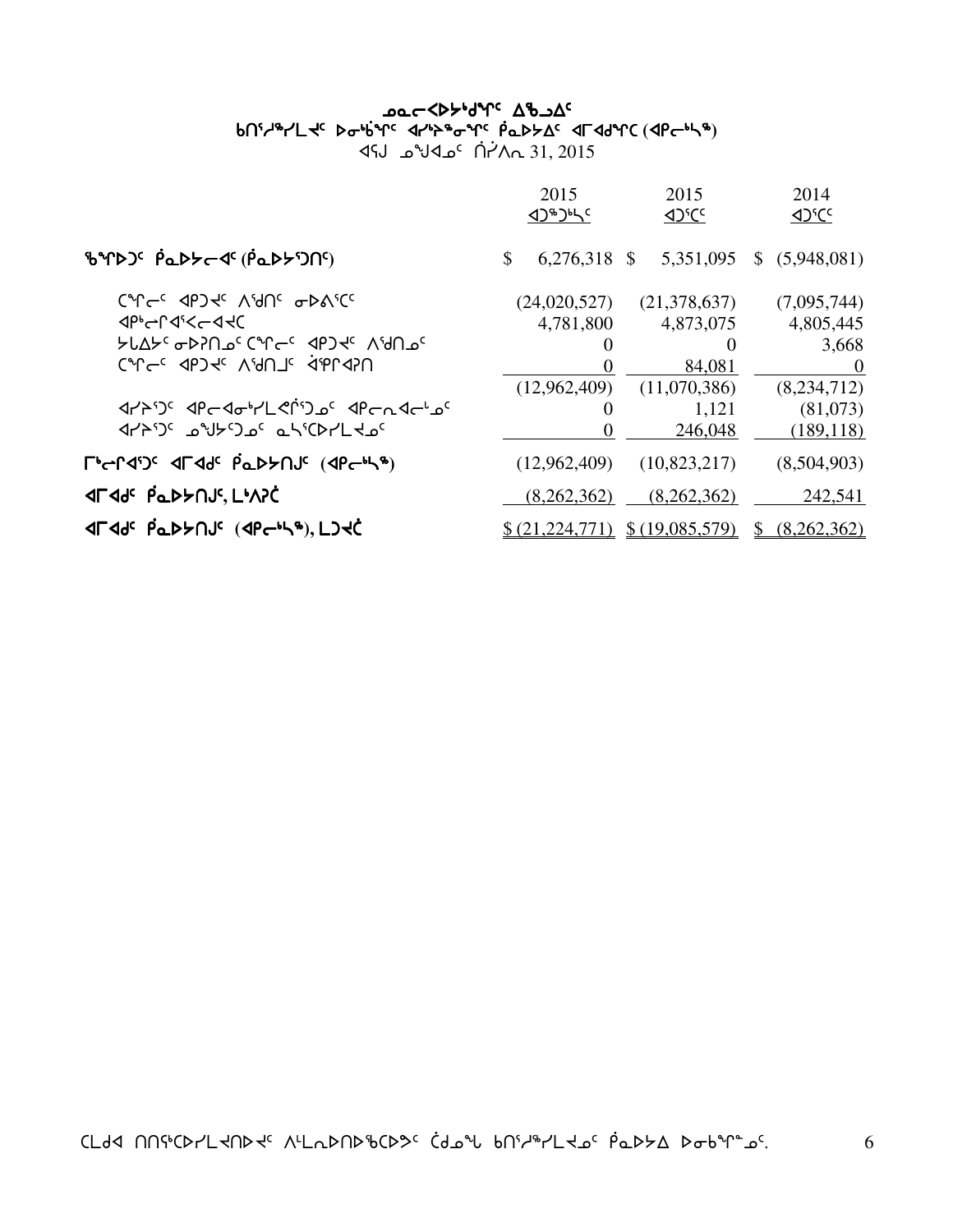### ᓄᓇᓕᐊᐅᔭᒃᑯᖏᑦ ᐃᖅᑲᐃᑦ
### ᑲᑎᖦᖢᒪᔪᑦ ᐅᓂᒃᑳᖏᑦ ᐊᓯᐅᕝᓂᖏᑦ ᑮᓇᐅᔭᐃᑦ ᐊᒥᐊᑯᖏᑕ (ᐊᑭᓕᒃᓴᖅ)
### ᐊᕐᕌᒍ ᓄᖑᐊᓐᓂᖓᓂ ᑎᓯᐱᕆ 31, 2015

| | 2015 ᐊᑐᖅᑐᒃᓴᑦ | 2015 ᐊᑐᑦᑕᑦ | 2014 ᐊᑐᑦᑕᑦ |
|---|---|---|---|
| **ᖃᖏᐅᑐᑦ ᑮᓇᐅᔭᓕᐊᑦ (ᑮᓇᐅᔭᖅᑐᑎᑦ)** | $ 6,276,318 | $ 5,351,095 | $ (5,948,081) |
| ᑕᖏᓕᑦ ᐊᑭᑐᔫᑦ ᐱᖁᑎᑦ ᓂᐅᕕᖅᑕᑦ | (24,020,527) | (21,378,637) | (7,095,744) |
| ᐊᑭᒃᓕᒥᐊᖅᐸᓕᐊᔪᑕ | 4,781,800 | 4,873,075 | 4,805,445 |
| ᔭᒐᐃᔭᑦ ᓂᐅᕈᑎᓄᑦ ᑕᖏᓕᑦ ᐊᑭᑐᔫᑦ ᐱᖁᑎᓄᑦ | 0 | 0 | 3,668 |
| ᑕᖏᓕᑦ ᐊᑭᑐᔫᑦ ᐱᖁᑎᒧᑦ ᐋᕿᒋᐊᕐᑎ | 0 | 84,081 | 0 |
| | (12,962,409) | (11,070,386) | (8,234,712) |
| ᐊᓯᔾᔨᖅᑐᑦ ᐊᑭᓕᐊᓂᒃᓯᒪᕚᖅᑐᓄᑦ ᐊᑭᓕᕆᐊᓕᒻᒥᓄᑦ | 0 | 1,121 | (81,073) |
| ᐊᓯᔾᔨᖅᑐᑦ ᓄᖑᔪᖅᑐᓄᑦ ᓇᓴᖅᑕᐅᓯᒪᔪᓄᑦ | 0 | 246,048 | (189,118) |
| **ᒥᒃᓕᒋᐊᖅᑐᑦ ᐊᒥᐊᑯᑦ ᑮᓇᐅᔭᑎᒍᑦ (ᐊᑭᓕᒃᓴᖅ)** | (12,962,409) | (10,823,217) | (8,504,903) |
| **ᐊᒥᐊᑯᑦ ᑮᓇᐅᔭᑎᒍᑦ, ᒪᒃᐱᑐᖅ** | (8,262,362) | (8,262,362) | 242,541 |
| **ᐊᒥᐊᑯᑦ ᑮᓇᐅᔭᑎᒍᑦ (ᐊᑭᓕᒃᓴᖅ), ᒪᑐᔪᖅ** | $ (21,224,771) | $ (19,085,579) | $ (8,262,362) |

ᑕᒪᑯᐊ ᑎᑎᕋᖅᑕᐅᓯᒪᔪᑎᐅᔪᑦ ᐱᒻᒪᕆᐅᑎᐅᑲᑕᐅᔾᔪᑦ ᑖᑯᓇᖓ ᑲᑎᖦᖢᒪᔪᓄᑦ ᑮᓇᐅᔭ ᐅᓂᒃᑳᖕᓂᑦ.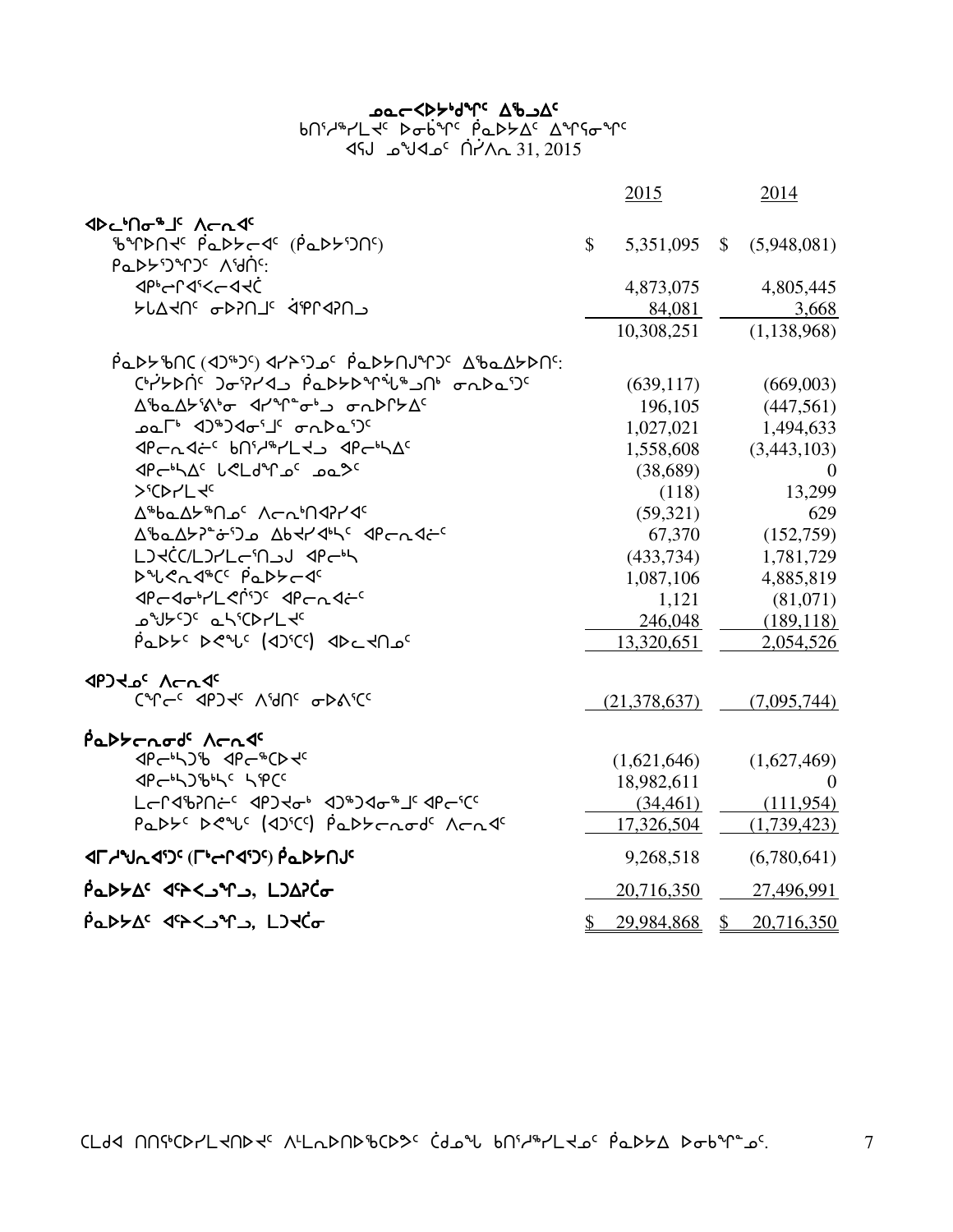# ᓄᓇᓕᐸᐅᔭᒃᑯᖏᑦ ᐃᖃᓗᐃᑦ

ᑲᑎᖦᓱᖅᓯᒪᔪᑦ ᐅᓂᒃᖏᑦ ᑮᓇᐅᔭᐃᑦ ᐃᖏᕋᓂᖏᑦ
ᐊᕌᒍ ᓄᖑᐊᓄᑦ ᑏᓯᐱᕆ 31, 2015

| | 2015 | 2014 |
|---|---|---|
| **ᐊᐅᓚᑦᑎᓂᖕᒧᑦ ᐱᓕᕆᐊᑦ** | | |
| ᖃᕐᐅᑎᔪᑦ ᑮᓇᐅᔭᓕᐊᑦ (ᑮᓇᐅᔾᔨᑎᑦ) | $ 5,351,095 | $ (5,948,081) |
| ᑮᓇᐅᔾᔨᖏᑦᑐᑦ ᐱᖁᑏᑦ: | | |
| ᐊᑭᑦᓕᕆᐊᕐᐸᓕᐊᔪᑖ | 4,873,075 | 4,805,445 |
| ᓯᒪᐃᔪᑎᑦ ᓂᐅᕈᑎᒧᑦ ᐋᖒᕆᐊᕈᑎᒍ | 84,081 | 3,668 |
| | 10,308,251 | (1,138,968) |
| ᑮᓇᐅᔭᖃᑎ (ᐊᑐᖅᑐᑦ) ᐊᓯᔾᔨᕐᒍᓄᑦ ᑮᓇᐅᔭᑎᒍᖏᑦᑐᑦ ᐃᖃᓇᐃᔭᐅᑎᑦ: | | |
| ᑖᓯᔾᔭᐅᑏᑦ ᑐᓂᕐᕕᓯᐊᒍ ᑮᓇᐅᔭᐅᖏᖕᖓᖅᑐᑎᑦ ᓂᕆᐅᓇᕐᑐᑦ | (639,117) | (669,003) |
| ᐃᖃᓇᐃᔭᕐᕕᖕᓂ ᐊᓯᖏᓐᓂᒃᑯ ᓂᕆᐅᒋᔭᐃᑦ | 196,105 | (447,561) |
| ᓄᓇᒥᒃ ᐊᑐᖅᑐᐊᓂᕐᒧᑦ ᓂᕆᐅᓇᕐᑐᑦ | 1,027,021 | 1,494,633 |
| ᐊᑭᓕᕆᐊᓖᑦ ᑲᑎᖦᓱᖅᓯᒪᔪᒍ ᐊᑭᓕᒃᓴᐃᑦ | 1,558,608 | (3,443,103) |
| ᐊᑭᓕᒃᓴᐃᑦ ᒐᕙᒪᒃᑯᖏᓄᑦ ᓄᓇᕗᑦ | (38,689) | 0 |
| ᐳᕐᑐᔭᒪᔪᑦ | (118) | 13,299 |
| ᐃᖅᑲᓇᐃᔭᖅᑎᓄᑦ ᐱᓕᕆᐊᑎᐊᕈᓯᐊᑦ | (59,321) | 629 |
| ᐃᖃᓇᐃᔭᕈᓐᓃᕐᒍᓄ ᐃᑲᔪᓯᐊᒃᓴᑦ ᐊᑭᓕᐊᓖᑦ | 67,370 | (152,759) |
| ᒪᑐᔪᑖᑕ/ᒪᑐᓯᒪᓕᕐᑎᒍᒧ ᐊᑭᓕᒃᓴ | (433,734) | 1,781,729 |
| ᐅᖓᕙᓂᐊᖅᑖᑦ ᑮᓇᐅᔭᓕᐊᑦ | 1,087,106 | 4,885,819 |
| ᐊᑭᓕᐊᓂᒃᓯᒪᕙᕆᕐᑐᑦ ᐊᑭᓕᐊᓖᑦ | 1,121 | (81,071) |
| ᓄᖑᔾᔪᑦ ᓇᓴᕐᑐᔭᒪᔪᑦ | 246,048 | (189,118) |
| ᑮᓇᐅᔾᔭᑦ ᐅᕙᖓᑦ (ᐊᑐᕐᑕᑦ) ᐊᐅᓚᔪᑎᓄᑦ | 13,320,651 | 2,054,526 |
| **ᐊᑭᑐᔪᓄᑦ ᐱᓕᕆᐊᑦ** | | |
| ᑕᖏᓕᑦ ᐊᑭᑐᔪᑦ ᐱᕐᑯᑎᑦ ᓂᐅᕕᕐᑕᑦ | (21,378,637) | (7,095,744) |
| **ᑮᓇᐅᔭᓕᕆᓂᑯᑦ ᐱᓕᕆᐊᑦ** | | |
| ᐊᑭᓕᒃᓴᑐᖃ ᐊᑭᓕᖅᑕᐅᔪᑦ | (1,621,646) | (1,627,469) |
| ᐊᑭᓕᒃᓴᑐᖃᒃᓴᑦ ᓴᕿᑕᑦ | 18,982,611 | 0 |
| ᒪᓕᒋᐊᖃᕈᑎᓖᑦ ᐊᑭᑐᔪᓂᒃ ᐊᑐᖅᑐᐊᓂᖕᒧᑦ ᐊᑭᓕᕐᑕᑦ | (34,461) | (111,954) |
| ᑮᓇᐅᔾᔭᑦ ᐅᕙᖓᑦ (ᐊᑐᕐᑕᑦ) ᑮᓇᐅᔭᓕᕆᓂᑯᑦ ᐱᓕᕆᐊᑦ | 17,326,504 | (1,739,423) |
| **ᐊᒥᓱᖑᕆᐊᕐᑐᑦ (ᒥᒃᓕᕆᐊᕐᑐᑦ) ᑮᓇᐅᔭᑎᒍᑦ** | 9,268,518 | (6,780,641) |
| **ᑮᓇᐅᔭᐃᑦ ᐊᕿᐸᓗᖏᒍ, ᒪᑐᐃᕈᑖᓂ** | 20,716,350 | 27,496,991 |
| **ᑮᓇᐅᔭᐃᑦ ᐊᕿᐸᓗᖏᒍ, ᒪᑐᔪᑖᓂ** | $ 29,984,868 | $ 20,716,350 |

ᑕᒪᑯᐊ ᑎᑎᕋᖅᑕᐅᓯᒪᔪᑎᐅᔪᑦ ᐱᒪᓂᐅᑎᐅᖃᑕᐅᕗᑦ ᑖᒃᑯᓄᖓ ᑲᑎᖦᓱᖅᓯᒪᔪᓄᑦ ᑮᓇᐅᔭ ᐅᓂᒃᖏᓐᓄᑦ.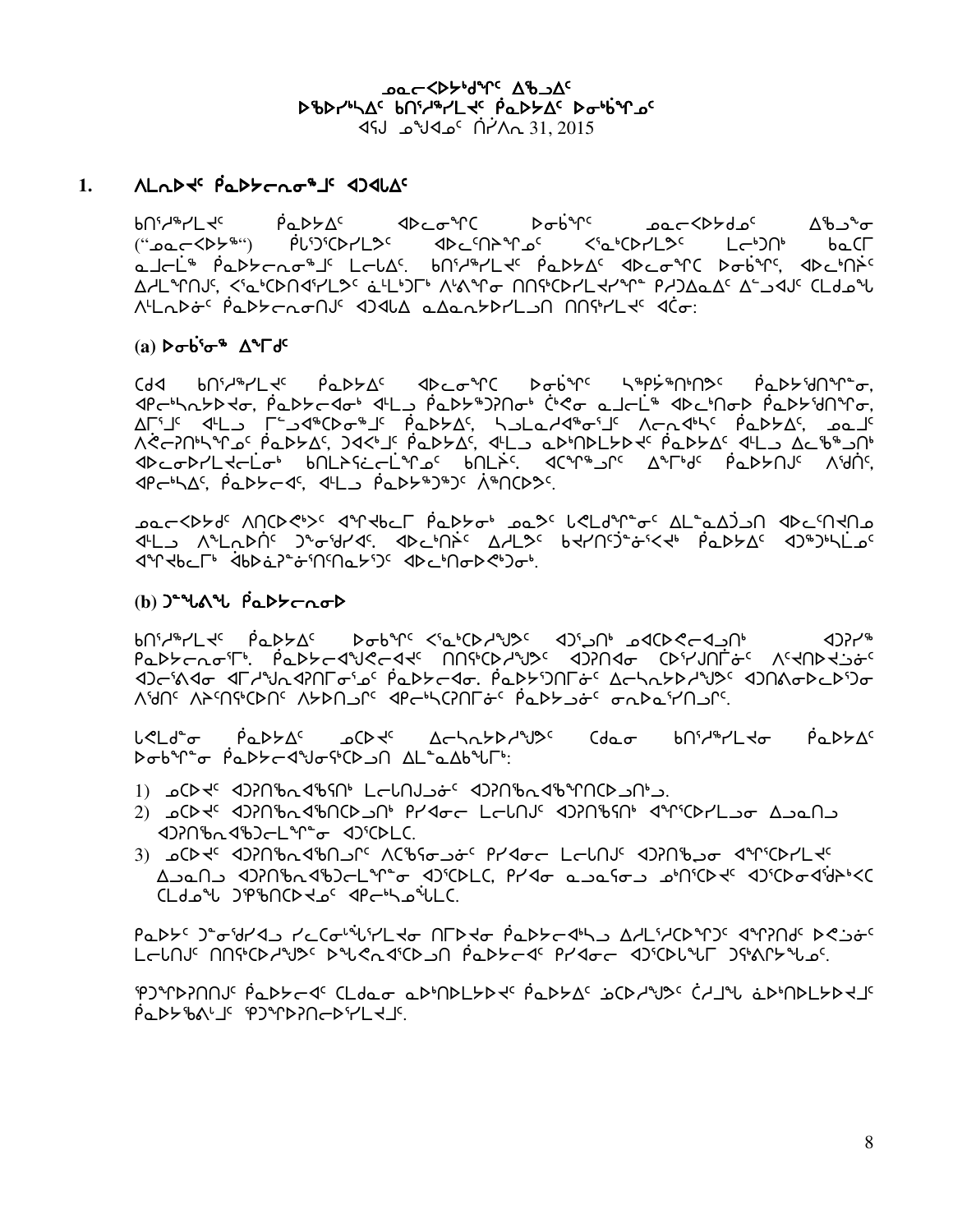ᓄᓇᓕᐅᑉᐳᒃᑯᖏᑦ ᐃᖅᑲᐃᑦ
ᐅᖃᐅᓯᖅᓴᐃᑦ ᑲᑎᑦᓱᖅᓯᒪᔪᑦ ᑮᓇᐅᔾᔭᐃᑦ ᐅᓂᒃᑳᖏᓐᓂᑦ
ᐊᕐᕌᒍ ᓄᖑᐊᓂᑦ ᑎᓯᐱᕆ 31, 2015

## 1. ᐱᓕᕆᐅᑎᑦ ᑮᓇᐅᔭᓕᕆᓂᖅᒧᑦ ᐊᑐᐊᕐᓇᐃᑦ

ᑲᑎᑦᓱᖅᓯᒪᔪᑦ ᑮᓇᐅᔭᐃᑦ ᐊᐅᓪᓚᓂᖏᑕ ᐅᓂᒃᑳᖏᑦ ᓄᓇᓕᐅᑉᐳᒃᑯᓄᑦ ᐃᖅᑲᐅᖅᓂ ("ᓄᓇᓕᐅᑉᐳᖅ") ᑮᒪᑦᑐᑦᑕᐅᓯᒪᔾᔪᑦ ᐊᐅᓚᑦᑎᔾᔨᖏᓐᓄᑦ ᐸᕐᓇᒃᑕᐅᓯᒪᔾᔪᑦ ᒪᓕᒃᑐᑎᒃ ᑲᓇᑕᒥ ᓇᒨᓕᖕᒦᖅ ᑮᓇᐅᔭᓕᕆᓂᖅᒧᑦ ᒪᓕᒐᐃᑦ. ᑲᑎᑦᓱᖅᓯᒪᔪᑦ ᑮᓇᐅᔭᐃᑦ ᐊᐅᓪᓚᓂᖏᑕ ᐅᓂᒃᑳᖏᑦ, ᐊᐅᓚᒃᑎᔾᔨᑦ ᐃᓱᒪᒋᖏᑦ, ᐸᕐᓇᒃᑕᐅᑎᑦᓯᒪᔾᔪᑦ ᓈᒻᒪᒃᑐᒥᒃ ᐱᕙᖕᓂ ᑎᑎᕋᖅᑕᐅᓯᒪᔪᖕᖏᓐ ᑭᓱᐃᓇᐃᑦ ᐃᓪᓗᐊᑐᑦ ᑕᒪᑯᓇᖓ ᐱᓕᕆᐅᑎᓂᑦ ᑮᓇᐅᔭᓕᕆᓂᑎᒍᑦ ᐊᑐᐊᕐᓇ ᓇᐃᓴᐅᑎᔭᐅᓯᒪᓗᑎ ᑎᑎᕋᖅᓯᒪᔪᑦ ᐊᑖᓂ:

### (a) ᐅᓂᒃᑳᓂᖅ ᐃᖏᕐᒍᑦ

ᑕᒪᐊ ᑲᑎᑦᓱᖅᓯᒪᔪᑦ ᑮᓇᐅᔭᐃᑦ ᐊᐅᓪᓚᓂᖏᑕ ᐅᓂᒃᑳᖏᑦ ᓴᖅᑭᔮᖅᑎᑦᑎᔾᔪᑦ ᑮᓇᐅᔭᖅᑲᐅᖏᓐᓂ, ᐊᑭᓕᒃᓴᕆᐅᔪᓂ, ᑮᓇᐅᔭᓕᐊᓂᒃ ᐊᓪᓚᑦ ᑮᓇᐅᔭᖅᑐᕈᑎᓂᒃ ᒋᕙᓂ ᓇᒧᓕᖕᒦᖅ ᐊᐅᓚᑦᑎᓂᐅ ᑮᓇᐅᔭᖅᑲᐅᖏᓐᓂ, ᐃᒥᕐᒧᑦ ᐊᓪᓚᑦ ᒥᑦᑐᐊᖅᑕᐅᓂᖅᒧᑦ ᑮᓇᐅᔭᐃᑦ, ᓴᓗᒪᓇᓱᐊᖅᓂᕐᒧᑦ ᐱᓕᕆᐊᒃᓴᑦ ᑮᓇᐅᔭᐃᑦ, ᓄᓇᒧᑦ ᐱᕚᓕᐅᑎᒃᓴᖏᓐᓄᑦ ᑮᓇᐅᔭᐃᑦ, ᑐᐊᑉᐹᒧᑦ ᑮᓇᐅᔭᐃᑦ, ᐊᓪᓚᑦ ᓇᐅᒃᑎᒪᔭᐅᔪᑦ ᑮᓇᐅᔭᐃᑦ ᐊᓪᓚᑦ ᐃᓚᖃᖅᑐᑎᒃ ᐊᐅᓚᓂᐅᓯᒪᔪᓕᓛᓂᒃ ᑲᑎᒪᔩᓛᓕᓛᖏᓐᓄᑦ ᑲᑎᒪᔩᑦ. ᐊᑖᖓᓂᒃ ᐃᖏᕐᒍᑦ ᑮᓇᐅᔭᑎᒍᑦ ᐱᖁᑎᑦ, ᐊᑭᓕᒃᓴᐃᑦ, ᑮᓇᐅᔭᓕᐊᑦ, ᐊᓪᓚᑦ ᑮᓇᐅᔭᖅᑐᖅᑐᑦ ᐲᖅᑎᑕᐅᕗᑦ.

ᓄᓇᓕᐅᑉᐳᒃ ᐱᑎᑕᐅᕙᒃᐳᑦ ᐊᖏᕈᑎᒥ ᑮᓇᐅᔭᓂᒃ ᓄᓇᐅᑦ ᒐᕙᒪᒃᑯᖏᓐᓂ ᐃᒪᖕᓇᐃᑑᓗᑎ ᐊᐅᓚᑦᑎᔪᑎᓄ ᐊᓪᓚᑦ ᐱᕐᒪᕆᐅᑏᑦ ᑐᖕᓂᖁᑎᐊᑦ. ᐊᐅᓚᒃᑎᔩᑦ ᐃᓱᒪᔾᔪᑦ ᑲᔪᓯᑦᑐᓐᓂᕐᒃᓴᐅᕙᒃ ᑮᓇᐅᔭᐃᑦ ᐊᑐᖅᑐᖅᓴᓕᓐᓂᑦ ᐊᖏᕈᑎᒥᒃ ᐊᑯᓃᓴᖅᓂᖅᑎᑦᑎᓇᔭᕐᑐᑦ ᐊᐅᓚᒃᑎᓂᐅᕙᒃᑐᓂᒃ.

### (b) ᑐᓐᖓᕕᖓ ᑮᓇᐅᔭᓕᕆᓂᐅ

ᑲᑎᑦᓱᖅᓯᒪᔪᑦ ᑮᓇᐅᔭᐃᑦ ᐅᓂᒃᑳᖏᑦ ᐸᕐᓇᒃᑕᐅᓯᒪᖕᒍᑦ ᐊᑐᕐᓗᑎᒃ ᓄᐊᑕᐅᕙᓕᐊᓗᑎᒃ ᐊᑐᕐᓯᖅ ᑮᓇᐅᔭᓕᕆᓂᖅᒥᒃ. ᑮᓇᐅᔭᓕᐊᖑᕙᓕᐊᔪᑦ ᑎᑎᕋᖅᑕᐅᓱᖑᔾᔪᑦ ᐊᑐᕐᑎᐊᓂ ᑕᐅᕐᓯᒍᑎᒦᓂᑦ ᐱᑦᔪᑎᐅᔪᓂᑦ ᐊᑐᓕᕐᕕᐊ ᐊᒥᓱᖑᔪᐊᕐᑎᒥᓂᖅᑦ ᑮᓇᐅᔭᓕᐊᓂ. ᑮᓇᐅᔭᕐᑐᒥᓂᑦ ᐃᓕᓴᕆᔭᐅᓱᖑᔾᔪᑦ ᐊᑐᑎᕕᓂᐅᓚᐅᕐᑐᓂ ᐱᖁᑎᑦ ᐱᔾᔪᑎᖃᕐᑎᑦ ᐱᔭᐅᑎᓗᑦ ᐊᑭᓕᖅᑕᕐᑎᒥᓂᑦ ᑮᓇᐅᔭᓗᓂᑦ ᓂᕆᐅᓇᕐᑎᓗᑦ.

ᐅᕙᓚᒍᓐᓂ ᑮᓇᐅᔭᐃᑦ ᓄᑕᐅᔪᑦ ᐃᓕᓴᕆᔭᐅᓱᖑᔾᔪᑦ ᑕᒃᑲᓂ ᑲᑎᑦᓱᖅᓯᒪᔪᓂ ᑮᓇᐅᔭᐃᑦ ᐅᓂᒃᑳᖑᓂ ᑮᓇᐅᔭᓕᐊᖑᓂᖅᑕᐅᓗᑎ ᐃᒪᓐᓇᐃᑳᖑᒥᒃ:

1) ᓄᑕᐅᔪᑦ ᐊᑐᕈᑎᒃᓴᐊᖅᓯᑎᒃ ᒪᓕᒃᑎᒍᓐᓂᑦ ᐊᑐᕈᑎᒃᓴᐊᖅᐸᖏᑕᐅᓗᑎᒃᓗ.
2) ᓄᑕᐅᔪᑦ ᐊᑐᕈᑎᒃᓴᐊᖅᑎᑕᐅᓗᑎᒃ ᕿᓯᐊᓂᓕ ᒪᓕᒃᑎᒍᑦ ᐊᑐᕈᑎᒃᓯᑎᒃ ᐊᖏᕐᑕᐅᓯᒪᓗᓂ ᐃᓗᓇᑎᓗ ᐊᑐᕈᑎᒃᓴᐊᖅᑐᓕᖓᓂ ᐊᑐᕐᑕᐅᓚᑦ.
3) ᓄᑕᐅᔪᑦ ᐊᑐᕈᑎᒃᓴᐊᖅᑎᓗᑦ ᐱᑕᖅᓯᓂᓗᓂᑦ ᕿᓯᐊᓂᓕ ᒪᓕᒃᑎᒍᑦ ᐊᑐᕈᑎᒃᓗᓂ ᐊᖏᕐᑕᐅᓯᒪᔪᑦ ᐃᓗᓇᑎᓗ-ᐊᑐᕈᑎᒃᓴᐊᖅᑐᓕᖓᓂᖅ ᐊᑐᕐᑕᐅᓚᑕ, ᕿᓯᐊᓂ ᓇᓗᓇᕐᓂᓗ ᓅᑎᕐᑕᐅᔪᑦ ᐊᑐᕐᑕᐅᓂᐊᕐᑎᐅᑉᐸᑕ ᑕᒪᑯᓇᖓ ᑐᕐᖃᑎᑕᐅᔪᓂᑦ ᐊᑭᓕᖅᓱᓐᖓᓚᑕ.

ᑮᓇᐅᔭᑦ ᑐᓐᓂᖁᓯᐊᓗ ᓯᓚᑕᓂᕐᖓᕐᓯᒪᔪᓂ ᑎᒥᐅᔪᓂ ᑮᓇᐅᔭᓕᐊᖅᓴᓗ ᐃᓱᒪᕐᓯᐅᑕᐅᖏᑐᑦ ᐊᖏᕐᑎᒍᑦ ᐅᕙᓂᑦ ᒪᓕᒃᑎᒍᑦ ᑎᑎᕋᖅᑕᐅᓱᖑᔾᔪᑦ ᐅᖓᕙᓂᐊᖅᑕᐅᓗᑎ ᑮᓇᐅᔭᓕᐊᑦ ᕿᓯᐊᓂᓕ ᐊᑐᕐᑕᐅᖓᒥ ᑐᕐᖃᐱᓕᖅᓴᓄᑦ.

ᕿᑐᖏᕈᕐᑎᑎᒍᑦ ᑮᓇᐅᔭᓕᐊᑦ ᑕᒪᑯᓇᓂ ᓇᐅᒃᑎᒪᔭᐅᔪᑦ ᑮᓇᐅᔭᐃᑦ ᓈᑕᐅᓱᖑᔾᔪᑦ ᑖᓱᒧᖓ ᓈᐅᒃᑎᒪᔭᐅᔪᒧᑦ ᑮᓇᐅᔭᖃᕕᓪᒧᑦ ᕿᑐᖏᕈᕐᑎᓕᕐᑕᐅᓯᒪᔪᒧᑦ.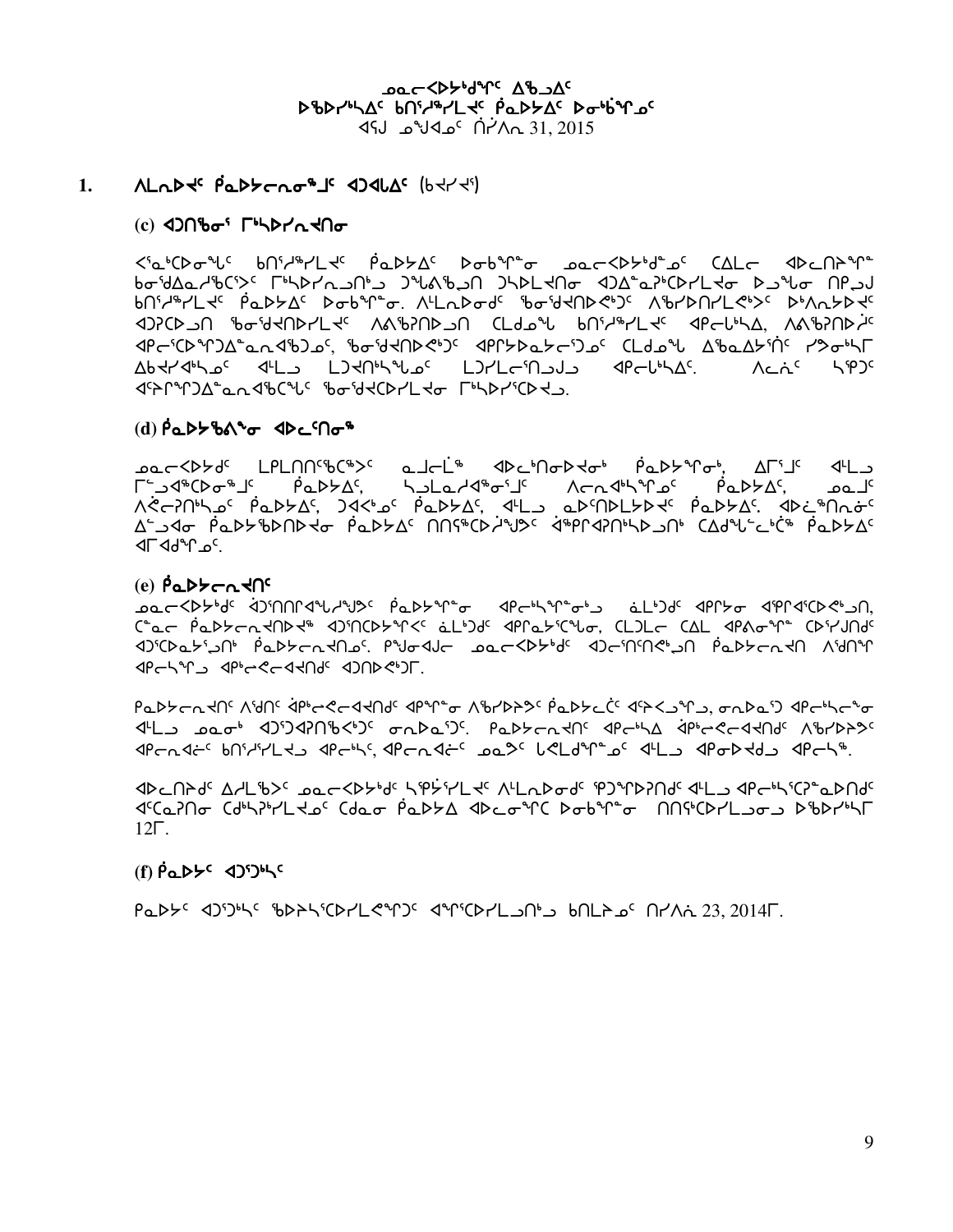ᓄᓇᓕᐸᐅᔾᑯᖏᑦ ᐃᖅᑲᐃᑦ
ᐅᖃᐅᓯᕐᓴᐃᑦ ᑲᑎᕐᓱᖅᓯᒪᔪᑦ ᑭᓇᐅᔭᐃᑦ ᐅᓂᒃᑳᖏᓐᓂᑦ
ᐊᕐᕌᒍ ᓄᙳᐊᓂᑦ ᑏᓯᐱᕆ 31, 2015

## 1. ᐱᒪᕆᐅᔪᑦ ᑭᓇᐅᔭᓕᕆᓂᖅᒧᑦ ᐊᑐᐊᒐᐃᑦ (ᑲᔪᓯᔪᑦ)

### (c) ᐊᑐᑎᖃᕐᓂᕐ ᒥᒃᓴᐅᓯᕆᔪᑎᓂ

ᐸᕐᓇᒃᑕᐅᓂᖏᑦ ᑲᑎᕐᓱᖅᓯᒪᔪᑦ ᑭᓇᐅᔭᐃᑦ ᐅᓂᒃᑳᖏᓐᓂ ᓄᓇᓕᐸᐅᔾᑯᖏᓐᓄᑦ ᑕᐃᒪᓕ ᐊᐅᓚᑎᓐᖏᓐᓂ ᑲᓂᖅᑯᐃᓇᓱᖃᑦᑕᕐᒪᑦ ᒥᒃᓴᐅᓯᕆᔪᑎᒃᑯ ᑐᖓᕕᖃᑎ ᑐᓴᐅᒪᔪᑎᓂ ᐊᑐᐃᓐᓇᕈᑦᑕᐅᓯᒪᔪᓂ ᐅᓗᖕᒥᓂ ᑎᑭᓪᓗᒍ ᑲᑎᕐᓱᖅᓯᒪᔪᑦ ᑭᓇᐅᔭᐃᑦ ᐅᓂᒃᑳᖏᓐᓂ. ᐱᒪᕆᐅᔪᓂᑦ ᖃᓂᖅᑯᔪᑎᐅᕙᑦᑐᑦ ᐱᖁᔭᐅᑎᓯᒪᕙᒻᒪᑦ ᐅᒃᐱᕆᔭᐅᔪᑦ ᐊᑐᕈᑕᐅᓗᑎ ᖃᓂᖅᑯᔪᑎᐅᓯᒪᔪᑦ ᐱᕙᖅᓱᐅᓗᑎ ᑕᒪᑯᓇᖓ ᑲᑎᕐᓱᖅᓯᒪᔪᑦ ᐊᑭᓕᒃᓴᐃ, ᐱᕙᖅᓱᐅᓗᒋᑦ ᐊᑭᓕᕐᑕᐅᖏᑐᐃᓐᓇᕈᑲᓪᓗᓂᑦ, ᖃᓂᖅᑯᔪᑎᐅᕙᑦᑐᑦ ᐊᑦᑎᔭᐅᓇᔭᕐᑐᓂᑦ ᑕᒪᑯᓇᖓ ᐃᖃᓇᐃᔭᕐᑎᑦ ᓯᕗᓂᒃᓴᒥ ᐃᑲᔪᐊᒃᓴᓄᑦ ᐊᒻᒪᓗ ᒪᑐᐊᑎᒃᓴᖓᓄᑦ ᒪᑐᓯᒪᓕᕐᑎᓗᒍ ᐊᑭᓕᒃᓴᐃᑦ. ᐱᓕᕖᑦ ᓴᕿᑐᑦ ᐊᕝᕆᖏᑐᐃᓐᓇᕈᑕᖕᒥᑦ ᖃᓂᖅᑯᑕᐅᓯᒪᔪᓂ ᒥᒃᓴᐅᓯᕐᑕᐅᔪᒧ.

### (d) ᑭᓇᐅᔭᖃᕕᖕᓂ ᐊᐅᓚᕐᑎᓂᖅ

ᓄᓇᓕᐸᐅᔭᑯᑦ ᒪᒥᓕᑎᑎᙳᑕᙳᑦ ᓇᒧᓕᒫᖅ ᐊᐅᓚᒃᑎᓂᐅᔪᓂᒃ ᑭᓇᐅᔭᖏᓐᓂᒃ, ᐃᒥᕐᒧᑦ ᐊᒻᒪᓗ ᒥᓪᓗᐊᖅᑕᐅᓂᖅᒧᑦ ᑭᓇᐅᔭᐃᑦ, ᓴᓗᒪᓯᐊᖅᓯᕐᒧᑦ ᐱᓕᕆᐊᒃᓴᖏᓐᓄᑦ ᑭᓇᐅᔭᐃᑦ, ᓄᓇᒧᑦ ᐱᕙᓪᓕᐊᑎᒃᓴᓄᑦ ᑭᓇᐅᔭᐃᑦ, ᑐᐊᒃᑯᓂᑦ ᑭᓇᐅᔭᐃᑦ, ᐊᒻᒪᓗ ᓇᐅᑦᑎᕐᒪᔪᐅᔪᑦ ᑭᓇᐅᔭᐃᑦ. ᐊᐅᓛᖅᑎᕆᓃᑦ ᐃᓪᓗᐊᓂ ᑭᓇᐅᔭᖃᕐᕕᐅᑎᐅᔪᓂ ᑭᓇᐅᔭᐃᑦ ᑎᑎᕋᖅᑕᐅᓯᖑᔾᔪᑦ ᐋᖅᑭᐊᕈᑎᒃᓴᐅᓗᑎᒃ ᑕᐃᑯᖓᓕᒃᑖᖅ ᑭᓇᐅᔭᐃᑦ ᐊᒥᐊᑯᖏᓐᓂᑦ.

### (e) ᑭᓇᐅᔭᓕᕆᔪᑎᑦ

ᓄᓇᓕᐸᐅᔾᑯᑦ ᐋᑐᑎᑎᕆᐊᖑᓯᖑᔾᔪᑦ ᑭᓇᐅᔭᖏᓐᓂ ᐊᑭᓕᒃᓴᖏᓐᓂᒃᑯ ᓈᒪᒃᑐᑦ ᐊᑭᑦᑐᓂ ᐊᕿᑦᐊᕐᑕᐅᕙᒃᑯᑎ, ᑕᓐᓇᓂ ᑭᓇᐅᔭᓕᕆᔪᑎᐅᔪᖅ ᐊᑐᕐᑎᑕᐅᔪᖕᐸᑦ ᓈᒪᒃᑐᑦ ᐊᑭᕋᔭᕐᑕᖕᓂ, ᑕᒪᑐᒪᓂ ᑕᐃᒪ ᐊᑭᕕᓂᖕᒥᖕ ᑕᐅᕐᓯᒍᑎᑦ ᐊᑐᕐᑕᐅᓇᔭᕐᑐᑎᒃ ᑭᓇᐅᔭᓕᕆᔪᑎᓄᑦ. ᑭᒍᓂᐊᒍᓕ ᓄᓇᓕᐸᐅᔾᑯᑦ ᐊᑐᓕᕐᑎᑦᑎᕙᒃᑐᑎ ᑭᓇᐅᔭᓕᕆᔪᑎ ᐱᖁᑎᖏ ᐊᑭᓕᓴᖏᒍ ᐊᑭᒃᓕᕙᓕᐊᔪᑎᑦ ᐊᑐᑎᐅᕙᒃᑐᒥ.

ᑭᓇᐅᔭᓕᕆᔪᑎᑦ ᐱᖁᑎᑦ ᐋᑭᒃᓕᕙᓕᐊᔪᑎᑦ ᐊᑭᖏᓐᓂ ᐱᖅᓯᐅᔾᔪᑦ ᑭᓇᐅᔭᓖᑦᑦ ᐊᕿᐸᓗᖏᒍ, ᓂᕆᐅᓇᕐᑐ ᐊᑭᓕᒃᓴᓕᖕᓂ ᐊᒻᒪᓗ ᓄᓇᓂᒃ ᐊᑐᕐᑐᐊᕈᑎᖃᕈᑦᑐᑦ ᓂᕆᐅᓇᕐᑐᑦ. ᑭᓇᐅᔭᓕᕆᔪᑎᑦ ᐊᑭᓕᒃᓴᐃ ᐋᑭᒃᓕᕙᓕᐊᔪᑎᑦ ᐱᖅᓯᐅᔾᔪᑦ ᐊᑭᓕᕆᐊᓖᑦ ᑲᑎᕐᓱᐃᓯᒪᔪᒧ ᐊᑭᓕᒃᓴᑦ, ᐊᑭᓕᕆᐊᓖᑦ ᓄᓇᔾᔪᑦ ᒐᕙᒪᒃᑯᖏᓐᓄᑦ ᐊᒻᒪᓗ ᐊᑭᓂᐅᔭᒍᓗ ᐊᑭᓕᒃᓴᖅ.

ᐊᐅᓚᑎᔨᒃᑦ ᐃᓱᒪᒃᑳᑦ ᓄᓇᓕᐸᐅᔾᑯᑦ ᓴᕿᔫᓯᒪᔪᑦ ᐱᒪᕆᐅᔪᑦ ᕿᒍᖏᕐᑐᐳᑎᑦ ᐊᒻᒪᓗ ᐊᑭᓕᒃᓴᕐᑕᐳᓇᐅᑎᑦ ᐊᑦᑕᓇᕈᑎᓂ ᑕᑯᒃᓴᐅᓯᒪᔪᓂᑦ ᑕᑯᓇᓂ ᑭᓇᐅᔭ ᐊᐅᓚᓂᖏᑕ ᐅᓂᒃᑳᖏᓐᓂ ᑎᑎᕐᑕᐅᓯᒪᔪᓂᓗ ᐅᖃᐅᓯᕐᓴᒥ 12ᒥ.

### (f) ᑭᓇᐅᔭᑦ ᐊᑐᕐᑐᒃᓴᑦ

ᑭᓇᐅᔭᑦ ᐊᑐᕐᑐᒃᓴᑦ ᖃᐅᔨᓴᕐᑕᐅᓯᒪᕚᖏᑦᑐᑦ ᐊᖏᕐᑕᐅᓯᒪᓗᑎᒃᑯ ᑲᑎᒪᔨᓄᑦ ᑎᓯᐱᕆ 23, 2014ᒥ.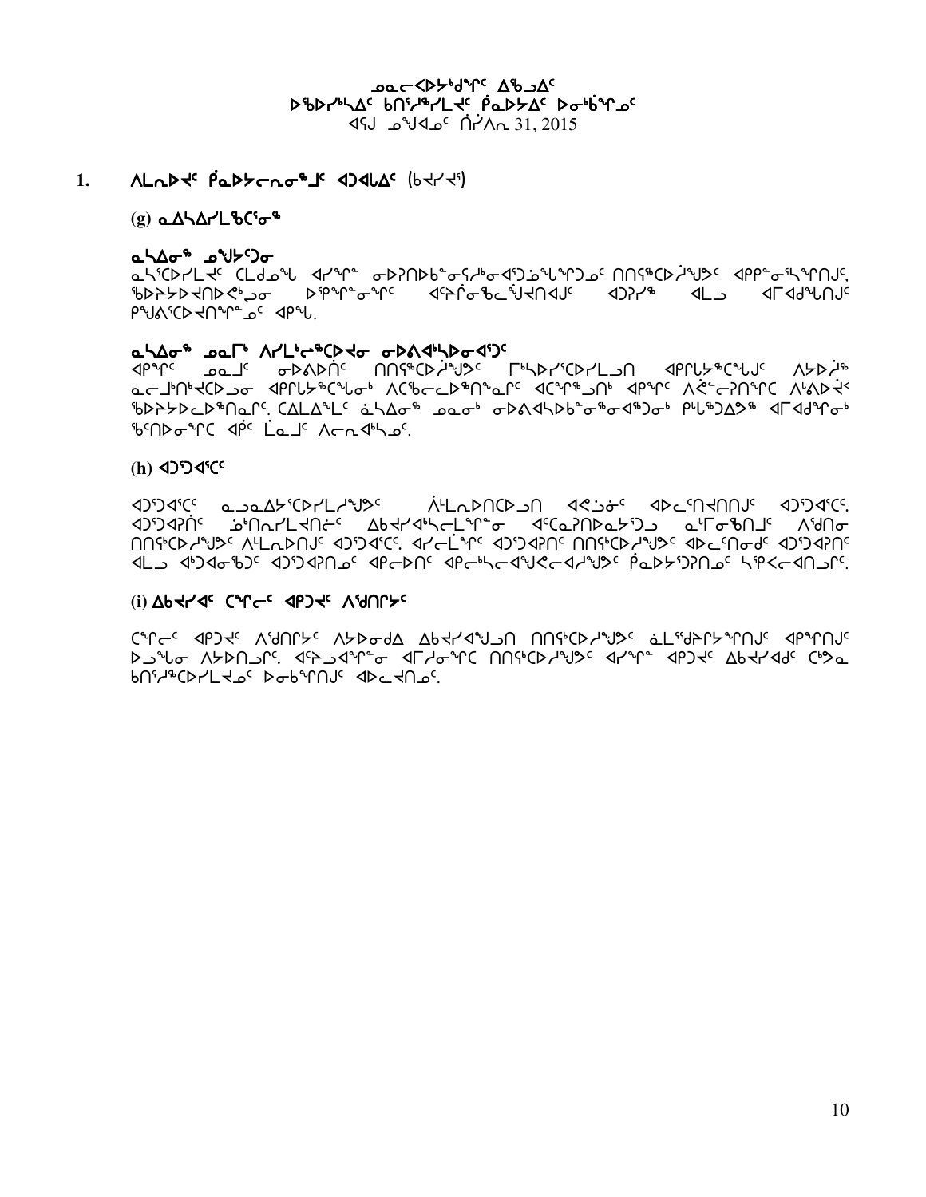ᓄᓇᓕᐅᑉᐹᒃᑯᓐᑦ ᐃᖅᑲᐃᑦ
ᐅᖃᐅᓯᖅᓴᐃᑦ ᑲᑎᖦᔨᖅᓯᒪᔪᑦ ᑮᓇᐅᔭᐃᑦ ᐅᓂᒃᑳᖏᓐᓄᑦ
ᐊᕐᕌᒍ ᓄᖑᐊᓄᑦ ᒫᔾᔨ 31, 2015

## 1. ᐱᒪᕆᐅᔪᑦ ᑮᓇᐅᔭᓕᕆᓂᕐᒧᑦ ᐊᑐᐊᒐᐃᑦ (ᑲᔪᓯᔪᖅ)

### (g) ᓇᐃᓴᐃᓯᒪᖃᑦᑕᕐᓂᖅ

#### ᓇᓴᐃᓂᖅ ᓄᖑᔪᕐᑐᓂ

ᓇᓴᕐᑕᐅᓯᒪᔪᑦ ᑕᒪᑯᓇᖓ ᐊᓯᖏᓐ ᓂᐅᕈᑎᐅᑲᓐᓂᕋᓱᓐᓂᐊᕐᑐᓈᖓᖏᑐᓄᑦ ᑎᑎᕋᖅᑕᐅᓲᖑᔭᑦ ᐊᑭᖏᓂᕐᓴᖏᑎᒍᑦ, ᖃᐅᔨᔭᐅᔪᐃᑎᐅᕝᕆᓂ ᐅᕐᕿᖏᓐᓂᖏᑦ ᐊᕐᕌᒍᓂᖃᓪᓚᖑᐊᑎᐊᒍᑦ ᐊᑐᕈᓯᖅ ᐊᒻᒪᓗ ᐊᒥᐊᖁᖓᑎᒍᑦ ᑭᖑᐱᕐᑕᐅᔪᐊᑎᖏᓐᓄᑦ ᐊᑭᖓ.

#### ᓇᓴᐃᓂᖅ ᓄᓇᒥᒃ ᐱᓯᒪᒃᓕᖅᑕᐅᔪᓂ ᓂᐅᕕᐊᒃᓴᐅᓂᐊᕐᑐᑦ

ᐊᑭᖏᑦ ᓄᓇᒧᑦ ᓂᐅᕕᐅᑎᑦ ᑎᑎᕋᖅᑕᐅᔫᖑᔭᑦ ᒥᒃᓴᐅᓯᕐᑕᐅᓯᒪᓗᑎ ᐊᑭᓕᐅᖅᑕᖑᒍᑦ ᐱᔭᐅᔫᖅ ᓇᓕᒧᒃᑎᑉᐊᑦᑕᐅᓗᓂ ᐊᑭᓕᐅᖅᑕᖑᓂᒃ ᐱᑦᑕᓕᕈᖅᑎᖅᓇᒋᑦ ᐊᑦᑐᖅᑐᑎᒃ ᐊᑭᖏᑦ ᐱᕚᓕᕈᑎᖏᑦᑕ ᐱᖃᐅᔭᐅᖃᕐᑎᓇᒋᑦ. ᑕᐃᒪᐃᖓᒪᑦ ᓈᓴᐃᓂᖅ ᓄᓇᓂᒃ ᓂᐅᕕᐊᓴᐅᑲᓂᖅᑕᐅᓂᖅᑕᐅᓂᒃ ᑭᒡᒐᖅᑐᐃᔾᔪᖅ ᐊᒥᐊᖁᖏᓂᒃ ᖃᑎᐅᓂᖏᑦ ᐊᑮᑦ ᒫᓇᒧᑦ ᐱᓕᕆᐊᒃᓴᓄᑦ.

### (h) ᐊᑐᕐᑐᐊᕐᑕᑦ

ᐊᑐᕐᑐᐊᕐᑕᑦ ᓇᓗᓇᐃᔭᕐᑕᐅᓯᒪᓪᓗᒋᑦ ᐲᒪᕆᐅᑎᑕᐅᓗᑎ ᐊᕙᓗᓃᑦ ᐊᐅᓚᑦᑎᔪᑎᑎᒍᑦ ᐊᑐᕐᑐᐊᕐᑕᑦ. ᐊᑐᕐᑐᐊᕈᑎᑦ ᓅᑎᕆᓯᒪᔪᑎᓖᑦ ᐃᑲᔪᐊᕐᓴᓕᒪᕆᓂ ᐊᑦᑕᓇᕈᑎᐅᓇᔭᕐᑐᒍ ᓇᒻᒥᓂᖃᑎᒧᑦ ᐱᖁᑎᓂ ᑎᑎᕋᖅᑕᐅᓲᖑᔭᑦ ᐱᒪᕆᐅᑎᒧᑦ ᐊᑐᕐᑐᐊᕐᑕᑦ. ᐊᓯᓕᒫᖏᑦ ᐊᑐᕐᑐᐊᕈᑎᑦ ᑎᑎᕋᖅᑕᐅᓲᖑᔭᑦ ᐊᐅᓚᑦᑎᓂᒃᑯᑦ ᐊᑐᕐᑐᐊᕈᑎᑦ ᐊᒻᒪᓗ ᐊᑦᑐᐊᓂᖅᑐᑦ ᐊᑐᕐᑐᐊᕈᑎᓄᑦ ᐊᑉᐸᓕᐅᑎᑦ ᐊᑉᐸᓕᖅᓴᕆᐊᖁᕝᕙᓕᐊᓱᖑᔭᑦ ᑮᓇᐅᔭᕐᑐᕈᑎᓄᑦ ᓴᖅᐸᓕᐊᑎᓗᒋᑦ.

### (i) ᐃᑲᔪᐊᑦ ᑕᖏᓕᑦ ᐊᑭᑐᔪᑦ ᐱᖁᑎᖏᑦ

ᑕᖏᓕᑦ ᐊᑭᑐᔪᑦ ᐱᖁᑎᖏᑦ ᐱᔭᐅᓂᒃᑯᐃ ᐃᑲᔪᐊᖑᓗᑎ ᑎᑎᕋᖅᑕᐅᓲᖑᔭᑦ ᓈᒪᔾᔪᑎᒋᔭᖏᑦᑎᒍᑦ ᐊᑭᖏᑎᒍᑦ ᐅᑐᕐᖓᓂ ᐱᔭᐅᑎᓗᒋᑦ. ᐊᑦᑐᐊᖏᓐᓂ ᐊᒥᓱᖏᑦᑕ ᑎᑎᕋᖅᑕᐅᓲᖑᔭᑦ ᐊᓯᖏᓐ ᐊᑭᑐᔪᑦ ᐃᑲᔪᐊᑯᑦ ᑕᒃᑯᓇ ᑲᑎᖦᔨᖅᑕᐅᓯᒪᔪᓄᑦ ᐅᓂᒃᑳᖏᓐᓄᑦ ᐊᐅᓚᔪᑎᓄᑦ.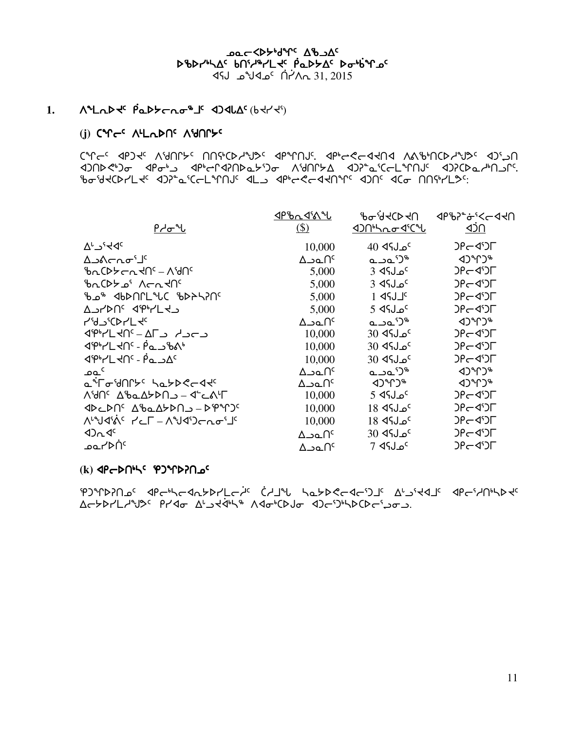ᓄᓇᓕᐊᐅᔾᔭᑦ ᐃᖅᑲᐃᑦ
ᐅᖃᐅᓯᖅᓯᐃᑦ ᑲᑎᖦᖢᕆᓯᒪᔪᑦ ᑮᓇᐅᔭᐃᑦ ᐅᓂᒃᑳᖑᓄᑦ
ᐊᕐᕌᒍᓄᑦ ᑎᓯᐱᕆ 31, 2015

## 1. ᐱᖓᕐᓂᐅᔪᑦ ᑮᓇᐅᔭᓕᕆᓂᕐᒧᑦ ᐊᑐᐊᒪᐃᑦ (ᑲᔪᔪᕐ)

### (j) ᑕᖅᑭᓕᑦ ᐱᒻᒪᕆᐅᑎᑦ ᐱᖁᑎᔭᑦ

ᑕᖅᑭᓕᑦ ᐊᑭᑐᔪᑦ ᐱᖁᑎᔭᑦ ᑎᑎᕋᖅᑕᐅᓯᒪᔪᑦ ᐊᑭᖏᑦ. ᐊᑭᓕᕇᓕᐊᔪᑎᐊ ᐱᕕᖃᖅᑎᑕᐅᓯᒪᔪᑦ ᐊᑐᕐᓗᑎ ᐊᑐᑎᐅᕙᒃᑐᓂ ᐊᑭᓂᒃᓗ ᐊᑭᓕᕆᐊᕈᑎᐅᓇᔭᕐᑐᓂ ᐱᖁᑎᔭᐃ ᐊᑐᕐᓈᕐᑕᓕᒪᖏᑎᒍᑦ ᐊᑐᕈᑕᐅᓇᓱᒃᑎᓗᒋᑦ. ᖃᓂᖁᔪᑕᐅᓯᒪᔪᑦ ᐊᑐᕐᓈᕐᑕᓕᒪᖏᑎᒍᑦ ᐊᒪᓗ ᐊᑭᓕᕇᓕᐊᔪᑎᖏᑦ ᐊᑐᑎᑦ ᐊᑕᓂ ᑎᑎᕋᖅᓯᒪᔪᑦ:

| ᑭᓯᓂᖓ | ᐊᑭᖃᕐᓂᐊᖅᑕᐅᓂᖓ ($) | ᖃᓂᖁᔪᑕᐅᔪᑎ ᐊᑐᑎᒃᓴᕆᓂᐊᕐᑕᖓ | ᐊᑭᖃᕈᓐᓃᕐᐸᓕᐊᔪᑎ ᐊᑑᑎ |
|---|---|---|---|
| ᐃᒡᓗᕐᔪᐊᑦ | 10,000 | 40 ᐊᕐᕌᒍᓄᑦ | ᑐᑭᓕᐊᕐᑐᒥ |
| ᐃᓗᐱᓕᕆᓂᕐᒧᑦ | ᐃᓗᓇᑎᑦ | ᓇᓗᓇᕐᑐᖅ | ᐊᑐᖅᑐᖅ |
| ᖃᕆᑕᐅᔭᓕᕆᔪᑎᑦ – ᐱᖁᑎᑦ | 5,000 | 3 ᐊᕐᕌᒍᓄᑦ | ᑐᑭᓕᐊᕐᑐᒥ |
| ᖃᕆᑕᐅᔭᓅᕐ ᐱᓕᕆᔪᑎᑦ | 5,000 | 3 ᐊᕐᕌᒍᓄᑦ | ᑐᑭᓕᐊᕐᑐᒥ |
| ᖃᓄᖅ ᐊᑲᐅᑎᒋᒪᖓᑕ ᖃᐅᔨᓴᕐᑎᑦ | 5,000 | 1 ᐊᕐᕌᒍᒧᑦ | ᑐᑭᓕᐊᕐᑐᒥ |
| ᐃᓗᓯᐅᑎᑦ ᐊᕿᒃᓯᒪᔪᓗ | 5,000 | 5 ᐊᕐᕌᒍᓄᑦ | ᑐᑭᓕᐊᕐᑐᒥ |
| ᓯᖁᓗᕐᑕᐅᓯᒪᔪᑦ | ᐃᓗᓇᑎᑦ | ᓇᓗᓇᕐᑐᖅ | ᐊᑐᖅᑐᖅ |
| ᐊᕿᒃᓯᒪᔪᑎᑦ – ᐃᒥᓗ ᓱᓗᓕᓗ | 10,000 | 30 ᐊᕐᕌᒍᓄᑦ | ᑐᑭᓕᐊᕐᑐᒥ |
| ᐊᕿᒃᓯᒪᔪᑎᑦ - ᑮᓇᓗᖃᐱᒃ | 10,000 | 30 ᐊᕐᕌᒍᓄᑦ | ᑐᑭᓕᐊᕐᑐᒥ |
| ᐊᕿᒃᓯᒪᔪᑎᑦ - ᑮᓇᓗᐃᑦ | 10,000 | 30 ᐊᕐᕌᒍᓄᑦ | ᑐᑭᓕᐊᕐᑐᒥ |
| ᓄᓇᑦ | ᐃᓗᓇᑎᑦ | ᓇᓗᓇᕐᑐᖅ | ᐊᑐᖅᑐᖅ |
| ᓇᖏᓂᖁᑎᔭᑦ ᓴᓇᔭᐅᕙᓕᐊᔪᑦ | ᐃᓗᓇᑎᑦ | ᐊᑐᖅᑐᖅ | ᐊᑐᖅᑐᖅ |
| ᐱᖁᑎᑦ ᐃᖃᓇᐃᔭᐅᑎᓗ – ᐊᓪᓚᕕᒻᒥ | 10,000 | 5 ᐊᕐᕌᒍᓄᑦ | ᑐᑭᓕᐊᕐᑐᒥ |
| ᐊᐅᓚᐅᑎᑦ ᐃᖃᓇᐃᔭᐅᑎᓗ – ᐅᕿᖅᑐᑦ | 10,000 | 18 ᐊᕐᕌᒍᓄᑦ | ᑐᑭᓕᐊᕐᑐᒥ |
| ᐱᒐᓱᐊᕐᕖᑦ ᓯᓚᒥ – ᐱᖑᐊᕐᑐᓕᕆᓂᕐᒧᑦ | 10,000 | 18 ᐊᕐᕌᒍᓄᑦ | ᑐᑭᓕᐊᕐᑐᒥ |
| ᐊᑐᕆᐊᑦ | ᐃᓗᓇᑎᑦ | 30 ᐊᕐᕌᒍᓄᑦ | ᑐᑭᓕᐊᕐᑐᒥ |
| ᓄᓇᓯᐅᑏᑦ | ᐃᓗᓇᑎᑦ | 7 ᐊᕐᕌᒍᓄᑦ | ᑐᑭᓕᐊᕐᑐᒥ |

### (k) ᐊᑭᓕᐅᑎᒃᓴᑦ ᕿᑐᖅᑭᐅᕐᑎᓄᑦ

ᕿᑐᖅᑭᐅᕐᑎᓄᑦ ᐊᑭᓕᒃᓴᓕᐊᕆᔭᐅᓯᒪᓕᕐᔫᑦ ᑖᓯᒧᖓ ᓴᓇᔭᐅᕙᓕᐊᓕᕐᑐᒧᑦ ᐃᒡᓗᕐᔪᐊᒧᑦ ᐊᑭᓕᕐᓱᑎᒃᓴᐅᔪᑦ ᐃᓕᔭᐅᓯᒪᓱᖑᔭᑦ ᑭᓯᐊᓂ ᐃᒡᓗᔪᐊᒃᓴᖅ ᐱᐊᓂᒃᑕᐅᒍᓂ ᐊᑐᓕᕐᒃᓴᐅᑕᐅᓕᕐᓗᓂᓗ.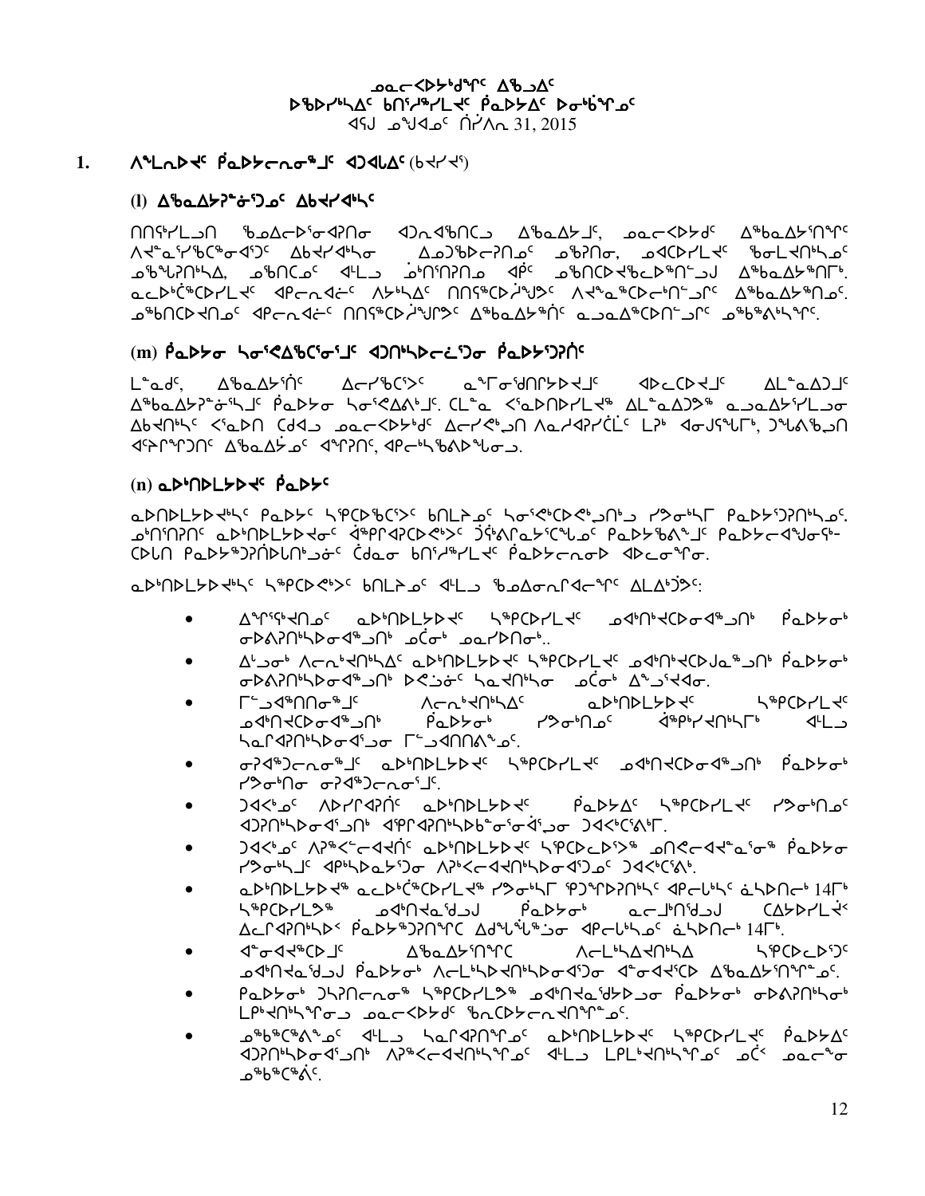ᓄᓇᓕᐅᑉᐱᑯᖏᑦ ᐃᖃᓗᐃᑦ
ᐅᖃᐅᓯᖅᓴᐃᑦ ᑲᑎᖦᖢᒪᔪᑦ ᑭᓇᐅᔭᐃᑦ ᐅᓂᒃᑳᖏᓐᓂᑦ
ᐊᕐᕌᒍᖓᓄᑦ ᑎᓯᐱᕆ 31, 2015

## 1. ᐱᕐᒪᕆᐅᔪᑦ ᑭᓇᐅᔭᓕᕆᓂᖅᒧᑦ ᐊᑐᐊᒐᐃᑦ (ᑲᔪᓯᔪᖅ)

### (l) ᐃᖃᓇᐃᔭᕈᓐᓃᖅᑐᓄᑦ ᐃᑲᔪᓯᐊᒃᓴᑦ

ᑎᑎᕋᒃᓯᒪᓗᑎ ᖃᓄᐃᓕᐅᕐᓂᐊᕈᑎᓂ ᐊᑐᕆᐊᖃᑎᓪᓗ ᐃᖃᓇᐃᔭᒧᑦ, ᓄᓇᓕᐅᑉᐱᑯᑦ ᐃᖅᑲᓇᐃᔭᖏᓐᓂᑦ ᐱᔪᓐᓇᖕᖃᑦᑕᖅᓂᐊᖅᑐᑦ ᐃᑲᔪᓯᐊᒃᓴᓂ ᐃᓄᑐᖃᐅᓕᕈᑎᓄᑦ ᓄᖃᕐᕕᕈᑎᒃᓴᐃ, ᓄᖃᑎᓚᓄᑦ ᐊᒻᒪᓗ ᓅᑎᖏᕈᑎᓄ ᐊᑉᐸ ᓄᖃᑎᑦᐅᔪᖃᕐᓗᐊᕈᑎᓪᓗᒍ ᐃᖅᑲᓇᐃᔭᖅᑎᒥᒃ. ᓇᓚᐅᑖᖅᑕᐅᓯᒪᔪᑦ ᐊᑭᓕᖕᓂᖅᑎᑦ ᐱᔭᒃᓴᐃᑦ ᑎᑎᕋᖅᑕᐅᓰᕐᒍᑦ ᐱᔪᓐᓇᖅᑕᐅᓕᖦᖢᑎᓪᓗᒋᑦ ᐃᖅᑲᓇᐃᔭᖅᑎᓄᑦ. ᓄᖃᑎᑕᐅᔪᑎᓄᑦ ᐊᑭᓕᖕᓂᖅᑎᑦ ᑎᑎᕋᖅᑕᐅᓰᕐᒍᑎᑦ ᐃᖅᑲᓇᐃᔭᖅᑏᑦ ᓇᓗᓇᐃᖅᑕᐅᑎᓪᓗᒋᑦ ᓄᖃᖅᐱᒃᓴᖏᑦ.

### (m) ᑮᓇᐅᔭᓂ ᓴᓂᕋᐃᖃᑦᑕᕐᓂᕐᒧᑦ ᐊᑐᑎᒃᓴᓕᕆᓂᕐᓂ ᑮᓇᐅᔭᕐᑐᕈᑏᑦ

ᒪᓐᓇᑯᑦ, ᐃᖃᓇᐃᔭᕐᑏᑦ ᐃᓕᓯᖃᑦᑕᕐᐳᑦ ᓇᖏᓂᕐᑯᑎᒋᔭᐅᔪᒧᑦ ᐊᐅᓚᑦᑕᔪᒧᑦ ᐃᒪᓐᓇᐃᑐᒧᑦ ᐃᖅᑲᓇᐃᔭᕈᓐᓃᕐᓴᒧᑦ ᑮᓇᐅᔭᓂ ᓴᓂᕐᕙᐃᐱᒃᒧᑦ. ᑕᒪᓐᓇ ᐸᕐᓇᐅᑎᐅᓯᒪᔪᖅ ᐃᒪᓐᓇᐃᑐᔪᖅ ᓇᓗᓇᐃᔭᕐᓯᒪᓗᓂ ᐃᑲᔪᑎᒃᓴᑦ ᐸᕐᓇᑎ ᑕᑯᓗ ᓄᓇᓕᐅᑉᐱᑯᑦ ᐃᓕᓯᕙᓪᓗᑎ ᐱᓇᓱᐊᕈᓯᑖᓪᓚᑦ ᒪᕈᒃ ᐊᓂᒍᕐᓴᕐᒥᒃ, ᑐᖓᕕᖃᓗᑎ ᐊᕐᕌᒍᑎᑦ ᐃᖃᓇᐃᔮᓄᑦ ᐊᕐᕉᑎᑦ, ᐊᑭᓕᒃᓴᖃᐱᐅᓂᕐᒥᒃ.

### (n) ᓇᐅᑎᐅᒪᔭᐅᔪᑦ ᑮᓇᐅᔭᑦ

ᓇᐅᑎᐅᒪᔭᐅᔪᒃᓴᑦ ᑮᓇᐅᔭᑦ ᓵᑦᑕᐅᖃᑦᑕᕐᐳᑦ ᑲᑎᒪᔨᓄᑦ ᓴᓂᕋᐃᑕᐅᕙᒃᑐᒃᑯ ᓯᕗᓂᒃᓴᒥ ᑮᓇᐅᔭᕐᑐᕈᑎᒃᓴᓄᑦ. ᓄᑦᑎᕐᑎᕈᑎᑦ ᓇᐅᑎᐅᒪᔭᐅᔪᓂᑦ ᐋᖅᑭᐊᕈᑕᐅᕙᒃᐳᑦ ᑐᕌᖅᑎᕆᓇᔭᖅᑐᓄᑦ ᑮᓇᐅᔭᖃᕐᕕᖕᒧᑦ ᑮᓇᐅᔭᓕᐊᖕᒍᓂᖅ-ᑕᐅᓚᑎ ᑮᓇᐅᔭᖅᑐᕈᑎᐅᓚᐅᕐᓗᓂᑦ ᑖᑯᓂ ᑲᑎᖦᖢᒪᔪᑦ ᑭᓇᐅᔭᓕᕆᓂᐅ ᐊᐅᓚᓂᖅᑎᓂ.

ᓇᐅᑎᐅᒪᔭᐅᔪᒃᓴᑦ ᓵᖅᑕᐅᕙᒃᐳᑦ ᑲᑎᒪᔨᓄᑦ ᐊᒻᒪᓗ ᖃᓄᐃᓂᕆᐊᓕᖏᑦ ᐃᒪᐃᒃᑐᑦ:

- ᐃᖏᕐᖃᒃᑎᓄᑦ ᓇᐅᑎᐅᒪᔭᐅᔪᑦ ᓵᖅᑕᐅᓯᒪᔪᑦ ᓄᐊᑎᒃᑎᑕᐅᓂᐊᖅᑐᑎᒃ ᑮᓇᐅᔭᓂᒃ ᓂᐅᕕᕈᑎᒃᓴᐅᓂᐊᖅᑐᑎᒃ ᓄᑖᓂᒃ ᓄᓇᓯᐅᑎᓂᒃ..
- ᐃᒡᓗᓂᒃ ᐱᓕᕆᐊᒃᑎᒃᓴᐃᑦ ᓇᐅᑎᐅᒪᔭᐅᔪᑦ ᓵᖅᑕᐅᓯᒪᔪᑦ ᓄᐊᑎᒃᑎᑕᐅᔪᓐᓃᖅᑐᑎᒃ ᑮᓇᐅᔭᓂᒃ ᓂᐅᕕᕈᑎᒃᓴᐅᓂᐊᖅᑐᑎᒃ ᐅᕙᓗᓂᑦ ᓴᓇᔭᒃᓴᓂ ᓄᑖᓂᒃ ᐃᓐᓗᕐᔭᐃᓂ.
- ᒥᓪᓗᐊᖅᑎᑎᓂᖅᒧᑦ ᐱᓕᕆᐊᒃᓯᒃᓴᐃᑦ ᓇᐅᑎᐅᒪᔭᐅᔪᑦ ᓵᖅᑕᐅᓯᒪᔪᑦ ᓄᐊᑎᒃᑎᑕᐅᓂᐊᖅᑐᑎᒃ ᑮᓇᐅᔭᓂᒃ ᓯᕗᓂᒃᑎᓄᑦ ᐋᖅᑭᒃᓯᒃᑎᒃᓴᒥᒃ ᐊᒻᒪᓗ ᓴᓇᕆᐊᕈᑎᒃᓴᓂᐊᕐᓗᓂ ᒥᓪᓗᐊᑎᑎᕙᓐᓄᑦ.
- ᓂᕈᐊᖅᑐᓕᕆᓂᖅᒧᑦ ᓇᐅᑎᐅᒪᔭᐅᔪᑦ ᓵᖅᑕᐅᓯᒪᔪᑦ ᓄᐊᑎᒃᑎᑕᐅᓂᐊᖅᑐᑎᒃ ᑮᓇᐅᔭᓂᒃ ᓯᕗᓂᒃᑎᓂ ᓂᕈᐊᖅᑐᓕᕆᓂᕐᒧᑦ.
- ᑐᐊᑉᓄᑦ ᐱᐅᓯᕆᐊᕈᑎᑦ ᓇᐅᑎᐅᒪᔭᐅᔪᑦ ᑮᓇᐅᔭᐃᑦ ᓵᖅᑕᐅᓯᒪᔪᑦ ᓯᕗᓂᒃᑎᓄᑦ ᐊᑐᕈᑎᒃᓴᐅᓂᐊᕐᓗᑎᒃ ᐋᖅᑭᐊᕈᑎᒃᓴᐅᑲᓐᓂᕐᓂᐊᕐᓗᓂ ᑐᐊᑉᑕᕐᕕᒻᒥ.
- ᑐᐊᑉᓄᑦ ᐱᕐᖁᓕᐊᕐᑎᑦ ᓇᐅᑎᐅᒪᔭᐅᔪᑦ ᓵᖅᑕᐅᓚᐅᕐᓯᒪ ᓄᑎᕇᓕᐊᕐᓇᕐᓂᖅ ᑮᓇᐅᔭᓂ ᓯᕗᓂᒃᓴᒧᑦ ᐊᑉᐸᐅᓇᐅᔭᕐᓂ ᐱᕐᖁᓕᐊᕐᑎᒃᓴᐅᓂᐊᕐᓂᖅ ᑐᐊᑉᑕᕐᕕᒃ.
- ᓇᐅᑎᐅᒪᔭᐅᔪᖅ ᓇᓚᐅᑖᖅᑕᐅᓯᒪᔪᖅ ᓯᕗᓂᒃᓴᒥ ᕿᑐᕐᖓᐅᕈᑎᒃᓴᑦ ᐊᑭᓕᒃᓴᑦ ᓈᓴᐅᑎᓕᒃ 14ᒥᒃ ᓵᖅᑕᐅᓯᒪᔫᖅ ᓄᐊᑎᒃᑎᕐᓗᒍ ᑮᓇᐅᔭᓂᒃ ᓇᓕᒧᑎᕐᓗᒍ ᑕᕝᕙᐅᓯᒪᔪᑦ ᐃᓚᒋᐊᕈᑎᒃᓴᐅ ᑮᓇᐅᔭᖅᑐᕈᑎᖏᑦ ᐃᑯᓪᓚᖅᖢᑖᓂ ᐊᑭᓕᒃᓴᓄᑦ ᓈᓴᐅᑎᓕᒃ 14ᒥᒃ.
- ᐊᓐᓂᐊᔪᖅᑕᐅᒧᑦ ᐃᖃᓇᐃᔭᕐᑎᖏᑦ ᐱᓕᒪᒃᓴᐃᔪᑎᒃᓴᐃ ᓴᖅᑕᐅᓚᐅᕐᓯᒪ ᓄᐊᑎᒃᑎᕐᓗᒍ ᑮᓇᐅᔭᓂᒃ ᐱᓕᒪᒃᓴᐅᔪᑎᒃᓴᐅᓂᐊᕐᓗᓂ ᐊᓐᓂᐊᔪᖅᑕᐅ ᐃᖃᓇᐃᔭᕐᑎᖏᓐᓄᑦ.
- ᑮᓇᐅᔭᓂᒃ ᑐᓴᕈᑎᓕᕆᓂᖅ ᓵᖅᑕᐅᓯᒪᔫᖅ ᓄᐊᑎᒃᑎᕐᓗᒍ ᑮᓇᐅᔭᓂᒃ ᓂᐅᕕᕈᑎᒃᓴᓂᒃ ᒪᑭᒃᑎᒃᓴᖏᓐᓄ ᓄᓇᓕᐅᑉᐱᑯᑦ ᖃᓚᑕᐅᔭᓕᕆᔾᔪᑎᖏᓐᓄᑦ.
- ᓄᖅᑲᖅᑕᕝᕕᖕᓄᑦ ᐊᒻᒪᓗ ᓴᓇᓕᐊᕈᑎᖏᓐᓄᑦ ᓇᐅᑎᐅᒪᔭᐅᔪᑦ ᓵᖅᑕᐅᓯᒪᔪᑦ ᑮᓇᐅᔭᐃᑦ ᐊᑐᕈᑎᒃᓴᐅᓂᐊᕐᓗᑎᒃ ᐱᕐᖁᓕᐊᕐᑎᒃᓴᖏᓐᓄᑦ ᐊᒻᒪᓗ ᒪᑭᒪᒃᑎᒃᓴᖏᓐᓄᑦ ᓄᑖᑦ ᓄᓇᓕᓐᓂ ᓄᖅᑲᖅᑕᕝᕖᑦ.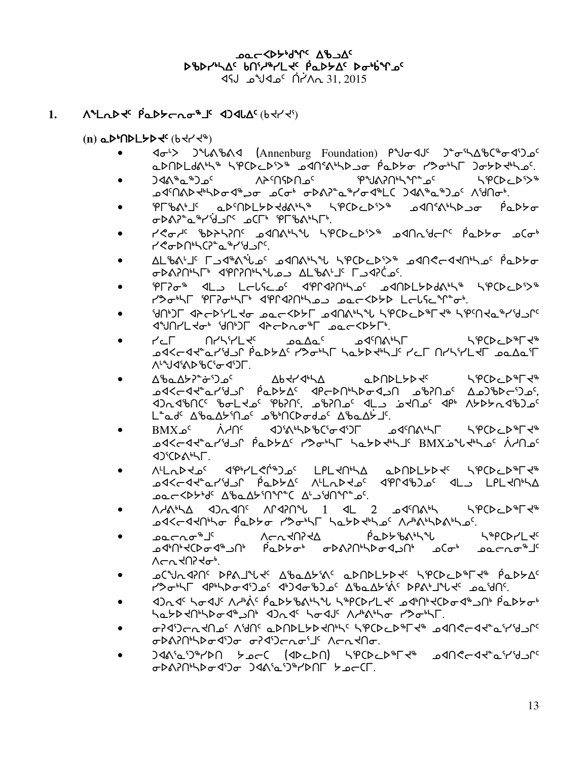ᓄᓇᓕᐅᑉᐳᒃᑯᑦ ᐃᖅᑲᓇᐃᔭᕐᕕᖓ
ᐅᖃᐅᓯᖃᕐᓂᑦ ᑲᑎᙵᔪᒪᔪᑦ ᑭᓇᐅᔭᐃᑦ ᐅᓂᒃᑳᕐᓂᑦ
ᐊᕐᕌᒍ ᓄᖑᐊᓂᑦ ᒫᔾᔨ 31, 2015

## 1. ᐱᕙᓪᓕᐅᑎᑦ ᑭᓇᐅᔭᓕᕆᓂᕐᒧᑦ ᐊᑐᐊᒐᑦ (ᑲᔪᓯᔪᖅ)

### (n) ᓇᐅᑎᒋᓂᐅᔪᑦ (ᑲᔪᓯᔪᖅ)

- ᐊᓂᒃᐳ ᑐᕌᖓᕕᐊ (Annenburg Foundation) ᑭᖑᓂᐊᒍᑦ ᑐᓐᓂᖅᑕᐅᖃᑦᑕᕐᓂᐊᖅᑐᓄᑦ ᓇᐅᑎᒋᓗᐊᕐᓂᖅ ᓴᕿᑕᐅᓚᐅᖅᑐᖅ ᓄᐊᑎᕙᒃᓯᐅᑐᓂ ᑭᓇᐅᔭᓂ ᓯᕗᓂᒃᓴᒥ ᑐᓂᔭᐅᔪᒃᓴᓄᑦ.
- ᑐᐊᕕᕐᓇᖅᑐᓄᑦ ᐱᔨᑦᑎᕐᕕᑎᓄᑦ ᖃᕋᓯᐊᕈᑎᒃᓴᖏᓐᓄᑦ ᓴᕿᑕᐅᓚᐅᖅᑐᖅ ᓄᐊᑦᑎᕙᐅᔪᒃᓴᐅᓂᐊᖅᑐᓂ ᓄᑕᓂᒃ ᓂᐅᕕᐊᕐᓇᖅᓯᓂᐊᕐᒪᑕ ᑐᐊᕕᕐᓇᖅᑐᓄᑦ ᐱᖁᑎᓂᒃ.
- ᖃᕆᑕᐅᔭᒧᑦ ᓇᐅᑎᒋᓂᐅᔪᑯᐊᖓᖅ ᓴᕿᑕᓚᐅᖅᑐᖅ ᓄᐊᑎᕙᒃᓯᐅᑐᓂ ᑭᓇᐅᔭᓂ ᓂᐅᕕᐊᕐᓇᖅᓯᖁᓪᓗᑎᑦ ᓄᑕᒥᒃ ᖃᕆᑕᐅᔭᒃᓴᒥᒃ.
- ᓯᕗᓂᓯᑦ ᖃᐅᔨᓴᕐᑎᑦ ᓄᐊᑎᕙᒃᓴᖓ ᓴᕿᑕᓚᐅᖅᑐᖅ ᓄᐊᑎᓇᖁᓕᒥᑦ ᑭᓇᐅᔭᓂ ᓄᑕᒃ ᓯᕗᓂᐅᑎᒃᓴᑕᕐᓇᖅᓯᖁᓪᓗᒋᑦ.
- ᐃᒪᖃᕕᒃᒧᑦ ᒥᕐᓗᐊᖅᕕᖓᓄᑦ ᓄᐊᑎᕙᒃᓴᖓ ᓴᕿᑕᓚᐅᖅᑐᖅ ᓄᐊᑎᕙᓕᐊᔪᑎᒃᓴᓄᑦ ᑭᓇᐅᔭᓂ ᓂᐅᕕᐊᕐᓇᖅᓯᐅᑎᒃᓴᒥᒃ ᐊᕐᕿᕐᓇᖅᑎᒃᓴᖓᓄᓪᓗ ᐃᒪᖃᕕᒃᒧᑦ ᒥᕐᓗᐊᕿᑖᓄᑦ.
- ᖃᒥᕈᓂᖅ ᐊᒻᒪᓗ ᒪᓕᒐᓕᕆᓄᑦ ᐊᕿᕐᐊᕈᑎᒃᓴᓄᑦ ᓄᐊᑎᒥᓪᓕᐅᑯᕕᒃᓴᖅ ᓴᕿᑕᓚᐅᖅᑐᖅ ᓯᕗᓂᒃᓴᒥ ᖃᒥᕈᓂᒃᓴᒥᒃ ᐊᕿᕐᐊᕈᑎᒃᓴᓄᓪᓗ ᓄᓇᓕᐅᑉᐳᑦ ᒪᓕᒐᓕᕆᔩᓐᓂᒃ.
- ᖁᑎᒃᑐᒥ ᐊᔾᔨᓕᐅᕐᓯᒪᔪᓂ ᓄᓇᓕᐅᑉᐳᒥ ᓄᐊᑎᕙᒃᓯᐅᑉ ᓴᕿᑕᓚᐅᕐᒥᔪᖅ ᓴᕿᑎᔪᓐᓇᕐᓯᖁᓪᓗᒋᑦ ᐊᖑᑎᓯᒪᔪᓂᒃ ᖁᑎᒃᑐᒥ ᐊᔾᔨᓕᐅᕐᓂᕐᒥ ᓄᓇᓕᐅᑉᐳᒥᒃ.
- ᓯᓚᒥ ᑎᓯᔅᓯᒪᔪᑦ ᓄᓇᐃᓐᓂ ᓄᐊᑦᑎᕙᒃᓯᒥ ᓴᕿᑕᓚᐅᕐᒥᔪᖅ ᓄᐊᑉᐸᓕᐊᔪᓐᓇᕐᓯᖁᓪᓗᒍ ᑭᓇᐅᔭᐃᑦ ᓯᕗᓂᒃᓯᒥ ᓴᓇᔭᐅᔪᒃᓴᒧᑦ ᓯᓚᒥ ᑎᓯᔅᓯᒪᔪᒥ ᓄᓇᐃᓐᓂ ᐱᒡᒍᐊᕕᐅᖃᑦᑕᕐᓂᐊᖅᑐᒥ.
- ᐃᖅᑲᓇᐃᔭᕈᓐᓂᖅᑐᓄᑦ ᐃᑲᔪᐊᒃᓴᐃ ᓇᐅᑎᒋᓂᐅᔪᑦ ᓴᕿᑕᓚᐅᕐᒥᔪᖅ ᓄᐊᑉᐸᓕᐊᔪᓐᓇᕐᓯᖁᓪᓗᒍ ᑭᓇᐅᔭᐃᑦ ᐊᑯᓕᐅᑎᒃᓴᐅᓂᐊᖅᓗᑎ ᓄᖃᕈᑎᓄᑦ ᐃᓄᑐᖃᑕᓕᕆᓄᑦ, ᐊᑐᓇᐊᖃᑎᑦ ᖃᓂᒪᔪᓄᑦ ᖃᐃᕈᑎᑦ, ᓄᖃᕈᑎᓄᑦ ᐊᒻᒪ ᓅᑎᕐᓄᑦ ᐊᑉᐸ ᐱᔭᐅᔭᕆᐊᖃᖅᑐᓄᑦ ᒪᓐᓇᒧᑦ ᐃᖅᑲᓇᐃᔭᕐᑎᓄᑦ ᓄᖃᕐᑎᑕᐅᓂᑯᓄᑦ ᐃᖅᑲᓇᐃᔮᒧᑦ.
- BMXᓄᑦ ᐲᓯᑎᑦ ᐊᑐᕐᕕᒃᓴᐅᖃᑦᑕᕐᓂᐊᕐᑐᒥ ᓄᐊᑦᑎᕙᒃᓯᒥ ᓴᕿᑕᓚᐅᕐᒥᔪᖅ ᓄᐊᑉᐸᓕᐊᔪᓐᓇᕐᓯᖁᓪᓗᒍ ᑭᓇᐅᔭᐃᑦ ᓯᕗᓂᒃᓯᒥ ᓴᓇᔭᐅᔪᒃᓴᒧᑦ BMXᓅᕝᕙᔪᒃᓴᓄᑦ ᐲᓯᑎᓄᑦ ᐊᑐᕐᑕᐅᕕᒃᓴᒥ.
- ᐱᓪᓚᕆᐅᔪᓄᑦ ᐊᕿᒃᓯᒪᕙᒌᕐᑐᓄᑦ ᒪᒥᒪᔪᑎᒃᓴᐃ ᓇᐅᑎᒋᓂᐅᔪᑦ ᓴᕿᑕᓚᐅᕐᒥᔪᖅ ᓄᐊᑉᐸᓕᐊᔪᓐᓇᕐᓯᖁᓪᓗᒍ ᑭᓇᐅᔭᐃᑦ ᐱᓪᓚᕆᐅᔪᓄᑦ ᐊᕿᕐᐊᖃᑐᓄᑦ ᐊᒻᒪ ᒪᒥᒪᔪᑎᒃᓴᐃ ᓄᓇᓕᐅᑉᐳᒃᑯᑦ ᐃᖅᑲᓇᐃᔭᕐᑎᖏᓐᓇᑕ ᐃᒡᒐᖅᑯᑎᖏᓐᓄᑦ.
- ᐱᓯᕙᒃᓯᐃ ᐊᑐᓇᐊᑎᑦ ᐱᒋᐊᕈᑎᖓ 1 ᐊᒻᒪ 2 ᓄᐊᑦᑎᕙᒃᓯ ᓴᕿᑕᓚᐅᕐᒥᔪᖅ ᓄᐊᑉᐸᓕᐊᔪᑎᒃᓯᓂ ᑭᓇᐅᔭᓂ ᓯᕗᓂᒃᓯᒥ ᓴᓇᔭᐅᔪᒃᓴᓄᑦ ᐱᓱᒃᐱᒃᓯᐅᕕᒃᓴᓄᑦ.
- ᓄᓇᓕᕆᓂᕐᒧᑦ ᐱᓕᕆᐊᑎᕆᐊᐃ ᑭᓇᐅᔭᖃᕐᕕᒃᓴᖓ ᓴᖅᑭᑕᐅᓯᒪᔪᑦ ᓄᐊᑉᑎᒃᐊᑕᐅᓂᐊᖅᑐᑎᒃ ᑭᓇᐅᔭᓂᒃ ᓂᐅᕕᐊᕐᑎᒃᓴᐅᓂᐊᖅᑐᑎᒃ ᓄᑕᓂᒃ ᓄᓇᓕᕆᓂᕐᒧᑦ ᐱᓕᕆᐊᑎᕆᐊᓂᒃ.
- ᓄᑦᑐᕆᐊᕐᑎᑦ ᐅᑭᐱᖑᕙᐊᑦ ᐃᖅᑲᓇᐃᔮᕕᑦ ᓇᐅᑎᒋᓂᐅᔪᑦ ᓴᕿᑕᓚᐅᕐᒥᔪᖅ ᑭᓇᐅᔭᐃᑦ ᓯᕗᓂᒃᓯᒥ ᐊᑉᐸᓯᐅᓂᐊᕐᑐᓄᑦ ᐊᒃᑐᐊᓂᖅᑐᓄᑦ ᐃᖅᑲᓇᐃᔮᕕᑦ ᐅᑭᐱᒃᒧᖑᕙᐊᑦ ᓄᓇᖁᑎᑦ.
- ᐊᑐᓇᐊᑦ ᓴᓂᐊᒍᑦ ᐱᓱᒃᐲᑦ ᑭᓇᐅᔭᖃᕐᕕᒃᓴᖓ ᓴᖅᑭᑕᐅᓯᒪᔪᑦ ᓄᐊᑉᑎᒃᐊᑕᐅᓂᐊᖅᑐᑎᒃ ᑭᓇᐅᔭᓂᒃ ᓴᓇᔭᐅᔪᒃᑎᒃᓴᐅᓂᐊᖅᑐᑎᒃ ᐊᑐᓇᐊᑦ ᓴᓂᐊᒍᑦ ᐱᓱᒃᐱᒃᓯᓂ ᓯᕗᓂᒃᓯᒥ.
- ᓂᕈᐊᕐᑐᓕᕆᔪᑎᓄᑦ ᐱᑦᑎᑦ ᓇᐅᑎᒋᓂᐅᔪᒃᑎᒃᓯᑦ ᓴᕿᑕᓚᐅᕐᒥᔪᖅ ᓄᐊᑎᕙᓕᐊᔪᓐᓇᕐᓯᖁᓪᓗᒍ ᓂᐅᕕᐊᕐᑎᒃᓴᐅᓂᐊᕐᑐᓂ ᓂᕈᐊᕐᑐᓕᕆᓂᕐᒧᑦ ᐱᓕᕆᐊᑎᓂ.
- ᑐᐊᕕᖅᓇᖅᑐᖅᓯᐅᑎ ᔭᓄᓕᑕ (ᐊᐅᓚᐅᑎ) ᓴᕿᑕᓚᐅᕐᒥᔪᖅ ᓄᐊᑎᕙᓕᐊᔪᓐᓇᕐᓯᖁᓪᓗᒍ ᓂᐅᕕᐊᕐᑎᒃᓴᐅᓂᐊᕐᑐᓂ ᑐᐊᕕᖅᓇᖅᑐᖅᓯᐅᑎᒥ ᔭᓄᓕᑕᒥ.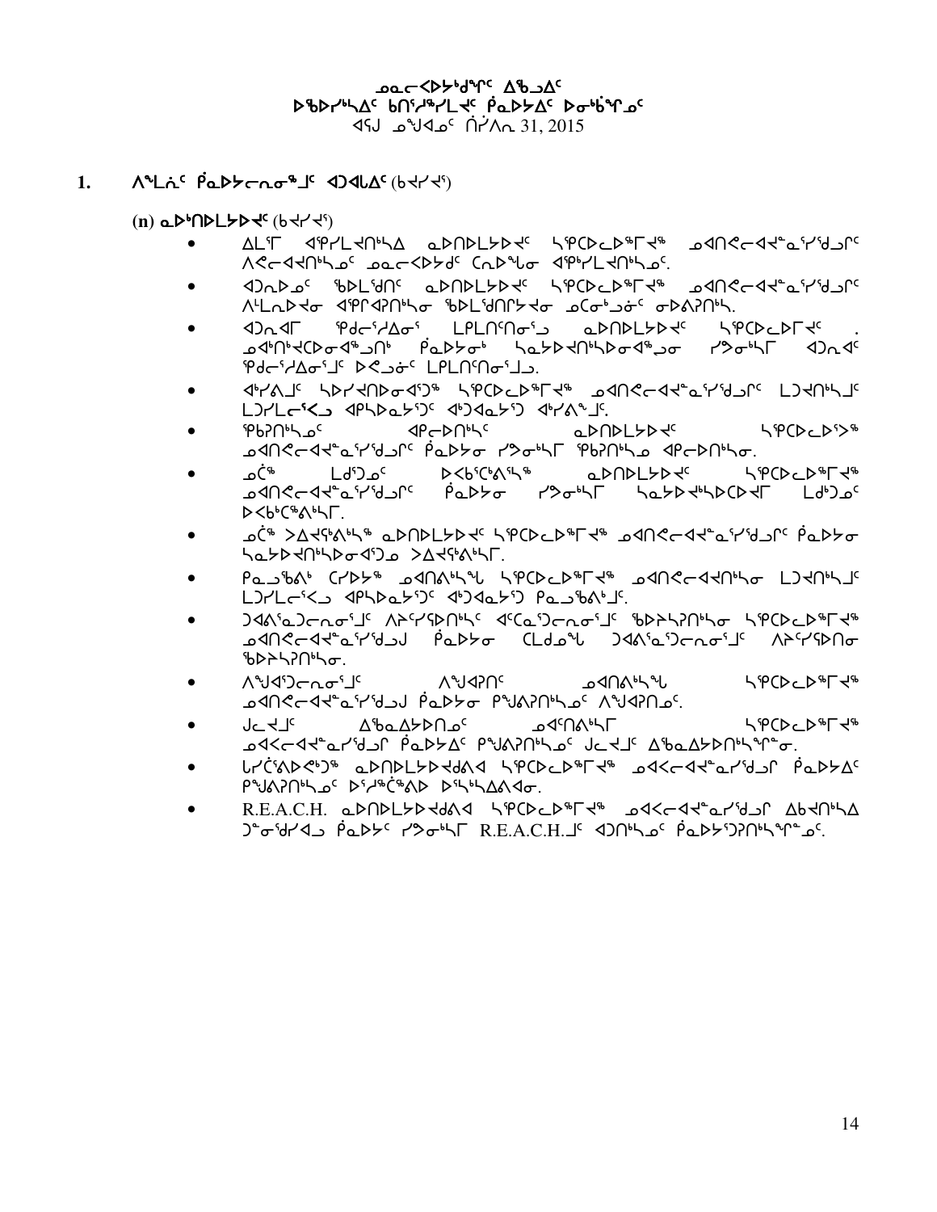ᓄᓇᓕᐅᑉᐳᖅᑯᖏᑦ ᐃᖃᓗᐃᑦ
ᐅᖃᐅᓯᖅᓴᐃᑦ ᑲᑎᕐᓱᖅᓯᒪᔪᑦ ᑮᓇᐅᔭᐃᑦ ᐅᓂᒃᑳᖏᓐᓄᑦ
ᐊᕐᕌᒍ ᓄᖑᐊᓂᑦ ᒪᓯ 31, 2015

## 1. ᐱᖓᓇᑦ ᑮᓇᐅᔭᓕᕆᓂᖅᒧᑦ ᐊᑐᐊᒐᐃᑦ (ᑲᔪᓯ)

### (n) ᓇᐅᑎᑎᒪᔭᐅᔪᑦ (ᑲᔪᓯ)

- ᐃᒪᕐᒥ ᐊᕿᓯᒪᔪᑎᖅᓴᐃ ᓇᐅᑎᒪᔭᐅᔪᑦ ᓴᕿᑕᐅᓚᐅᖅᒥᔪᖅ ᓄᐊᑎᕙᓕᐊᔪᓐᓇᕐᓯᖅᑯᒍᑎᑦ ᐱᕙᓕᐊᔪᑎᖅᓴᓄᑦ ᓄᓇᓕᐅᑉᐳᖅᑯᑦ ᑕᕆᐅᖕᒐᓂ ᐊᕿᖅᓯᒪᔪᑎᖅᓴᓄᑦ.
- ᐊᑐᕆᐅᓄᑦ ᖃᐅᒪᕐᑯᑎᑦ ᓇᐅᑎᒪᔭᐅᔪᑦ ᓴᕿᑕᐅᓚᐅᖅᒥᔪᖅ ᓄᐊᑎᕙᓕᐊᔪᓐᓇᕐᓯᖅᑯᒍᑎᑦ ᐱᒻᒪᕆᐅᔪᓂ ᐊᕿᒋᐊᕈᑎᖅᓴᓂ ᖃᐅᒪᕐᑯᑎᒋᔭᔪᓂ ᓄᑕᖅᑯᓃᑦ ᓂᐅᕕᕈᑎᖅᓴ.
- ᐊᑐᓂᐊᒥ ᕿᑯᓕᕐᓱᐃᓂᕐ ᒪᒋᒪᑎᑦᑎᓂᕐᓗ ᓇᐅᑎᒪᔭᐅᔪᑦ ᓴᕿᑕᐅᓚᐅᒥᔪᑦ. ᓄᐊᒃᑎᒃᔪᑕᐅᓂᐊᖅᑐᑎᒃ ᑮᓇᐅᔭᓂᒃ ᓴᓇᔭᐅᔪᑎᒃᓴᐅᓂᐊᖅᑐᓂ ᓯᕗᓂᖅᓴᒥ ᐊᑐᓂᐊᑦ ᕿᑯᓕᕐᓱᐃᓂᕐᒧᑦ ᐅᕙᓗᓃᑦ ᒪᒋᒪᑎᑦᑎᓂᕐᒧᓗ.
- ᐊᒃᓯᕕᒧᑦ ᓴᐅᓯᔪᑎᐅᓂᐊᕐᑐᖅ ᓴᕿᑕᐅᓚᐅᖅᒥᔪᖅ ᓄᐊᑎᕙᓕᐊᔪᓐᓇᕐᓯᖅᑯᒍᑎᑦ ᒪᑐᔪᑎᖅᓴᒧᑦ ᒪᑐᓯᒪᓕᕐᑲᓗ ᐊᑭᓴᐅᓇᔭᕐᑐᑦ ᐊᒃᑐᐊᓇᔭᕐᑐ ᐊᒃᓯᕕᖕᒧᑦ.
- ᕿᑲᕈᑎᖅᓴᓄᑦ ᐊᑭᓕᐅᑎᖅᓴᑦ ᓇᐅᑎᒪᔭᐅᔪᑦ ᓴᕿᑕᐅᕐᔪᖅ ᓄᐊᑎᕙᓕᐊᔪᓐᓇᕐᓯᖅᑯᒍᑎᑦ ᑮᓇᐅᔭᓂ ᓯᕗᓂᖅᓴᒥ ᕿᑲᕈᑎᖅᓴᓄ ᐊᑭᓕᐅᑎᖅᓴᓂ.
- ᓄᑖᖅ ᒪᑯᕐᑐᓄᑦ ᐅᐸᑲᑦᑖᕐᕕᖅᓴᖅ ᓇᐅᑎᒪᔭᐅᔪᑦ ᓴᕿᑕᐅᓚᐅᖅᒥᔪᖅ ᓄᐊᑎᕙᓕᐊᔪᓐᓇᕐᓯᖅᑯᒍᑎᑦ ᑮᓇᐅᔭᓂ ᓯᕗᓂᖅᓴᒥ ᓴᓇᔭᐅᔪᖅᓴᐅᑕᐅᔪᒥ ᒪᑯᕐᑐᓄᑦ ᐅᐸᑲᑦᑕᖅᐱᖅᓴᒥ.
- ᓄᑖᖅ ᐳᐃᔪᕐᕕᖅᓴᖅ ᓇᐅᑎᒪᔭᐅᔪᑦ ᓴᕿᑕᐅᓚᐅᖅᒥᔪᖅ ᓄᐊᑎᕙᓕᐊᔪᓐᓇᕐᓯᖅᑯᒍᑎᑦ ᑮᓇᐅᔭᓂ ᓴᓇᔭᐅᔪᑎᖅᓴᐅᓂᐊᕐᓗᓄ ᐳᐃᔪᕐᕕᖅᓴᒥ.
- ᑭᓇᒍᖅᐱᒃ ᑕᓯᐅᔭᖅ ᓄᐊᑎᕕᖅᓴᖅᑲ ᓴᕿᑕᐅᓚᐅᖅᒥᔪᖅ ᓄᐊᑎᕙᓕᐊᔪᑎᖅᓴᓂ ᒪᑐᔪᑎᖅᓴᒧᑦ ᒪᑐᓯᒪᓕᕐᑲᓗ ᐊᑭᓴᐅᓇᔭᕐᑐᑦ ᐊᒃᑐᐊᓇᔭᕐᑐ ᑭᓇᒍᖅᐱᒃᒧᑦ.
- ᑐᐊᕕᕐᓇᑐᓕᕆᓂᕐᒧᑦ ᐱᔨᑦᓯᕐᕈᑎᖅᓴᑦ ᐊᑦᑕᕐᓇᑐᓕᕆᓂᕐᒧᑦ ᖃᐅᔨᓴᕈᑎᖅᓴᓂ ᓴᕿᑕᐅᓚᐅᖅᒥᔪᖅ ᓄᐊᑎᕙᓕᐊᔪᓐᓇᕐᓯᖅᑯᒍᑦ ᑮᓇᐅᔭᓂ ᑕᒪᑯᓇᖓ ᑐᐊᕕᕐᓇᑐᓕᕆᓂᕐᒧᑦ ᐱᔨᑦᓯᕐᕈᑎᓂ ᖃᐅᔨᓴᕈᑎᖅᓴᓂ.
- ᐱᖑᐊᕐᑐᓕᕆᓂᕐᒧᑦ ᐱᖑᐊᕈᑎᑦ ᓄᐊᑎᕕᖅᓴᖓ ᓴᕿᑕᐅᓚᐅᖅᒥᔪᖅ ᓄᐊᑎᕙᓕᐊᔪᓐᓇᕐᓯᖅᑯᒍᑦ ᑮᓇᐅᔭᓂ ᑲᖑᕕᕈᑎᖅᓴᓄᑦ ᐱᖑᐊᕈᑎᓄᑦ.
- ᒍᓕᔪᒧᑦ ᐃᖃᓇᐃᔭᐅᑎᓄᑦ ᓄᐊᑦᑎᕕᖅᓴᒥ ᓴᕿᑕᐅᓚᐅᖅᒥᔪᖅ ᓄᐊᑲᓕᐊᔪᓐᓇᕐᓯᖅᑯᒍᑦ ᑮᓇᐅᔭᐃᑦ ᑲᖑᕕᕈᑎᖅᓴᓄᑦ ᒍᓕᔪᒧᑦ ᐃᖃᓇᐃᔭᐅᑎᖅᓴᖏᓐᓂ.
- ᒐᓯᑖᕕᐅᕙᒃᑐᖅ ᓇᐅᑎᒪᔭᐅᔪᖁᕕᐊ ᓴᕿᑕᐅᓚᐅᖅᒥᔪᖅ ᓄᐊᑲᓕᐊᔪᓐᓇᕐᓯᖅᑯᒍᑦ ᑮᓇᐅᔭᐃᑦ ᑲᖑᕕᕈᑎᖅᓴᓄᑦ ᐅᕐᓱᖅᑖᖅᐱᐅ ᐅᖅᓴᖅᓴᐃᕕᐊᓂ.
- R.E.A.C.H. ᓇᐅᑎᒪᔭᐅᔪᖁᕕᐊ ᓴᕿᑕᐅᓚᐅᖅᒥᔪᖅ ᓄᐊᑲᓕᐊᔪᓐᓇᕐᓯᖅᑯᒍᑦ ᐃᑲᔪᑎᖅᓴᐃ ᑐᓐᓂᖅᑯᓯᐊᓗ ᑮᓇᐅᔭᑦ ᓯᕗᓂᖅᓴᒥ R.E.A.C.H.ᒧᑦ ᐊᑐᑎᖅᓴᓄᑦ ᑮᓇᐅᔭᖅᑐᕈᑎᖅᓴᖏᓐᓄᑦ.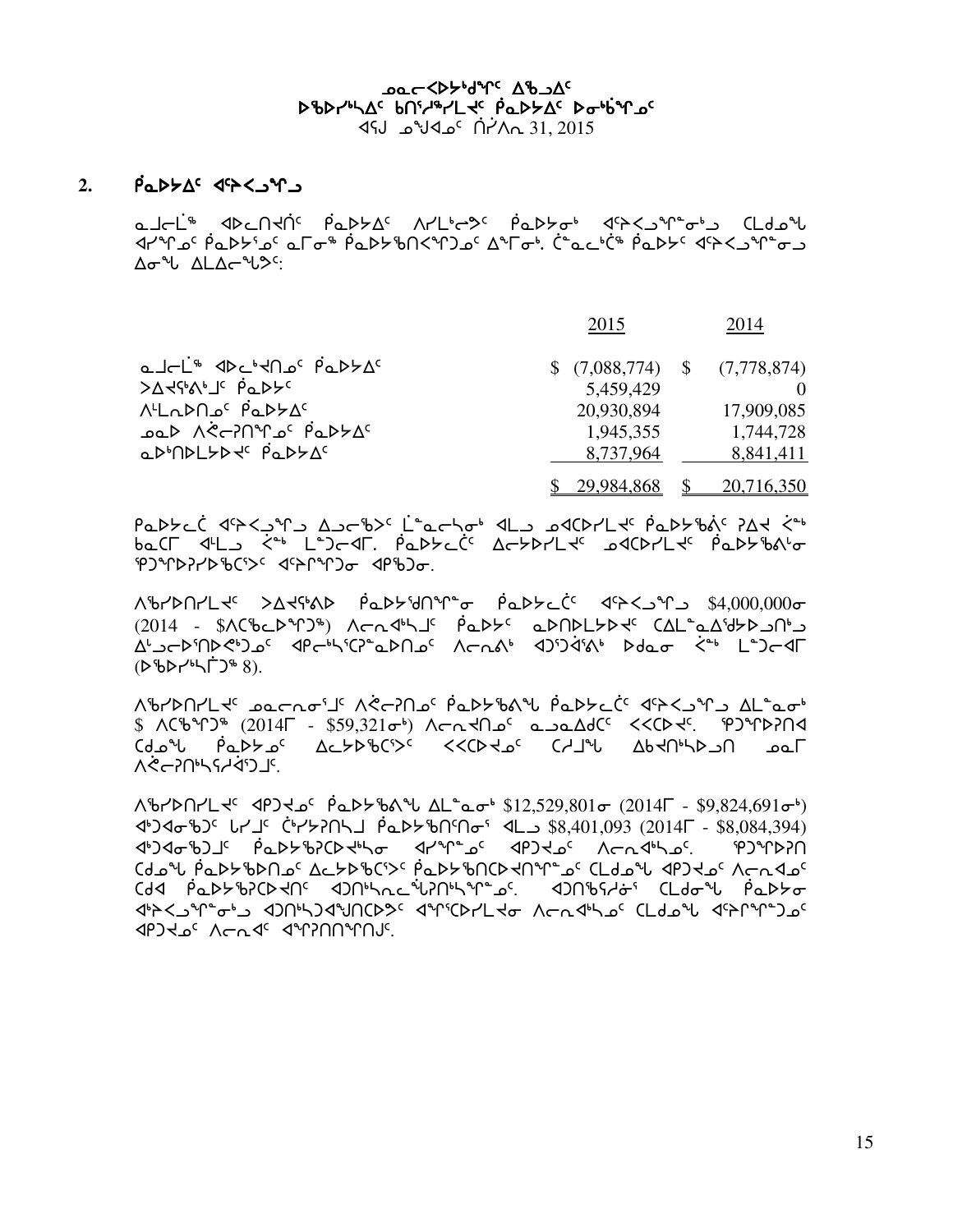ᓄᓇᓕᐸᐅᓯᒃᑯᑦ ᐃᖅᑲᐃᑦ
ᐅᖃᐅᓯᖅᓯᐃᑦ ᑲᑎᖅᓱᖅᓯᒪᔪᑦ ᑮᓇᐅᔭᐃᑦ ᐅᓂᒃᑳᖏᓐᓄᑦ
ᐊᕐᕌᒍ ᓄᖑᐊᓄᑦ ᒫᔾᔨ 31, 2015

## 2. ᑮᓇᐅᔭᐃᑦ ᐊᑐᖅᑕᐅᙱᑦᑐᑦ

ᓇᓗᓕᒫᖅ ᐊᐅᓚᑎᑦᑎᓂᑦ ᑮᓇᐅᔭᐃᑦ ᐱᓯᒪᒃᑲᓂᕐᑦ ᑮᓇᐅᔭᓂᒃ ᐊᑐᖅᑕᐅᙱᓐᓂᒃᑯᑦ ᑕᒪᑐᒪᖓ ᐊᓯᖏᓄᑦ ᑮᓇᐅᔭᕐᓄᑦ ᓇᒥᓂᖅ ᑮᓇᐅᔭᖅᑎᑦᑎᕝᕕᖏᓐᓄᑦ ᐃᖏᓂᒃ. ᑖᓐᓇᓕᒃᑖᖅ ᑮᓇᐅᔭᑦ ᐊᑐᖅᑕᐅᙱᑦᑐᑦ ᐃᓂᖓ ᐃᒪᐃᓕᖓᔪᑦ:

| | 2015 | 2014 |
|---|---|---|
| ᓇᓗᓕᒫᖅ ᐊᐅᓚᑦᑎᓂᑦ ᑮᓇᐅᔭᐃᑦ | $ (7,088,774) | $ (7,778,874) |
| ᐳᐃᔪᖅᐱᒃᑯᑦ ᑮᓇᐅᔭᑦ | 5,459,429 | 0 |
| ᐱᒻᒪᕆᐅᑎᓄᑦ ᑮᓇᐅᔭᐃᑦ | 20,930,894 | 17,909,085 |
| ᓄᓇᐅ ᐱᕙᓪᓕᐅᑎᖏᓐᓄᑦ ᑮᓇᐅᔭᐃᑦ | 1,945,355 | 1,744,728 |
| ᓇᐅᒃᑎᐅᒪᔭᐅᔪᑦ ᑮᓇᐅᔭᐃᑦ | 8,737,964 | 8,841,411 |
| | $ 29,984,868 | $ 20,716,350 |

ᑮᓇᐅᔭᓕᒫ ᐊᑐᖅᑕᐅᙱᑦᑐᑦ ᐃᓗᓕᖃᐅᑦ ᒫᓐᓇᓕᕆᓂᒃ ᐊᒻᒪ ᓄᐊᑦᑕᐅᓯᒪᔪᑦ ᑮᓇᐅᔭᖅᑲᐃᑦ ᓱᐃᔪ ᕿᓐᓂᖅ ᑲᓇᑕᒥ ᐊᒻᒪ ᕿᓐᓂᖅ ᒪᓐᑐᓕᐊᒥ. ᑮᓇᐅᔭᓕᑖᑦ ᐃᓕᔭᐅᓯᒪᔪᑦ ᓄᐊᑦᑕᐅᓯᒪᔪᑦ ᑮᓇᐅᔭᖅᑲᐃᓐᓂ ᖃᑦᑎᖅᓯᐅᖅᑕᖅᐳᑦ ᐊᑐᖅᑎᖅᑐᓂ ᐊᑉᖃᑐᓂ.

ᐱᖅᓯᐅᑎᓯᒪᔪᑦ ᐳᐃᔪᖅᐱᐅ ᑮᓇᐅᔭᖁᑎᖏᓐᓂ ᑮᓇᐅᔭᓕᒫ ᐊᑐᖅᑕᐅᙱᑦᑐᑦ $4,000,000ᓂ (2014 - $ᐱᑕᖃᙱᑦᑐᖅ) ᐱᓕᕆᐊᒃᓴᒧᑦ ᑮᓇᐅᔭᑦ ᓇᐅᑎᐅᒪᔭᐅᔪᑦ ᑕᐃᒪᓐᓇᐃᖁᔭᐅᓗᑎᒃᑯ ᐃᓗᓕᐅᑎᐅᕙᒃᑐᓄᑦ ᐊᑉᓕᒃᓯᑕᕐᓇᐅᑎᓄᑦ ᐱᓕᕆᕝᕕᒃ ᐊᑐᐊᖑᕝᕕᒃ ᐅᑯᓇᓂ ᕿᓐᓂᖅ ᒫᓐᑐᓕᐊᒥ (ᐅᖃᐅᓯᖅᓯᒥᑦ 8).

ᐱᖅᓯᐅᑎᓯᒪᔪᑦ ᓄᓇᓕᓐᓂᕐᓄᑦ ᐱᕙᓪᓕᐅᑎᓄᑦ ᑮᓇᐅᔭᖅᕕᖕᒃ ᑮᓇᐅᔭᓕᒫ ᐊᑐᖅᑕᐅᙱᑦᑐᑦ ᐃᒪᓐᓇᓂᒃ $ ᐱᑕᖃᙱᑦᑐᖅ (2014ᒥ - $59,321ᓂᒃ) ᐱᓕᕆᐊᑎᓄᑦ ᓇᓗᓇᐃᖁᑦ ᐸᐸᑦᑐᐊᑦ. ᕿᑐᕐᖏᐅᖅᑎᐊ ᑕᒪᓐᓇ ᑮᓇᐅᔭᓄᑦ ᐃᓚᔭᐅᖃᑦᑕᐅᑦ ᐸᐸᑦᑐᐊᓄᑦ ᑕᓯᒪᖕᒐ ᐃᑲᔪᑎᒃᓴᐅᓗᑎ ᓄᓇᒥ ᐱᕙᓪᓕᐅᑎᒃᓯᕐᔪᐊᖅᑐᒧᑦ.

ᐱᖅᓯᐅᑎᓯᒪᔪᑦ ᐊᑭᑐᔪᓄᑦ ᑮᓇᐅᔭᖅᕕᖕᒃ ᐃᒪᓐᓇᓂᒃ $12,529,801ᓂ (2014ᒥ - $9,824,691ᓂᒃ) ᐊᒃᑐᐊᓂᖃᑐᑦ ᓴᓯᒧᑦ ᑖᒃᓯᔭᕈᑎᓴᒧ ᑮᓇᐅᔭᖅᑎᑦᑎᓂᕐ ᐊᒻᒪ $8,401,093 (2014ᒥ - $8,084,394) ᐊᒃᑐᐊᓂᖃᑐᒧᑦ ᑮᓇᐅᔭᖅᓯᕆᐊᖅᑐᖅᓴᓂ ᐊᓯᖏᓐᓄᑦ ᐊᑭᑐᔪᓄᑦ ᐱᓕᕆᐊᒃᓴᓄᑦ. ᕿᑐᕐᖏᐅᕆᑎ ᑕᒪᓐᓇ ᑮᓇᐅᔭᖅᑎᐅᓂᑦ ᐃᓚᔭᐅᖃᑦᑕᐅᑦ ᑮᓇᐅᔭᖅᑎᑦᑎᕝᕕᖏᓐᓄᑦ ᑕᒪᓐᓇ ᐊᑭᑐᔪᓄᑦ ᐱᓕᕆᐊᓄᑦ ᑕᑯᐊ ᑮᓇᐅᔭᖅᓯᕆᐊᖅᑐᖅᑎᑦ ᐊᑐᖅᑕᐅᓇᓕᖓᔪᖅᑎᑦᑎᒐᓐᓇᓂᑦ. ᐊᑐᑎᖅᓴᖅᓯᓂᖅ ᑕᒪᓐᓇ ᑮᓇᐅᔭᓂ ᐊᒃᑲᐅᙱᓐᓂᒃᑯ ᐊᑐᑎᒃᓴᑐᐊᖑᑎᑕᐅᔭᑦ ᐊᕐᕌᑕᐅᓯᒪᔪᓂ ᐱᓕᕆᐊᒃᓴᓄᑦ ᑕᒪᓐᓇ ᐊᑐᕐᓂᖅᑐᓄᑦ ᐊᑭᑐᔪᓄᑦ ᐱᓕᕆᐊᑦ ᐊᕐᕆᑎᑎᖅᑎᒍᑦ.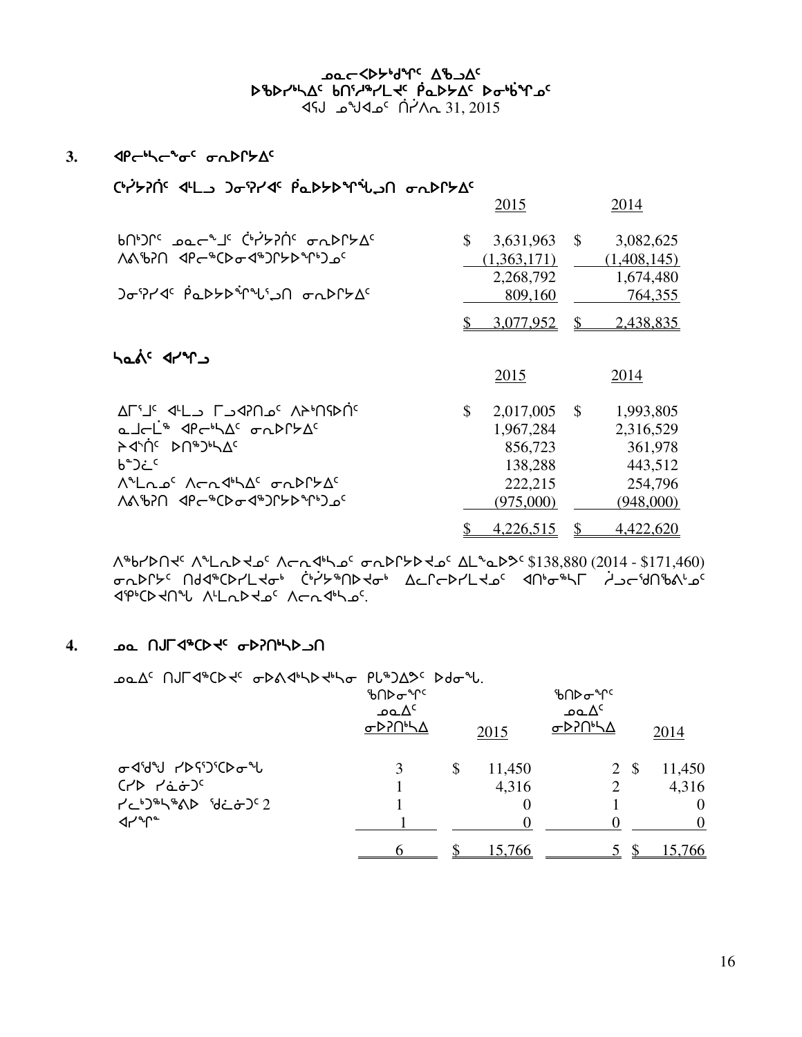ᓄᓇᓕᐊᐅᔭᒃᑯᖏᑦ ᐃᖅᑲᓗᐃᑦ
ᐅᖃᐅᓯᒃᓴᐃᑦ ᑲᑎᕐᓱᖅᓯᒪᔪᑦ ᑮᓇᐅᔭᐃᑦ ᐅᓂᒃᑳᖏᓐᓂ
ᐊᕐᕌᒍ ᓄᖑᐊᓂᑦ ᑎᓯᐱᕆ 31, 2015

## 3. ᐊᑭᓕᒃᓴᓕᖕᓂᑦ ᓂᕆᐅᒋᔭᐃᑦ

### ᑖᒃᓯᔭᕈᑏᑦ ᐊᒻᒪᓗ ᑐᓂᕈᓯᐊᑦ ᑮᓇᐅᔭᐅᖏᖖᒍᑎ ᓂᕆᐅᒋᔭᐃᑦ

| | 2015 | 2014 |
|---|---|---|
| ᑲᑎᒃᑐᒋᑦ ᓄᓇᓕᖕᒧᑦ ᑖᒃᓯᔭᕈᑏᑦ ᓂᕆᐅᒋᔭᐃᑦ | $ 3,631,963 | $ 3,082,625 |
| ᐱᕕᖃᕈᑎ ᐊᑭᓕᖅᑕᐅᓂᐊᖅᑐᒋᔭᐅᖏᒃᑐᓄᑦ | (1,363,171) | (1,408,145) |
| | 2,268,792 | 1,674,480 |
| ᑐᓂᕐᕈᓯᐊᑦ ᑮᓇᐅᔭᐅᖏᖕᖑᕐᒍᑎ ᓂᕆᐅᒋᔭᐃᑦ | 809,160 | 764,355 |
| | $ 3,077,952 | $ 2,438,835 |

### ᓴᓇᕕᑦ ᐊᓯᖏᓪᓗ

| | 2015 | 2014 |
|---|---|---|
| ᐃᒥᕐᒧᑦ ᐊᒻᒪᓗ ᒥᒡᒐᓂᓄᑦ ᐱᔭᒃᑎᕆᐅᑏᑦ | $ 2,017,005 | $ 1,993,805 |
| ᓇᒧᓕᒫᖅ ᐊᑭᓕᒃᓴᐃᑦ ᓂᕆᐅᒋᔭᐃᑦ | 1,967,284 | 2,316,529 |
| ᔨᐊᕐᑏᑦ ᐅᑎᖅᑐᒃᓴᐃᑦ | 856,723 | 361,978 |
| ᑲᓐᑐᓛᑦ | 138,288 | 443,512 |
| ᐱᓪᓚᕆᓄᑦ ᐱᓕᕆᐊᒃᓴᐃᑦ ᓂᕆᐅᒋᔭᐃᑦ | 222,215 | 254,796 |
| ᐱᕕᖃᕈᑎ ᐊᑭᓕᖅᑕᐅᓂᐊᖅᑐᒋᔭᐅᖏᒃᑐᓄᑦ | (975,000) | (948,000) |
| | $ 4,226,515 | $ 4,422,620 |

ᐱᖁᑎᐅᑎᔪᑦ ᐱᓪᓚᕆᐅᔪᓄᑦ ᐱᓕᕆᐊᒃᓴᓄᑦ ᓂᕆᐅᒋᔭᐅᔪᓄᑦ ᐃᒪᓐᓇᐅᔪᑦ $138,880 (2014 - $171,460) ᓂᕆᐅᒋᔭᑦ ᑎᑭᐊᖅᑕᐅᓯᒪᔪᓂᒃ ᑖᒃᓯᕐᖁᑎᐅᔪᓂᒃ ᐃᓚᒋᓕᐅᓯᒪᔪᓄᑦ ᐊᑎᒃᓂᖕᓴᒥ ᔩᓗᓕᕐᑯᑎᖃᕖᓪᓗᓂᑦ ᐊᑮᒃᑕᐅᔪᑎᖓ ᐱᒪᕆᐅᔪᓄᑦ ᐱᓕᕆᐊᒃᓴᓄᑦ.

## 4. ᓄᓇ ᑎᒍᒥᐊᖅᑕᐅᔪᑦ ᓂᐅᕈᑎᒃᓴᐅᓗᑎ

ᓄᓇᐃᑦ ᑎᒍᒥᐊᖅᑕᐅᔪᑦ ᓂᐅᕕᐊᒃᓴᐅᔪᒃᓴᓂ ᑭᒡᒐᖅᑐᐃᒍᑦ ᐅᑯᓂᖓ.

| | ᖃᑎᐅᓂᖏᑦ ᓄᓇᐃᑦ ᓂᐅᕈᑎᒃᓴᐃ | 2015 | ᖃᑎᐅᓂᖏᑦ ᓄᓇᐃᑦ ᓂᐅᕈᑎᒃᓴᐃ | 2014 |
|---|---|---|---|---|
| ᓂᐊᖁᖓ ᓯᐅᕋᕐᑐᖅᑕᐅᓂᖓ | 3 | $ 11,450 | 2 | $ 11,450 |
| ᑕᓯᐅ ᓯᓈᓃᑦ | 1 | 4,316 | 2 | 4,316 |
| ᓯᓚᒃᑐᖅᓴᖅᐱᐅ ᖁᓛᓃᑦ 2 | 1 | 0 | 1 | 0 |
| ᐊᓯᖏᓐ | 1 | 0 | 0 | 0 |
| | 6 | $ 15,766 | 5 | $ 15,766 |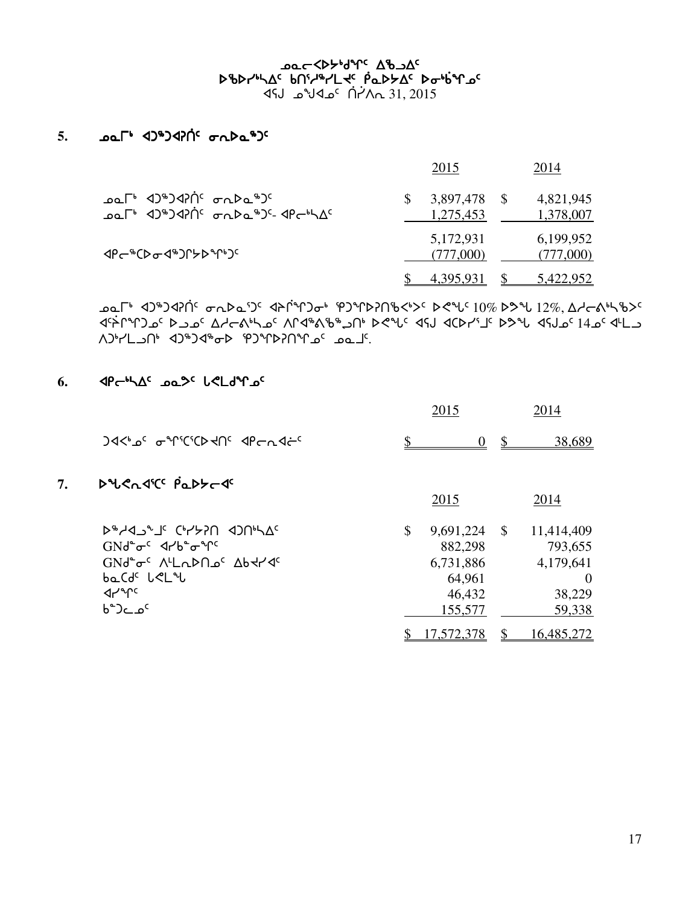ᓄᓇᓕᐊᐳᔅᑯᕐᓂᑦ ᐃᖃᓗᐃᑦ
ᐅᖃᐅᓯᖅᓴᐃᑦ ᑲᑎᕐᓱᖅᓯᒪᔪᑦ ᑮᓇᐅᔾᔭᐃᑦ ᐅᓂᒃᑳᕐᓄᑦ
ᐊᕐᕌᒍ ᓄᙳᐊᓐᓄᑦ ᑏᓯᐱᕆ 31, 2015

## 5. ᓄᓇᒥᒃ ᐊᑐᖅᑐᐊᕈᑎᑦ ᓂᕆᐅᓇᖅᑐᑦ

| | 2015 | 2014 |
|---|---|---|
| ᓄᓇᒥᒃ ᐊᑐᖅᑐᐊᕈᑎᑦ ᓂᕆᐅᓇᖅᑐᑦ | $ 3,897,478 | $ 4,821,945 |
| ᓄᓇᒥᒃ ᐊᑐᖅᑐᐊᕈᑎᑦ ᓂᕆᐅᓇᖅᑐᑦ- ᐊᑭᓕᒃᓴᐃᑦ | 1,275,453 | 1,378,007 |
| | 5,172,931 | 6,199,952 |
| ᐊᑭᓕᖅᑕᐅᓂᐊᖅᑐᒥᔭᐅᖏᒃᑐᑦ | (777,000) | (777,000) |
| | $ 4,395,931 | $ 5,422,952 |

ᓄᓇᒥᒃ ᐊᑐᖅᑐᐊᕈᑎᑦ ᓂᕆᐅᓇᕐᑐᑦ ᐊᔾᔨᒌᖏᑐᓂᒃ ᕿᑐᖏᐅᕈᑎᖃᕈᔅᑦ ᐅᐸᓗᑦ 10% ᐅᕗᖓ 12%, ᐃᓱᓕᕕᒃᓴᖃᕈᔅᑦ ᐊᕐᕌᒍᑦᑐᓄᑦ ᐅᓗᓄᑦ ᐃᓱᓕᕕᒃᓴᓄᑦ ᐱᒋᐊᖅᐱᖃᖅᓗᑎᒃ ᐅᐸᓗᑦ ᐊᕌᒍ ᐊᑕᐅᓯᕐᒧᑦ ᐅᕗᖓ ᐊᕌᒍᓄᑦ 14ᓄᑦ ᐊᒻᒪᓗ ᐱᑐᒃᓯᒪᓗᑎᒃ ᐊᑐᖅᑐᐊᖅᓂᐅ ᕿᑐᖏᐅᕈᑎᖏᓄᑦ ᓄᓇᒧᑦ.

## 6. ᐊᑭᓕᒃᓴᐃᑦ ᓄᓇᕗᑦ ᒐᕙᒪᒃᑯᖏᓄᑦ

| | 2015 | 2014 |
|---|---|---|
| ᑐᐊᕝᕕᓄᑦ ᓂᖏᑦᑕᑦᑕᐅᔪᑎᑦ ᐊᑭᓕᕆᐊᓖᑦ | $ 0 | $ 38,689 |

## 7. ᐅᖓᕙᕆᐊᕐᑕᑦ ᑮᓇᐅᔭᓕᐊᑦ

| | 2015 | 2014 |
|---|---|---|
| ᐅᖅᓱᐊᓗᖕᒧᑦ ᑕᒃᓯᔭᕈᑎ ᐊᑐᑎᒃᓴᐃᑦ | $ 9,691,224 | $ 11,414,409 |
| GNᑯᓐᓂᑦ ᐊᓯᑲᓐᓂᕐᒋᑦ | 882,298 | 793,655 |
| GNᑯᓐᓂᑦ ᐱᓪᒪᕆᐅᑎᓄᑦ ᐃᑲᔪᓱᐊᑦ | 6,731,886 | 4,179,641 |
| ᑲᓇᑕᑯᑦ ᒐᕙᒪᖓ | 64,961 | 0 |
| ᐊᓯᖏᑦ | 46,432 | 38,229 |
| ᑲᓐᑐᓕᓄᑦ | 155,577 | 59,338 |
| | $ 17,572,378 | $ 16,485,272 |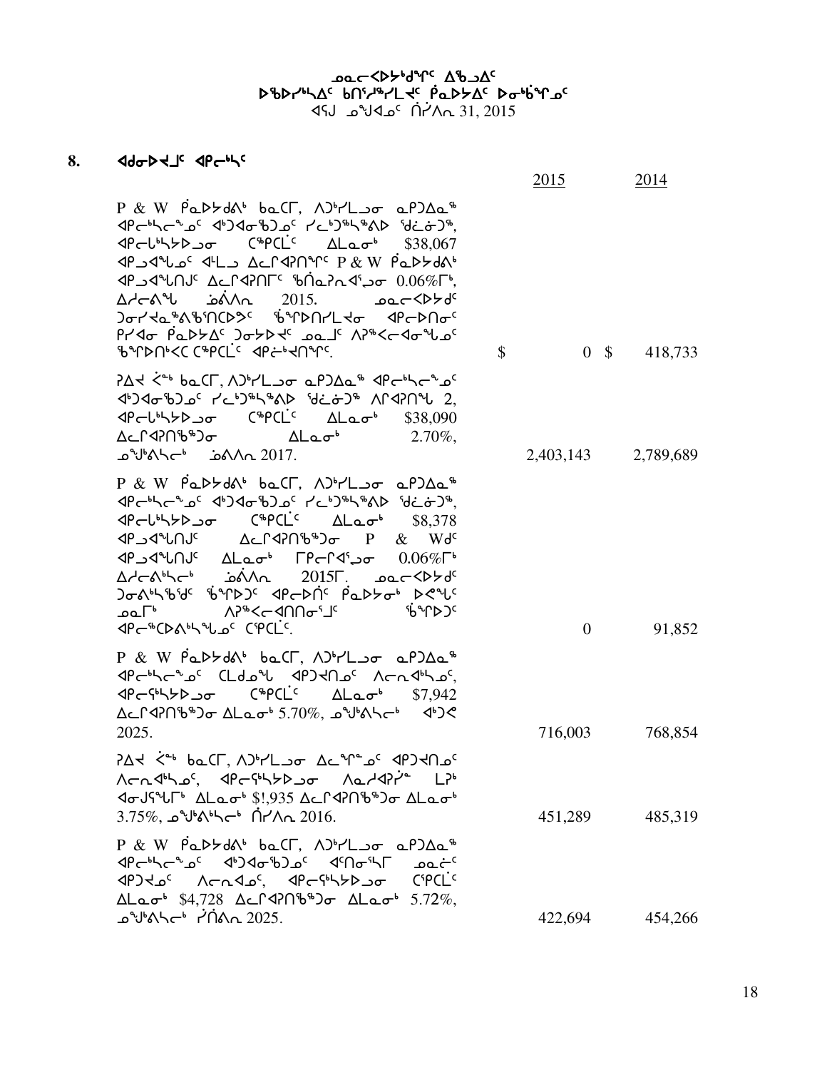# ᓄᓇᓕᐅᕈᓯᒃᑯᑦ ᐃᖃᓗᐃᑦ
## ᐅᖃᐅᓯᖅᓴᐃᑦ ᑲᑎᖅᓱᖅᓯᒪᔪᑦ ᑮᓇᐅᔭᐃᑦ ᐅᓂᒃᑳᖏᑦ
ᐊᕐᕌᒍ ᓄᙳᐊᓂ ᑏᓯᐱᕆ 31, 2015

## 8. ᐊᑯᓂᐅᔪᒧᑦ ᐊᑭᓕᒃᓴᑦ

| | 2015 | 2014 |
|---|---|---|
| P & W ᑮᓇᐅᔾᔭᕝᕕᒃ ᑲᓇᑕᒥ, ᐱᑐᒃᓯᒪᓗᓂ ᓇᑭᑐᐃᓇᖅ ᐊᑭᓕᒃᓴᓕᖕᓄᑦ ᐊᒃᑐᐊᓂᖃᑐᓄᑦ ᓯᓚᒃᑐᖅᓴᖅᕕᐅ ᖁᓛᓃᑐᖅ, ᐊᑭᓖᒃᓴᔾᔪᑎᒍᑦ ᑦᕿᑭᓪᓚᑦ ᐃᒪᓇᓂᒃ $38,067 ᐊᑭᓗᐊᖓᓄᑦ ᐊᒻᒪᓗ ᐃᓚᒋᐊᕈᑎᖏᑦ P & W ᑮᓇᐅᔾᔭᕝᕕᒃ ᐊᑭᓗᐊᖓᑎᒍᑦ ᐃᓚᒋᐊᕈᑎᒥᑦ ᖃᑏᓇᕈᓇᐊᕐᓗᓂ 0.06%ᒥᒃ, ᐃᓱᓕᕝᕕᖓ ᔫᓂᐱᕆ 2015. ᓄᓇᓕᐅᔪᑦ ᑐᓂᔪᓇᖅᕕᖃᑎᑕᐅᕗᑦ ᖄᖏᐅᑎᓯᒪᔪᓂ ᐊᑭᓕᐅᑎᓂᑦ ᑭᓯᐊᓂ ᑮᓇᐅᔭᐃᑦ ᑐᓂᔾᔪᑎᑦ ᓄᓇᒧᑦ ᐱᕐᙯᓕᐊᓂᖓᓄᑦ ᖃᖏᐅᑎᒃᑕᑕ ᑦᕿᑭᓪᓚᑦ ᐊᑭᓖᒃᑎᖏᑦ. | $ 0 | $ 418,733 |
| ᕈᐃᐊ ᐸᖕᒃ ᑲᓇᑕᒥ, ᐱᑐᒃᓯᒪᓗᓂ ᓇᑭᑐᐃᓇᖅ ᐊᑭᓕᒃᓴᓕᖕᓄᑦ ᐊᒃᑐᐊᓂᖃᑐᓄᑦ ᓯᓚᒃᑐᖅᓴᖅᕕᐅ ᖁᓛᓃᑐᖅ ᐱᒋᐊᕈᑎᖓ 2, ᐊᑭᓖᒃᓴᔾᔪᑎᒍᑦ ᑦᕿᑭᓪᓚᑦ ᐃᒪᓇᓂᒃ $38,090 ᐃᓚᒋᐊᕈᑎᖃᖅᑐᓂ ᐃᒪᓇᓂᒃ 2.70%, ᓄᙳᒃᕕᓴᓕᒃ ᔫᓂᐱᕆ 2017. | 2,403,143 | 2,789,689 |
| P & W ᑮᓇᐅᔾᔭᕝᕕᒃ ᑲᓇᑕᒥ, ᐱᑐᒃᓯᒪᓗᓂ ᓇᑭᑐᐃᓇᖅ ᐊᑭᓕᒃᓴᓕᖕᓄᑦ ᐊᒃᑐᐊᓂᖃᑐᓄᑦ ᓯᓚᒃᑐᖅᓴᖅᕕᐅ ᖁᓛᓃᑐᖅ, ᐊᑭᓖᒃᓴᔾᔪᑎᒍᑦ ᑦᕿᑭᓪᓚᑦ ᐃᒪᓇᓂᒃ $8,378 ᐊᑭᓗᐊᖓᑎᒍᑦ ᐃᓚᒋᐊᕈᑎᖃᖅᑐᓂ P & Wᑯᑦ ᐊᑭᓗᐊᖓᑎᒍᑦ ᐃᒪᓇᓂᒃ ᒥᑭᓕᕆᐊᕐᓗᓂ 0.06%ᒥᒃ ᐃᓱᓕᕝᕕᒃᓴᓕᒃ ᔫᓂᐱᕆ 2015ᒥ. ᓄᓇᓕᐅᔪᑦ ᑐᓂᕝᕕᒃᓴᖃᑯᑦ ᖄᖏᐅᑐᑦ ᐊᑭᓕᐅᑏᑦ ᑮᓇᐅᔭᓂᒃ ᐅᕙᖓᑦ ᓄᓇᒥᒃ ᐱᕐᙯᓕᐊᑎᑎᓂᕐᒧᑦ ᖄᖏᐅᑐᑦ ᐊᑭᓕᖅᑕᐅᕕᒃᓴᖓᓄᑦ ᑦᕿᑭᓪᓚᑦ. | 0 | 91,852 |
| P & W ᑮᓇᐅᔾᔭᕝᕕᒃ ᑲᓇᑕᒥ, ᐱᑐᒃᓯᒪᓗᓂ ᓇᑭᑐᐃᓇᖅ ᐊᑭᓕᒃᓴᓕᖕᓄᑦ ᑕᒪᑯᓄᖓ ᐊᑭᑐᔪᑎᓄᑦ ᐱᓕᕆᐊᒃᓴᓄᑦ, ᐊᑭᓖᕐᓴᔾᔪᑎᒍᑦ ᑦᕿᑭᓪᓚᑦ ᐃᒪᓇᓂᒃ $7,942 ᐃᓚᒋᐊᕈᑎᖃᖅᑐᓂ ᐃᒪᓇᓂᒃ 5.70%, ᓄᙳᒃᕕᓴᓕᒃ ᐊᒃᑐᕝ 2025. | 716,003 | 768,854 |
| ᕈᐃᐊ ᐸᖕᒃ ᑲᓇᑕᒥ, ᐱᑐᒃᓯᒪᓗᓂ ᐃᓕᓐᓂᐊᕐᓂᑦ ᐊᑭᑐᔪᑎᓄᑦ ᐱᓕᕆᐊᒃᓴᓄᑦ, ᐊᑭᓖᕐᓴᔾᔪᑎᒍᑦ ᐱᓇᓱᐊᕈᓯᐊ ᒪᕐᒃ ᐊᓂᒍᕐᖓᒥᒃ ᐃᒪᓇᓂᒃ $!,935 ᐃᓚᒋᐊᕈᑎᖃᖅᑐᓂ ᐃᒪᓇᓂᒃ 3.75%, ᓄᙳᒃᕕᒃᓴᓕᒃ ᑏᓯᐱᕆ 2016. | 451,289 | 485,319 |
| P & W ᑮᓇᐅᔾᔭᕝᕕᒃ ᑲᓇᑕᒥ, ᐱᑐᒃᓯᒪᓗᓂ ᓇᑭᑐᐃᓇᖅ ᐊᑭᓕᒃᓴᓕᖕᓄᑦ ᐊᒃᑐᐊᓂᖃᑐᓄᑦ ᐊᑎᓂᕐᓴᒥ ᓄᓇᓖᑦ ᐊᑭᑐᔪᑦ ᐱᓕᕆᐊᓄᑦ, ᐊᑭᓖᕐᓴᔾᔪᑎᒍᑦ ᑦᕿᑭᓪᓚᑦ ᐃᒪᓇᓂᒃ $4,728 ᐃᓚᒋᐊᕈᑎᖃᖅᑐᓂ ᐃᒪᓇᓂᒃ 5.72%, ᓄᙳᒃᕕᓴᓕᒃ ᓰᑎᕝᕕᕆ 2025. | 422,694 | 454,266 |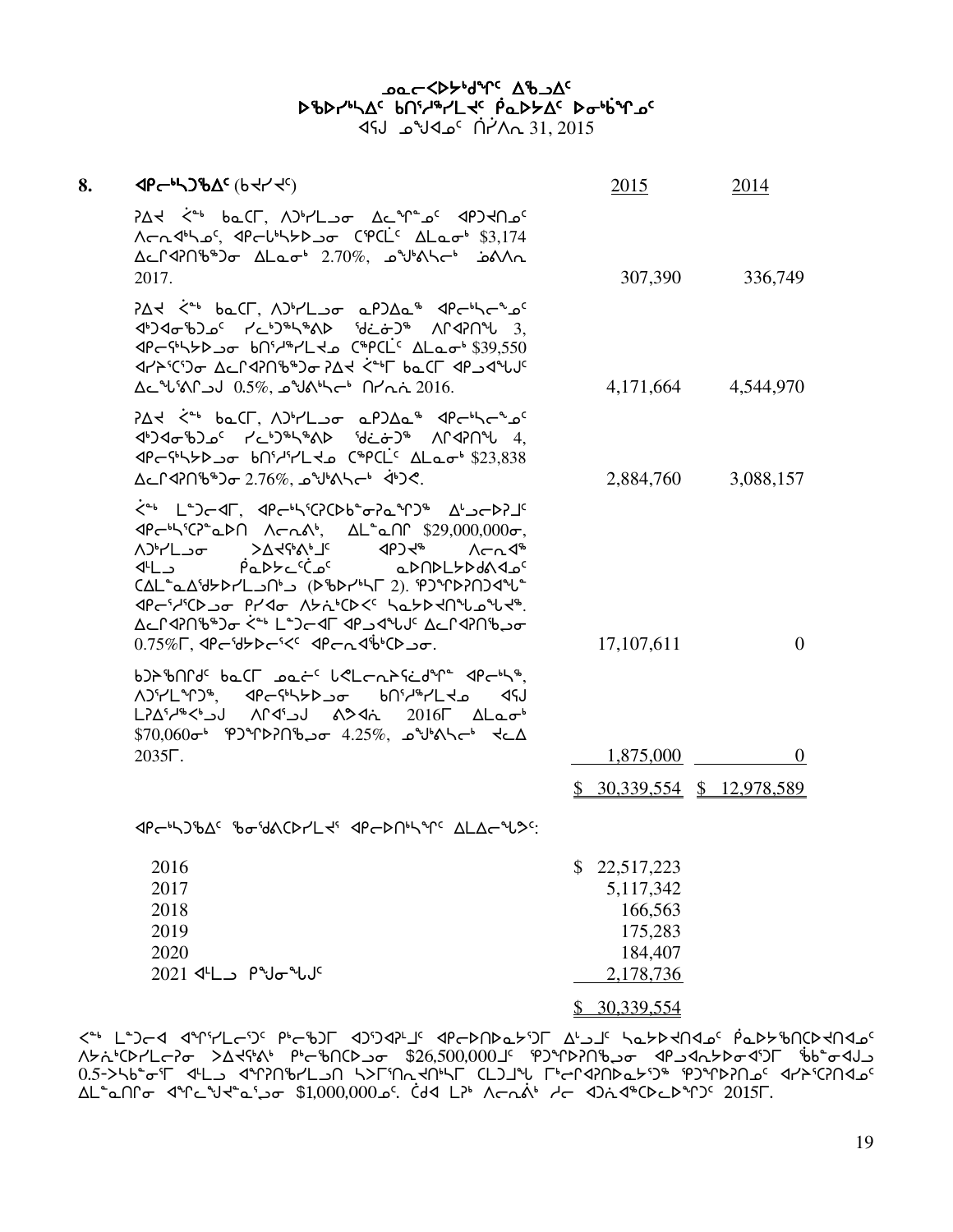ᓄᓇᓕᐊᐳᔾᑯᕐᑦ ᐃᖃᓗᐃᑦ
ᐅᖃᐅᓯᖅᓴᐃᑦ ᑲᑎᕐᔪᕐᓯᒪᔪᑦ ᑮᓇᐅᔾᐃᑦ ᐅᓂᒃᑳᕐᓄᑦ
ᐊᕐᕌᒍ ᓄᙱᐊᓄᑦ ᑎᓯᐱᕆ 31, 2015

| 8. | ᐊᑭᓕᒃᓴᖃᐃᑦ (ᑲᔪᓯᔪᑦ) | 2015 | 2014 |
|---|---|---|---|
| | ᕈᐃᔭ ᐹᓐᒃ ᑲᓇᑕᒥ, ᐱᑐᒃᓯᒪᓗᓂ ᐃᓚᖏᓐᓄᑦ ᐊᑭᑐᔪᑎᓄᑦ ᐱᓕᕆᐊᒃᓴᓄᑦ, ᐊᑭᓕᒃᓴᔾᔭᐅᓗᓂ ᑕᕝᕙᓂ ᐃᒪᓇᓂᒃ $3,174 ᐃᓚᒋᐊᕈᑎᖃᕐᓗᓂ ᐃᒪᓇᓂᒃ 2.70%, ᓄᙳᒃᐱᓴᓕᒃ ᓘᓐᐱᕆ 2017. | 307,390 | 336,749 |
| | ᕈᐃᔭ ᐹᓐᒃ ᑲᓇᑕᒥ, ᐱᑐᒃᓯᒪᓗᓂ ᓇᑭᑐᐃᓇᖅ ᐊᑭᓕᒃᓴᓕᖕᓄᑦ ᐊᒃᑐᐊᓂᖃᑐᓄᑦ ᓯᓚᒃᑐᖅᓴᖅᕕᐅ ᖁᓪᓕᓃᑐᖅ ᐱᒋᐊᕈᑎᖓ 3, ᐊᑭᓕᖃᒃᓴᔭᐅᓗᓂ ᑲᑎᕐᔪᕐᓯᒪᔪᓄ ᑕᒃᑭᑕᒫᑦ ᐃᒪᓇᓂᒃ $39,550 ᐊᓯᐳᑦᑕᑦᑐᓂ ᐃᓚᒋᐊᕈᑎᖃᕐᓗᓂ ᕈᐃᔭ ᐹᓐᒥ ᑲᓇᑕᒥ ᐊᑭᓗᐊᖓᒍᑦ ᐃᓚᖖᒃᕕᒋᓗᒍ 0.5%, ᓄᙳᒃᐱᓴᓕᒃ ᑎᓯᕆᓅ 2016. | 4,171,664 | 4,544,970 |
| | ᕈᐃᔭ ᐹᓐᒃ ᑲᓇᑕᒥ, ᐱᑐᒃᓯᒪᓗᓂ ᓇᑭᑐᐃᓇᖅ ᐊᑭᓕᒃᓴᓕᖕᓄᑦ ᐊᒃᑐᐊᓂᖃᑐᓄᑦ ᓯᓚᒃᑐᖅᓴᖅᕕᐅ ᖁᓪᓕᓃᑐᖅ ᐱᒋᐊᕈᑎᖓ 4, ᐊᑭᓕᖃᒃᓴᔭᐅᓗᓂ ᑲᑎᕐᔪᕐᓯᒪᔪᓄ ᑕᒃᑭᑕᒫᑦ ᐃᒪᓇᓂᒃ $23,838 ᐃᓚᒋᐊᕈᑎᖃᕐᓗᓂ 2.76%, ᓄᙳᒃᐱᓴᓕᒃ ᐋᒃᑐᕙ. | 2,884,760 | 3,088,157 |
| | ᐹᓐᒃ ᒪᓐᑐᓕᐊᒥ, ᐊᑭᓕᒃᓴᕐᑕᕈᑕᐅᑲᓐᓂᕈᓇᖅᑐᖅ ᐃᒡᓗᓕᐅᕈᒧᑦ ᐊᑭᓕᒃᓴᕐᑕᕐᓇᐅᑎ ᐱᓕᕆᐊᒃ, ᐃᒪᓐᓇᑎᒋ $29,000,000ᓂ, ᐱᑐᒃᓯᒪᓗᓂ ᐳᐃᔪᖅᐱᒃᒧᑦ ᐊᑭᑐᔪᖅ ᐱᓕᕆᐊᖅ ᐊᒻᒪᓗ ᕿᓇᐅᔭᓕᑦᑖᓄᑦ ᓇᐅᑎᐅᒪᔭᐅᑯᕕᐊᓄᑦ ᑕᐃᒪᓐᓇᐃᖁᔭᐅᓯᒪᓗᑎᒃᑯ (ᐅᖃᐅᓯᒃᓴᒥ 2). ᕿᑐᕐᖑᐅᕈᑎᑐᐊᖓᓐ ᐊᑭᓕᕐᓯᕐᑕᐅᓗᓂ ᑭᓯᐊᓂ ᐱᔭᕇᒃᑕᐅᐸᑦ ᓴᓇᔭᐅᔪᑎᖓᓄᖓᖅ. ᐃᓚᒋᐊᕈᑎᖃᕐᓗᓂ ᐹᓐᒃ ᒪᓐᑐᓕᐊᒥ ᐊᑭᓗᐊᖓᒍᑦ ᐃᓚᒋᐊᕈᑎᒃᑯᓂ 0.75%ᒥ, ᐊᑭᓕᖁᔭᐅᓕᕐᐸᑦ ᐊᑭᓕᕆᐊᖃᕐᑕᐅᓗᓂ. | 17,107,611 | 0 |
| | ᑲᑐᔾᔨᖃᑎᒌᑦ ᑲᓇᑕᒥ ᓄᓇᓖᑦ ᒐᕙᒪᓕᕆᓂᕐᓯᓃᑯᕐᒥᓐ ᐊᑭᓕᒃᓴᖅ, ᐱᑐᕐᓯᒪᕐᖏᑐᖅ, ᐊᑭᓕᖃᒃᓴᔭᐅᓗᓂ ᑲᑎᕐᔪᕐᓯᒪᔪᓄ ᐊᕐᕌ ᒪᕈᐃᕐᔪᕐᐸᒃᑐᒍ ᐱᒋᐊᕐᑐᒍ ᕕᕝᕗᐊᕆ 2016ᒥ ᐃᒪᓇᓂᒃ $70,060ᓂᒃ ᕿᑐᕐᖑᐅᕈᑎᑲᓗᓂ 4.25%, ᓄᙳᒃᐱᓴᓕᒃ ᔪᓚᐃ 2035ᒥ. | 1,875,000 | 0 |
| | | $ 30,339,554 | $ 12,978,589 |

ᐊᑭᓕᒃᓴᖃᐃᑦ ᖃᓂᑦᑐᐱᑕᐅᓯᒪᔪᑦ ᐊᑭᓕᐅᑎᒃᓴᕐᑦ ᐃᒪᐃᓕᖓᔪᑦ:

| | |
|---|---|
| 2016 | $ 22,517,223 |
| 2017 | 5,117,342 |
| 2018 | 166,563 |
| 2019 | 175,283 |
| 2020 | 184,407 |
| 2021 ᐊᒻᒪᓗ ᑭᖑᓂᖓᒍᑦ | 2,178,736 |
| | $ 30,339,554 |

ᐹᓐᒃ ᒪᓐᑐᓕᐊ ᐊᕐᕌᒍᓯᓕᓂᑐᑦ ᑭᒃᓕᖃᑐᒥ ᐊᑐᕐᑐᐊᕈᒧᑦ ᐊᑭᓕᐅᑎᓇᔅᑐᒥ ᐃᒡᓗᒧᑦ ᓴᓇᔭᐅᔪᑎᐊᓄᑦ ᕿᓇᐅᔭᖃᕐᑕᐅᔪᑎᐊᓄᑦ ᐱᔭᕇᒃᑕᐅᓯᒪᓕᕈᓂ ᐳᐃᔪᖅᐱᒃ ᑭᒃᓕᖃᕐᑕᐅᓗᓂ $26,500,000ᒧᑦ ᕿᑐᕐᖑᐅᕈᑎᑲᓗᓂ ᐊᑭᓗᐊᖅᓴᔭᓂᐊᕐᑐᒥ ᖃᑲᓐᓂᐊᒍᓗ 0.5->ᓴᑲᓐᓂᕐᒥ ᐊᒻᒪᓗ ᐊᕐᕌᒍᖃᕐᓯᒪᓗᑎ ᓴᐳᒥᕐᑎᓇᐊᑎᒃᓴᒥ ᑕᓪᓚᒧᖓ ᒥᒃᓕᒋᐊᕈᑎᓇᔭᕐᑐᖅ ᕿᑐᕐᖑᐅᕈᑎᓄᑦ ᐊᓯᐳᑦᑕᐅᑎᐊᓄᑦ ᐃᒪᓐᓇᑎᒋ ᐊᕐᕌᒍᖓᔪᓐᓇᕐᓗᓂ $1,000,000ᓄᑦ. ᑖᒃᑯᐊ ᒪᕈᒃ ᐱᓕᕆᐊᒃ ᓯᓕ ᐊᑐᓃᐊᖅᑕᐅᓚᐅᕐᑐᑦ 2015ᒥ.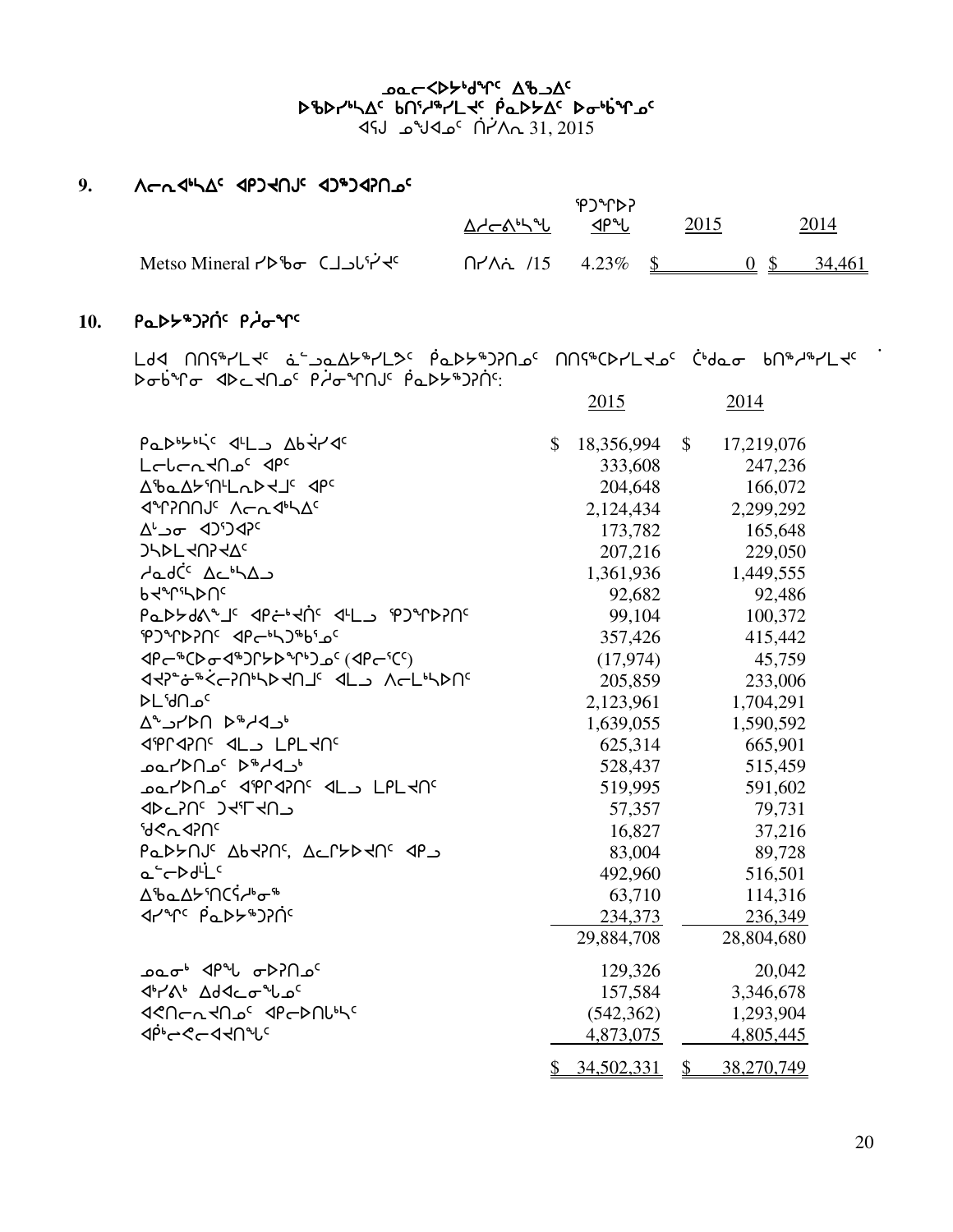ᓄᓇᓕᐊᕐᐳᕐᒃᑯᑦ ᐃᖅᑲᐃᑦ
ᐅᖃᐅᓯᖅᓴᐃᑦ ᑲᑎᑦᓯᖅᓯᒪᔪᑦ ᑭᓇᐅᔭᐃᑦ ᐅᓂᒃᑳᖑᓄᑦ
ᐊᕐᕌᒍ ᓄᙱᐊᓄᑦ ᒫᔾ 31, 2015

## 9. ᐱᓕᕆᐊᖅᓴᐃᑦ ᐊᑭᑐᔪᑎᒍᑦ ᐊᑐᖅᑐᐊᕈᑎᓄᑦ

| | ᐃᓱᓕᓚᖅᓴᖓ | ᕿᑐᖏᕈᕈ ᐊᑭᖓ | 2015 | 2014 |
|---|---|---|---|---|
| Metso Mineral ᓯᐅᒃᓂ ᑕᒧᒍᒐᕐᓯᔪᑦ | ᑎᓯᐱᕇ /15 | 4.23% | $ 0 | $ 34,461 |

## 10. ᑭᓇᐅᔭᖅᑐᕈᑏᑦ ᑭᓲᓂᖏᑦ

ᒪᒃᑯ ᑎᑎᕋᖅᓯᒪᔪᑦ ᓈᓴᐅᓯᖅᓯᒪᕗᑦ ᑮᓇᐅᔭᖅᑐᕈᑎᓄᑦ ᑎᑎᕋᖅᑕᐅᓯᒪᔪᓄᑦ ᑖᒃᑯᓇᓂ ᑲᑎᖅᓱᖅᓯᒪᔪᑦ ᐅᓂᒃᑳᖏᓂ ᐊᐅᓚᔪᑎᓄᑦ ᑭᓲᓂᖏᑎᒍᑦ ᑮᓇᐅᔭᖅᑐᕈᑏᑦ:

| | 2015 | 2014 |
|---|---|---|
| ᑭᓇᐅᔭᔅᓴᑦ ᐊᒻᒪᓗ ᐃᑲᔪᓯᐊᑦ | $ 18,356,994 | $ 17,219,076 |
| ᒪᓕᒐᓕᕆᔪᑎᓄᑦ ᐊᑭᑦ | 333,608 | 247,236 |
| ᐃᖃᓇᐃᔭᕐᑎᒻᒪᕆᐅᔪᒧᑦ ᐊᑭᑦ | 204,648 | 166,072 |
| ᐊᖏᕈᑎᑎᒍᑦ ᐱᓕᕆᐊᖅᓴᐃᑦ | 2,124,434 | 2,299,292 |
| ᐃᒡᓗᓂ ᐊᑐᕐᑐᐊᕈᑦ | 173,782 | 165,648 |
| ᑐᓴᐅᒪᔪᑎᕈᔾᔭᐃᑦ | 207,216 | 229,050 |
| ᓱᓇᑯᑖᑦ ᐃᓚᖅᓴᐃᓗ | 1,361,936 | 1,449,555 |
| ᑲᔪᖏᖅᓴᐅᑎᑦ | 92,682 | 92,486 |
| ᑭᓇᐅᔭᑯᐱᖕᒧᑦ ᐊᑭᓖᔪᑏᑦ ᐊᒻᒪᓗ ᕿᑐᖏᕈᕈᑎᑦ | 99,104 | 100,372 |
| ᕿᑐᖏᕈᕈᑎᑦ ᐊᑭᓕᒃᓴᑐᖅᑲᕐᓄᑦ | 357,426 | 415,442 |
| ᐊᑭᓕᖅᑕᐅᓂᐊᖅᑐᒋᔭᐅᖏᒃᑐᓄᑦ (ᐊᑭᓕᕐᑕᑦ) | (17,974) | 45,759 |
| ᐊᔪᕈᓐᓃᖅᐸᓕᕈᑎᒃᓴᐅᔪᑎᒧᑦ ᐊᒻᒪ ᐱᓕᒻᒪᒃᓴᐅᑎᑦ | 205,859 | 233,006 |
| ᐅᒪᔪᑎᓄᑦ | 2,123,961 | 1,704,291 |
| ᐃᖅᑯᓯᐅᑎ ᐅᖅᓱᐊᓗᒃ | 1,639,055 | 1,590,592 |
| ᐊᖏᕆᐊᕈᑎᑦ ᐊᒻᒪᓗ ᒪᑭᒪᔪᑎᑦ | 625,314 | 665,901 |
| ᓄᓇᓯᐅᑎᓄᑦ ᐅᖅᓱᐊᓗᒃ | 528,437 | 515,459 |
| ᓄᓇᓯᐅᑎᓄᑦ ᐊᖏᕆᐊᕈᑎᑦ ᐊᒻᒪᓗ ᒪᑭᒪᔪᑎᑦ | 519,995 | 591,602 |
| ᐊᐅᓚᕈᑎᑦ ᑐᔪᕐᒥᔪᑎᓗ | 57,357 | 79,731 |
| ᖁᕙᕆᐊᕈᑎᑦ | 16,827 | 37,216 |
| ᑭᓇᐅᔭᑎᒍᑦ ᐃᑲᔪᕈᑎᑦ, ᐃᓚᒋᔭᐅᔪᑎᑦ ᐊᑭᓗ | 83,004 | 89,728 |
| ᓇᓪᓕᐅᑯᒻᒥᑦ | 492,960 | 516,501 |
| ᐃᖃᓇᐃᔭᕐᑎᑕᕐᓯᒃᓂᖅ | 63,710 | 114,316 |
| ᐊᓯᖏᑦ ᑮᓇᐅᔭᖅᑐᕈᑏᑦ | 234,373 | 236,349 |
| | 29,884,708 | 28,804,680 |
| ᓄᓇᓂᒃ ᐊᑭᖓ ᓂᐅᕈᑎᓄᑦ | 129,326 | 20,042 |
| ᐊᒃᓯᕚᒃ ᐃᑯᐊᓕᓂᖓᓄᑦ | 157,584 | 3,346,678 |
| ᐊᕙᑎᓕᕆᔪᑎᓄᑦ ᐊᑭᓕᐅᑎᒐᖅᓴᑦ | (542,362) | 1,293,904 |
| ᐊᑭᒃᓕᕙᓕᐊᔪᑎᖓᑦ | 4,873,075 | 4,805,445 |
| | $ 34,502,331 | $ 38,270,749 |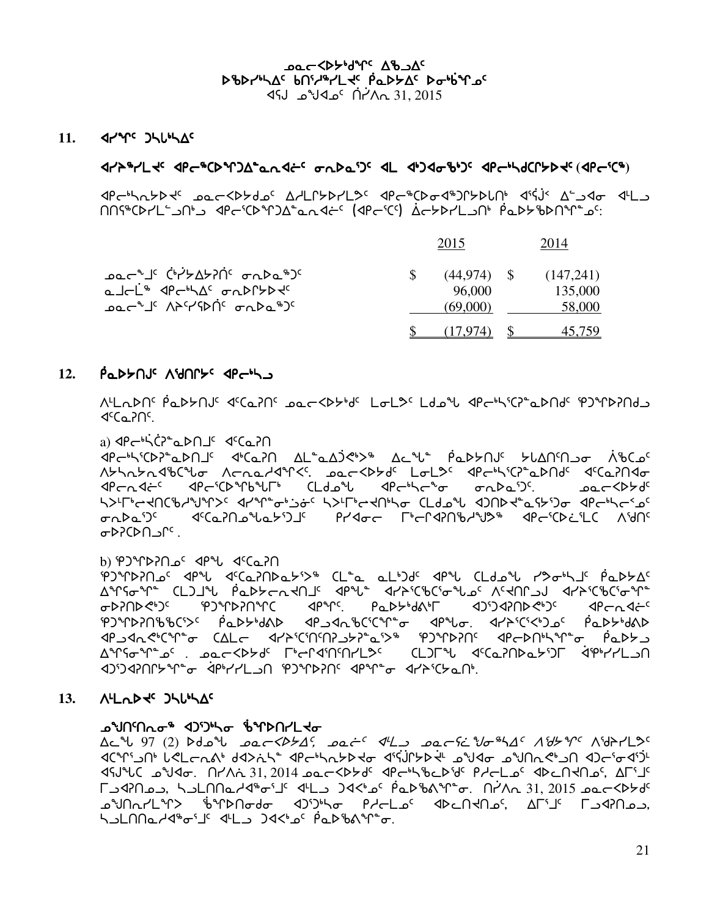ᓄᓇᓕᐸᐅᔭᒃᑯᖏᑦ ᐃᖃᒧᐃᑦ
ᐅᖃᐅᓯᖅᓴᐃᑦ ᑲᑎᑦᓯᖅᓯᒪᔪᑦ ᑭᓇᐅᔭᐃᑦ ᐅᓂᒃᑳᖓᑦ
ᐊᕐጋ ᓄᖑᐊᓄᑦ ᑎᓯᐱᕆ 31, 2015

## 11. ᐊᓯᙵᑦ ᑐᓴᒃᓴᐃᑦ

### ᐊᓯᔾᖅᓯᒪᔪᑦ ᐊᑭᓕᖅᑕᐅᖏᑐᐃᓐᓇᕆᐊᓖᑦ ᓂᕆᐅᓇᕐᑐᑦ ᐊᒪ ᐊᒃᑐᐊᓂᖅᑐᑦ ᐊᑭᓕᒃᓴᑕᒋᔭᐅᔪᑦ (ᐊᑭᓕᑦᑕᖅ)

ᐊᑭᓕᒃᓴᕆᔭᐅᔪᑦ ᓄᓇᓕᐸᐅᔭᑯᓄᑦ ᐃᓱᒪᒋᔭᐅᓯᒪᕗᑦ ᐊᑭᓕᖅᑕᐅᓂᐊᖅᑐᒋᔭᐅᒪᑎᒃ ᐊᕐጋᑉ ᐃᓪᓗᐊᓂ ᐊᒻᒪᓗ ᑎᑎᕐᖅᑕᐅᓯᒪᓪᓗᑎᒃᓗ ᐊᑭᓕᑦᑕᐅᖏᑐᐃᓐᓇᕆᐊᓖᑦ (ᐊᑭᓕᑦᑕᖅ) ᐃᓕᔭᐅᓯᒪᓗᑎᒃ ᑭᓇᐅᔭᖅᐅᑎᖏᓐᓄᑦ:

| | 2015 | 2014 |
|---|---|---|
| ᓄᓇᓕᖕᒧᑦ ᑖᒃᓰᔭᐃᔭᕈᑏᑦ ᓂᕆᐅᓇᖅᑐᑦ | $ (44,974) | $ (147,241) |
| ᓇᒧᓕᒫᖅ ᐊᑭᓕᒃᓴᐃᑦ ᓂᕆᐅᒋᔭᐅᔪᑦ | 96,000 | 135,000 |
| ᓄᓇᓕᖕᒧᑦ ᐱᔭᕐᓯᕆᐅᑏᑦ ᓂᕆᐅᓇᖅᑐᑦ | (69,000) | 58,000 |
| | $ (17,974) | $ 45,759 |

## 12. ᑮᓇᐅᔭᑎᒍᑦ ᐱᕚᑎᒋᔾᔪᑦ ᐊᑭᓕᒃᓴᓗ

ᐱᓕᕆᐅᑎᑦ ᑮᓇᐅᔭᑎᒍᑦ ᐊᑦᑕᓇᕈᑎᑦ ᓄᓇᓕᐸᐅᔭᒃᑯᑦ ᒪᓂᒪᔪᑦ ᒪᑯᓇᖓ ᐊᑭᓕᒃᓴᖅᑕᕈᓐᓇᐅᑎᒃᑯᑦ ᕿᑐᙵᐅᕈᑎᒃᑯᓗ ᐊᑦᑕᓇᕈᑎᑦ.

a) ᐊᑭᓕᒃᓵᕈᓐᓇᐅᑎᒧᑦ ᐊᑦᑕᓇᕈᑎ
ᐊᑭᓕᒃᓴᖅᑕᐅᕈᓐᓇᐅᑎᒧᑦ ᐊᒃᑕᓇᕈᑎ ᐃᒪᓐᓇᐃᑑᕙᒃᐳᖅ ᐃᓚᖓᓐᓂ ᑮᓇᐅᔭᑎᒍᑦ ᔭᒐᐃᑎᑦᑎᓗᓂ ᐲᖅᑕᓄᑦ ᐱᔭᕐᓴᕆᓴᕆᐊᖃᑦᑕᖑᓂ ᐱᓕᕆᓇᓱᐊᖑᕐᑉ. ᓄᓇᓕᐸᐅᔭᒃᑯᑦ ᒪᓂᒪᔪᑦ ᐊᑭᓕᒃᓴᖅᑕᕈᓐᓇᐅᑎᒃᑯᑦ ᐊᑦᑕᓇᕈᑎᐊᓂ ᐊᑭᓕᕆᐊᖏᑦ ᐊᑭᓕᖅᑕᐅᖅᑲᖅᑲᕐᒥᒃ ᑕᒪᑯᓇᖓ ᐊᑭᓕᒃᓴᖅᑕᕐᓂ ᓂᕆᐅᓇᕐᑐᑦ. ᓄᓇᓕᐸᐅᔭᒃᑯᑦ ᓴᐳᔾᒥᒃᓯᐊᕐᑎᑦᑕᖅᓯᒍᓯᐅᖏᑦ ᐊᓯᙵᓂᒃᑯᖏᓐᓂ ᓴᐳᔾᒥᒃᓯᐊᕐᑎᒃᓴᓂ ᑕᒪᑯᓇᖓ ᐊᑐᑎᐅᑎᓇᖅᓴᕐᑐᓂ ᐊᑭᓕᒃᓴᓕᕐᓄᑦ ᓂᕆᐅᓇᕐᑐᑦ ᐊᑦᑕᓇᕈᑎᓄᖕᒐᓇᔾᔪᑐᑦ ᑮᓯᐊᓂᓕ ᒥᒃᓕᒥᐊᕈᑎᒃᓯᒍᓐᓂᔾᔪᖅ ᐊᑭᓕᖅᑕᐅᕈᓐᓇᑕ ᐱᕚᑎᑦ ᓂᐅᕈᑕᐅᑎᓗᒋᑦ.

b) ᕿᑐᙵᐅᕈᑎᓄᑦ ᐊᑭᖓ ᐊᑦᑕᓇᕈᑎ
ᕿᑐᙵᐅᕈᑎᓄᑦ ᐊᑭᖓ ᐊᑦᑕᓇᕈᑎᐅᓇᔭᕐᐳᖅ ᑕᒪᓐᓇ ᓇᒪᒃᑐᒃ ᐊᑭᖓ ᑕᒪᑯᓇᖓ ᓯᕗᓂᒃᓴᒧᑦ ᑮᓇᐅᔭᐃᑦ ᐃᖕᒋᓂᖏᓐᓂ ᑕᒪᑐᒪᖓ ᑮᓇᐅᔭᓕᕆᓂᐊᕐᑎᒧᑦ ᐊᑭᖓᓐᓂ ᐊᓯᔾᔨᖅᑕᖅᑕᕐᓂᖓᓄᑦ ᐱᑦᔪᑎᒋᓗᒍ ᐊᓯᔾᔨᖅᑕᖅᑕᕐᓂᖏᓐᓂ ᓂᐅᕈᑎᐅᕙᒃᐳᑦ ᕿᑐᙵᐅᕈᑎᖏᑕ ᐊᑭᖏᑦ. ᑮᓇᐅᔭᒃᑯᑎᒥᒃ ᐊᑐᕐᑐᐊᕈᑎᐅᕙᒃᐳᑦ ᐊᑭᓕᕆᐊᓖᑦ ᕿᑐᙵᐅᕈᑎᖃᖅᑕᖅᐳᑦ ᑮᓇᐅᔭᒃᑯᕕᒃ ᐊᑭᓗᐊᕆᓇᖅᑕᖅᑕᕐᓂᖅ ᐊᑭᖓᓂ. ᐊᓯᔾᔨᖅᑕᖅᐸᒃᑐᓄᑦ ᑮᓇᐅᔭᒃᑯᕕᒃ ᐊᑭᓗᐊᕆᓇᖅᑕᖅᑕᕐᓂᖅ ᑕᐃᒪᓕ ᐊᓯᔾᔨᖅᑎᑦᑎᑦᑎᔾᔪᔭᕆᓇᕐᑐᑦ ᕿᑐᙵᐅᕈᑎᑦ ᐊᑭᓕᐅᑎᒃᓴᖏᓐᓂ ᑮᓇᐅᔭᓗ ᐃᖕᒋᓂᖏᓐᓄᑦ. ᓄᓇᓕᐸᐅᔭᒃᑯᑦ ᒥᒃᓕᒥᐊᕐᑎᑎᑦᑎᓯᒪᔪᑦ ᑕᒪᑐᒪᖓ ᐊᑦᑕᓇᕈᑎᐅᓇᔭᕐᑐᒥ ᐋᕿᒃᓯᓯᒪᓗᑎ ᐊᑐᕐᑐᐊᕈᑎᒋᔭᖏᑕ ᐋᕿᒃᓯᓯᒪᓗᑎ ᕿᑐᙵᐅᕈᑎᑦ ᐊᑭᖏᓐᓂ ᐊᓯᔾᔨᖅᑕᖅᑕᓇᑎᒃ.

## 13. ᐱᓕᕆᐅᔪᑦ ᑐᓴᒃᓴᐃᑦ

### ᓄᖑᑎᕐᑎᕆᓂᖅ ᐊᑐᕐᑐᒃᓴᓂ ᖃᖓᐅᑎᓯᒪᔪᓂ

ᐃᓚᖓ 97 (2) ᐅᑯᓄᖓ ᓄᓇᓕᐸᐅᔭᐃᑦ, ᓄᓇᓖᑦ ᐊᒻᒪᓗ ᓄᓇᓕᖕᒋᑦ ᖃᕋᔭᕐᖓᕐᓴᐃᑦ ᐱᖁᔭᖏᑦ ᐱᖁᔨᕐᓯᒪᕗᑦ ᐊᑦᑕᕐᖑᑎᒃ ᒪᑯᓕᕐᓂᐊᒃ ᑯᐊᐳᕆᓴᖕ ᐊᑭᓕᒃᓴᕆᔭᐅᔪᓂ ᐊᕐጋᒥᒃᓯᔾᔪᑎᒃ ᓄᖑᐊᓂ ᓄᖑᑎᕆᕙᓐᓂᓐᓂ ᐊᑐᓕᕐᓂᐊᕐᑐᒥ ᐊᕐጋᖓᑕ ᓄᖑᐊᓂ. ᑎᓯᐱᕆ 31, 2014 ᓄᓇᓕᐸᐅᔭᒃᑯᑦ ᐊᑭᓕᒃᓴᓪᓚᕐᓯᑦ ᑭᓯᓕᒪᓄᑦ ᐊᐅᓚᑎᑦᑎᓄᑦ, ᐃᒥᕐᒧᑦ ᒥᑐᐊᕐᑎᓄᓗ, ᓴᓗᒪᑎᑎᓇᓱᐊᖅᓯᖏᑦ ᐊᒻᒪᓗ ᑐᐊᑉᓄᑦ ᑮᓇᐅᖅᑲᕕᖓᓂ. ᑎᓯᐱᕆ 31, 2015 ᓄᓇᓕᐸᐅᔭᒃᑯᑦ ᓄᖑᑎᕆᓯᒪᖏᑉᐳᖅ ᖃᖓᐅᑎᓯᒪᓂᖓ ᐊᑐᕐᑐᒃᓴᓂ ᑭᓯᓕᒪᓄᑦ ᐊᐅᓚᑎᑦᑎᓄᑦ, ᐃᒥᕐᒧᑦ ᒥᑐᐊᕐᑎᓄᓗ, ᓴᓗᒪᑎᑎᓇᓱᐊᖅᓯᖏᑦ ᐊᒻᒪᓗ ᑐᐊᑉᓄᑦ ᑮᓇᐅᖅᑲᕕᖓᓂ.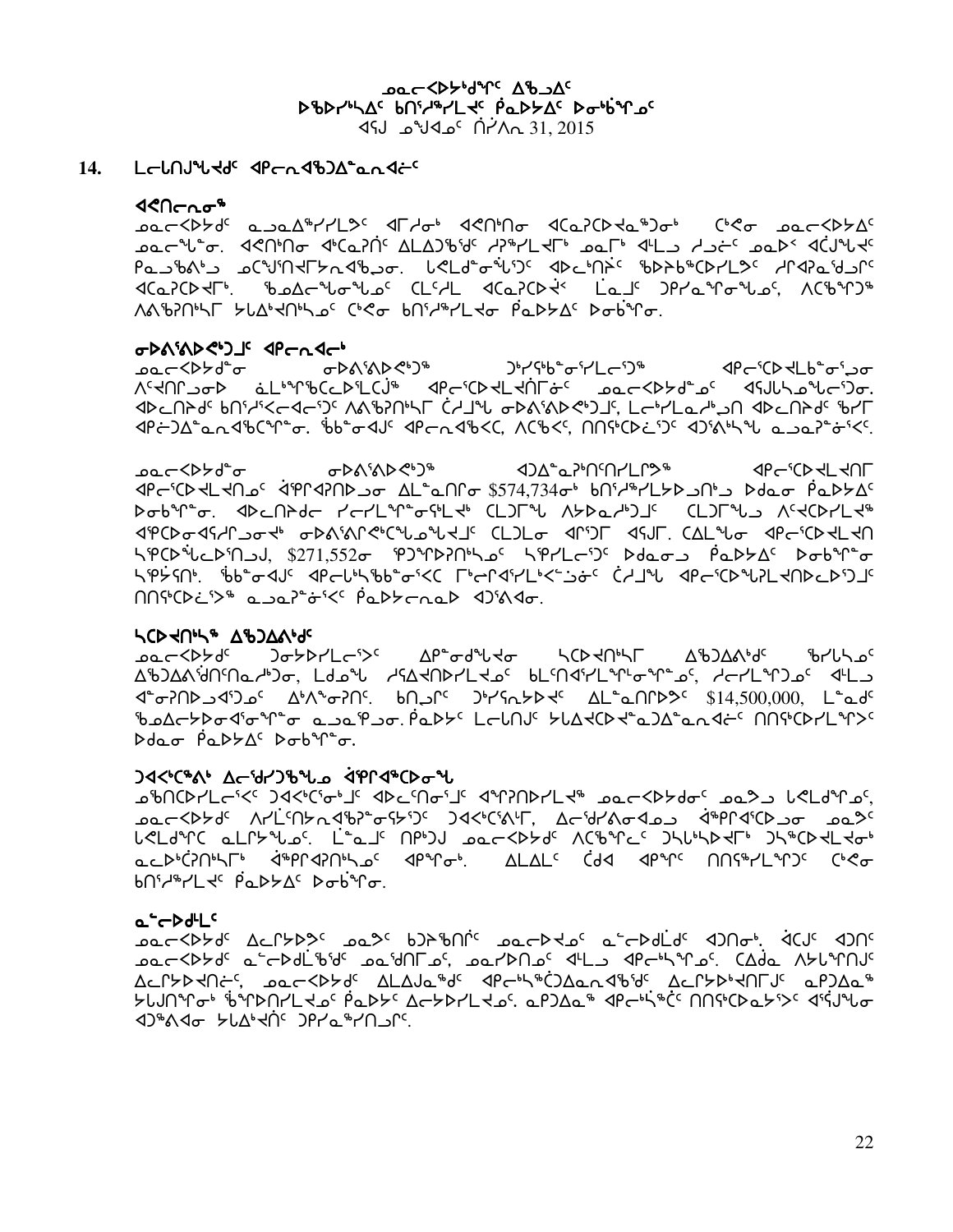ᓄᓇᓕᐊᐅᔾᔪᑎᒃᑯᑦ ᐃᖃᓗᐃᑦ
ᐅᖃᐅᓯᖅᓴᐃᑦ ᑲᑎᑦᓱᖅᓯᒪᔪᑦ ᑮᓇᐅᔾᔭᐃᑦ ᐅᓂᒃᑳᖏᑦ
ᐊᕐᕌᒍ ᓄᖑᐊᓂᒃ ᑏᓯᐱᕆ 31, 2015

## 14. ᒪᓕᒐᒧᖕᖏᑦ ᐊᑭᓕᐊᖃᑐᐃᓐᓇᐊᓖᑦ

### ᐊᕙᑎᓕᕆᓂᖅ

ᓄᓇᓕᐅᔾᔪᑏᑦ ᓇᓗᓇᐃᖅᓯᓯᒪᕗᑦ ᐊᒥᓱᓂᒃ ᐊᕙᑎᖏᑦᑎᓂ ᐊᑕᓇᕈᑦᐳᐊᓐᖑᓂᒃ ᑖᒃᑯᓂ ᓄᓇᓕᐅᔾᔭᐃᑦ ᓄᓇᓕᖕᖏᓂ. ᐊᕙᑎᖏᑦᑎᓂ ᐊᒃᑕᓇᕈᑎᑦ ᐃᒪᐃᓐᖑᒃᑯᑦ ᓱᕈᖅᓯᒪᔪᒥᒃ ᓄᓇᒥᒃ ᐊᒻᒪᓗ ᓱᓗᓕᑦ ᓄᓇᐅᑉ ᐊᑖᒍᖕᖏᑦ ᑭᓇᕈᖃᕐᕕᒃᑯ ᓄᑖᕈᑎᖏᑦᑐᒥᐅᓕᐊᖃᕐᓂᐊᒃᑯᓂ. ᒐᕙᒪᒃᑯᓐᓂᒃᓵᕐᖑᑦ ᐊᐅᓚᑦᑎᑉᐹᑦ ᖃᐅᔨᑲᖅᑕᐅᓯᒪᕗᑦ ᓱᓕᐊᕈᓐᓇᖅᑐᑦ ᐊᑕᓇᕈᑕᐅᓕᒥᒃ. ᖃᓄᐃᓕᖓᓂᖓᓄᑦ ᑕᒪᑦᓱᒪ ᐊᑕᓇᕈᑕᐅᔪᑉ ᒫᓐᓇᒧᑦ ᑐᑭᓯᓇᕐᓂᖓᓄᑦ, ᐱᑕᖅᑐᕐᒃ ᐱᕙᖅᑲᑎᒃᓴᒥ ᓴᓇᐃᑦᐊᖅᑎᒃᓴᓄᑦ ᑖᒃᑯᓂ ᑲᑎᑦᓱᖅᓯᒪᔪᓂ ᑮᓇᐅᔾᔭᐃᑦ ᐅᓂᒃᑳᕐᓂ.

### ᓂᐅᕕᖃᑦᐅᕙᒃᑐᒧᑦ ᐊᑭᓕᐊᓖᑦ

ᓄᓇᓕᐅᔾᔪᑎᓂ ᓂᐅᕕᖃᑦᐅᕙᒃᑐᖅ ᑐᒃᓯᒃᑲᓐᓂᕐᓯᒪᓕᕐᑐᖅ ᐊᑭᓕᖅᑕᐅᔪᒪᒃᑲᓐᓂᕐᓗᓂ ᐱᔪᑎᒋᓗᓂᐅ ᓈᒪᒃᓯᒃᑕᓕᐅᕐᒪᑕᕈᖅ ᐊᑭᓕᖅᑕᐅᒪᔪᐋᑎᒥᒍᓐᓂᑦ ᓄᓇᓕᐅᔾᔪᑎᓄᑦ ᐊᕐᕌᒍᓯᐅᓄᖕᖓᓕᕐᑐᓂ. ᐊᐅᓚᑎᔾᔪᑦ ᑲᑎᕐᓱᖅᐸᓕᐊᕐᑐᑦ ᐱᕙᖅᑲᑎᒃᓴᒥ ᑖᓱᖕᖓ ᓂᐅᕕᖃᑦᐅᕙᒃᑐᒧᑦ, ᒪᓕᒋᔭᓕᒃᓴᖅᑎ ᐊᐅᓚᑎᔾᔪᑦ ᖃᓯᒥ ᐊᑮᑐᐃᓐᓇᐊᖃᑦᑎᕐᓂᕐᓂ. ᖃᑲᓐᓂᐊᑦ ᐊᑭᓕᐊᖃᑦ, ᐱᑕᖃᑦ, ᑎᑎᕋᖅᑕᐅᓖᑦ ᐊᑐᕝᕕᒃᓴᖕᖑ ᓇᓗᓇᕐᓃᑦᓯᑦ.

ᓄᓇᓕᐅᔾᔪᑎᓂ ᓂᐅᕕᖃᑦᐅᕙᒃᑐᖅ ᐊᑐᐃᓐᓇᕈᕐᑎᑕᐅᑎᓯᒪᓂᖅ ᐊᑭᓕᖅᑕᐅᔪᒪᔪᑎᒥ ᐊᑭᓕᖅᑕᐅᔪᒪᑎᓄᑦ ᐋᕿᒋᐊᕈᑎᓗᓂ ᐃᒪᓐᓇᑎᒍ $574,734ᓂᒃ ᑲᑎᖅᓱᖅᓯᒪᔾᔪᑎᑦ ᐅᑯᓇᓂ ᑮᓇᐅᔾᔭᐃᑦ ᐅᓂᒃᑳᓐᓂ. ᐊᐅᓚᑦᑎᔨᑯᓐᓄ ᓯᓚᓕᒪᕆᓐᓂᕐᓯᒪᔪᑦ ᑕᒪᑐᒥᖕᖑ ᐱᔾᔭᓇᖏᑐᒧᑦ ᑕᒪᑐᒥᖕᖑᓗ ᐱᕙᖅᑕᕐᓯᒪᔪᖅ ᐊᕿᑕᐅᓂᐊᕐᓯᒪᓗᓂᐊᖏᑦ ᓂᐅᕕᐊᕐᒐᕐᕕᒃᑕᖖᖑᓇᖏᑦᑐᑦ ᑕᒪᑐᒪ ᐊᒥᖏᓐᖏᑦ ᐊᕐᕌᒍᒥ. ᑕᐃᒪᖕᖓᓂ ᐊᑭᓕᖅᑕᐅᔪᒪᑎ ᓴᕿᑕᐅᖕᖑᓕᐅᕐᑎᓗᒍ, $271,552ᓂ ᕿᒧᒃᓯᐅᕈᑎᒃᓴᓄᑦ ᓴᕿᓯᒪᓕᖅᑐᑦ ᐅᑯᓇᓂᖕᖓ ᑮᓇᐅᔾᔭᐃᑦ ᐅᓂᒃᑳᖕᖓᓂ ᓴᕿᔮᕐᑎᒃ. ᖃᐅᔨᓐᓂᐊᒍᑦ ᐊᑭᓕᒃᓴᖃᖃᖕᖓᓂᕐᑲᑉᑕ ᒥᒃᓕᒋᐊᖕᓯᒪᒃᑲᓐᓂᕈᓐᓂᑦ ᑖᓱᖕᖓ ᐊᑭᓕᖅᑕᐅᕈᓐᓇᖅᑐᖅᐸᒪᔪᑎᐅᓕᓐᓂᕐᓯᑦ ᑎᑎᕋᖅᑕᐅᖏᑦᑐᖅ ᓇᓗᓇᕐᓃᑦᓯᑦ ᑮᓇᐅᔾᔭᓕᕆᓂᒃ ᐊᑐᕝᕕᐊᓂ.

### ᓴᕿᔮᕈᑎᖕᓴᖅ ᐃᖃᓗᐃᓂᖕᖏᑦ

ᓄᓇᓕᐅᔾᔭᐃᑦ ᑐᓂᔭᐅᔪᒪᔪᑦ ᐃᑭᓐᓂᖕᖑᐊᕐᓂ ᓴᕿᔮᕈᑎᖕᖓᓂ ᐃᖃᓗᐃᓂᖕᖏᑦ ᖃᓄᐃᓕᖓᓂᖏᑦ ᐃᖃᓗᐃᓂᖕᖏᑦ ᑐᑭᓯᓇᕐᑐᖕᖑ, ᒪᑯᓂᖕᖑ ᓱᓴᐃᕙᒃᑐᑦ ᑲᓕᐅᑎᕐᓯᒪᖕᖑᕐᑐᓂ ᐊᒻᒪᓗ ᐊᓐᓂᕈᑎᒋᐊᖏᓐᓇᓂ ᐃᑭᓐᓂᖕᖑᖏᓐᓇᓕᐅᕐᑐᓂ. ᑲᑎᒍᒥᑦ ᑐᕐᓯᖕᓯᒪᔪᒍᑦ ᐃᒪᓐᓇᑎᑦᑐᑦ $14,500,000, ᒫᓐᓇᑦ ᖃᓄᐃᓕᔪᓂᐊᕐᓂᐊᖕᖑᓐᖑᓐᓂ ᓇᓗᓇᕿᔪᓐᓂ. ᑮᓇᐅᔾᔭᐃᑦ ᒪᓕᒐᒧᑦ ᓴᐃᒥᕐᑕᐅᓂᐊᒪᓐᓇᕐᓯᒪᔪᑦ ᑎᑎᕋᖅᑕᐅᓯᒪᔪᒥᑦ ᐅᑯᓇᓂ ᑮᓇᐅᔾᔭᐃᑦ ᐅᓂᒃᑳᖕᖓᓂ.

### ᑐᐊᕝᕚᖅᑐᑦ ᐃᓕᓐᓂᐊᖕᖑᑎ ᐋᕿᒋᐊᖅᑕᐅᓂᖓ

ᓄᖃᑎᑦᑐᕐᓯᒪᓕᖅᐹᑦ ᑐᐊᕝᕚᖅᓂᖕᖏᑦ ᐊᐅᓚᑎᓂᖕᖏᑦ ᐊᖏᕈᑎᓯᒪᔪᖅ ᓄᓇᓕᐅᔾᔪᑎᑦ ᓄᓇᒃᑯ ᑲᕙᒪᖏᓐᓂᒃ, ᓄᓇᓕᐅᔾᔪᑏᑦ ᐱᓯᒪᑦᑎᓐᓂᐊᕐᓯᒪᓂᐊᖕᖑᓐᖑ ᑐᐊᕝᕚᖕᖑᒥ, ᐃᓕᓐᓂᐊᕝᕕᖕᖑᓐᖑ ᐋᕿᒋᐊᖅᑐᑦ ᓄᓇᒃᑯ ᑲᕙᒪᖏᑦ ᓇᒪᖕᖑᓐᖑᓐᓂ. ᒫᓐᓇᓕ ᑎᑭᑦᑐ ᓄᓇᓕᐅᔾᔭᐃᑦ ᐱᑕᖃᖏᑦ ᑐᓴᒃᓴᐅᔪᒪᑦ ᑐᓴᖅᑕᐅᔪᓐᓇᖅᑎᒃᓴᖅ ᓇᓕᐅᒃᑲᖅᑎᖕᖑ ᐋᕿᒋᐊᕈᑎᖕᖑᓐᓂ ᐊᑭᖏᓐᓂ. ᐃᒪᐃᒪᑦ ᑖᑯᐊ ᐊᑭᖏᑦ ᑎᑎᕋᖅᓯᒪᖏᑦᑐᑦ ᑖᒃᑯᓂ ᑲᑎᖅᓱᖅᓯᒪᔪᑦ ᑮᓇᐅᔾᔭᐃᑦ ᐅᓂᒃᑳᖕᖓᓂ.

### ᓇᓪᓕᐅᑎᒪᑦ

ᓄᓇᓕᐅᔾᔪᑎᑦ ᐃᓕᖕᓯᐅᕗᑦ ᓄᓇᕗᑦ ᑲᑐᔾᔨᖃᑎᒌᑦ ᓄᓇᓕᐅᔪᑦ ᓇᓪᓕᐅᑎᒥᖕᖑᑦ ᐊᑐᕐᓂᒃ. ᐋᒃᑐᑦ ᐊᑐᑦ ᓄᓇᓕᐅᔾᔪᑎᑦ ᓇᓪᓕᐅᑎᒧᖕᖏᑦ ᓄᓇᖕᖑᖏᑦᑐᓐᖑᑦ, ᓄᓇᒃᑯ ᐃᓕᓐᓂᐊᕐᑐᑦ ᐊᒻᒪᓗ ᐊᑭᓕᐅᓴᕐᓂᖕᖑᑦ. ᑕᐃᒪᓐᓇ ᐱᔭᕆᐊᖃᕐᑐᑦ ᐃᓕᖕᓯᐅᕙᐃᑦᑕᐅᓂᖕᖑ, ᓄᓇᓕᐅᔾᔪᑏᑦ ᐃᒪᐃᓐᓂᖕᖏᑦ ᐊᑭᓕᐅᓴᕐᓂᖕᖑᐊᓐᓂᐊᖕᖑᓐᖑ ᐃᓕᖕᓯᐅᕙᐃᓐᓂᖕᖑ ᓇᐳᑕᐃᓐᓂᖅ ᓴᕿᔮᕈᑎᖕᓂ ᖃᓄᐃᓕᖕᓂᓕᐅᕐᑎᒃᑐᓐᖑ ᑮᓇᐅᔾᔭᐃᑦ ᐃᓕᖕᓯᐅᔪᒪᖕᖑᑦ. ᓇᐳᑕᐃᓐᓂᖅ ᐊᑭᖕᖑᐊᕆᕐᓂ ᑎᑎᕋᖅᑕᐅᓂᖕᖑ ᐊᓯᐊᒍᖕᖑᓂ ᐊᑐᕝᕕᐊᓂ ᓴᕿᔮᕈᑎᒃ ᑐᑭᓯᓇᕐᓯᒪᓕᖕᖑᓐᖑ.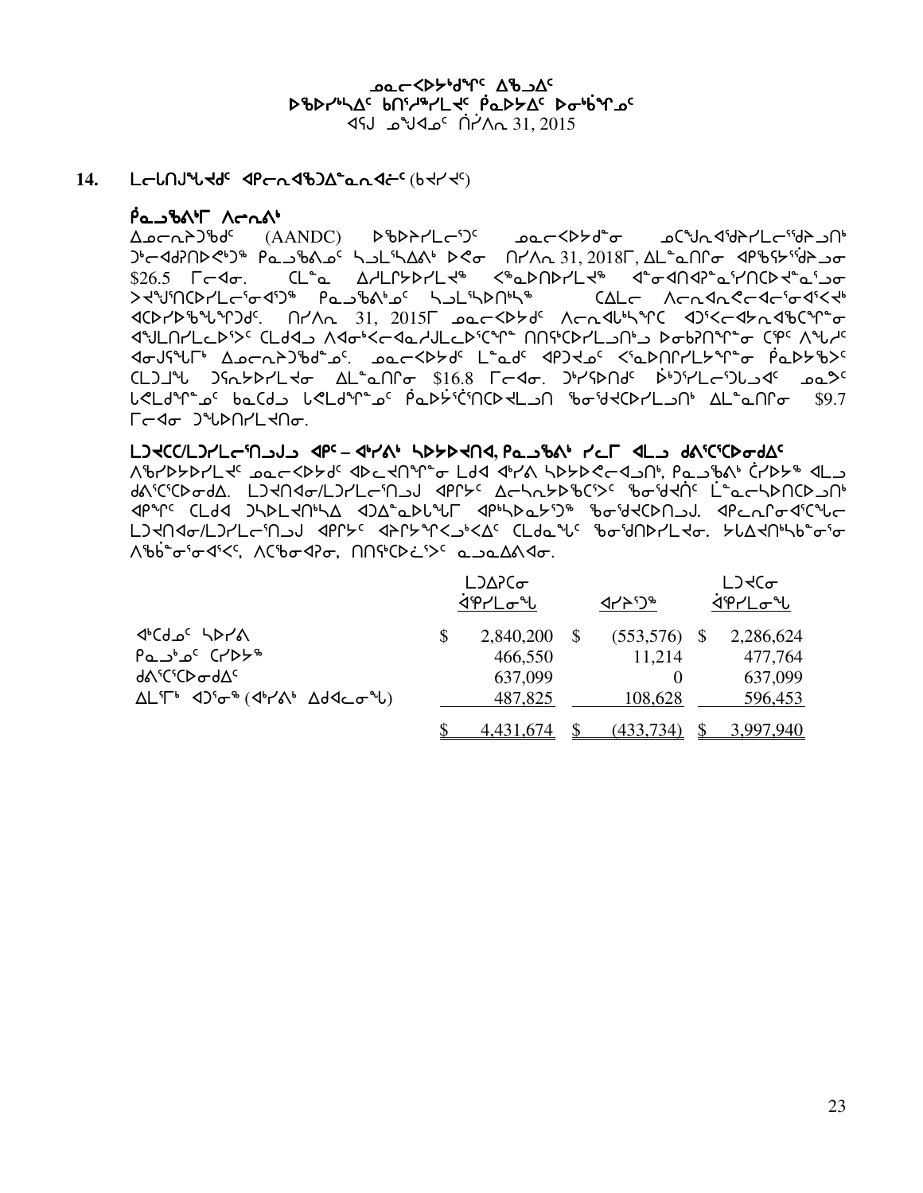ᓄᓇᓕᐸᐅᔭᒃᑯᑦ ᐃᖅᑲᓗᐃᑦ
ᐅᖃᐅᓯᒃᓴᐃᑦ ᑲᑎᖦᖢᒋᔭᐅᓯᒪᔪᑦ ᑮᓇᐅᔭᐃᑦ ᐅᓂᒃᑳᖏᑦ
ᐊᕐᕌᒍ ᓄᙳᐊᓐᓂ ᒫᔾᔨ 31, 2015

## 14. ᒪᓕᒐᑎᒍᖃᖅᑐᑦ ᐊᑭᓕᐊᖅᑐᐃᓐᓇᓂᐊᓛᑦ (ᑲᔪᓯᔪᑦ)

### ᑮᓇᐅᔭᖏᑦ ᐱᓕᕆᐊᖏᑦ

ᐃᓄᓕᕆᔨᒃᑯᑦ (AANDC) ᐅᖃᐅᓯᒪᓕᕐᑐᑦ ᓄᓇᓕᐸᐅᔭᒃᑯᓐᓂ ᓄᑖᖑᑎᑦᑎᔭᕆᓯᒪᓕᖅᑎᓪᓗᒍ ᑐᓕᐊᖅᑎᑦᑎᕗᖓ ᑮᓇᐅᔭᐃᑦ ᓴᓇᒪᓐᓂᕐᒥᒃ ᐅᐸᓂ ᒫᔾᔨ 31, 2018ᒥ, ᐃᓚᓐᓇᑎᒍᑦ ᐊᑭᖃᕐᓯᒪᔪᓐᓂ $26.5 ᒥᓕᐊᓐ. ᑕᒪᓐᓇ ᐃᓱᓕᑉᐹᕆᓯᒪᔪᖅ ᐸᓐᓇᐅᑎᑦᑎᓯᒪᔪᖅ ᐊᓂᒍᐃᑎᐊᓐᓇᕐᓯᑎᑦᑎᓂᐊᕐᓂᕆᔭᕆᓯᒪᓂᖓ ᑮᓇᐅᔭᐃᑦ ᓴᓇᒪᓐᓂᖏᑦ ᑕᐃᒪᓐᓇ ᐱᓕᕆᐊᕆᓕᐅᑎᒋᓪᓗᒍ ᐊᑐᕐᓯᒪᓂᖓᑦ. ᒫᔾᔨ 31, 2015ᒥ ᓄᓇᓕᐸᐅᔭᒃᑯᑦ ᐱᓕᕆᐊᕐᓴᖅᑕ ᐊᑐᕐᓂᐊᖅᑐᑦ ᐊᖏᔪᖅ ᐊᖏᓂᖓ ᑕᐃᒪᓐᓇ ᐊᑐᖅᑕᐅᓗᑎ ᐃᓄᓕᕆᔨᒃᑯᓐᓂ. ᓄᓇᓕᐸᐅᔭᑦ ᒪᓐᓇᑦ ᐊᑯᓃᓐᓂ ᐸᓐᓇᐅᑎᑦᑎᓂᖓ ᑮᓇᐅᔭᖅᐸᑦ ᑕᒪᒃᑯᖓ ᑐᕌᔭᐅᓯᒪᔪᓂ ᐃᓚᓐᓇᑎᒍᑦ $16.8 ᒥᓕᐊᓐ. ᑐᒃᓯᕋᐅᑎᑦ ᐆᒃᑐᕐᓯᒪᓕᕐᑐᓗᐊᑦ ᓄᓇᕗᑦ ᒐᕙᒪᒃᑯᓐᓄᑦ ᑲᓇᑕᒧ ᒐᕙᒪᒃᑯᓐᓄᑦ ᑮᓇᐅᔭᑦᑖᕐᑎᑕᐅᓗᑎ ᖃᓂᑦᑐᑦᑕᐅᓯᒪᓪᓗᑎᒃ ᐃᓚᓐᓇᑎᒍᑦ $9.7 ᒥᓕᐊᓐ ᑐᕌᕐᑎᓯᒪᔪᑎᓐ.

### ᒪᑐᔪᑕ/ᒪᑐᓯᒪᓕᕐᑎᓗᒍ ᐊᑭᑦ – ᐊᒃᓯᐊᒃ ᓴᐳᔪᐅᔪᑎᐊ, ᑮᓇᐅᔭᖏᑦ ᓯᓚᒥ ᐊᒻᒪ ᑯᐱᑦᑎᑦᑕᐅᓂᖁᐃᑦ

ᐱᖁᓯᐅᔭᐅᓯᒪᔪᑦ ᓄᓇᓕᐸᐅᔭᑦ ᐊᐅᓚᔪᑎᖏᓐᓂ ᒪᓂᐊ ᐊᒃᓯᐊ ᓴᐳᔪᐅᕙᓕᐊᓗᑎᒃ, ᑮᓇᐅᔭᒃ ᑖᓯᐅᔭᖅ ᐊᒻᒪ ᑯᐱᑦᑎᑦᑕᐅᓂᖁᐃ. ᒪᑐᔪᑎᐊᓂ/ᒪᑐᓯᒪᓕᕐᑎᓗᒍ ᐊᑭᖏᑦ ᐃᓕᓴᕆᔭᐅᖃᑦᑕᐅᑦ ᖃᓂᑦᑐᑎᑦ ᒦᓐᓇᓕᓴᐅᑎᑦᑕᐅᓗᑎᒃ ᐊᑭᖏᑦ ᑕᒪᐊ ᑐᓴᐅᓕᔪᑎᒃᓴᐃ ᐊᑐᐃᓐᓇᐅᓚᖓᒥ ᐊᑭᒃᓴᐅᓇᔭᕐᑐᖅ ᖃᓂᑦᑐᑦᑕᐅᑎᓗᒍ. ᐊᑭᓕᕆᓂᐊᑦᑕᖓᓕ ᒪᑐᔪᑎᐊᓂ/ᒪᑐᓯᒪᓕᕐᑎᓗᒍ ᐊᑭᒋᔭᑦ ᐊᔾᔨᒋᔭᐅᖏᑦᑐᑦ ᑕᒪᑦᑕᐅᖓ ᖃᓂᑦᑐᕐᑎᓯᒪᔪᑎᓐ. ᔭᒐᐃᔪᑎᒃᓴᖃᕐᓂᖏᓐᓂ ᐱᖃᓐᓂᖏᑦ, ᐱᑕᖃᓂᐊᕈᓂ, ᑎᑎᕋᑕᐅᓗᑦ ᓇᓗᓇᐃᕝᕕᐊᓐ.

| | ᒪᑐᐃᕐᑕᓂ ᐋᕿᒃᓯᒪᓂᖓ | ᐊᓯᔾᔨᖅ | ᒪᑐᔪᑕᓂ ᐋᕿᒃᓯᒪᓂᖓ |
|---|---|---|---|
| ᐊᒃᑕᓄᑦ ᓴᐳᓯᐊ | $ 2,840,200 | $ (553,576) | $ 2,286,624 |
| ᑮᓇᐅᔭᓄᑦ ᑖᓯᐅᔭᖅ | 466,550 | 11,214 | 477,764 |
| ᑯᐱᑦᑎᑦᑕᐅᓂᖁᐃᑦ | 637,099 | 0 | 637,099 |
| ᐃᒪᕐᒥᒃ ᐊᑐᕐᓂᖅ (ᐊᒃᓯᐊᒃ ᐃᑯᐊᓚᓂᖓ) | 487,825 | 108,628 | 596,453 |
| | $ 4,431,674 | $ (433,734) | $ 3,997,940 |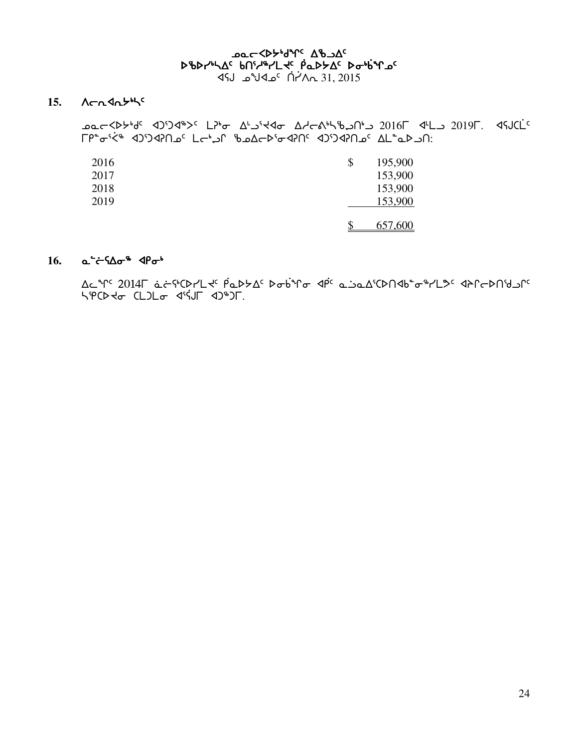## 15. ᐱᓕᕆᐊᕆᔾᔪᑦ

ᓄᓇᓕᐸᐅᔾᑯᑦ ᐊᑐᕐᑐᐊᖅᐳᑦ ᒪᔾᓂ ᐃᒡᓗᕐᔪᐊᓂ ᐃᓱᓕᕝᕐᓭᖃᕐᑎᒃᑐ 2016ᒥ ᐊᒻᒪᓗ 2019ᒥ. ᐊᕐᕌᒍᑕᒫᑦ ᒥᑭᓐᓂᕐᐹᖅ ᐊᑐᕐᑐᐊᕈᑎᓄᑦ ᒪᓕᒃᑐᒋ ᖃᓄᐃᓕᐅᕐᓂᐊᕈᑎᑦ ᐊᑐᕐᑐᐊᕈᑎᓄᑦ ᐃᒪᓐᓇᐅᑐᑎ:

| | | |
|---|---|---|
| 2016 | $ | 195,900 |
| 2017 | | 153,900 |
| 2018 | | 153,900 |
| 2019 | | 153,900 |
| | $ | 657,600 |

## 16. ᓇᓪᓕᕐᕕᓂᖅ ᐊᑭᓂᒃ

ᐃᓚᖏᑦ 2014ᒥ ᓈᓚᕿᑕᐅᓯᒪᔪᑦ ᑮᓇᐅᔭᐃᑦ ᐅᓂᒃᑳᖏᓂ ᐊᑮᑦ ᓇᓗᓇᐃᕐᑕᐅᑎᐊᒃᑲᓂᖅᓯᒪᕗᑦ ᐊᔾᔨᓕᐅᑎᕐᑯᒋᑦ ᓴᕿᑕᐅᔪᓂ ᑕᒪᑐᒪᓂ ᐊᕐᕌᒍᒥ ᐊᑐᖅᑐᒥ.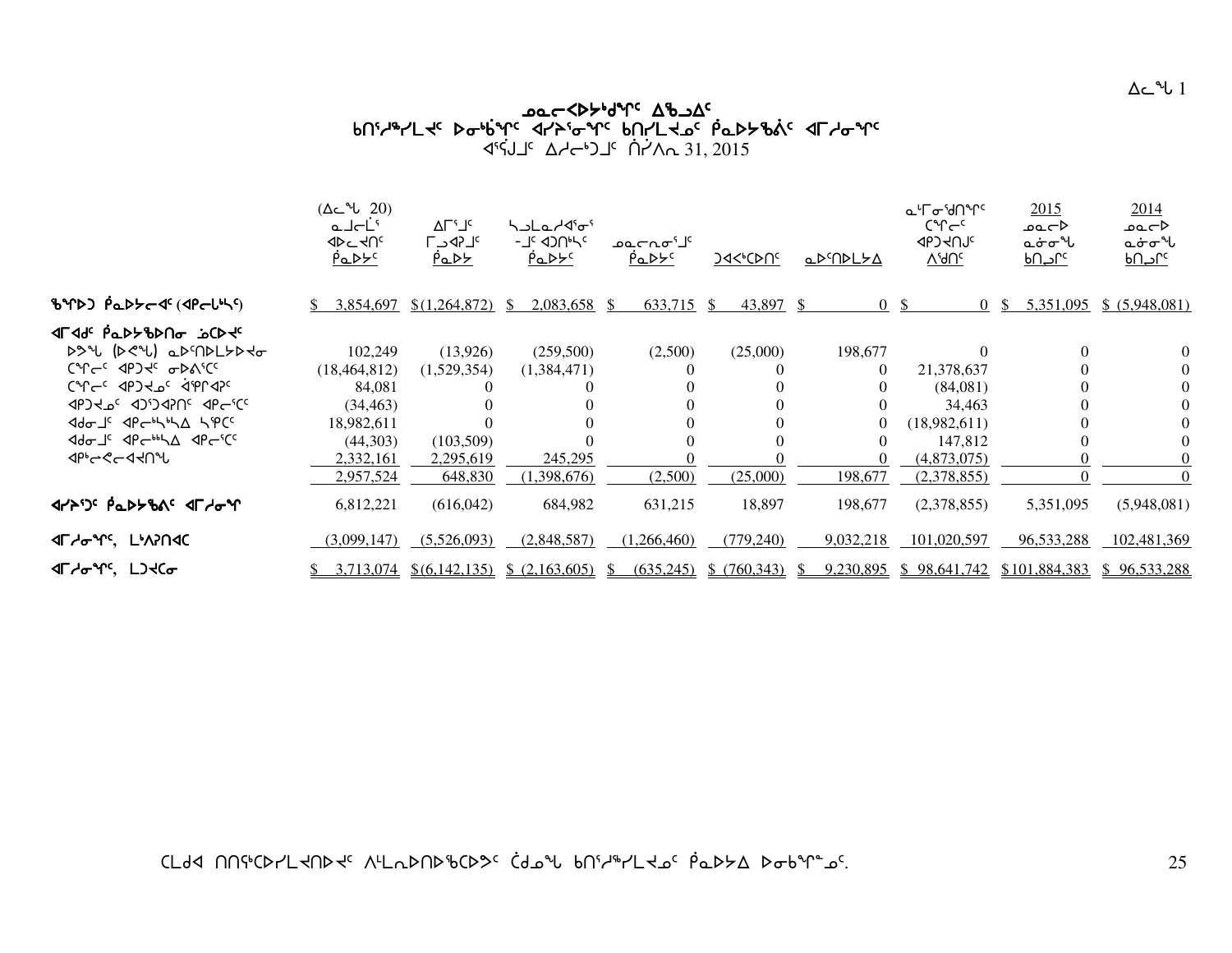# ᓄᓇᓕᐋᐳᔭᒃᑯᑦ ᐃᖏᓗᐃᑦ
## ᑲᑎᕐᓱᖅᓯᒪᔪᑦ ᐅᓂᒃᑳᖏᑦ ᐊᓯᔾᔨᓂᖏᑦ ᑲᑎᓯᒪᔪᓄᑦ ᑮᓇᐅᔭᖃᐅᑏᑦ ᐊᒥᓱᓂᖏᑦ
ᐊᕐᕌᒍᒧᑦ ᐃᓱᓕᒃᑐᒧᑦ ᑏᓯᐱᕆ 31, 2015

| | (ᐃᓚᖓ 20) ᓇᒧᓕᒫᑦ ᐊᐅᓚᔪᑎᑦ ᑮᓇᐅᔭᑦ | ᐃᒥᕐᒧᑦ ᒥᕈᐊᕈᒧᑦ ᑮᓇᐅᔭ | ᓴᓗᒪᓇᓱᐊᕐᓂᕐ-ᒧᑦ ᐊᑐᑎᒃᓴᑦ ᑮᓇᐅᔭᑦ | ᓄᓇᓕᕆᓂᕐᒧᑦ ᑮᓇᐅᔭᑦ | ᑐᐊᐸᒃᑕᐅᑎᑦ | ᓇᐅᑦᑎᐅᒪᔭᐃ | ᓇᒻᒥᓂᖁᑎᖏᑦ ᑕᖏᓕᑦ ᐊᑭᑐᔪᑎᒍᑦ ᐱᖁᑎᑦ | 2015 ᓄᓇᓕᐅ ᓇᓂᓂᖓ ᑲᑎᒍᒥᑦ | 2014 ᓄᓇᓕᐅ ᓇᓂᓂᖓ ᑲᑎᒍᒥᑦ |
|---|---|---|---|---|---|---|---|---|---|
| ᖃᖏᐅᑐ ᑮᓇᐅᔭᓕᐊᑦ (ᐊᑭᓕᒃᓴᖅ) | $ 3,854,697 | $(1,264,872) | $ 2,083,658 | $ 633,715 | $ 43,897 | $ 0 | $ 0 | $ 5,351,095 | $ (5,948,081) |
| ᐊᒥᐊᑯᑦ ᑮᓇᐅᔭᖃᐅᑎᓂ ᓅᑕᐅᔪᑦ | | | | | | | | | |
| ᐅᕗᖓ (ᐅᕙᖓ) ᓇᐅᑦᑎᐅᒪᔭᐅᔪᓂ | 102,249 | (13,926) | (259,500) | (2,500) | (25,000) | 198,677 | 0 | 0 | 0 |
| ᑕᖏᓕᑦ ᐊᑭᑐᔪᑦ ᓂᐅᕕᑦᑕᑦ | (18,464,812) | (1,529,354) | (1,384,471) | 0 | 0 | 0 | 21,378,637 | 0 | 0 |
| ᑕᖏᓕᑦ ᐊᑭᑐᔪᓄᑦ ᐋᕿᒋᐊᕈᑦ | 84,081 | 0 | 0 | 0 | 0 | 0 | (84,081) | 0 | 0 |
| ᐊᑭᑐᔪᓄᑦ ᐊᑐᕐᑐᐊᕈᑎᑦ ᐊᑭᓕᕐᑕᑦ | (34,463) | 0 | 0 | 0 | 0 | 0 | 34,463 | 0 | 0 |
| ᐊᑯᓂᒧᑦ ᐊᑭᓕᒃᓴᒃᓴᐃ ᓴᕿᑕᑦ | 18,982,611 | 0 | 0 | 0 | 0 | 0 | (18,982,611) | 0 | 0 |
| ᐊᑯᓂᒧᑦ ᐊᑭᓕᒃᒃᓴᐃ ᐊᑭᓕᕐᑕᑦ | (44,303) | (103,509) | 0 | 0 | 0 | 0 | 147,812 | 0 | 0 |
| ᐊᑭᒃᓕᕙᓕᐊᔪᑎᖓ | 2,332,161 | 2,295,619 | 245,295 | 0 | 0 | 0 | (4,873,075) | 0 | 0 |
| | 2,957,524 | 648,830 | (1,398,676) | (2,500) | (25,000) | 198,677 | (2,378,855) | 0 | 0 |
| ᐊᓯᔾᔨᑐᑦ ᑮᓇᐅᔭᖃᐃᑦ ᐊᒥᓱᓂᖏ | 6,812,221 | (616,042) | 684,982 | 631,215 | 18,897 | 198,677 | (2,378,855) | 5,351,095 | (5,948,081) |
| ᐊᒥᓱᓂᖏᑦ, ᒪᒃᐱᕈᑎᐊᑕ | (3,099,147) | (5,526,093) | (2,848,587) | (1,266,460) | (779,240) | 9,032,218 | 101,020,597 | 96,533,288 | 102,481,369 |
| ᐊᒥᓱᓂᖏᑦ, ᒪᑐᔪᑕᓂ | $ 3,713,074 | $(6,142,135) | $ (2,163,605) | $ (635,245) | $ (760,343) | $ 9,230,895 | $ 98,641,742 | $101,884,383 | $ 96,533,288 |

ᑕᒪᑯᐊ ᑎᑎᕋᒃᑕᐅᓯᒪᔪᑎᐅᔪᑦ ᐱᓪᒪᕆᐅᑎᐅᖃᑕᐅᕗᑦ ᑖᒃᑯᓇᖓ ᑲᑎᕐᓱᖅᓯᒪᔪᓄᑦ ᑮᓇᐅᔭᐃ ᐅᓂᒃᑳᖕᓄᑦ.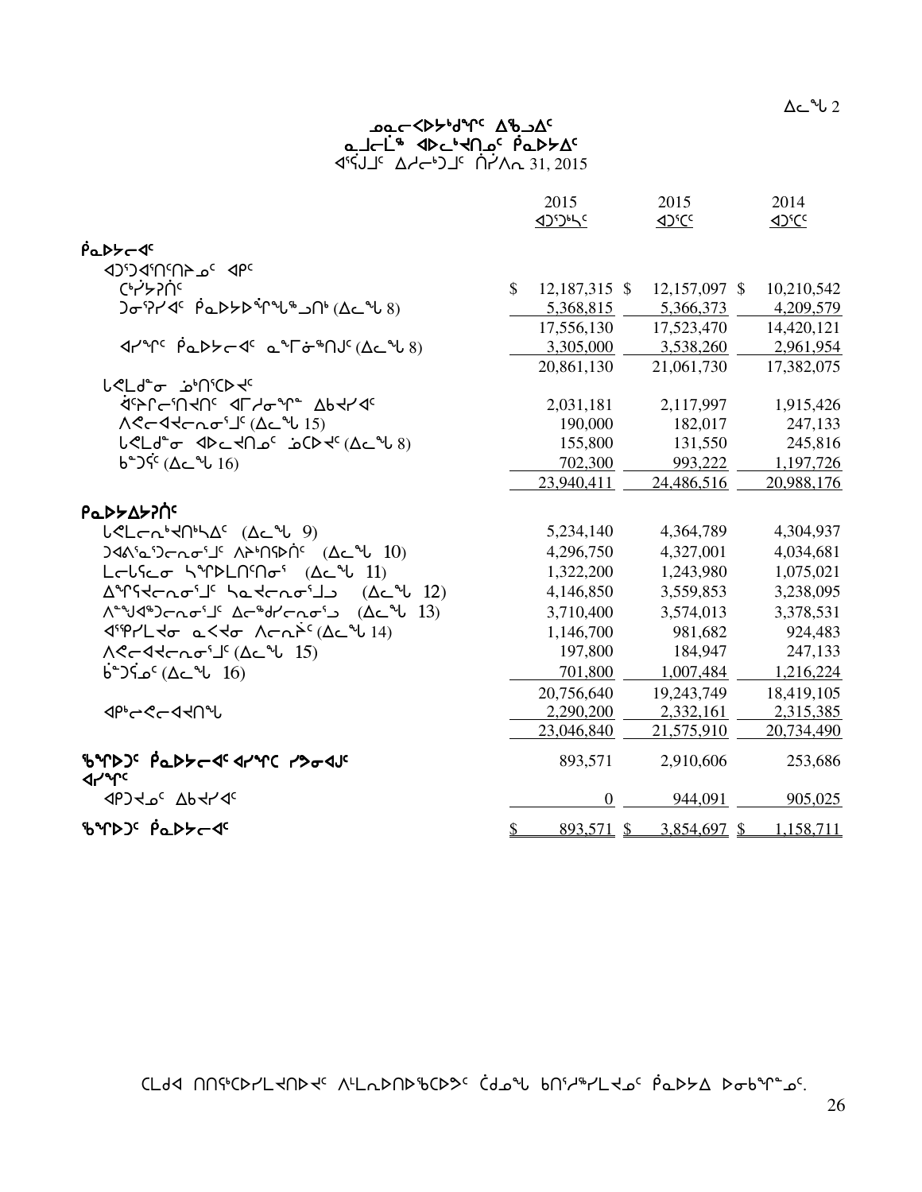# ᓄᓇᓕᐊᐳᔭᒃᑯᖏᑦ ᐃᖅᑲᐃᑦ
## ᓇᒧᓕᒫᖅ ᐊᐅᓚᒃᑎᑎᓄᑦ ᑮᓇᐅᔭᐃᑦ
ᐊᕐᕌᒍᒧᑦ ᐃᓱᓕᒃᑐᒧᑦ ᒫᔾᔨ 31, 2015

| | 2015 ᐊᑐᕐᑐᒃᓴᑦ | 2015 ᐊᑐᕐᑕᑦ | 2014 ᐊᑐᕐᑕᑦ |
|---|---|---|---|
| **ᑮᓇᐅᔭᓕᐊᑦ** | | | |
| ᐊᑐᕐᑐᐊᕐᑎᑦᑎᔾᔪᑎᓄᑦ ᐊᑭᑦ | | | |
| ᑕᒃᓯᔭᕈᑎᑦ | $ 12,187,315 | $ 12,157,097 | $ 10,210,542 |
| ᑐᓂᕈᓯᐊᑦ ᑮᓇᐅᔭᐅᕝᕕᖓᖅᑐᑎᒃ (ᐃᓚᖓ 8) | 5,368,815 | 5,366,373 | 4,209,579 |
| | 17,556,130 | 17,523,470 | 14,420,121 |
| ᐊᓯᖏᑦ ᑮᓇᐅᔭᓕᐊᑦ ᓇᖏᓐᓂᖅᑎᒍᑦ (ᐃᓚᖓ 8) | 3,305,000 | 3,538,260 | 2,961,954 |
| | 20,861,130 | 21,061,730 | 17,382,075 |
| ᒐᕙᒪᑯᓐᓂ ᓅᒃᑎᕐᑕᐅᔪᑦ | | | |
| ᐋᕿᒥᓕᕐᑎᔪᑎᑦ ᐊᒥᓱᓂᖏᓐ ᐃᑲᔪᓯᐊᑦ | 2,031,181 | 2,117,997 | 1,915,426 |
| ᐱᕙᓕᐊᔪᓕᕆᓂᕐᒧᑦ (ᐃᓚᖓ 15) | 190,000 | 182,017 | 247,133 |
| ᒐᕙᒪᑯᓐᓂ ᐊᐅᓚᔪᑎᓄᑦ ᓅᑕᐅᔪᑦ (ᐃᓚᖓ 8) | 155,800 | 131,550 | 245,816 |
| ᑲᓐᑐᕌᑦ (ᐃᓚᖓ 16) | 702,300 | 993,222 | 1,197,726 |
| | 23,940,411 | 24,486,516 | 20,988,176 |
| **ᑮᓇᐅᔭᐃᔭᕈᑏᑦ** | | | |
| ᒐᕙᓕᕆᓇᒃᑎᖓᐃᑦ (ᐃᓚᖓ 9) | 5,234,140 | 4,364,789 | 4,304,937 |
| ᑐᐊᕕᕐᓇᕐᑐᓕᕆᓂᕐᒧᑦ ᐱᔾᔪᑎᖃᐅᑏᑦ (ᐃᓚᖓ 10) | 4,296,750 | 4,327,001 | 4,034,681 |
| ᒪᓕᒐᕐᓕᓂ ᓴᖏᐅᒪᑎᑦᑎᓂᕐ (ᐃᓚᖓ 11) | 1,322,200 | 1,243,980 | 1,075,021 |
| ᐃᖏᕐᕋᔪᓕᕆᓂᕐᒧᑦ ᓴᓇᔪᓕᕆᓂᕐᒧᓗ (ᐃᓚᖓ 12) | 4,146,850 | 3,559,853 | 3,238,095 |
| ᐱᓐᖑᐊᖅᑐᓕᕆᓂᕐᒧᑦ ᐃᓕᖅᑯᓯᓕᕆᓂᕐᓗ (ᐃᓚᖓ 13) | 3,710,400 | 3,574,013 | 3,378,531 |
| ᐊᕿᓯᒪᔪᓂ ᓇᐸᔪᓂ ᐱᓕᕆᕝᕕᑦ (ᐃᓚᖓ 14) | 1,146,700 | 981,682 | 924,483 |
| ᐱᕙᓕᐊᔪᓕᕆᓂᕐᒧᑦ (ᐃᓚᖓ 15) | 197,800 | 184,947 | 247,133 |
| ᑳᓐᑐᕌᓄᑦ (ᐃᓚᖓ 16) | 701,800 | 1,007,484 | 1,216,224 |
| | 20,756,640 | 19,243,749 | 18,419,105 |
| ᐊᑭᓕᕙᓕᐊᔪᑎᖓ | 2,290,200 | 2,332,161 | 2,315,385 |
| | 23,046,840 | 21,575,910 | 20,734,490 |
| **ᖃᖓᐅᑐᑦ ᑮᓇᐅᔭᓕᐊᑦ ᐊᓯᖏᑕ ᓯᕗᓂᐊᒍᑦ ᐊᓯᖏᑦ** | 893,571 | 2,910,606 | 253,686 |
| ᐊᑭᑐᔪᓄᑦ ᐃᑲᔪᓯᐊᑦ | 0 | 944,091 | 905,025 |
| **ᖃᖓᐅᑐᑦ ᑮᓇᐅᔭᓕᐊᑦ** | $ 893,571 | $ 3,854,697 | $ 1,158,711 |

ᑕᒪᑯᐊ ᑎᑎᕋᖅᑕᐅᓯᒪᔪᑎᐅᔪᑦ ᐱᒻᒪᕆᐅᑎᐅᖃᑕᐅᕗᑦ ᑖᒃᑯᓇᖓ ᑲᑎᖅᓱᖅᓯᒪᔪᓄᑦ ᑮᓇᐅᔭ ᐅᓂᒃᑲᖕᓄᑦ.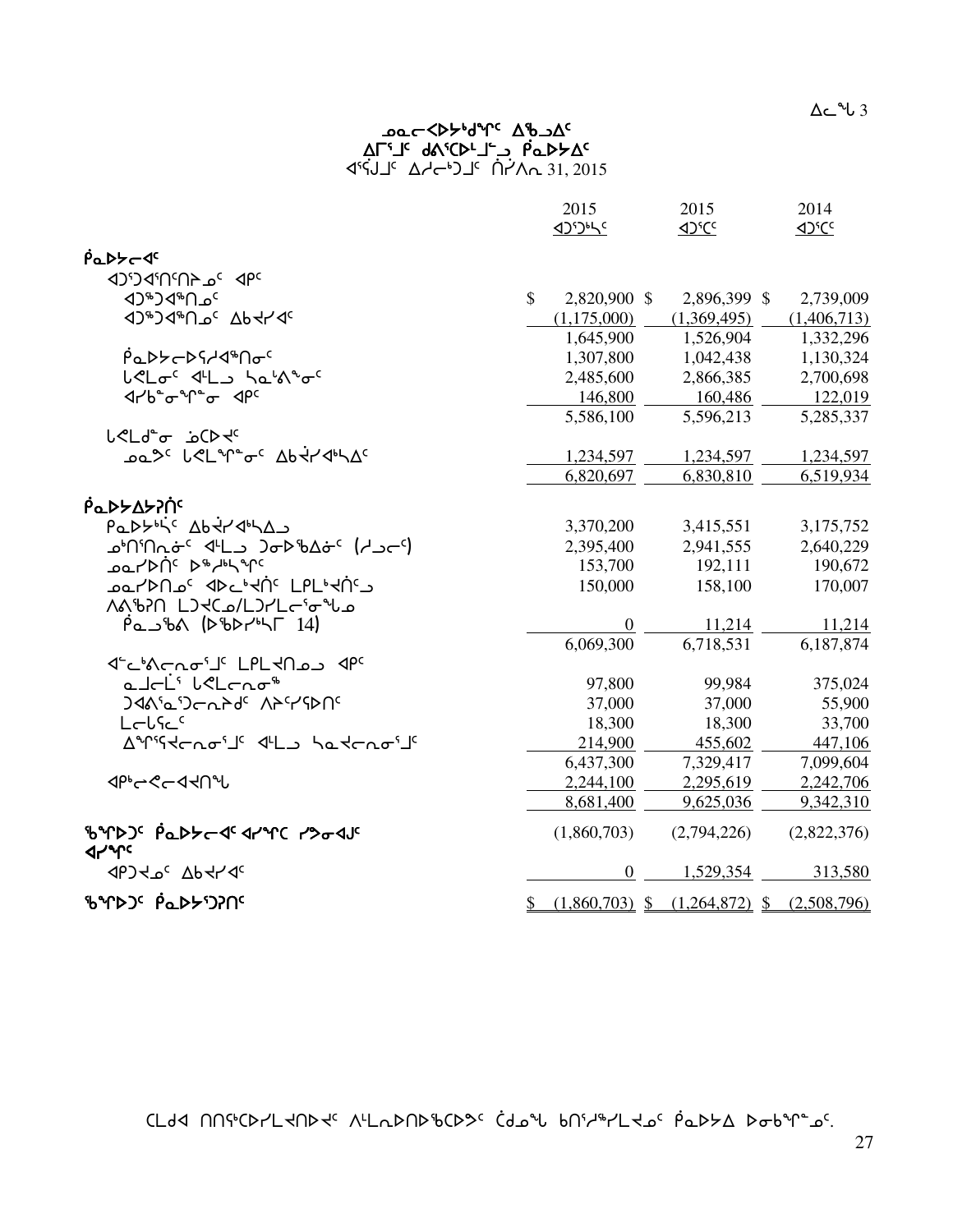ᐃᓚᖓ 3

# ᓄᓇᓕᐸᐅᔭᒃᑯᖏᑦ ᐃᖅᑲᐃᑦ
## ᐃᒥᕐᒧᑦ ᑯᕕᖕᑕᐅᒧᓪᓗ ᑮᓇᐅᔭᐃᑦ
ᐊᕐᕌᒍᒧᑦ ᐃᓱᓕᒃᑐᒧᑦ ᑎᓯᐱᕆ 31, 2015

| | 2015 ᐊᑐᕐᑕᖅᓯᑦ | 2015 ᐊᑐᕐᑕᑦ | 2014 ᐊᑐᕐᑕᑦ |
|---|---|---|---|
| **ᑮᓇᐅᔭᓕᐊᑦ** | | | |
| ᐊᑐᕐᑐᐊᕐᑎᑦᑎᔾᔪᑎᓄᑦ ᐊᑭᑦ | | | |
| ᐊᑐᖅᑐᐊᖅᑎᓄᑦ | $ 2,820,900 | $ 2,896,399 | $ 2,739,009 |
| ᐊᑐᖅᑐᐊᖅᑎᓄᑦ ᐃᑲᔪᐃᑦ | (1,175,000) | (1,369,495) | (1,406,713) |
| | 1,645,900 | 1,526,904 | 1,332,296 |
| ᑮᓇᐅᔭᓕᐅᕐᓯᐊᖅᑎᓂᑦ | 1,307,800 | 1,042,438 | 1,130,324 |
| ᒐᕙᒪᓂᑦ ᐊᒻᒪᓗ ᓴᓇᙳᐱᓐᓂᑦ | 2,485,600 | 2,866,385 | 2,700,698 |
| ᐊᓯᖏᓐᖏᓐᓂ ᐊᑭᑦ | 146,800 | 160,486 | 122,019 |
| | 5,586,100 | 5,596,213 | 5,285,337 |
| ᒐᕙᒪᑯᓐᓂ ᓅᑕᐅᔪᑦ | | | |
| ᓄᓇᕗᑦ ᒐᕙᒪᖏᓐᓂᑦ ᐃᑲᔫᓯᐊᖅᓴᐃᑦ | 1,234,597 | 1,234,597 | 1,234,597 |
| | 6,820,697 | 6,830,810 | 6,519,934 |
| **ᑮᓇᐅᔭᐃᔭᕈᑏᑦ** | | | |
| ᑭᓇᐅᔭᒃᓴᑦ ᐃᑲᔫᓯᐊᖅᓴᐃᓗ | 3,370,200 | 3,415,551 | 3,175,752 |
| ᓄᒃᑎᕐᑎᕆᓂᑦ ᐊᒻᒪᓗ ᑐᓂᐅᖃᐃᓂᑦ (ᓱᓗᓕᑦ) | 2,395,400 | 2,941,555 | 2,640,229 |
| ᓄᓇᓯᐅᑏᑦ ᐅᖅᓱᒃᓴᖏᑦ | 153,700 | 192,111 | 190,672 |
| ᓄᓇᓯᐅᑎᓄᑦ ᐊᐅᓚᒃᔪᑏᑦ ᒪᒪᒃᔪᑏᑦᓗ | 150,000 | 158,100 | 170,007 |
| ᐱᕕᖃᕈᑎ ᒪᑐᔪᑕᓄ/ᒪᑐᓯᒪᓕᕐᓂᖓᓄ ᑮᓇᓗᖃᐱ (ᐅᖃᐅᓯᒃᓴᒥ 14) | 0 | 11,214 | 11,214 |
| | 6,069,300 | 6,718,531 | 6,187,874 |
| ᐊᓪᓚᒃᐱᓕᕆᓂᕐᒧᑦ ᒪᒪᔪᑎᓄᓗ ᐊᑭᑦ | | | |
| ᓇᒧᓕᒫᕐ ᒐᕙᒪᓕᕆᓂᖅ | 97,800 | 99,984 | 375,024 |
| ᑐᐊᐱᕐᓇᕐᑐᓕᕆᔨᑯᑦ ᐱᔨᑦᓯᕕᐅᑎᑦ | 37,000 | 37,000 | 55,900 |
| ᒪᓕᒐᕐᓚᑦ | 18,300 | 18,300 | 33,700 |
| ᐃᖏᕐᕋᔪᓕᕆᓂᕐᒧᑦ ᐊᒻᒪᓗ ᓴᓇᔪᓕᕆᓂᕐᒧᑦ | 214,900 | 455,602 | 447,106 |
| | 6,437,300 | 7,329,417 | 7,099,604 |
| ᐊᑭᒃᓕᕙᓕᐊᔪᑎᖓ | 2,244,100 | 2,295,619 | 2,242,706 |
| | 8,681,400 | 9,625,036 | 9,342,310 |
| **ᖃᖏᐅᑐᑦ ᑮᓇᐅᔭᓕᐊᑦ ᐊᓯᖏᑕ ᓯᕗᓂᐊᒍᑦ ᐊᓯᖏᑦ** | (1,860,703) | (2,794,226) | (2,822,376) |
| ᐊᑭᑐᔪᓄᑦ ᐃᑲᔪᐃᑦ | 0 | 1,529,354 | 313,580 |
| **ᖃᖏᐅᑐᑦ ᑮᓇᐅᔭᕐᑐᕈᑎᑦ** | $ (1,860,703) | $ (1,264,872) | $ (2,508,796) |

ᑕᒪᑯᐊ ᑎᑎᕋᖅᑕᐅᓯᒪᔪᑎᐅᔪᑦ ᐱᒪᓇᐅᑎᐅᖃᑕᐅᕗᑦ ᑖᑯᓇᖓ ᑲᑎᕐᓱᖅᓯᒪᔪᓄᑦ ᑮᓇᐅᔭᐃ ᐅᓂᒃᑳᖏᓐᓄᑦ.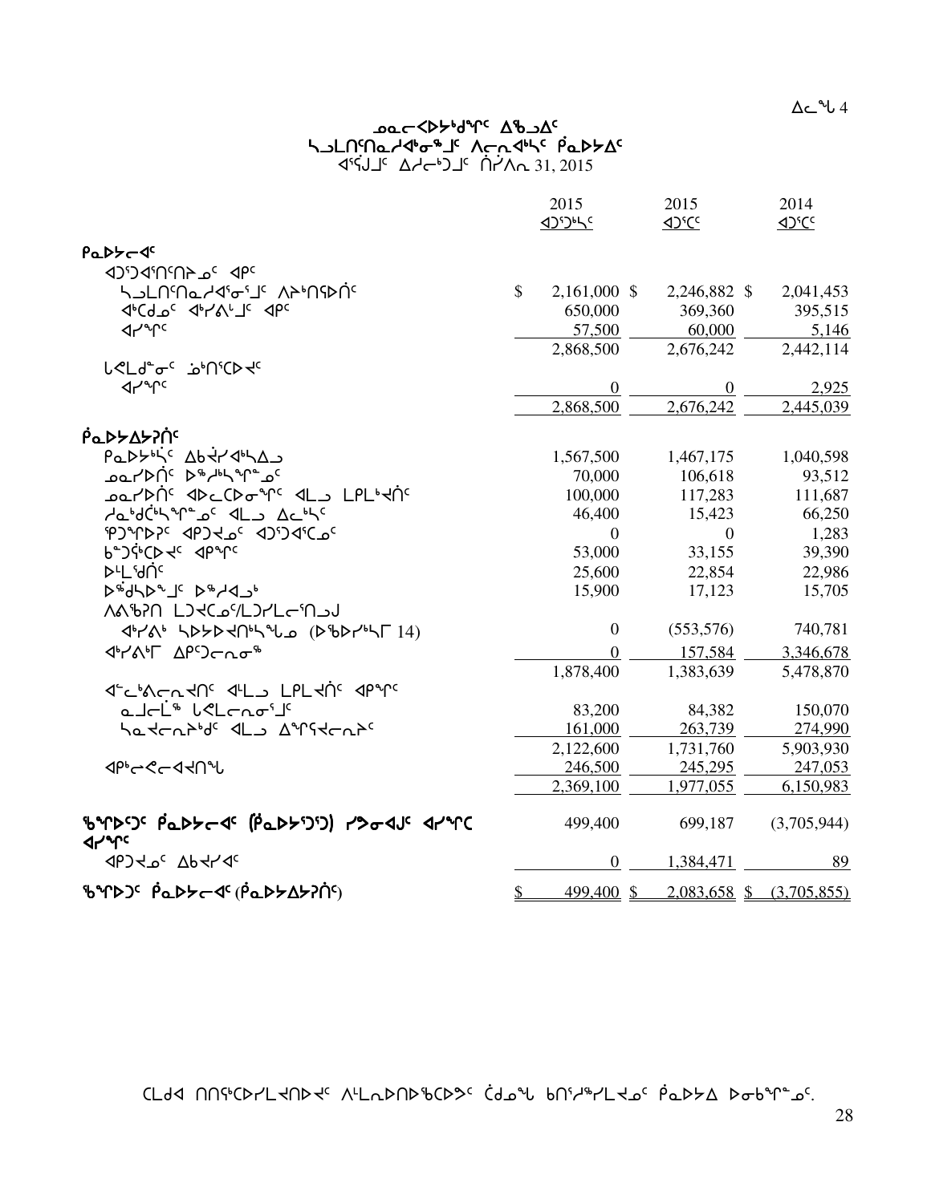ᐃᓚᖓ 4

# ᓄᓇᓕᐸᐅᔾᔪᑎᒋᔪᑦ ᐃᖅᑲᓇᐃᔭᕐᕕᒃ
## ᓴᓇᒪᑎᑦᑎᓇᓱᐊᕐᓂᖏᓐᓄᑦ ᐱᓕᕆᐊᖏᑦ ᑮᓇᐅᔭᐃᑦ
ᐊᕐᕌᒍᑦ ᐃᓱᓕᒃᑐᓐᓄᑦ ᒫᔾᔪᐊ 31, 2015

| | 2015 ᐊᑐᐊᒃᓴᑦ | 2015 ᐊᑐᕐᑕᑦ | 2014 ᐊᑐᕐᑕᑦ |
|---|---|---|---|
| **ᑮᓇᐅᔭᓕᐊᑦ** | | | |
| ᐊᑐᐊᑦᑎᑦᑎᔾᔪᑎᓄᑦ ᐊᑭᑦ | | | |
| ᓴᓇᒪᑎᑦᑎᓇᓱᐊᕐᓂᕐᒧᑦ ᐱᔾᔪᑎᒋᔭᐅᑦ | $ 2,161,000 | $ 2,246,882 | $ 2,041,453 |
| ᐊᒃᑕᑯᓄᑦ ᐊᒃᓯᕕᒻᒧᑦ ᐊᑭᑦ | 650,000 | 369,360 | 395,515 |
| ᐊᓯᖏᑦ | 57,500 | 60,000 | 5,146 |
| | 2,868,500 | 2,676,242 | 2,442,114 |
| ᒐᕙᒪᒃᑯᓐᓂᑦ ᓅᒃᑎᑕᐅᔪᑦ | | | |
| ᐊᓯᖏᑦ | 0 | 0 | 2,925 |
| | 2,868,500 | 2,676,242 | 2,445,039 |
| **ᑮᓇᐅᔭᐃᔭᕈᑎᑦ** | | | |
| ᑮᓇᐅᔭᒃᓴᑦ ᐃᑲᔫᓯᐊᒃᓴᐃᓄ | 1,567,500 | 1,467,175 | 1,040,598 |
| ᓄᓇᓯᐅᑎᑦ ᐅᖅᓱᒃᓴᖏᓐᓄᑦ | 70,000 | 106,618 | 93,512 |
| ᓄᓇᓯᐅᑎᑦ ᐊᐅᓚᑕᐅᓂᖏᑦ ᐊᒻᒪ ᒪᒃᑭᑦᔪᑎᑦ | 100,000 | 117,283 | 111,687 |
| ᓱᓇᒃᑯᑖᒃᓴᖏᓐᓄᑦ ᐊᒻᒪ ᐃᓚᒃᓴᑦ | 46,400 | 15,423 | 66,250 |
| ᕿᑐᖏᕈᕆᑦ ᐊᑭᑐᔪᓄᑦ ᐊᑐᐊᑦᑕᓄᑦ | 0 | 0 | 1,283 |
| ᑳᑐᕝᑕᐅᔪᑦ ᐊᑭᖏᑦ | 53,000 | 33,155 | 39,390 |
| ᐅᒻᒪᕐᑯᑎᑦ | 25,600 | 22,854 | 22,986 |
| ᐅᖅᑯᓴᐅᖅᒧᑦ ᐅᖅᓱᐊᓗᒃ | 15,900 | 17,123 | 15,705 |
| ᐱᕕᖃᕈᑎ ᒪᑐᔪᑕᓄᑦ/ᒪᑐᓯᒪᓕᕐᑎᓗᒍ | | | |
| ᐊᒃᓯᕕᒃ ᓴᐅᔭᐅᔪᑎᒃᓴᖓᓄ (ᐅᖃᐅᓯᒃᓴᒥ 14) | 0 | (553,576) | 740,781 |
| ᐊᒃᓯᕕᒃᒥ ᐃᑭᑦᑐᓕᕆᓂᖅ | 0 | 157,584 | 3,346,678 |
| | 1,878,400 | 1,383,639 | 5,478,870 |
| ᐊᓪᓚᒃᕕᓕᕆᔪᑎᑦ ᐊᒻᒪ ᒪᑭᒪᔪᑎᑦ ᐊᑭᖏᑦ | | | |
| ᓇᒧᓕᒫᖅ ᒐᕙᒪᓕᕆᓂᕐᒧᑦ | 83,200 | 84,382 | 150,070 |
| ᓴᓇᔪᓕᕆᔨᒃᑯᑦ ᐊᒻᒪ ᐃᖏᕐᕋᔪᓕᕆᔨᑦ | 161,000 | 263,739 | 274,990 |
| | 2,122,600 | 1,731,760 | 5,903,930 |
| ᐊᑉᐱᕆᓚᐊᔪᑎᖓ | 246,500 | 245,295 | 247,053 |
| | 2,369,100 | 1,977,055 | 6,150,983 |
| **ᖃᖓᐅᑦᑐᑦ ᑮᓇᐅᔭᓕᐊᑦ (ᑮᓇᐅᔭᕐᑐᕐᑐ) ᓯᕗᓂᐊᒍᑦ ᐊᓯᖏᑕ ᐊᓯᖏᑦ** | 499,400 | 699,187 | (3,705,944) |
| ᐊᑭᑐᔪᓄᑦ ᐃᑲᔪᓯᐊᑦ | 0 | 1,384,471 | 89 |
| **ᖃᖓᐅᑐᑦ ᑮᓇᐅᔭᓕᐊᑦ (ᑮᓇᐅᔭᐃᔭᕈᑎᑦ)** | $ 499,400 | $ 2,083,658 | $ (3,705,855) |

ᑕᒪᑯᐊ ᑎᑎᕋᖅᑕᐅᓯᒪᔪᑎᐅᔪᑦ ᐱᒻᒪᕆᐅᑎᐅᖃᑕᐅᕗᑦ ᑖᒃᑯᓇᖓ ᑲᑎᕐᓱᖅᓯᒪᔪᓄᑦ ᑮᓇᐅᔭ ᐅᓂᒃᑳᖏᓐᓄᑦ.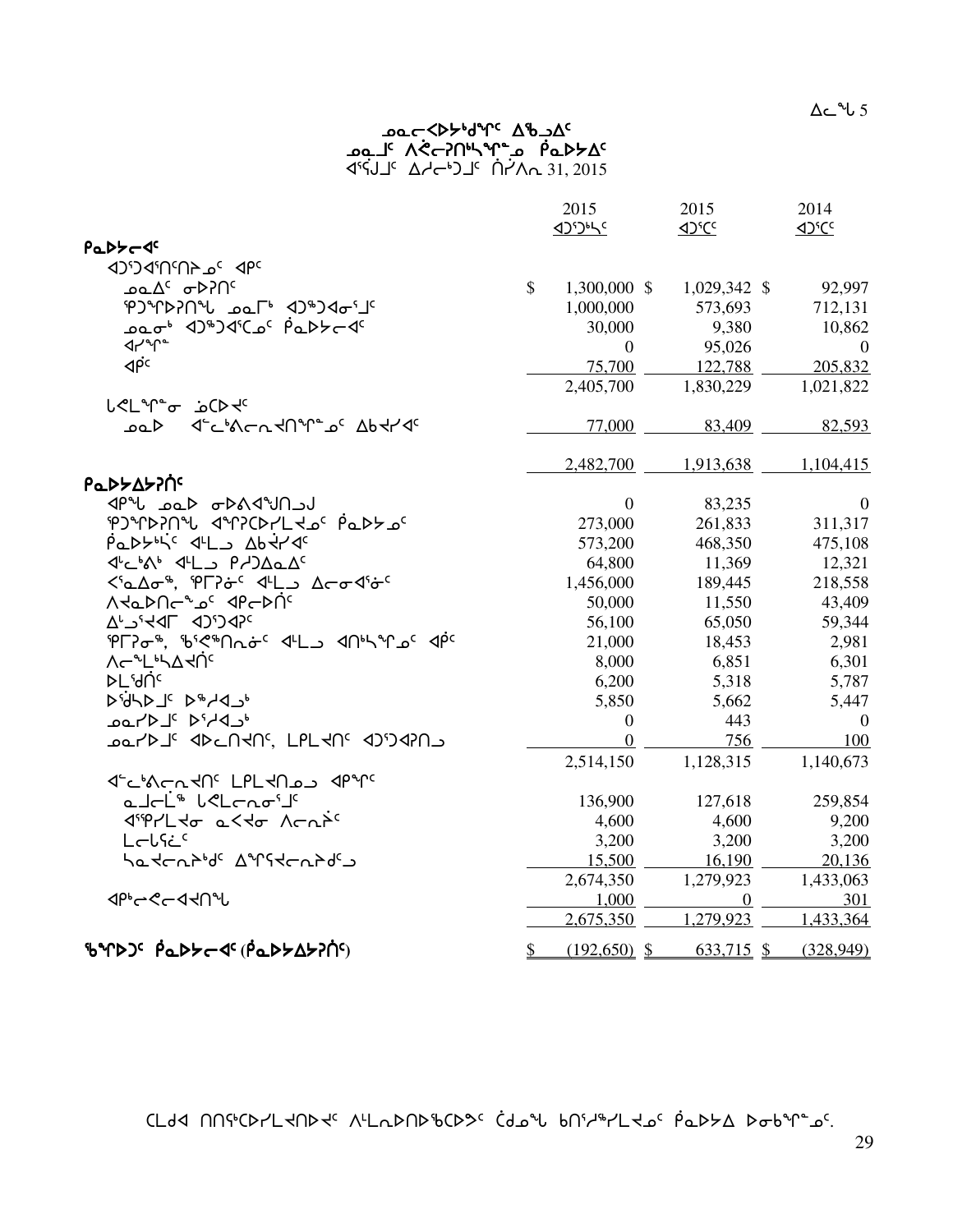ᓄᓇᓕᐸᐅᔭᒃᑯᓐᑦ ᐃᖅᑲᐃᑦ
ᓄᓇᒧᑦ ᐱᕙᓕᕈᑎᒃᓴᖏᓐᓄ ᑮᓇᐅᔭᐃᑦ
ᐊᕐᕌᒍᑦ ᐃᓱᓕᒃᑐᒧᑦ ᒫᔾᔪᐊ 31, 2015

| | 2015 ᐊᑐᖁᔭᑦ | 2015 ᐊᑐᕐᑕᑦ | 2014 ᐊᑐᕐᑕᑦ |
|---|---|---|---|
| **ᑮᓇᐅᔭᓕᐊᑦ** | | | |
| ᐊᑐᕐᑐᐊᕐᑎᑦᑎᔨᓄᑦ ᐊᑭᑦ | | | |
| ᓄᓇᐃᑦ ᓂᐅᕈᑎᑦ | $ 1,300,000 | $ 1,029,342 | $ 92,997 |
| ᕿᑐᕐᖏᐅᕈᑎᖓ ᓄᓇᒥᒃ ᐊᑐᖅᑐᐊᓂᕐᒧᑦ | 1,000,000 | 573,693 | 712,131 |
| ᓄᓇᓂᒃ ᐊᑐᖅᑐᐊᕐᑕᓄᑦ ᑮᓇᐅᔭᓕᐊᑦ | 30,000 | 9,380 | 10,862 |
| ᐊᓯᖏᓐ | 0 | 95,026 | 0 |
| ᐊᑮᑦ | 75,700 | 122,788 | 205,832 |
| | 2,405,700 | 1,830,229 | 1,021,822 |
| ᒪᕐᕉᒻᒪᖏᓐᓂ ᓈᑕᐅᔪᑦ | | | |
| ᓄᓇᐅ ᐊᓪᓚᒃᐱᓕᕆᔪᑎᖏᓐᓄᑦ ᐃᑲᔪᓯᐊᑦ | 77,000 | 83,409 | 82,593 |
| | 2,482,700 | 1,913,638 | 1,104,415 |
| **ᑮᓇᐅᔭᐃᔭᕈᑏᑦ** | | | |
| ᐊᑭᖓ ᓄᓇᐅ ᓂᐅᕕᐊᕐᖑᑎᓗᒍ | 0 | 83,235 | 0 |
| ᕿᑐᕐᖏᐅᕈᑎᖓ ᐊᕐᖏᕈᑕᐅᓯᒪᔪᓄᑦ ᑮᓇᐅᔭᓄᑦ | 273,000 | 261,833 | 311,317 |
| ᑮᓇᐅᔭᒃᓴᑦ ᐊᒻᒪᓗ ᐃᑲᔪᓯᐊᑦ | 573,200 | 468,350 | 475,108 |
| ᐊᓪᓚᒃᐱᒃ ᐊᒻᒪᓗ ᑭᓯᑐᐃᓇᐃᑦ | 64,800 | 11,369 | 12,321 |
| ᐸᕐᓇᐃᓂᖅ, ᕿᒥᕈᓃᑦ ᐊᒻᒪᓗ ᐃᓕᓂᐊᕐᓃᑦ | 1,456,000 | 189,445 | 218,558 |
| ᐱᔭᓇᐅᑎᓕᖕᓄᑦ ᐊᑭᓕᐅᑏᑦ | 50,000 | 11,550 | 43,409 |
| ᐃᒡᒍᕐᔪᐊᒥ ᐊᑐᕐᑐᐊᕈᑦ | 56,100 | 65,050 | 59,344 |
| ᕿᒥᕈᓂᖅ, ᖃᕐᕖᖅᑎᕆᓂᑦ ᐊᒻᒪᓗ ᐊᑎᒃᓴᖏᓄᑦ ᐊᑮᑦ | 21,000 | 18,453 | 2,981 |
| ᐱᓕᖕᒪᒃᓴᐃᔪᑏᑦ | 8,000 | 6,851 | 6,301 |
| ᐅᒪᖁᑏᑦ | 6,200 | 5,318 | 5,787 |
| ᐅᖁᓴᐅᒧᑦ ᐅᖅᓯᐊᓗᒃ | 5,850 | 5,662 | 5,447 |
| ᓄᓇᓯᐅᒧᑦ ᐅᕐᓯᐊᓗᒃ | 0 | 443 | 0 |
| ᓄᓇᓯᐅᒧᑦ ᐊᐅᓚᑎᔪᑦ, ᒪᒪᔪᑦ ᐊᑐᕐᑐᐊᕈᑎᓗ | 0 | 756 | 100 |
| | 2,514,150 | 1,128,315 | 1,140,673 |
| ᐊᓪᓚᒃᐱᓕᕆᔪᑦ ᒪᒪᔪᑎᓄᓗ ᐊᑭᖏᑦ | | | |
| ᓇᒧᓕᒫᖅ ᒪᕐᕉᓕᕆᓂᕐᒧᑦ | 136,900 | 127,618 | 259,854 |
| ᐊᕿᓯᒪᔪᓂ ᓇᐸᔪᓂ ᐱᓕᕆᓰᑦ | 4,600 | 4,600 | 9,200 |
| ᒪᓕᒐᓖᑦ | 3,200 | 3,200 | 3,200 |
| ᓴᓇᔪᓕᕆᔩᑦ ᐃᖏᕐᕋᔪᓕᕆᔩᑦᑐ | 15,500 | 16,190 | 20,136 |
| | 2,674,350 | 1,279,923 | 1,433,063 |
| ᐊᑮᓕᕙᓕᐊᔪᑎᖓ | 1,000 | 0 | 301 |
| | 2,675,350 | 1,279,923 | 1,433,364 |
| **ᖃᖏᐅᑐᑦ ᑮᓇᐅᔭᓕᐊᑦ (ᑮᓇᐅᔭᐃᔭᕈᑏᑦ)** | $ (192,650) | $ 633,715 | $ (328,949) |

ᑕᒪᑐᐊ ᑎᑎᕋᖅᑕᐅᓯᒪᔪᑎᐅᔪᑦ ᐱᒻᒪᕆᐅᑎᐅᖃᑕᐅᕗᑦ ᑖᒃᑯᓇᖓ ᑲᑎᖅᓱᖅᓯᒪᔪᓄᑦ ᑮᓇᐅᔭ ᐅᓂᑲᖏᓐᓄᑦ.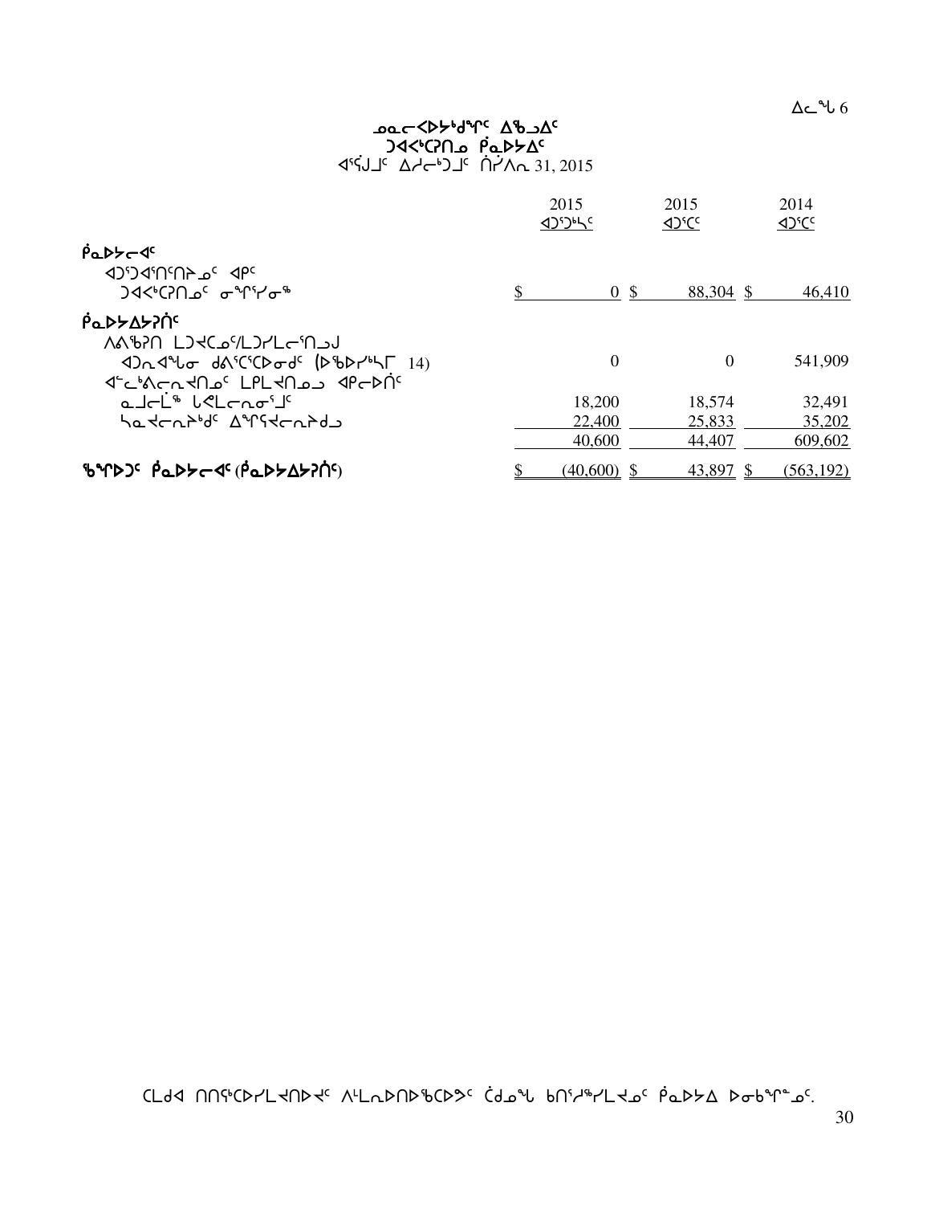ᐃᓚᖓ 6

# ᓄᓇᓕᐸᐅᔭᒃᑯᖏᑦ ᐃᖅᑲᐃᑦ
## ᑐᐊᐸᒃᑕᕈᑎᓄ ᑮᓇᐅᔭᐃᑦ
### ᐊᕐᕌᒍᒥᑦ ᐃᓱᓕᒃᑐᒥᑦ ᑏᓯᐱᕆ 31, 2015

| | 2015 ᐊᑐᕐᑐᒃᓴᑦ | 2015 ᐊᑐᕐᑕᑦ | 2014 ᐊᑐᕐᑕᑦ |
|---|---|---|---|
| **ᑮᓇᐅᔭᓕᐊᑦ** | | | |
| ᐊᑐᕐᑐᐊᕐᑎᑦᑎᔨᓄᑦ ᐊᑭᑦ ᑐᐊᐸᒃᑕᕈᑎᓄᑦ ᓂᖏᕐᓯᓂᖅ | $ 0 | $ 88,304 | $ 46,410 |
| **ᑮᓇᐅᔭᐃᔭᕈᑏᑦ** | | | |
| ᐱᕙᖕᕈᑎ ᒪᑐᐊᑕᓄᑦ/ᒪᑐᓯᒪᓕᕐᑎᓗᒍ | | | |
| ᐊᑐᕆᐊᖓᓂ ᑯᕕᑦᑕᕐᑕᐅᓂᖏᑦ (ᐅᖃᐅᓯᒃᓴᒥ 14) | 0 | 0 | 541,909 |
| ᐊᓪᓚᒃᐱᓕᕆᔨᑎᓄᑦ ᒪᓯᒪᔨᑎᓄᒃ ᐊᑭᓕᐅᑏᑦ | | | |
| ᓇᒧᓕᒫᖅ ᑲᔪᓯᓕᕆᓂᕐᒧᑦ | 18,200 | 18,574 | 32,491 |
| ᓴᓇᔨᓕᕆᔾᔪᑏᑦ ᐃᖏᕐᕋᔨᕆᔾᔪᑦ | 22,400 | 25,833 | 35,202 |
| | 40,600 | 44,407 | 609,602 |
| **ᖃᖓᐅᑐᑦ ᑮᓇᐅᔭᓕᐊᑦ (ᑮᓇᐅᔭᐃᔭᕈᑏᑦ)** | $ (40,600) | $ 43,897 | $ (563,192) |

ᑕᒪᑯᐊ ᑎᑎᕋᒃᑕᐅᓯᒪᔪᑎᐅᔪᑦ ᐱᒪᕆᐅᑎᐅᖃᑕᐅᕗᑦ ᑖᒃᑯᓇᖓ ᑲᑎᖅᓱᖅᓯᒪᔪᓄᑦ ᑮᓇᐅᔭ ᐅᓂᒃᑲᖏᓐᓄᑦ.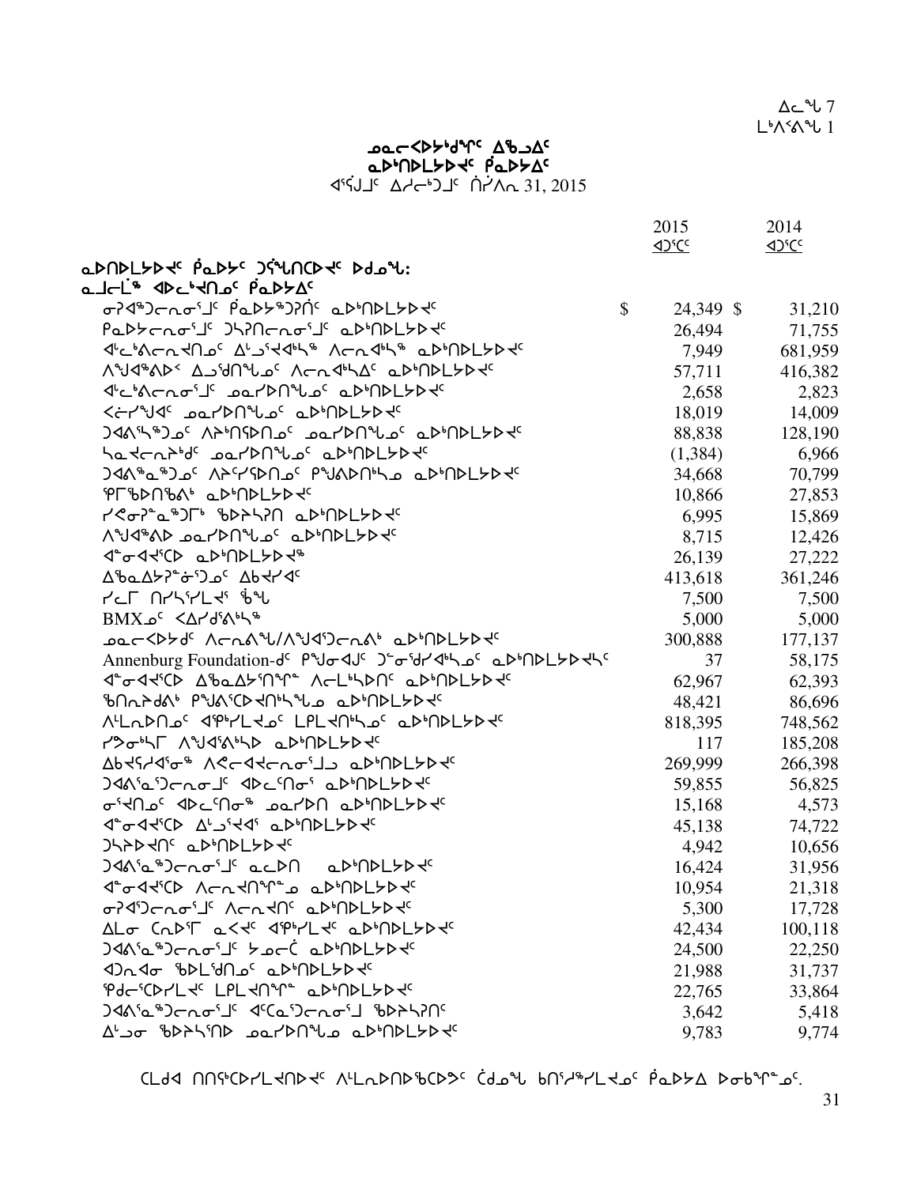ᐃᓚᖓ 7
ᒪᒃᐱᕐᕕᖓ 1

**ᓄᓇᓕᖃᐅᓯᒃᑯᖏᑦ ᐃᖅᑲᐃᑦ**
**ᓇᐅᑦᑎᒪᔪᐊᑦ ᑮᓇᐅᔭᐃᑦ**
ᐊᕐᕌᒍᒧᑦ ᐃᓱᓕᒃᑐᒧᑦ ᑏᓯᐱᕆ 31, 2015

| | 2015 ᐊᑐᕐᑕᑦ | 2014 ᐊᑐᕐᑕᑦ |
|---|---|---|
| **ᓇᐅᑎᒪᔪᐊᑦ ᑮᓇᐅᔭᑦ ᑐᕌᖓᑎᑕᐊᑦ ᐅᑯᓇᖓ:** | | |
| **ᓇᒧᓕᒫ ᐊᐅᓚᒃᐊᑎᓄᑦ ᑮᓇᐅᔭᐃᑦ** | | |
| ᓂᕈᐊᖅᑐᓕᕆᓂᕐᒧᑦ ᑮᓇᐅᔭᖅᑐᕈᑏᑦ ᓇᐅᒃᑎᒪᔪᐊᑦ | $ 24,349 | $ 31,210 |
| ᑮᓇᐅᔭᓕᕆᓂᕐᒧᑦ ᑐᓴᕈᑎᓕᕆᓂᕐᒧᑦ ᓇᐅᒃᑎᒪᔪᐊᑦ | 26,494 | 71,755 |
| ᐊᓪᓚᒃᕕᓕᕆᐊᑎᓄᑦ ᐃᒡᓗᕐᔪᐊᒃᓴᖅ ᐱᓕᕆᐊᒃᓴᖅ ᓇᐅᒃᑎᒪᔪᐊᑦ | 7,949 | 681,959 |
| ᐱᖑᐊᖅᕕᐅᑉ ᐃᓗᕐᑯᑎᖓᓄᑦ ᐱᓕᕆᐊᒃᓴᐃᑦ ᓇᐅᒃᑎᒪᔪᐊᑦ | 57,711 | 416,382 |
| ᐊᓪᓚᒃᕕᓕᕆᓂᕐᒧᑦ ᓄᓇᓯᐅᑎᖓᓄᑦ ᓇᐅᒃᑎᒪᔪᐊᑦ | 2,658 | 2,823 |
| ᐸᓖᓯᖑᐊᑦ ᓄᓇᓯᐅᑎᖓᓄᑦ ᓇᐅᒃᑎᒪᔪᐊᑦ | 18,019 | 14,009 |
| ᑐᐊᕕᕐᓴᖅᑐᓄᑦ ᐱᔾᔨᑎᕙᐅᑎᓄᑦ ᓄᓇᓯᐅᑎᖓᓄᑦ ᓇᐅᒃᑎᒪᔪᐊᑦ | 88,838 | 128,190 |
| ᓴᓇᕙᓕᕆᔾᔾᑯᑦ ᓄᓇᓯᐅᑎᖓᓄᑦ ᓇᐅᒃᑎᒪᔪᐊᑦ | (1,384) | 6,966 |
| ᑐᐊᕕᖅᓇᖅᑐᓄᑦ ᐱᔾᔪᓯᕙᐅᑎᓄᑦ ᑭᖑᕕᐅᑎᒃᓴᓄ ᓇᐅᒃᑎᒪᔪᐊᑦ | 34,668 | 70,799 |
| ᕿᒥᖃᐅᑎᖃᕕᒃ ᓇᐅᒃᑎᒪᔪᐊᑦ | 10,866 | 27,853 |
| ᓯᕗᓂᕈᓐᓇᖅᑐᒥᒃ ᖃᐅᔨᓴᕈᑎ ᓇᐅᒃᑎᒪᔪᐊᑦ | 6,995 | 15,869 |
| ᐱᖑᐊᖅᕕᐅ ᓄᓇᓯᐅᑎᖓᓄᑦ ᓇᐅᒃᑎᒪᔪᐊᑦ | 8,715 | 12,426 |
| ᐊᓐᓂᐊᕙᕐᑕᐅ ᓇᐅᒃᑎᒪᔪᐊᖅ | 26,139 | 27,222 |
| ᐃᖃᓇᐃᔭᕈᓐᓃᕐᑐᓄᑦ ᐃᑲᔪᓯᐊᑦ | 413,618 | 361,246 |
| ᓯᓚᒥ ᑎᓯᕐᓴᕐᓯᒪᔪᕐ ᖃᖓ | 7,500 | 7,500 |
| BMXᓄᑦ ᐸᐃᓯᑯᕐᕕᒃᓴᖅ | 5,000 | 5,000 |
| ᓄᓇᓕᖃᐅᔭᑯᑦ ᐱᓕᕆᕕᖓ/ᐱᖑᐊᕐᑐᓕᕆᕕᒃ ᓇᐅᒃᑎᒪᔪᐊᑦ | 300,888 | 177,137 |
| Annenburg Foundation-ᑯᑦ ᑭᖑᓂᐊᒍᑦ ᑐᓐᓂᖅᑯᔭᐊᒃᓴᓄᑦ ᓇᐅᒃᑎᒪᔪᐊᓴᑦ | 37 | 58,175 |
| ᐊᓐᓂᐊᕙᕐᑕᐅ ᐃᖃᓇᐃᔭᕐᑎᖏᓐᓂ ᐱᓕᒪᒃᓴᐅᑎᑦ ᓇᐅᒃᑎᒪᔪᐊᑦ | 62,967 | 62,393 |
| ᖃᑎᙵᔾᔪᑎᒃ ᑭᖑᕕᕐᑕᐅᔪᑎᒃᓴᖑᓄ ᓇᐅᒃᑎᒪᔪᐊᑦ | 48,421 | 86,696 |
| ᐱᒪᓇᐅᑎᓄᑦ ᐊᕿᒃᓯᒪᔪᓄᑦ ᒪᒥᓴᐅᑎᒃᓴᓄᑦ ᓇᐅᒃᑎᒪᔪᐊᑦ | 818,395 | 748,562 |
| ᓯᕗᓂᒃᓴᒥ ᐱᖑᐊᕐᕕᒃᓴᐅ ᓇᐅᒃᑎᒪᔪᐊᑦ | 117 | 185,208 |
| ᐃᑲᔪᕐᓯᐊᕐᓂᖅ ᐱᕙᓕᐊᔪᓕᕆᓂᕐᒧᓪᓗ ᓇᐅᒃᑎᒪᔪᐊᑦ | 269,999 | 266,398 |
| ᑐᐊᕕᕐᓇᕐᑐᓕᕆᓂᒧᑦ ᐊᐅᓚᑦᑎᓂᕐ ᓇᐅᒃᑎᒪᔪᐊᑦ | 59,855 | 56,825 |
| ᓂᕐᔪᑎᓄᑦ ᐊᐅᓚᑦᑎᓂᖅ ᓄᓇᓯᐅᑎ ᓇᐅᒃᑎᒪᔪᐊᑦ | 15,168 | 4,573 |
| ᐊᓐᓂᐊᕙᕐᑕᐅ ᐃᒡᓗᕐᔪᐊᕐ ᓇᐅᒃᑎᒪᔪᐊᑦ | 45,138 | 74,722 |
| ᑐᓴᐅᔪᑎᑦ ᓇᐅᒃᑎᒪᔪᐊᑦ | 4,942 | 10,656 |
| ᑐᐊᕕᕐᓇᖅᑐᓕᕆᓂᕐᒧᑦ ᓇᓚᐅᑎ ᓇᐅᒃᑎᒪᔪᐊᑦ | 16,424 | 31,956 |
| ᐊᓐᓂᐊᕙᕐᑕᐅ ᐱᓕᕆᐊᑎᖏᓐᓄ ᓇᐅᒃᑎᒪᔪᐊᑦ | 10,954 | 21,318 |
| ᓂᕈᐊᕐᑐᓕᕆᓂᕐᒧᑦ ᐱᓕᕆᐊᑎᑦ ᓇᐅᒃᑎᒪᔪᐊᑦ | 5,300 | 17,728 |
| ᐃᒪᓂ ᑕᕆᐅᕐᒥ ᓇᐸᔪᑦ ᐊᕿᒃᓯᒪᔪᑦ ᓇᐅᒃᑎᒪᔪᐊᑦ | 42,434 | 100,118 |
| ᑐᐊᕕᕐᓇᖅᑐᓕᕆᓂᕐᒧᑦ ᔭᓄᓕᑖ ᓇᐅᒃᑎᒪᔪᐊᑦ | 24,500 | 22,250 |
| ᐊᑐᕆᐊᓂ ᖃᐅᒪᕐᑯᑎᓄᑦ ᓇᐅᒃᑎᒪᔪᐊᑦ | 21,988 | 31,737 |
| ᕿᑯᓕᕐᑕᐅᓯᒪᔪᑦ ᒪᒥᓴᐅᑎᖏᓐ ᓇᐅᒃᑎᒪᔪᐊᑦ | 22,765 | 33,864 |
| ᑐᐊᕕᕐᓇᖅᑐᓕᕆᓂᕐᒧᑦ ᐊᕐᑕᓇᕐᑐᓕᕆᓂᕐᒧ ᖃᐅᔨᓴᕈᑎᑦ | 3,642 | 5,418 |
| ᐃᒡᓗᓂ ᖃᐅᔨᓴᕐᑎᐅ ᓄᓇᓯᐅᑎᖓᓄ ᓇᐅᒃᑎᒪᔪᐊᑦ | 9,783 | 9,774 |

ᑕᒪᑯᐊ ᑎᑎᕋᕐᑕᐅᓯᒪᔪᑎᐅᔪᐊᑦ ᐱᒪᓇᐅᑎᐅᖃᕐᑕᐅᕗᑦ ᑖᑯᓇᖓ ᑲᑎᕐᓱᖅᓯᒪᔪᓄᑦ ᑮᓇᐅᔭᐃ ᐅᓂᑲᖏᓐᓄᑦ.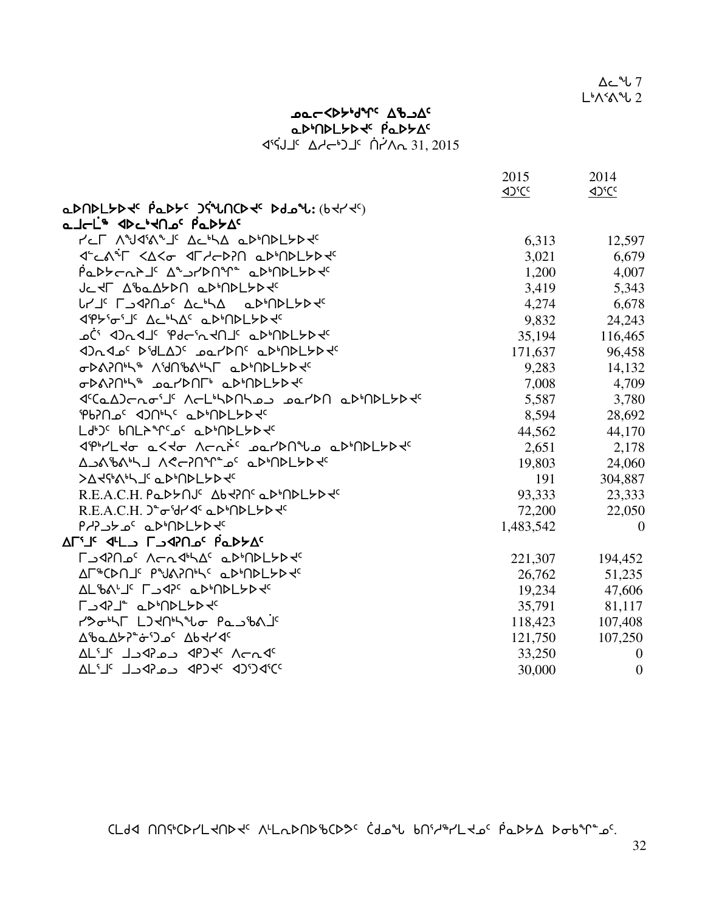ᐃᓚᖓ 7
ᒪᒃᐱᕐᕕᖓ 2

# ᓄᓇᓕᐸᐅᔭᒃᑯᖏᑦ ᐃᑲᔪᐃᑦ
## ᓇᐅᒃᑎᐅᒪᔭᐅᔪᑦ ᑮᓇᐅᔭᐃᑦ
ᐊᕐᕌᒍᒧᑦ ᐃᓱᓕᒃᑐᒧᑦ ᓂᓯᐱᕆ 31, 2015

| | 2015 ᐊᑐᕐᑕᑦ | 2014 ᐊᑐᕐᑕᑦ |
|---|---|---|
| **ᓇᐅᑎᐅᒪᔭᐅᔪᑦ ᑮᓇᐅᔾᒐᑦ ᑐᕐᖓᑎᑕᐅᔪᑦ ᐅᑯᓄᖓ: (ᑲᔪᓯᔪᑦ)** | | |
| **ᓇᒧᓕᒫᖅ ᐊᐅᓚᒃᔪᑎᓄᑦ ᑮᓇᐅᔭᐃᑦ** | | |
| ᓯᓚᒥ ᐱᖑᐊᕐᕕᖑᒧᑦ ᐃᓚᒃᓴᐃ ᓇᐅᒃᑎᐅᒪᔭᐅᔪᑦ | 6,313 | 12,597 |
| ᐊᓪᓚᕖᒥ ᐸᐃᐸᓂ ᐊᒥᓱᓕᐅᕈᑎ ᓇᐅᒃᑎᐅᒪᔭᐅᔪᑦ | 3,021 | 6,679 |
| ᑮᓇᐅᔭᓕᕆᔩᒧᑦ ᐃᓐᓄᓯᐅᑎᖏᓐ ᓇᐅᒃᑎᐅᒪᔭᐅᔪᑦ | 1,200 | 4,007 |
| ᒍᓚᔪᒥ ᐃᖃᓇᐃᔭᐅᑎ ᓇᐅᒃᑎᐅᒪᔭᐅᔪᑦ | 3,419 | 5,343 |
| ᒐᓯᒧᑦ ᒥᒍᐊᕈᑎᓄᑦ ᐃᓚᒃᓴᐃ ᓇᐅᒃᑎᐅᒪᔭᐅᔪᑦ | 4,274 | 6,678 |
| ᐊᕿᔾᔨᕐᓂᕐᒧᑦ ᐃᓚᒃᓴᐃᑦ ᓇᐅᒃᑎᐅᒪᔭᐅᔪᑦ | 9,832 | 24,243 |
| ᓄᑖᕐ ᐊᑐᓇᐊᒧᑦ ᕿᑯᓕᕐᓇᔪᑎᒧᑦ ᓇᐅᒃᑎᐅᒪᔭᐅᔪᑦ | 35,194 | 116,465 |
| ᐊᑐᓇᐊᓄᑦ ᐅᖁᒪᐃᑦ ᓄᓇᓯᐅᑎᑦ ᓇᐅᒃᑎᐅᒪᔭᐅᔪᑦ | 171,637 | 96,458 |
| ᓂᐅᕕᕈᑎᒃᓴᖅ ᐱᖁᑎᖃᕕᒃᓴᒥ ᓇᐅᒃᑎᐅᒪᔭᐅᔪᑦ | 9,283 | 14,132 |
| ᓂᐅᕕᕈᑎᒃᓴᖅ ᓄᓇᓯᐅᑎᒥᒃ ᓇᐅᒃᑎᐅᒪᔭᐅᔪᑦ | 7,008 | 4,709 |
| ᐊᑦᑕᐃᑐᓕᕆᓂᕐᒧᑦ ᐱᓕᒪᒃᓴᐅᑎᓴᓄᓗ ᓄᓇᓯᐅᑎ ᓇᐅᒃᑎᐅᒪᔭᐅᔪᑦ | 5,587 | 3,780 |
| ᕿᑲᕈᑎᓄᑦ ᐊᑐᑎᒃᓴᑦ ᓇᐅᒃᑎᐅᒪᔭᐅᔪᑦ | 8,594 | 28,692 |
| ᒪᑯᒃᑐᑦ ᑲᑎᒪᔩᖏᑦᓄᑦ ᓇᐅᒃᑎᐅᒪᔭᐅᔪᑦ | 44,562 | 44,170 |
| ᐊᕿᒃᓯᒪᔪᓂ ᓇᐸᔪᓂ ᐱᓕᕆᐋᑦ ᓄᓇᓯᐅᑎᖓᓄ ᓇᐅᒃᑎᐅᒪᔭᐅᔪᑦ | 2,651 | 2,178 |
| ᐃᓄᕕᖃᕕᒃᓴᒧ ᐱᕙᓕᕈᑎᖏᓐᓄᑦ ᓇᐅᒃᑎᐅᒪᔭᐅᔪᑦ | 19,803 | 24,060 |
| ᐳᐃᔪᕐᕕᒃᓴᒧᑦ ᓇᐅᒃᑎᐅᒪᔭᐅᔪᑦ | 191 | 304,887 |
| R.E.A.C.H. ᑭᓇᐅᔭᑎᒍᑦ ᐃᑲᔪᕈᑎᑦ ᓇᐅᒃᑎᐅᒪᔭᐅᔪᑦ | 93,333 | 23,333 |
| R.E.A.C.H. ᑐᓐᓂᖁᓯᐊᑦ ᓇᐅᒃᑎᐅᒪᔭᐅᔪᑦ | 72,200 | 22,050 |
| ᑭᓯᕈᓗᔭᓄᑦ ᓇᐅᒃᑎᐅᒪᔭᐅᔪᑦ | 1,483,542 | 0 |
| **ᐃᒥᕐᒧᑦ ᐊᒻᒪᓗ ᒥᓗᐊᕈᑎᓄᑦ ᑮᓇᐅᔭᐃᑦ** | | |
| ᒥᓗᐊᕈᑎᓄᑦ ᐱᓕᕆᐊᒃᓴᐃᑦ ᓇᐅᒃᑎᐅᒪᔭᐅᔪᑦ | 221,307 | 194,452 |
| ᐃᒥᖅᑕᐅᑎᒧᑦ ᕿᖑᕕᕈᑎᒃᓴᑦ ᓇᐅᒃᑎᐅᒪᔭᐅᔪᑦ | 26,762 | 51,235 |
| ᐃᒪᖃᕕᒡᒧᑦ ᒥᓗᐊᕈᑦ ᓇᐅᒃᑎᐅᒪᔭᐅᔪᑦ | 19,234 | 47,606 |
| ᒥᓗᐊᕈᒧᓐ ᓇᐅᒃᑎᐅᒪᔭᐅᔪᑦ | 35,791 | 81,117 |
| ᓯᕗᓂᒃᓴᒥ ᒪᑐᔪᑎᒃᓴᖓᓂ ᑭᓇᓗᖃᕕᒧᑦ | 118,423 | 107,408 |
| ᐃᖃᓇᐃᔭᕈᓐᓃᕐᑐᓄᑦ ᐃᑲᔪᓯᐊᑦ | 121,750 | 107,250 |
| ᐃᒪᕐᒧᑦ ᒧᓗᐊᕈᓄᓗ ᐊᑭᑐᔪᑦ ᐱᓕᕆᐊᑦ | 33,250 | 0 |
| ᐃᒪᕐᒧᑦ ᒧᓗᐊᕈᓄᓗ ᐊᑭᑐᔪᑦ ᐊᑐᕐᑐᐊᕐᑕᑦ | 30,000 | 0 |

ᑕᒪᑯᐊ ᑎᑎᕋᖅᑕᐅᓯᒪᔪᑎᐅᔪᑦ ᐱᒻᒪᕆᐅᑎᐅᖃᑕᐅᕗᑦ ᑖᒃᑯᓇᖓ ᑲᑎᕐᓱᖅᓯᒪᔪᓄᑦ ᑮᓇᐅᔭ ᐅᓂᑲᖏᓐᓄᑦ.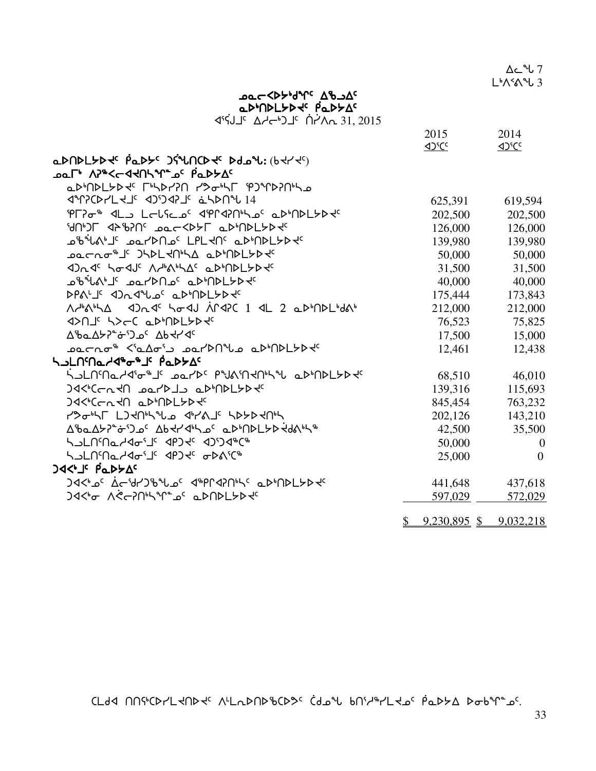ᐃᓚᖓ 7
ᒪᒃᐱᕐᕕᖓ 3

# ᓄᓇᓕᑉᐳᒃᑯᖏᑦ ᐃᒃᓗᐃᑦ
## ᓇᐅᑎᑎᒪᔪᐊᑦ ᑮᓇᐅᔭᐃᑦ
ᐊᕐᕌᒍᒥ ᐃᓱᓕᒃᑐᒥ ᑏᓯᐱᕆ 31, 2015

| | 2015 ᐊᑐᕐᑕᑦ | 2014 ᐊᑐᕐᑕᑦ |
|---|---|---|
| **ᓇᐅᑎᒥᒪᔪᐊᑦ ᑮᓇᐅᔭᑦ ᑐᕌᖓᑎᑕᐅᔪᐊᑦ ᐅᑯᓇᖓ: (ᑲᔪᓯᔪᑦ)** | | |
| **ᓄᓇᒥᒃ ᐱᕈᖅᐸᓕᐊᔪᑎᓯᒪᓂᖏᑦ ᑮᓇᐅᔭᐃᑦ** | | |
| ᓇᐅᑦᑎᒥᒪᔪᐊᑦ ᒥᒃᓵᔨᕈᑎ ᓯᕗᓂᒃᓴᒥ ᕿᒥᕐᕈᕈᑎᒃᓴᓄ | | |
| ᐊᕐᕕᑕᐅᓯᒪᔪᑦ ᐊᑐᕐᑐᐊᕈᑦ ᓈᓴᐅᑎᖓ 14 | 625,391 | 619,594 |
| ᕿᒥᕈᓂᖅ ᐊᒻᒪ ᒪᓕᒐᓕᕆᓂᑦ ᐊᕐᕆᐊᕈᑎᓴᓂᑦ ᓇᐅᑦᑎᒥᒪᔪᐊᑦ | 202,500 | 202,500 |
| ᖁᑎᒃᑐᒥ ᐊᔾᕚᕈᑎᑦ ᓄᓇᓕᑉᐳᔭᒥ ᓇᐅᑦᑎᒥᒪᔪᐊᑦ | 126,000 | 126,000 |
| ᓄᒃᑲᕐᖃᑲᒃᑯᑦ ᓄᓇᓯᐅᑎᓄᑦ ᒪᒥᓴᐅᑎᑦ ᓇᐅᑦᑎᒥᒪᔪᐊᑦ | 139,980 | 139,980 |
| ᓄᓇᓕᓐᓂᖅᑯᑦ ᑐᓴᐅᒪᔪᑎᒃᓴᐃ ᓇᐅᑦᑎᒥᒪᔪᐊᑦ | 50,000 | 50,000 |
| ᐊᑐᓇᐊᑦ ᓴᓂᐊᒍᑦ ᐱᓱᒃᕕᒃᓴᐃᑦ ᓇᐅᑦᑎᒥᒪᔪᐊᑦ | 31,500 | 31,500 |
| ᓄᒃᑲᕐᖃᑲᒃᑯᑦ ᓄᓇᓯᐅᑎᓄᑦ ᓇᐅᑦᑎᒥᒪᔪᐊᑦ | 40,000 | 40,000 |
| ᐅᑭᐅᒃᑯᑦ ᐊᑐᓇᐊᖓᓄᑦ ᓇᐅᑦᑎᒥᒪᔪᐊᑦ | 175,444 | 173,843 |
| ᐱᓱᒃᕕᒃᓴᐃ ᐊᑐᓇᐊᑦ ᓴᓂᐊᒍ ᐋᒋᐊᕈᑦ 1 ᐊᒻᒪ 2 ᓇᐅᑦᑎᒥᒪᒃᑯᕕᒃ | 212,000 | 212,000 |
| ᐊᐳᑎᒧᑦ ᓴᐳᓕᑕ ᓇᐅᑦᑎᒥᒪᔪᐊᑦ | 76,523 | 75,825 |
| ᐃᖃᓇᐃᔭᕈᓐᓃᕐᑐᓄᑦ ᐃᑲᔪᐊᑦ | 17,500 | 15,000 |
| ᓄᓇᓕᓐᓂᖅ ᐸᕐᓇᐃᓂᕐᒧ ᓄᓇᓯᐅᑎᖓᓄ ᓇᐅᑦᑎᒥᒪᔪᐊᑦ | 12,461 | 12,438 |
| **ᓴᓗᒪᑎᕐᑎᓇᓱᐊᖅᓂᖅᑯᑦ ᑮᓇᐅᔭᐃᑦ** | | |
| ᓴᓗᒪᑎᕐᑎᓇᓱᐊᕐᓂᖅᑯᑦ ᓄᓇᓯᐅᑦ ᕿᖑᕕᕐᑎᐊᑎᒃᓴᖓ ᓇᐅᑦᑎᒥᒪᔪᐊᑦ | 68,510 | 46,010 |
| ᑐᐊᑉᑕᓕᓇᐊᑎ ᓄᓇᓯᐅᑐᒧ ᓇᐅᑦᑎᒥᒪᔪᐊᑦ | 139,316 | 115,693 |
| ᑐᐊᑉᑕᓕᓇᐊᑎ ᓇᐅᑦᑎᒥᒪᔪᐊᑦ | 845,454 | 763,232 |
| ᓯᕗᓂᒃᓴᒥ ᒪᑐᐊᑎᒃᓴᖓᓄ ᐊᒃᓯᕕᒧᑦ ᓴᐅᔭᐅᐊᑎᒃᓴ | 202,126 | 143,210 |
| ᐃᖃᓇᐃᔭᕈᓐᓃᕐᑐᓄᑦ ᐃᑲᔪᐊᒃᓴᓄᑦ ᓇᐅᑦᑎᒥᒪᔪᐋᑯᕕᒃᓴᖅ | 42,500 | 35,500 |
| ᓴᓗᒪᑎᕐᑎᓇᓱᐊᓂᕐᒧᑦ ᐊᕈᑐᐊᑦ ᐊᑐᕐᑐᐊᖅᑕᖅ | 50,000 | 0 |
| ᓴᓗᒪᑎᕐᑎᓇᓱᐊᓂᕐᒧᑦ ᐊᕈᑐᐊᑦ ᓂᐅᕕᕐᑕᖅ | 25,000 | 0 |
| **ᑐᐊᑉᒧᑦ ᑮᓇᐅᔭᐃᑦ** | | |
| ᑐᐊᑉᓄᑦ ᐋᓕᖁᓯᑐᒃᖓᓄᑦ ᐊᖅᑭᐊᕈᑎᒃᓴᑦ ᓇᐅᑦᑎᒥᒪᔪᐊᑦ | 441,648 | 437,618 |
| ᑐᐊᑉᓂ ᐱᕚᓕᕈᑎᒃᓴᖏᓐᓄᑦ ᓇᐅᑎᒥᒪᔪᐊᑦ | 597,029 | 572,029 |
| | $ 9,230,895 | $ 9,032,218 |

ᑕᒪᑯᐊ ᑎᑎᕐᖃᑦᑕᐅᓯᒪᔪᑎᐅᔪᐊᑦ ᐱᒪᓇᐅᑎᐅᖃᑕᐅᔪᑦ ᑖᒃᑯᓇᖓ ᑲᑎᕐᓱᖅᓯᒪᔪᓂᑦ ᑮᓇᐅᔭᐃ ᐅᓂᒃᑲᖏᓐᓂᑦ.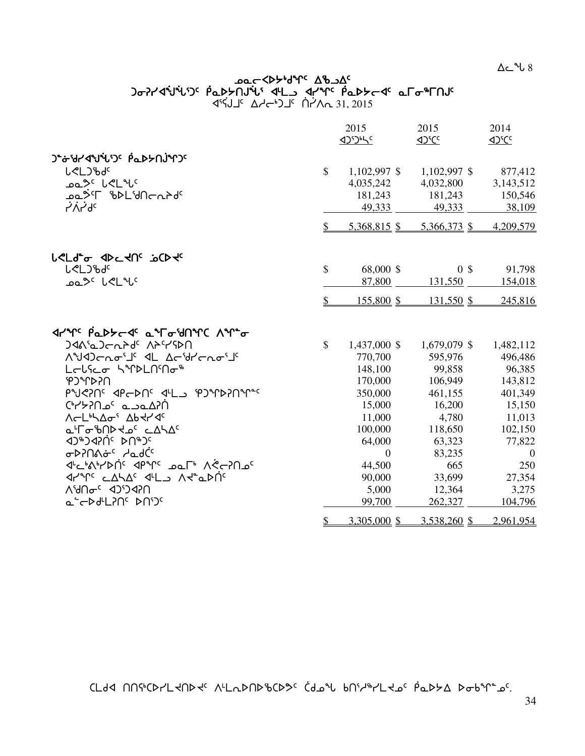ᐃᓚᖓ 8

## ᓄᓇᓕᐸᐅᔾᔪᑎᖏᑦ ᐃᖃᓗᐃᑦ
## ᑐᓂᓯᐊᕐᒍᕐᕕᒃᑐᑦ ᑭᓇᐅᔭᑎᒍᕐᕕᒃ ᐊᒻᒪᓗ ᐊᓯᖏᑦ ᑭᓇᐅᔭᓕᐊᑦ ᓇᒥᓂᖅᒥᑎᒍᑦ

ᐊᕐᕌᒍᒧᑦ ᐃᓱᓕᒃᑐᒧᑦ ᑎᓯᐱᕆ 31, 2015

| | 2015 ᐊᑐᑦᑎᒃᓴᑦ | 2015 ᐊᑐᑕᑦ | 2014 ᐊᑐᑕᑦ |
|---|---|---|---|
| **ᑐᓂᓯᐊᕐᒍᕐᕕᒃᑐᑦ ᑭᓇᐅᔭᑎᒍᕐᑐᑦ** | | | |
| ᒐᕙᒪᑐᖃᑦ | $ 1,102,997 $ | 1,102,997 $ | 877,412 |
| ᓄᓇᕗᑦ ᒐᕙᒪᖓᑦ | 4,035,242 | 4,032,800 | 3,143,512 |
| ᓄᓇᕗᒻᒥ ᖃᐅᒪᖁᑎᓕᕆᔨᑦ | 181,243 | 181,243 | 150,546 |
| ᓯᐱᓯᑦ | 49,333 | 49,333 | 38,109 |
| | $ 5,368,815 $ | 5,366,373 $ | 4,209,579 |
| **ᒐᕙᒪᒃᑯᓐᓂ ᐊᐅᓚᔾᔪᑎᑦ ᓅᑕᐅᔪᑦ** | | | |
| ᒐᕙᒪᑐᖃᑦ | $ 68,000 $ | 0 $ | 91,798 |
| ᓄᓇᕗᑦ ᒐᕙᒪᖓᑦ | 87,800 | 131,550 | 154,018 |
| | $ 155,800 $ | 131,550 $ | 245,816 |
| **ᐊᓯᖏᑦ ᑭᓇᐅᔭᓕᐊᑦ ᓇᖕᒥᓂᖅᑎᖏᑦᑕ ᐱᖏᓐᓂ** | | | |
| ᑐᐊᕕᖅᓇᑐᓕᕆᔾᔪᑦ ᐱᔨᑦᓯᕉᑎ | $ 1,437,000 $ | 1,679,079 $ | 1,482,112 |
| ᐱᙳᐊᑐᓕᕆᓂᕐᒧᑦ ᐊᒻᒪ ᐃᓕᖅᑯᓯᓕᕆᓂᕐᒧᑦ | 770,700 | 595,976 | 496,486 |
| ᒪᓕᒃᓯᓗᓂ ᓴᖏᐅᒪᑎᑦᑎᓂᖅ | 148,100 | 99,858 | 96,385 |
| ᕿᑐᖏᐅᕈᑎ | 170,000 | 106,949 | 143,812 |
| ᑮᓇᐅᔾᔭᕈᑎᑦ ᐊᑭᓕᐅᑎᑦ ᐊᒻᒪᓗ ᕿᑐᖏᐅᕈᑎᖏᓐᓂᑦ | 350,000 | 461,155 | 401,349 |
| ᑕᒃᓯᔪᕈᑎᓄᑦ ᓇᓗᓇᐃᕈᑏ | 15,000 | 16,200 | 15,150 |
| ᐱᓕᒻᒪᒃᓴᐃᓂᕐ ᐃᑲᔪᓯᐊᑦ | 11,000 | 4,780 | 11,013 |
| ᓇᒻᒥᓂᖅᑎᐅᔪᓄᑦ ᓚᐃᓴᐃᑦ | 100,000 | 118,650 | 102,150 |
| ᐊᑐᖅᑐᐊᕈᑏᑦ ᐅᑎᖅᑐᑦ | 64,000 | 63,323 | 77,822 |
| ᓂᐅᕈᑎᕕᓃᑦ ᓱᓇᑯᑖᑦ | 0 | 83,235 | 0 |
| ᐊᓪᓚᒃᕕᒡᓯᐅᑏᑦ ᐊᑭᖏᑦ ᓄᓇᒥᒃ ᐱᕚᓕᕈᑎᓄᑦ | 44,500 | 665 | 250 |
| ᐊᓯᖏᑦ ᓚᐃᓴᐃᑦ ᐊᒻᒪᓗ ᐱᕙᓪᓇᐅᑏᑦ | 90,000 | 33,699 | 27,354 |
| ᐱᖁᑎᓂᑦ ᐊᑐᑦᑐᐊᕈᑎ | 5,000 | 12,364 | 3,275 |
| ᓇᓪᓕᐅᑯᒻᒪᕈᑎᑦ ᐅᑎᕐᑐᑦ | 99,700 | 262,327 | 104,796 |
| | $ 3,305,000 $ | 3,538,260 $ | 2,961,954 |

ᑕᒪᑯᐊ ᑎᑎᕋᖅᑕᐅᓯᒪᔪᑎᐅᔪᑦ ᐱᒻᒪᕆᐅᑎᐅᒃᑕᐅᔪᑦ ᑖᒃᑯᓇᖓ ᑲᑎᖅᓱᖅᓯᒪᔪᓄᑦ ᑭᓇᐅᔭᐃ ᐅᓂᒃᑳᖏᓐᓄᑦ.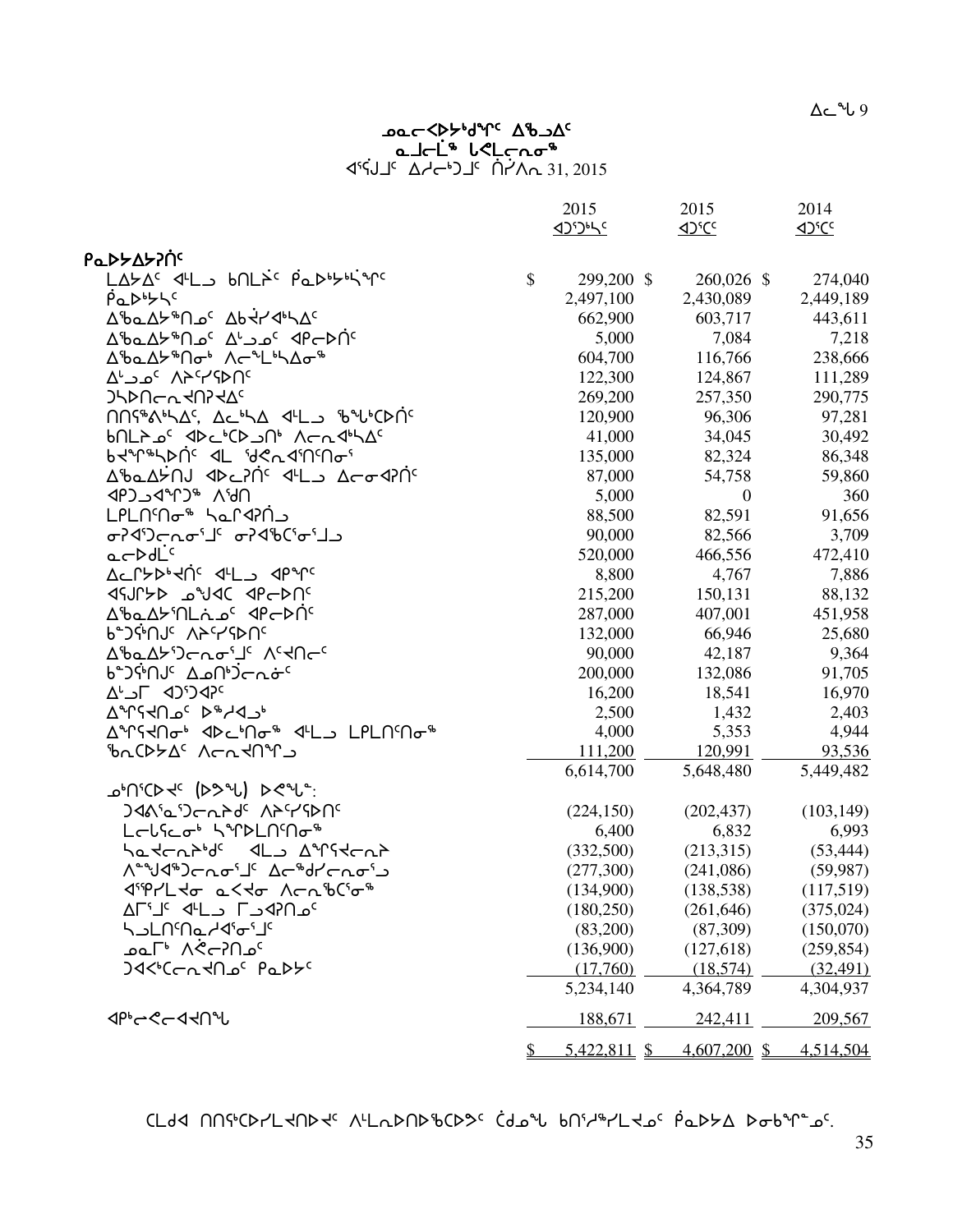ᓄᓇᓕᐸᐅᔾᑯᑎᑦ ᐃᖅᓱᐃᑦ
ᓇᓗᓕᒫᖅ ᒐᕙᒪᓕᕆᓂᖅ
ᐊᕐᕌᒍᑦ ᐃᓱᓕᒃᑐᑦ ᑏᓯᐱᕆ 31, 2015

| | 2015 ᐊᑐᕐᑕᖅᓯᑦ | 2015 ᐊᑐᕐᑕᑦ | 2014 ᐊᑐᕐᑕᑦ |
|---|---|---|---|
| **ᑮᓇᐅᔭᐃᔭᕈᑏᑦ** | | | |
| ᒪᐃᔭᐃᑦ ᐊᒻᒪᓗ ᑲᑎᒪᔩᑦ ᑮᓇᐅᔭᖏᑦ ᖏᑦ | $ 299,200 | $ 260,026 | $ 274,040 |
| ᑮᓇᐅᔭᔅᓴᑦ | 2,497,100 | 2,430,089 | 2,449,189 |
| ᐃᖅᓇᐃᔭᖅᑎᓄᑦ ᐃᑲᔪᐊᖅᓯᐃᑦ | 662,900 | 603,717 | 443,611 |
| ᐃᖅᓇᐃᔭᖅᑎᓄᑦ ᐃᓪᓗᓄᑦ ᐊᑭᓕᐅᑏᑦ | 5,000 | 7,084 | 7,218 |
| ᐃᖅᓇᐃᔭᖅᑎᓃᑦ ᐱᓕᕆᒪᖅᓯᐃᓂᖅ | 604,700 | 116,766 | 238,666 |
| ᐃᓪᓗᓄᑦ ᐱᔨᑦᓯᕗᑎᑦ | 122,300 | 124,867 | 111,289 |
| ᑐᓴᐅᑎᓕᕆᔪᑎᕈᐊᑦ | 269,200 | 257,350 | 290,775 |
| ᑎᑎᕋᖅᕕᒃᓴᐃᑦ, ᐃᓚᒃᓴᐃ ᐊᒻᒪᓗ ᖃᕐᒐᒃᑕᐅᑏᑦ | 120,900 | 96,306 | 97,281 |
| ᑲᑎᒪᔩᓄᑦ ᐊᐅᓚᒃᑕᐅᓗᑎᒃ ᐱᓕᕆᐊᒃᓴᐃᑦ | 41,000 | 34,045 | 30,492 |
| ᑲᔪᖏᖅᓴᐅᑏᑦ ᐊᒪ ᖁᕙᕆᐊᕐᑎᑦᑎᓂᕐ | 135,000 | 82,324 | 86,348 |
| ᐃᖅᓇᐃᔮᑎᒍ ᐊᐅᓚᕈᑏᑦ ᐊᒻᒪᓗ ᐃᓕᓂᐊᕈᑏᑦ | 87,000 | 54,758 | 59,860 |
| ᐊᑭᑐᓗᐊᖏᑦᑐᖅ ᐱᖁᑎ | 5,000 | 0 | 360 |
| ᒪᓕᒐᑎᑦᑎᓂᖅ ᓴᓇᒋᐊᕈᑏᓗ | 88,500 | 82,591 | 91,656 |
| ᓂᕈᐊᕐᑐᓕᕆᓂᕐᒧᑦ ᓂᕈᐊᖃᑦᑕᕐᓂᕐᒧᓗ | 90,000 | 82,566 | 3,709 |
| ᓇᓕᐅᑲᒫᑦ | 520,000 | 466,556 | 472,410 |
| ᐃᓕᒻᔭᐅᒃᔪᑏᑦ ᐊᒻᒪᓗ ᐊᑭᖏᑦ | 8,800 | 4,767 | 7,886 |
| ᐊᕐᕌᒍᒥᔭᐅ ᓄᖑᐊᑕ ᐊᑭᓕᐅᑎᑦ | 215,200 | 150,131 | 88,132 |
| ᐃᖅᓇᐃᔭᕐᑎᒪᓂᓄᑦ ᐊᑭᓕᐅᑏᑦ | 287,000 | 407,001 | 451,958 |
| ᑲᓐᑐᕌᒃᑎᒍᑦ ᐱᔨᑦᓯᕗᑎᑦ | 132,000 | 66,946 | 25,680 |
| ᐃᖅᓇᐃᔭᕐᑐᓕᕆᓂᕐᒧᑦ ᐱᑦᔪᑎᓕᑦ | 90,000 | 42,187 | 9,364 |
| ᑲᓐᑐᕌᒃᑎᒍᑦ ᐃᓄᑎᒃᑑᓕᕆᓃᑦ | 200,000 | 132,086 | 91,705 |
| ᐃᓪᓗᒥ ᐊᑐᕐᑐᐊᕈᑦ | 16,200 | 18,541 | 16,970 |
| ᐃᖏᕐᕋᔪᑎᓄᑦ ᐅᖅᓱᐊᓗᒃ | 2,500 | 1,432 | 2,403 |
| ᐃᖏᕐᕋᔪᑎᓂᒃ ᐊᐅᓚᒃᑎᓂᖅ ᐊᒻᒪᓗ ᒪᓕᒐᑎᑦᑎᓂᖅ | 4,000 | 5,353 | 4,944 |
| ᖃᓇᑕᐅᔭᐃᑦ ᐱᓕᕆᔪᑎᖏᓗ | 111,200 | 120,991 | 93,536 |
| | 6,614,700 | 5,648,480 | 5,449,482 |
| ᓄᒃᑎᕐᑕᐅᔪᑦ (ᐅᕝᕙᓚ) ᐅᕙᖓᓐ: | | | |
| ᑐᐊᕕᕐᓇᕐᑐᓕᕆᔨᒃᑯᑦ ᐱᔨᑦᓯᕗᑎᑦ | (224,150) | (202,437) | (103,149) |
| ᒪᓕᒐᕐᓕᓂᒃ ᓴᖏᐅᒪᑎᑦᑎᓂᖅ | 6,400 | 6,832 | 6,993 |
| ᓴᓇᔪᓕᕆᔨᒃᑯᑦ ᐊᒻᒪᓗ ᐃᖏᕐᕋᔪᓕᕆᔨ | (332,500) | (213,315) | (53,444) |
| ᐱᓐᖑᐊᖅᑐᓕᕆᓂᕐᒧᑦ ᐃᓕᖅᑯᓯᓕᕆᓂᕐᒧ | (277,300) | (241,086) | (59,987) |
| ᐊᕐᕿᓯᒪᔪᓂ ᓇᕙᔪᓂ ᐱᓕᕆᖃᑦᑕᕐᓂᖅ | (134,900) | (138,538) | (117,519) |
| ᐃᒥᕐᒧᑦ ᐊᒻᒪᓗ ᒥᕐᓗᐊᕈᑎᓄᑦ | (180,250) | (261,646) | (375,024) |
| ᓴᓗᒪᑎᑦᑎᓇᓯᐊᕐᓂᕐᒧᑦ | (83,200) | (87,309) | (150,070) |
| ᓄᓇᒥᒃ ᐱᕚᓕᕈᑎᓄᑦ | (136,900) | (127,618) | (259,854) |
| ᑐᐊᑉᑕᓕᕆᔪᑎᓄᑦ ᑮᓇᐅᔭᑦ | (17,760) | (18,574) | (32,491) |
| | 5,234,140 | 4,364,789 | 4,304,937 |
| ᐊᑮᓕᕙᓕᐊᔪᑎᖓ | 188,671 | 242,411 | 209,567 |
| | $ 5,422,811 | $ 4,607,200 | $ 4,514,504 |

ᑕᒪᑯᐊ ᑎᑎᕋᒃᑕᐅᓯᒪᔪᑎᐅᔪᑦ ᐱᒻᒪᕆᐅᑎᐅᖃᑕᐅᔾᔪᑦ ᑖᒃᑯᓇᖓ ᑲᑎᕐᓱᖅᓯᒪᔪᓄᑦ ᑮᓇᐅᔭᐃ ᐅᓂᒃᑳᖕᓄᑦ.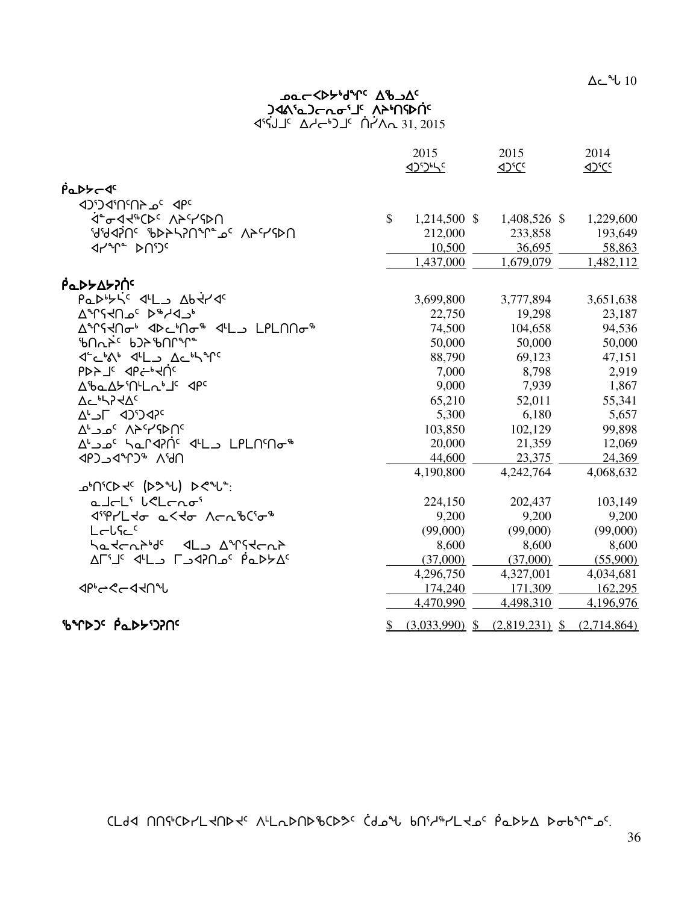ᐃᓚᖓ 10

# ᓄᓇᓕᐸᐅᔾᑯᕐᑦ ᐃᖃᓗᐃᑦ
## ᑐᐊᐱᕐᓇᑐᓕᕆᓂᕐᒧᑦ ᐱᔾᑎᕋᐅᑏᑦ
ᐊᕐᕌᒍᒧᑦ ᐃᓱᓕᒃᑐᒧᑦ ᑏᓯᐱᕆ 31, 2015

| | 2015 ᐊᑐᕐᑐᒃᓴᑦ | 2015 ᐊᑐᕐᑕᑦ | 2014 ᐊᑐᕐᑕᑦ |
|---|---|---|---|
| **ᑮᓇᐅᔭᓕᐊᑦ** | | | |
| ᐊᑐᕐᑐᐊᕐᑎᑦᑎᔨᓄᑦ ᐊᑭᑦ | | | |
| ᐋᓃᐊᔪᕐᑕᐅᑦ ᐱᔨᑦᓯᕐᐅᑎ | $ 1,214,500 | $ 1,408,526 | $ 1,229,600 |
| ᖁᖁᐊᕈᑎᑦ ᑲᐅᔾᓴᕈᑎᕐᒋᓐᓄᑦ ᐱᔨᑦᓯᕐᐅᑎ | 212,000 | 233,858 | 193,649 |
| ᐊᓯᖕᒋᓐ ᐅᑎᕐᑐᑦ | 10,500 | 36,695 | 58,863 |
| | 1,437,000 | 1,679,079 | 1,482,112 |
| **ᑮᓇᐅᔭᐃᔭᕈᑏᑦ** | | | |
| ᑭᓇᐅᔾᔭᓛᑦ ᐊᒻᒪᓗ ᐃᑲᔫᓯᐊᑦ | 3,699,800 | 3,777,894 | 3,651,638 |
| ᐃᖏᕐᓱᐊᑎᓄᑦ ᐅᖅᓱᐊᒧᒃ | 22,750 | 19,298 | 23,187 |
| ᐃᖏᕐᓱᐊᑎᓂᒃ ᐊᐅᓚᒃᑎᓂᖅ ᐊᒻᒪᓗ ᒪᑭᒪᑎᑎᓂᖅ | 74,500 | 104,658 | 94,536 |
| ᖃᑎᙳᕐᑦ ᑲᑐᔾᖃᑎᒌᖕᒋᓐ | 50,000 | 50,000 | 50,000 |
| ᐊᓪᓚᒃᑲᒃ ᐊᒻᒪᓗ ᐃᓚᒃᓴᖕᒋᑦ | 88,790 | 69,123 | 47,151 |
| ᑭᐅᔾᒧᑦ ᐊᑭᓖᒃᓯᑏᑦ | 7,000 | 8,798 | 2,919 |
| ᐃᖃᓇᐃᔾᔭᕐᑎᒻᒪᙳᒃᒧᑦ ᐊᑭᑦ | 9,000 | 7,939 | 1,867 |
| ᐃᓚᒃᓴᕈᓯᐃᑦ | 65,210 | 52,011 | 55,341 |
| ᐃᒡᓗᒥ ᐊᑐᕐᑐᐊᕈᑦ | 5,300 | 6,180 | 5,657 |
| ᐃᒡᓗᓄᑦ ᐱᔨᑦᓯᕐᐅᑎᑦ | 103,850 | 102,129 | 99,898 |
| ᐃᒡᓗᓄᑦ ᓴᓇᒥᐊᕈᑏᑦ ᐊᒻᒪᓗ ᒪᑭᒪᑎᑦᑎᓂᖅ | 20,000 | 21,359 | 12,069 |
| ᐊᑭᑐᓗᐊᖕᒋᑐᖅ ᐱᖁᑎ | 44,600 | 23,375 | 24,369 |
| | 4,190,800 | 4,242,764 | 4,068,632 |
| ᓄᒃᑎᕐᑕᐅᔪᑦ (ᐅᕗᖓ) ᐅᕙᖓᓐ: | | | |
| ᓇᒧᓕᒪᕐ ᒐᕙᒪᓕᕆᓂᕐ | 224,150 | 202,437 | 103,149 |
| ᐊᕐᕿᓯᒪᔪᓂ ᓇᐸᔪᓂ ᐱᓕᕆᖃᑦᑕᕐᓂᖅ | 9,200 | 9,200 | 9,200 |
| ᒪᓕᒐᕐᓚᑦ | (99,000) | (99,000) | (99,000) |
| ᓴᓇᔪᓕᕆᔨᒃᑯᑦ ᐊᒻᒪᓗ ᐃᖏᕐᓱᐊᓕᕆᔨ | 8,600 | 8,600 | 8,600 |
| ᐃᒥᕐᒧᑦ ᐊᒻᒪᓗ ᒥᒡᒐᕈᑎᓄᑦ ᑮᓇᐅᔭᐃᑦ | (37,000) | (37,000) | (55,900) |
| | 4,296,750 | 4,327,001 | 4,034,681 |
| ᐊᑭᒃᓕᕙᓕᐊᔪᑎᖓ | 174,240 | 171,309 | 162,295 |
| | 4,470,990 | 4,498,310 | 4,196,976 |
| **ᖃᖓᐅᑐᑦ ᑮᓇᐅᔭᕐᑐᕈᑎᑦ** | $ (3,033,990) | $ (2,819,231) | $ (2,714,864) |

ᑕᒪᑐᐊ ᑎᑎᕋᒃᑕᐅᓯᒪᔪᑎᐅᔪᑦ ᐱᒻᒪᕆᐅᑎᐅᖃᑕᐅᕗᑦ ᑖᒃᑯᓇᖓ ᑲᑎᖦᓱᖅᓯᒪᔪᓄᑦ ᑮᓇᐅᔭᐃ ᐅᓂᒃᑲᖕᒋᓐᓄᑦ.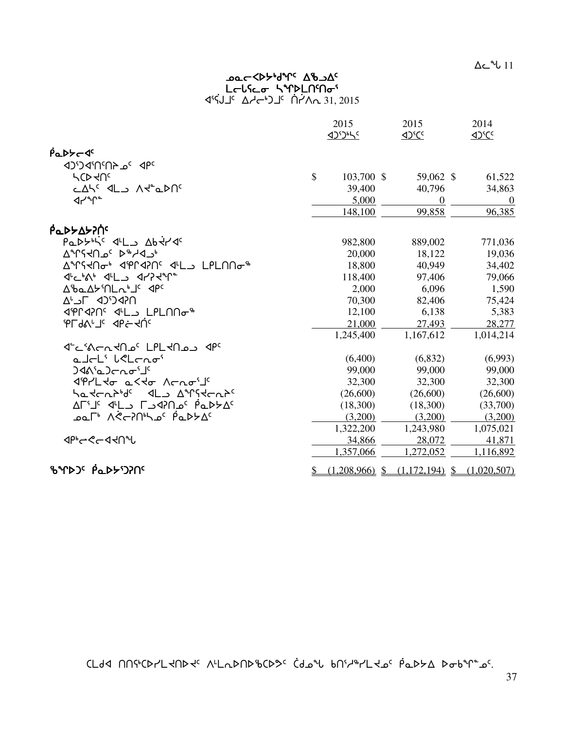ᐃᓚᖓ 11

### ᓄᓇᓕᐅᑉᐳᖅᑯᖏᑦ ᐃᖃᓗᐃᑦ
### ᒪᓕᑦᕿᓂ ᓴᖏᐅᒪᑎᑦᑎᓂᖅ
### ᐊᕐᕌᒍᒧᑦ ᐃᓱᓕᒃᑐᒧᑦ ᑏᓯᐱᕆ 31, 2015

| | 2015 ᐊᑐᕐᑕᒃᓴᑦ | 2015 ᐊᑐᕐᑕᑦ | 2014 ᐊᑐᕐᑕᑦ |
|---|---|---|---|
| **ᑮᓇᐅᔭᓕᐊᑦ** | | | |
| ᐊᑐᕐᑐᐊᕐᑎᑦᑎᔾᔪᓂᑦ ᐊᑭᑦ | | | |
| ᓴᑕᐅᔪᑎᑦ | $ 103,700 | $ 59,062 | $ 61,522 |
| ᓚᐃᓴᑦ ᐊᒻᒪᓗ ᐱᔪᓐᓇᐅᑎᑦ | 39,400 | 40,796 | 34,863 |
| ᐊᓯᖏᓐ | 5,000 | 0 | 0 |
| | 148,100 | 99,858 | 96,385 |
| **ᑮᓇᐅᔭᐃᔭᕈᑏᑦ** | | | |
| ᑭᓇᐅᔭᒃᓴᑦ ᐊᒻᒪᓗ ᐃᑲᔪᕐᓯᐊᑦ | 982,800 | 889,002 | 771,036 |
| ᐃᖏᕋᔪᑎᓄᑦ ᐅᖅᓱᐊᓗᒃ | 20,000 | 18,122 | 19,036 |
| ᐃᖏᕋᔪᑎᓂᒃ ᐊᕿᒋᐊᕈᑎᑦ ᐊᒻᒪᓗ ᒪᑭᒪᑎᑎᓂᖅ | 18,800 | 40,949 | 34,402 |
| ᐊᓪᓚᒃᐱᒃ ᐊᒻᒪᓗ ᐊᓯᕈᔪᖏᓐ | 118,400 | 97,406 | 79,066 |
| ᐃᖃᓇᐃᔭᕐᑎᒪᕆᒃᒧᑦ ᐊᑭᑦ | 2,000 | 6,096 | 1,590 |
| ᐃᒡᓗᒥ ᐊᑐᕐᑐᐊᕈᑎ | 70,300 | 82,406 | 75,424 |
| ᐊᕿᒋᐊᕈᑎᑦ ᐊᒻᒪᓗ ᒪᑭᒪᑎᑎᓂᖅ | 12,100 | 6,138 | 5,383 |
| ᕿᒥᕐᕈᐱᒡᒧᑦ ᐊᑭᓖᔪᑏᑦ | 21,000 | 27,493 | 28,277 |
| | 1,245,400 | 1,167,612 | 1,014,214 |
| ᐊᓪᓚᕝᕕᓕᕆᔪᑎᓄᑦ ᒪᑭᒪᔪᑎᓄᓗ ᐊᑭᑦ | | | |
| ᓇᒧᓕᒪᕐ ᒐᕙᒪᓕᕆᓂᖅ | (6,400) | (6,832) | (6,993) |
| ᑐᐊᕕᕐᓇᑐᓕᕆᓂᕐᒧᑦ | 99,000 | 99,000 | 99,000 |
| ᐊᕿᓯᒪᔪᓂ ᓇᑉᐸᔪᓂ ᐱᓕᕆᓂᕐᒧᑦ | 32,300 | 32,300 | 32,300 |
| ᓴᓇᔪᓕᕆᔩᒃᑯᑦ ᐊᒻᒪᓗ ᐃᖏᕋᔪᓕᕆᔩᑦ | (26,600) | (26,600) | (26,600) |
| ᐃᒥᕐᒧᑦ ᐊᒻᒪᓗ ᒥᕐᓗᐊᕈᑎᓄᑦ ᑮᓇᐅᔭᐃᑦ | (18,300) | (18,300) | (33,700) |
| ᓄᓇᒥᒃ ᐱᕚᓕᕈᑎᒃᓴᓄᑦ ᑮᓇᐅᔭᐃᑦ | (3,200) | (3,200) | (3,200) |
| | 1,322,200 | 1,243,980 | 1,075,021 |
| ᐊᑭᒃᓕᕙᓕᐊᔪᑎᖓ | 34,866 | 28,072 | 41,871 |
| | 1,357,066 | 1,272,052 | 1,116,892 |
| **ᖃᖏᐅᑐᑦ ᑮᓇᐅᔭᕐᑐᕈᑎᑦ** | $ (1,208,966) | $ (1,172,194) | $ (1,020,507) |

ᑕᒪᑯᐊ ᑎᑎᕋᖅᑕᐅᓯᒪᔪᑎᐅᔪᑦ ᐱᒻᒪᕆᐅᑎᐅᖃᑕᐅᕗᑦ ᑖᒃᑯᓇᖓ ᑲᑎᕐᓱᖅᓯᒪᔪᓄᑦ ᑮᓇᐅᔭᐃ ᐅᓂᒃᑲᖏᓐᓄᑦ.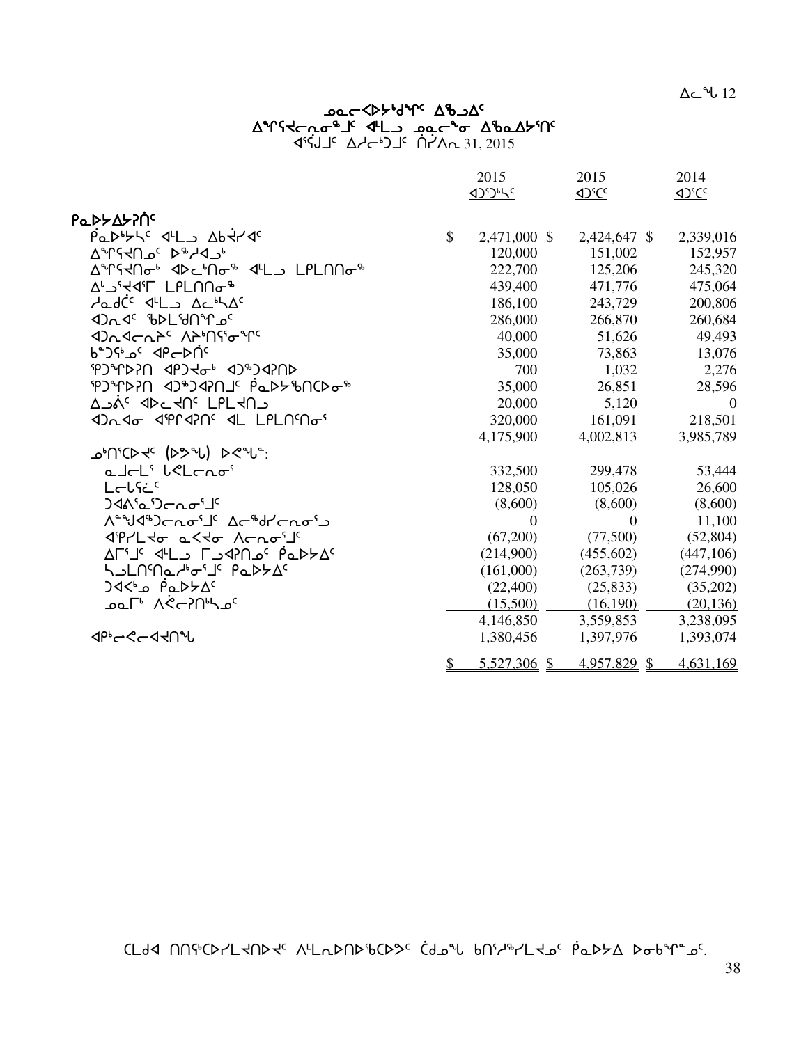ᐃᓚᖓ 12

# ᓄᓇᓕᐅᑉᐳᔭᒃᑯᑦ ᐃᖅᑲᐃᑦ
## ᐃᖏᕋᔪᓕᕆᓂᖅᑯᑦ ᐊᒻᒪᓗ ᓄᓇᓕᖕᓂ ᐃᖅᑲᐃᔨᑎᑦ
ᐊᕐᕌᒍᑦ ᐃᓱᓕᒃᑐᑦ ᑎᓯᐱᕆ 31, 2015

| | 2015 ᐊᑐᖅᑕᐅᔪᑦ | 2015 ᐊᑐᕐᑕᑦ | 2014 ᐊᑐᕐᑕᑦ |
|---|---|---|---|
| **ᑮᓇᐅᔭᐃᓯᐊᑦ** | | | |
| ᑮᓇᐅᔭᐅᖏᑦ ᐊᒻᒪᓗ ᐃᑲᔪᐊᑦ | $ 2,471,000 | $ 2,424,647 | $ 2,339,016 |
| ᐃᖏᕋᔪᑎᓄᑦ ᐅᖅᓱᐊᓗᒃ | 120,000 | 151,002 | 152,957 |
| ᐃᖏᕋᔪᑎᓂᒃ ᐊᐅᓚᑎᓂᖅ ᐊᒻᒪᓗ ᒪᒥᓐᓂᖅ | 222,700 | 125,206 | 245,320 |
| ᐃᓗᕐᔪᐊᕐᒥ ᒪᒥᓐᓂᖅ | 439,400 | 471,776 | 475,064 |
| ᓱᓇᑯᑖᑦ ᐊᒻᒪᓗ ᐃᓚᖏᑦ | 186,100 | 243,729 | 200,806 |
| ᐊᑐᓇᐃᑦ ᖃᐅᒪᖁᑎᖏᓐᓄᑦ | 286,000 | 266,870 | 260,684 |
| ᐊᑐᓇᐃᓕᓇᔾᔾ ᐱᔭᑎᕐᓂᖏᑦ | 40,000 | 51,626 | 49,493 |
| ᑲᓐᑐᕌᓄᑦ ᐊᑭᓕᐅᑏᑦ | 35,000 | 73,863 | 13,076 |
| ᕿᑐᖏᐅᕈᑎ ᐊᑭᑐᔪᓂᒃ ᐊᑐᖅᑐᐊᕈᑎᐅ | 700 | 1,032 | 2,276 |
| ᕿᑐᖏᐅᕈᑎ ᐊᑐᖅᑐᐊᕈᑎᒧᑦ ᑮᓇᐅᔭᖃᑎᒋᐅᓂᖅ | 35,000 | 26,851 | 28,596 |
| ᐃᓗᐋᑦ ᐊᐅᓚᔪᑎᑦ ᒪᒪᔪᑎᓗ | 20,000 | 5,120 | 0 |
| ᐊᑐᓇᐃᓂ ᐊᕿᒋᐊᕈᑎᑦ ᐊᓚ ᒪᒪᓕᑎᑦᑎᓂᕐ | 320,000 | 161,091 | 218,501 |
| | 4,175,900 | 4,002,813 | 3,985,789 |
| ᓄᑎᑦᑕᐅᔪᑦ (ᐅᕗᖓ) ᐅᕙᖓᓐ: | | | |
| ᓇᒧᓕᒪᕐ ᒐᕙᒪᓕᕆᓂᕐ | 332,500 | 299,478 | 53,444 |
| ᒪᓕᒐᕋᓛᑦ | 128,050 | 105,026 | 26,600 |
| ᑐᐊᕕᕐᓇᕐᑐᓕᕆᓂᕐᒧᑦ | (8,600) | (8,600) | (8,600) |
| ᐱᓐᖑᐊᖅᑐᓕᕆᓂᕐᒧᑦ ᐃᓕᖅᑯᓯᓕᕆᓂᕐᒧ | 0 | 0 | 11,100 |
| ᐊᕿᓯᒪᔪᓂ ᓇᑉᐸᔪᓂ ᐱᓕᕆᓂᕐᒧᑦ | (67,200) | (77,500) | (52,804) |
| ᐃᒥᕐᒧᑦ ᐊᒻᒪᓗ ᒥᓗᐊᕈᑎᓄᑦ ᑮᓇᐅᔭᐃᑦ | (214,900) | (455,602) | (447,106) |
| ᓴᓗᒪᑎᑦᑎᓇᓱᒃᓂᕐᒧᑦ ᑮᓇᐅᔭᐃᑦ | (161,000) | (263,739) | (274,990) |
| ᑐᐊᑉᐸ ᑮᓇᐅᔭᐃᑦ | (22,400) | (25,833) | (35,202) |
| ᓄᓇᒥᒃ ᐱᕚᓕᕈᑎᒃᓴᓄᑦ | (15,500) | (16,190) | (20,136) |
| | 4,146,850 | 3,559,853 | 3,238,095 |
| ᐊᑭᓕᕙᓕᐊᔪᑎᖓ | 1,380,456 | 1,397,976 | 1,393,074 |
| | $ 5,527,306 | $ 4,957,829 | $ 4,631,169 |

ᑕᒪᑯᐊ ᑎᑎᕋᒃᑕᐅᓯᒪᔪᑎᐅᔪᑦ ᐱᒪᓇᐅᑎᐅᖃᑕᐅᕗᑦ ᑖᒃᑯᓇᖓ ᑲᑎᑦᓱᖅᓯᒪᔪᓄᑦ ᑮᓇᐅᔭ ᐅᓂᒃᑲᖏᓐᓄᑦ.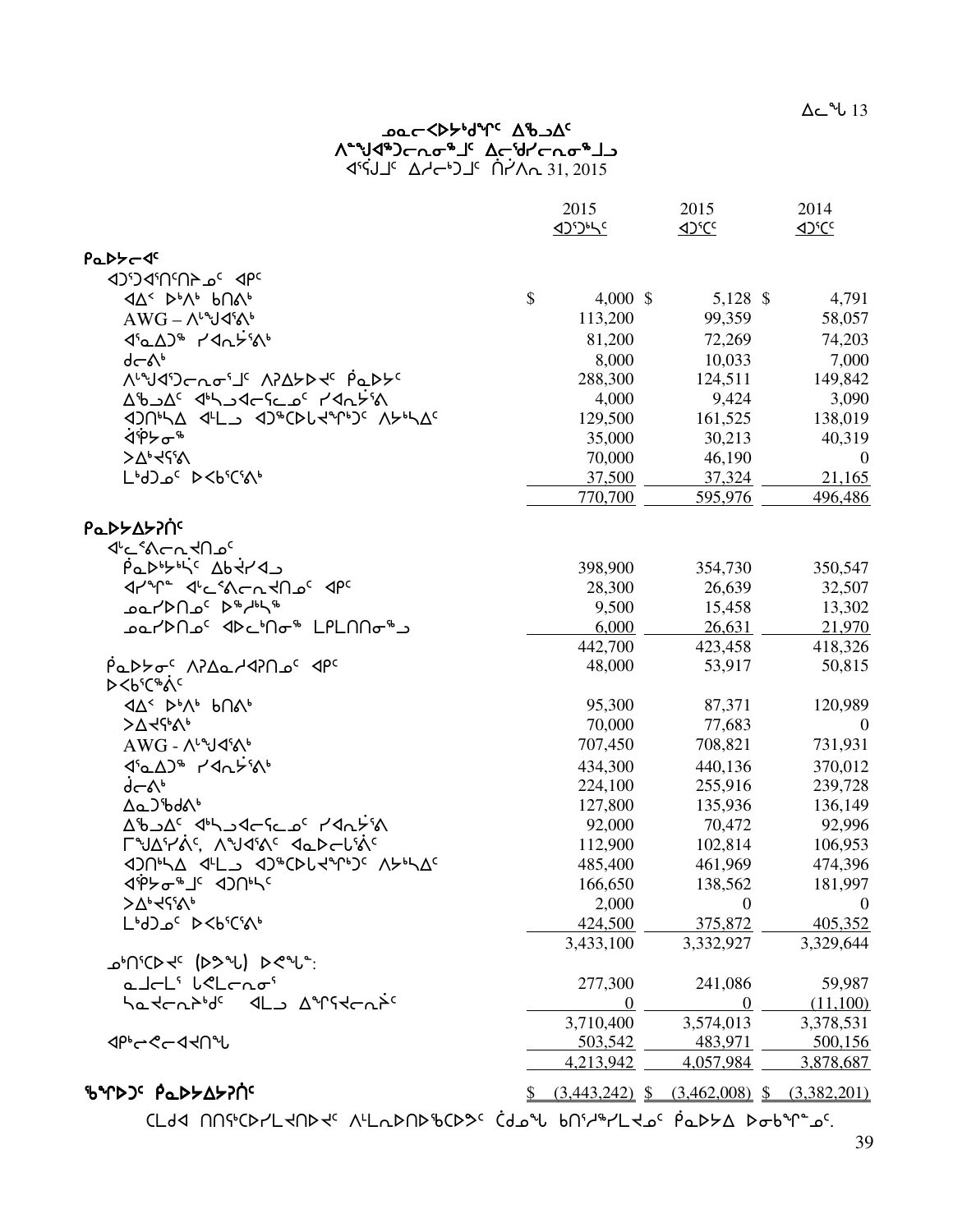ᓄᓇᓕᐊᐸᐅᔭᒃᑯᑦ ᐃᖅᑲᓗᐃᑦ
ᐱᓐᖑᐊᖅᑐᓕᕆᓂᕐᒧᑦ ᐃᓕᖅᑯᓯᓕᕆᓂᕐᒧᓪᓗ
ᐊᕐᕌᒍᑦ ᐃᓱᓕᒃᑐᒧᑦ ᒫᔅᓯ 31, 2015

| | 2015 ᐊᑐᕐᑐᒃᓴᑦ | 2015 ᐊᑐᕐᑕᑦ | 2014 ᐊᑐᕐᑕᑦ |
|---|---|---|---|
| **ᑮᓇᐅᔭᓕᐊᑦ** | | | |
| ᐊᑐᕐᑐᐊᕐᑎᑦᑎᔾᔪᓂᑦ ᐊᑭᑦ | | | |
| ᐊᐃᑉ ᐅᒃᐱᒃ ᑲᑎᕝᕕᒃ | $ 4,000 | $ 5,128 | $ 4,791 |
| AWG – ᐱᙳᐊᕐᕕᒃ | 113,200 | 99,359 | 58,057 |
| ᐊᕐᓇᐃᑦ ᓯᐊᓂᔫᕐᕕᒃ | 81,200 | 72,269 | 74,203 |
| ᑯᓕᕝᕕᒃ | 8,000 | 10,033 | 7,000 |
| ᐱᙳᐊᕐᑐᓕᕆᓂᕐᒧᑦ ᐱᕈᐃᔭᐅᔪᑦ ᑮᓇᐅᔭᑦ | 288,300 | 124,511 | 149,842 |
| ᐃᖅᑲᓗᐃᑦ ᐊᒃᓴᓗᐊᓕᕐᓚᓂᑦ ᓯᐊᓂᔫᕐᕕᒃ | 4,000 | 9,424 | 3,090 |
| ᐊᑐᑎᒃᓴᐃ ᐊᒻᒪᓗ ᐊᑐᖅᑕᐅᓚᐅᖏᒃᑐᑦ ᐱᔭᒃᓴᐃᑦ | 129,500 | 161,525 | 138,019 |
| ᐋᕿᔭᓂᖅ | 35,000 | 30,213 | 40,319 |
| ᐳᐃᒃᐊᕐᕕᒃ | 70,000 | 46,190 | 0 |
| ᒪᒃᑯᑐᓄᑦ ᐅᐸᒃᑦᑕᕐᕕᒃ | 37,500 | 37,324 | 21,165 |
| | 770,700 | 595,976 | 496,486 |
| **ᑮᓇᐅᔭᐃᔭᕈᑎᑦ** | | | |
| ᐊᓪᓚᕝᕕᓕᕆᔨᑎᓄᑦ | | | |
| ᑮᓇᐅᔭᒃᓴᑦ ᐃᑲᔪᓯᐊᓗ | 398,900 | 354,730 | 350,547 |
| ᐊᓯᖏᓐ ᐊᓪᓚᕝᕕᓕᕆᔨᑎᓄᑦ ᐊᑭᑦ | 28,300 | 26,639 | 32,507 |
| ᓄᓇᓯᐅᑎᓄᑦ ᐅᖅᓱᒃᓴᖅ | 9,500 | 15,458 | 13,302 |
| ᓄᓇᓯᐅᑎᓄᑦ ᐊᐅᓚᒃᑎᓂᖅ ᒪᒪᓕᑎᑎᓂᖅᒧ | 6,000 | 26,631 | 21,970 |
| | 442,700 | 423,458 | 418,326 |
| ᑮᓇᐅᔭᓂᑦ ᐱᕈᐃᓇᓱᐊᕈᑎᓄᑦ ᐊᑭᑦ | 48,000 | 53,917 | 50,815 |
| ᐅᐸᒃᑦᑕᕝᕕᑦ | | | |
| ᐊᐃᑉ ᐅᒃᐱᒃ ᑲᑎᕝᕕᒃ | 95,300 | 87,371 | 120,989 |
| ᐳᐃᔪᕐᕕᒃ | 70,000 | 77,683 | 0 |
| AWG - ᐱᙳᐊᕐᕕᒃ | 707,450 | 708,821 | 731,931 |
| ᐊᕐᓇᐃᑦ ᓯᐊᓂᔫᕐᕕᒃ | 434,300 | 440,136 | 370,012 |
| ᑯᓕᕝᕕᒃ | 224,100 | 255,916 | 239,728 |
| ᐃᓇᑐᖅᑲᑯᕝᕕᒃ | 127,800 | 135,936 | 136,149 |
| ᐃᖅᑲᓗᐃᑦ ᐊᒃᓴᓗᐊᓕᕐᓚᓂᑦ ᓯᐊᓂᔫᕐᕕᒃ | 92,000 | 70,472 | 92,996 |
| ᒥᙳᐃᕐᓯᕝᕕᑦ, ᐱᙳᐊᕐᕕᑦ ᐊᓇᐅᓕᒐᕝᕕᑦ | 112,900 | 102,814 | 106,953 |
| ᐊᑐᑎᒃᓴᐃ ᐊᒻᒪᓗ ᐊᑐᖅᑕᐅᓚᐅᖏᒃᑐᑦ ᐱᔭᒃᓴᐃᑦ | 485,400 | 461,969 | 474,396 |
| ᐊᕿᔭᓂᕐᒧᑦ ᐊᑐᑎᒃᓴᑦ | 166,650 | 138,562 | 181,997 |
| ᐳᐃᒃᐊᕐᕕᒃ | 2,000 | 0 | 0 |
| ᒪᒃᑯᑐᓄᑦ ᐅᐸᒃᑦᑕᕐᕕᒃ | 424,500 | 375,872 | 405,352 |
| | 3,433,100 | 3,332,927 | 3,329,644 |
| ᓄᑎᕐᑕᐅᔪᑦ (ᐅᕗᖓ) ᐅᕙᖓᓐ: | | | |
| ᓇᒧᓕᒪᕐ ᒐᕙᒪᓕᕆᓂᕐ | 277,300 | 241,086 | 59,987 |
| ᓴᓇᔪᓕᕆᔾᔪᑎᒋᔭᐅᔪᓂᒃ ᐊᒻᒪᓗ ᐃᕐᖐᔪᓕᕆᔩᑦ | 0 | 0 | (11,100) |
| | 3,710,400 | 3,574,013 | 3,378,531 |
| ᐊᑭᓕᕙᓕᐊᔪᑎᖓ | 503,542 | 483,971 | 500,156 |
| | 4,213,942 | 4,057,984 | 3,878,687 |
| **ᖃᖓᐅᑐᑦ ᑮᓇᐅᔭᐃᔭᕈᑎᑦ** | $ (3,443,242) | $ (3,462,008) | $ (3,382,201) |

ᑕᒪᒃᑯᐊ ᑎᑎᕋᖅᑕᐅᓯᒪᔪᑎᐅᔪᑦ ᐱᓪᒪᕆᐅᑎᐅᖅᑕᐅᕗᑦ ᑖᒃᑯᓇᖓ ᑲᑎᕐᓱᖅᓯᒪᔪᓄᑦ ᑮᓇᐅᔭᐃ ᐅᓂᒃᑲᖏᓐᓄᑦ.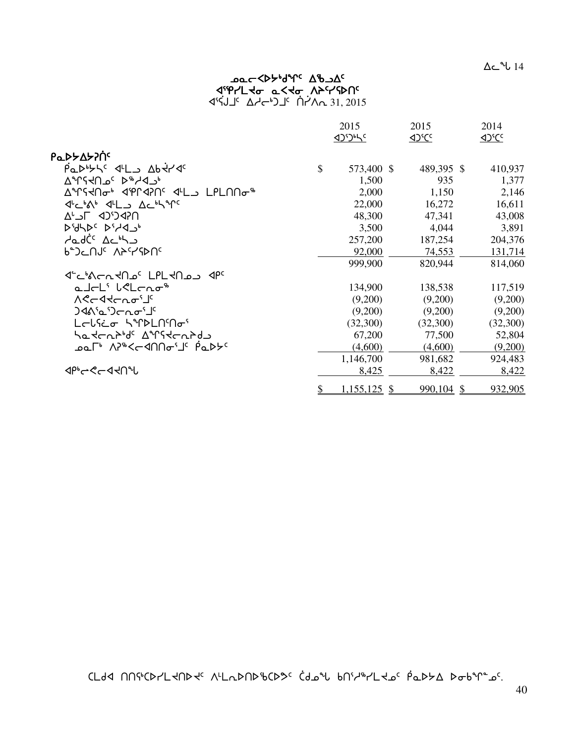ᐃᓚᖓ 14

### ᓄᓇᓕᐊᐅᔾᑯᖏᑦ ᐃᖅᑯᐃᑦ
### ᐊᕐᕌᒍᒥ ᓇᐸᔪᓂ ᐱᔨᑦᓯᕐᐅᑎᑦ
### ᐊᕐᕌᒍᒧᑦ ᐃᓱᓕᒃᑐᒧᑦ ᒫᔾᔭ 31, 2015

| | 2015 ᐊᑐᕐᑐᒃᓴᑦ | 2015 ᐊᑐᕐᑕᑦ | 2014 ᐊᑐᕐᑕᑦ |
|---|---|---|---|
| **ᑮᓇᐅᔭᐃᔭᕐᑏᑦ** | | | |
| ᑮᓇᐅᔾᔭᑦ ᐊᒻᒪᓗ ᐃᑲᔫᑎᐊᑦ | $ 573,400 | $ 489,395 | $ 410,937 |
| ᐃᖏᕐᕋᑎᓄᑦ ᐅᖅᓱᐊᓗᒃ | 1,500 | 935 | 1,377 |
| ᐃᖏᕐᕋᑎᓂᒃ ᐊᕿᐊᕈᑎᑦ ᐊᒻᒪᓗ ᒪᑭᒪᑎᑎᓂᖅ | 2,000 | 1,150 | 2,146 |
| ᐊᓪᓚᒃᐱᒃ ᐊᒻᒪᓗ ᐃᓚᒃᓴᖏᑦ | 22,000 | 16,272 | 16,611 |
| ᐃᒡᓗᒥ ᐊᑐᕐᑐᐊᕈᑎ | 48,300 | 47,341 | 43,008 |
| ᐅᕐᑯᐳᑦ ᐅᕐᓱᐊᓗᒃ | 3,500 | 4,044 | 3,891 |
| ᓱᓇᑯᑖᑦ ᐃᓚᒃᓴᓗ | 257,200 | 187,254 | 204,376 |
| ᑲᑐᓪᓕᑎᒍᑦ ᐱᔨᑦᓯᕐᐅᑎᑦ | 92,000 | 74,553 | 131,714 |
| | 999,900 | 820,944 | 814,060 |
| ᐊᓪᓚᒃᐱᓕᕆᐊᕈᑎᓄᑦ ᒪᑭᒪᐊᕈᑎᓄᓗ ᐊᑭᑦ | | | |
| ᓇᒧᓕᒪᕐ ᒐᕙᒪᓕᕆᓂᖅ | 134,900 | 138,538 | 117,519 |
| ᐱᕙᓕᐊᔪᓕᕆᓂᕐᒧᑦ | (9,200) | (9,200) | (9,200) |
| ᑐᐊᕕᕐᓇᕐᑐᓕᕆᓂᕐᒧᑦ | (9,200) | (9,200) | (9,200) |
| ᒪᓕᒐᓕᕆᓂ ᓴᖅᑭᒪᑎᑦᑎᓂᕐ | (32,300) | (32,300) | (32,300) |
| ᓴᓇᔪᓕᕆᔩᑯᑦ ᐃᖏᕐᕋᔪᓕᕆᔨᑯᓗ | 67,200 | 77,500 | 52,804 |
| ᓄᓇᒥᒃ ᐱᕈᖅᐸᓕᐊᑎᑎᓂᕐᒧᑦ ᑮᓇᐅᔦᑦ | (4,600) | (4,600) | (9,200) |
| | 1,146,700 | 981,682 | 924,483 |
| ᐊᑯᓕᕙᓕᐊᔪᑎᖓ | 8,425 | 8,422 | 8,422 |
| | $ 1,155,125 | $ 990,104 | $ 932,905 |

ᑕᒪᑐᐊ ᑎᑎᕋᕐᑕᐅᓯᒪᔪᑎᐅᔪᑦ ᐱᒻᒪᕆᐅᑎᐅᖃᑕᐅᕗᑦ ᑖᒃᑯᓇᙵ ᑲᑎᕐᓱᖅᓯᒪᔪᓄᑦ ᑮᓇᐅᔭᐃ ᐅᓂᒃᑳᖏᓐᓄᑦ.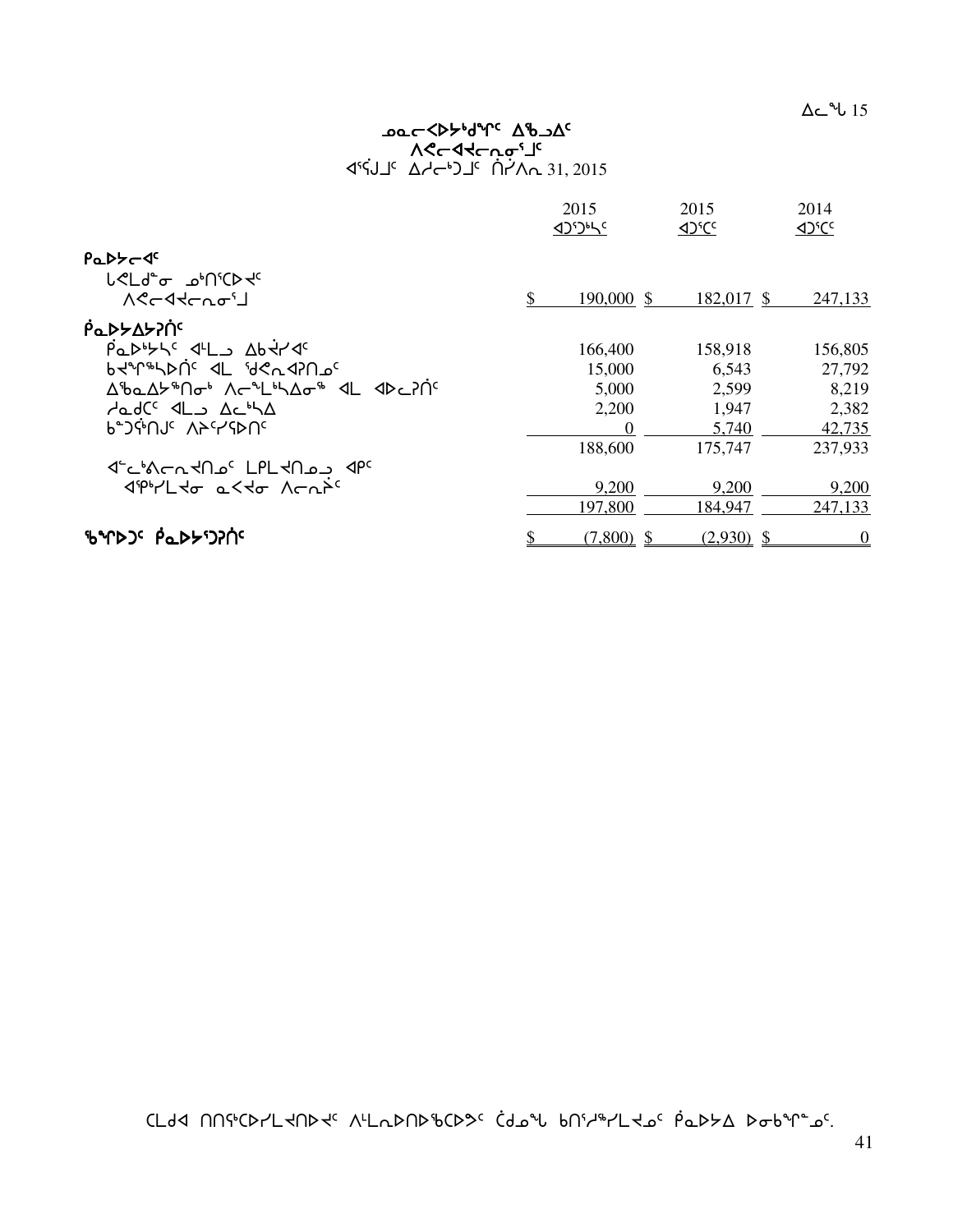ᐃᓚᖓ 15

# ᓄᓇᓕᐊᕈᓯᒃᑯᖏᑦ ᐃᒃᓗᐃᑦ
## ᐱᕙᓕᐊᔪᓕᕆᓂᕐᒧᑦ
### ᐊᕐᕌᒍᒧᑦ ᐃᓱᓕᒃᑐᒧᑦ ᑏᓯᐱᕆ 31, 2015

| | 2015 ᐊᑐᕐᑐᒃᓴᑦ | 2015 ᐊᑐᕐᑕᑦ | 2014 ᐊᑐᕐᑕᑦ |
|---|---|---|---|
| **ᑮᓇᐅᔭᓕᐊᑦ** | | | |
| ᒐᕙᒪᒃᑯᓐᓂ ᓄᑦᑎᕐᑕᐅᔪᑦ ᐱᕙᓕᐊᔪᓕᕆᓂᕐᒧᑦ | $ 190,000 | $ 182,017 | $ 247,133 |
| **ᑮᓇᐅᔭᐃᔭᕈᑏᑦ** | | | |
| ᑮᓇᐅᔾᔭᓴᑦ ᐊᒻᒪᓗ ᐃᑲᔫᓯᐊᑦ | 166,400 | 158,918 | 156,805 |
| ᑲᔪᖏᖅᓴᐅᑏᑦ ᐊᒻᒪ ᖁᕝᕙᓂᐊᕈᑎᓄᑦ | 15,000 | 6,543 | 27,792 |
| ᐃᖃᓇᐃᔭᕐᑎᓂᒃ ᐱᓕᕆᒻᒪᒃᓴᐃᓂᖅ ᐊᒻᒪ ᐊᐅᓚᕈᑏᑦ | 5,000 | 2,599 | 8,219 |
| ᓱᓇᑯᑖᑦ ᐊᒻᒪᓗ ᐃᓚᖓᓴᐃ | 2,200 | 1,947 | 2,382 |
| ᑲᓐᑐᕌᒃᑎᒍᑦ ᐱᔨᑦᓯᕐᕕᑦ | 0 | 5,740 | 42,735 |
| | 188,600 | 175,747 | 237,933 |
| ᐊᓪᓚᒃᐱᓕᕆᔪᑎᓄᑦ ᒪᒃᐱᒐᖁᑎᓄᑦ ᐊᑭᑦ ᐊᕐᕿᒃᓯᒪᔪᓂ ᓇᐸᔪᓂ ᐱᓕᕆᔾᔪᑦ | 9,200 | 9,200 | 9,200 |
| | 197,800 | 184,947 | 247,133 |
| **ᖃᕐᒥᐅᑐᑦ ᑮᓇᐅᔭᕐᑐᕈᑏᑦ** | $ (7,800) | $ (2,930) | $ 0 |

ᑕᒪᐅᓇ ᑎᑎᕋᕐᑕᐅᓯᒪᔪᑎᐅᔪᑦ ᐱᒻᒪᕆᐅᑎᐅᖃᑦᑕᐅᕗᑦ ᑖᒧᓐᖓ ᑲᑎᕐᓱᖅᓯᒪᔪᓄᑦ ᑮᓇᐅᔭᐃ ᐅᓂᒃᑲᖕᓂᑦ.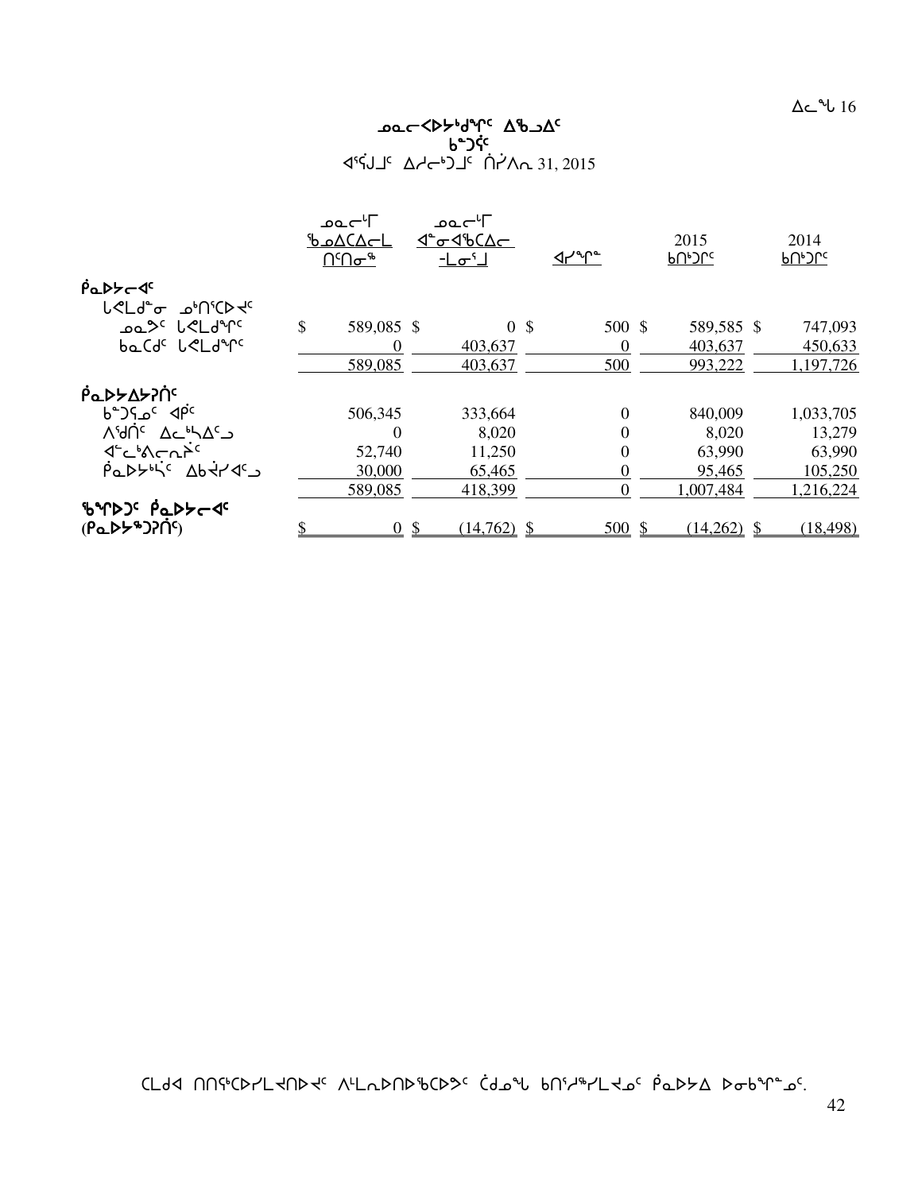# ᓄᓇᓕᐸᐅᓯᒃᑯᖏᑦ ᐃᖃᓗᐃᑦ
## ᑲᑐᔾᔩᑦ
ᐊᕐᕌᒍᒧᑦ ᐃᓱᓕᒃᑐᒧᑦ ᑎᓯᒻᐱᕆ 31, 2015

| | ᓄᓇᓕᒻᒥ ᖃᓄᐃᑕᐃᓕᒪ ᑎᑎᕋᖅ | ᓄᓇᓕᒻᒥ ᐊᓐᓂᐊᖃᑕᐃᓕ -ᒪᓂᕐᒧ | ᐊᓯᖏᑦ | 2015 ᑲᑎᒃᑐᒋᑦ | 2014 ᑲᑎᒃᑐᒋᑦ |
|---|---|---|---|---|---|
| **ᐸᓇᐅᓯᓕᐊᑦ** | | | | | |
| ᒪᐅᒪᑯᓐᓂ ᓄᒃᑎᕐᑕᐅᔪᑦ | | | | | |
| ᓄᓇᕗᑦ ᒪᐅᒪᑯᖏᑦ | $ 589,085 | $ 0 | $ 500 | $ 589,585 | $ 747,093 |
| ᑲᓇᑕᒧᑦ ᒪᐅᒪᑯᖏᑦ | 0 | 403,637 | 0 | 403,637 | 450,633 |
| | 589,085 | 403,637 | 500 | 993,222 | 1,197,726 |
| **ᐸᓇᐅᓯᐃᓯᕈᑎᑦ** | | | | | |
| ᑲᑐᔪᓄᑦ ᐊᑭᑦ | 506,345 | 333,664 | 0 | 840,009 | 1,033,705 |
| ᐱᕐᑯᑎᑦ ᐃᓚᖅᓴᐃᑦᑐ | 0 | 8,020 | 0 | 8,020 | 13,279 |
| ᐊᓪᓚᖁᐱᓕᕆᓂᑦ | 52,740 | 11,250 | 0 | 63,990 | 63,990 |
| ᐸᓇᐅᓯᖅᓭᑦ ᐃᑲᔪᓯᐊᑦᑐ | 30,000 | 65,465 | 0 | 95,465 | 105,250 |
| | 589,085 | 418,399 | 0 | 1,007,484 | 1,216,224 |
| **ᖃᖏᐅᑦ ᐸᓇᐅᓯᓕᐊᑦ (ᐸᓇᐅᓯᖅᑐᕈᑎᑦ)** | $ 0 | $ (14,762) | $ 500 | $ (14,262) | $ (18,498) |

ᑕᒪᑯᐊ ᑎᑎᕋᖅᑕᐅᓯᒪᔪᑎᐅᔪᑦ ᐱᒻᒪᕆᐅᑎᐅᖃᑕᐅᕗᑦ ᑖᒃᑯᓄᖓ ᑲᑎᖅᓱᖅᓯᒪᔪᓄᑦ ᐸᓇᐅᓯᐃ ᐅᓂᑲᖏᓐᓄᑦ.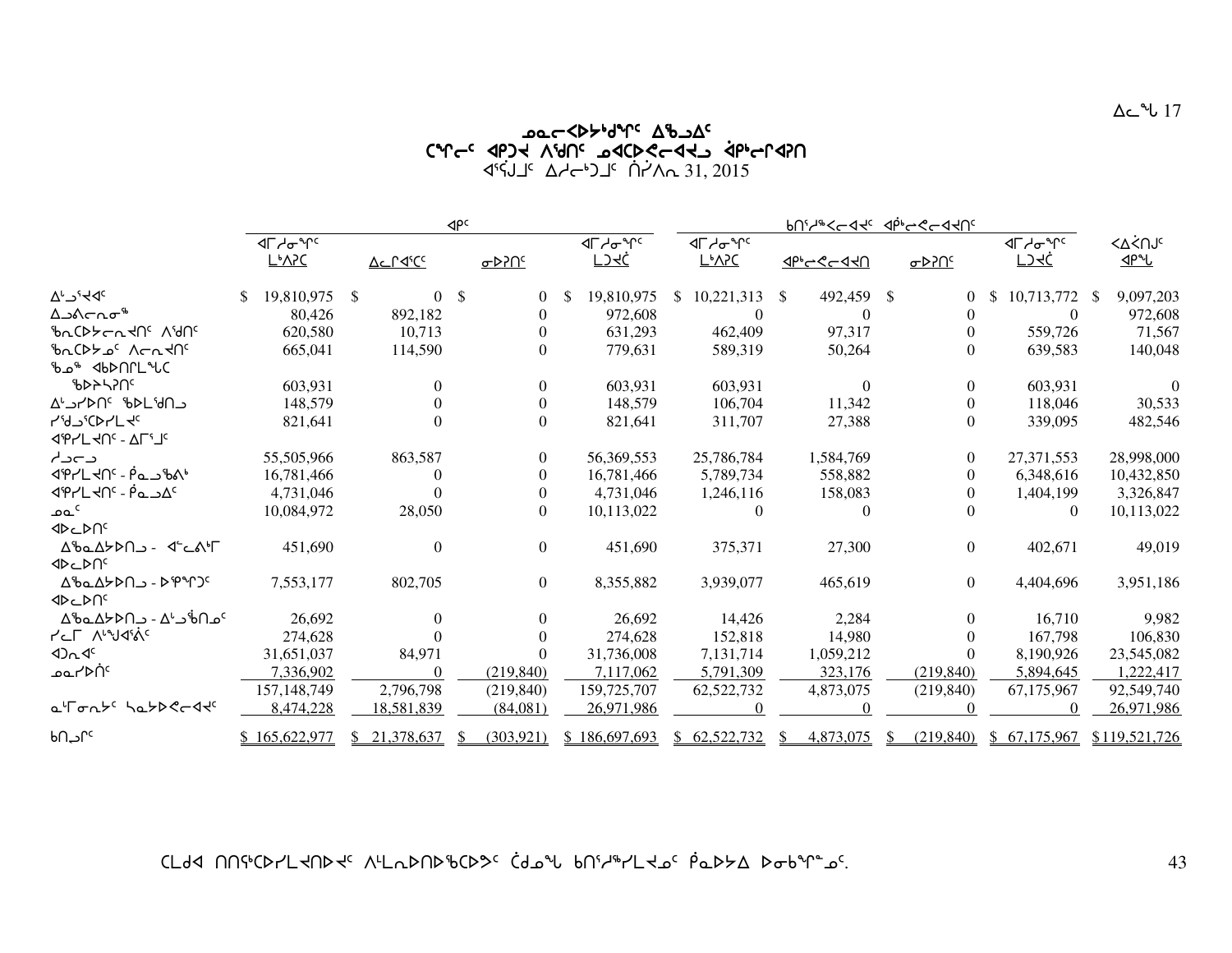ᐃᓚᖓ 17

# ᓄᓇᓕᐸᐅᔭᒃᑯᖏᑦ ᐃᖃᓗᐃᑦ
## ᑕᒃᑯᓂᖓ ᐊᑭᑐᔪ ᐱᕝᕕᑦ ᓄᐊᑕᐅᕙᓕᐊᔪᓗ ᐋᑭᓕᒋᐊᕈᑎ
### ᐊᕐᕌᒍᒧᑦ ᐃᓱᓕᒃᑐᒧᑦ ᑎᓯᐱᕆ 31, 2015

| | ᐊᑭᑦ | | | | ᑲᑎᖅᓱᖅᐸᓕᐊᔪᑦ ᐊᑭᒃᓕᕙᓕᐊᔪᑎᑦ | | | | |
|---|---|---|---|---|---|---|---|---|---|
| | ᐊᒥᓱᓂᖏᑦ ᒪᒃᐱᕈᑕ | ᐃᓚᒋᐊᑦᑕᑦ | ᓂᐅᕕᑎᑦ | ᐊᒥᓱᓂᖏᑦ ᒪᑐᐊᖅ | ᐊᒥᓱᓂᖏᑦ ᒪᒃᐱᕈᑕ | ᐊᑭᒃᓕᕙᓕᐊᔪᑎ | ᓂᐅᕕᑎᑦ | ᐊᒥᓱᓂᖏᑦ ᒪᑐᐊᖅ | ᐸᐃᕙᑎᒍᑦ ᐊᑭᖓ |
| ᐃᒡᓗᕐᔪᐊᑦ | $ 19,810,975 | $ 0 | $ 0 | $ 19,810,975 | $ 10,221,313 | $ 492,459 | $ 0 | $ 10,713,772 | $ 9,097,203 |
| ᐃᓗᐊᓕᕆᓂᖅ | 80,426 | 892,182 | 0 | 972,608 | 0 | 0 | 0 | 0 | 972,608 |
| ᖃᕆᑕᐅᔭᓕᕆᔾᔪᑎᑦ ᐱᕝᕕᑦ | 620,580 | 10,713 | 0 | 631,293 | 462,409 | 97,317 | 0 | 559,726 | 71,567 |
| ᖃᕆᑕᐅᔭᓄᑦ ᐱᓕᕆᔾᔪᑎᑦ | 665,041 | 114,590 | 0 | 779,631 | 589,319 | 50,264 | 0 | 639,583 | 140,048 |
| ᖃᓄᖅ ᐊᑲᐅᑎᒋᒪᖓᑕ ᖃᐅᔨᓴᕐᑎᑦ | 603,931 | 0 | 0 | 603,931 | 603,931 | 0 | 0 | 603,931 | 0 |
| ᐃᒡᓗᓯᐅᑎᑦ ᖃᐅᒪᕝᕕᒧ | 148,579 | 0 | 0 | 148,579 | 106,704 | 11,342 | 0 | 118,046 | 30,533 |
| ᓯᕝᕕᓗᕐᑕᐅᓯᒪᔪᑦ | 821,641 | 0 | 0 | 821,641 | 311,707 | 27,388 | 0 | 339,095 | 482,546 |
| ᐊᖅᑯᓯᒪᔪᑦ - ᐃᒥᕐᒧᑦ ᓱᓗᓕᒧ | 55,505,966 | 863,587 | 0 | 56,369,553 | 25,786,784 | 1,584,769 | 0 | 27,371,553 | 28,998,000 |
| ᐊᖅᑯᓯᒪᔪᑦ - ᑮᓇᓗᖃᕕᒃ | 16,781,466 | 0 | 0 | 16,781,466 | 5,789,734 | 558,882 | 0 | 6,348,616 | 10,432,850 |
| ᐊᖅᑯᓯᒪᔪᑦ - ᑮᓇᓗᐃᑦ | 4,731,046 | 0 | 0 | 4,731,046 | 1,246,116 | 158,083 | 0 | 1,404,199 | 3,326,847 |
| ᓄᓇᑦ | 10,084,972 | 28,050 | 0 | 10,113,022 | 0 | 0 | 0 | 0 | 10,113,022 |
| ᐊᐅᓚᐅᑎᑦ ᐃᖃᓇᐃᔭᐅᑎᒧ - ᐊᓪᓚᕕᒃᒥ | 451,690 | 0 | 0 | 451,690 | 375,371 | 27,300 | 0 | 402,671 | 49,019 |
| ᐊᐅᓚᐅᑎᑦ ᐃᖃᓇᐃᔭᐅᑎᒧ - ᐅᖁᖏᑐᑦ | 7,553,177 | 802,705 | 0 | 8,355,882 | 3,939,077 | 465,619 | 0 | 4,404,696 | 3,951,186 |
| ᐊᐅᓚᐅᑎᑦ ᐃᖃᓇᐃᔭᐅᑎᒧ - ᐃᒡᓗᖃᑎᓄᑦ | 26,692 | 0 | 0 | 26,692 | 14,426 | 2,284 | 0 | 16,710 | 9,982 |
| ᓯᓚᒥ ᐱᖑᐊᕐᕕᑦ | 274,628 | 0 | 0 | 274,628 | 152,818 | 14,980 | 0 | 167,798 | 106,830 |
| ᐊᑐᕆᐊᑦ | 31,651,037 | 84,971 | 0 | 31,736,008 | 7,131,714 | 1,059,212 | 0 | 8,190,926 | 23,545,082 |
| ᓄᓇᓯᐅᑏᑦ | 7,336,902 | 0 | (219,840) | 7,117,062 | 5,791,309 | 323,176 | (219,840) | 5,894,645 | 1,222,417 |
| | 157,148,749 | 2,796,798 | (219,840) | 159,725,707 | 62,522,732 | 4,873,075 | (219,840) | 67,175,967 | 92,549,740 |
| ᓇᒻᒥᓂᖅ ᓴᓇᔭᐅᕙᓕᐊᔪᑦ | 8,474,228 | 18,581,839 | (84,081) | 26,971,986 | 0 | 0 | 0 | 0 | 26,971,986 |
| ᑲᑎᓗᒋᑦ | $ 165,622,977 | $ 21,378,637 | $ (303,921) | $ 186,697,693 | $ 62,522,732 | $ 4,873,075 | $ (219,840) | $ 67,175,967 | $119,521,726 |

ᑕᒪᑯᐊ ᑎᑎᕋᖅᑕᐅᓯᒪᔪᑎᐅᔪᑦ ᐱᒪᕆᐅᑎᐅᖃᑕᐅᕗᑦ ᑖᒃᑯᓇᖓ ᑲᑎᖅᓱᖅᓯᒪᔪᓄᑦ ᑮᓇᐅᔭᐃ ᐅᓂᒃᑳᖏᓐᓄᑦ.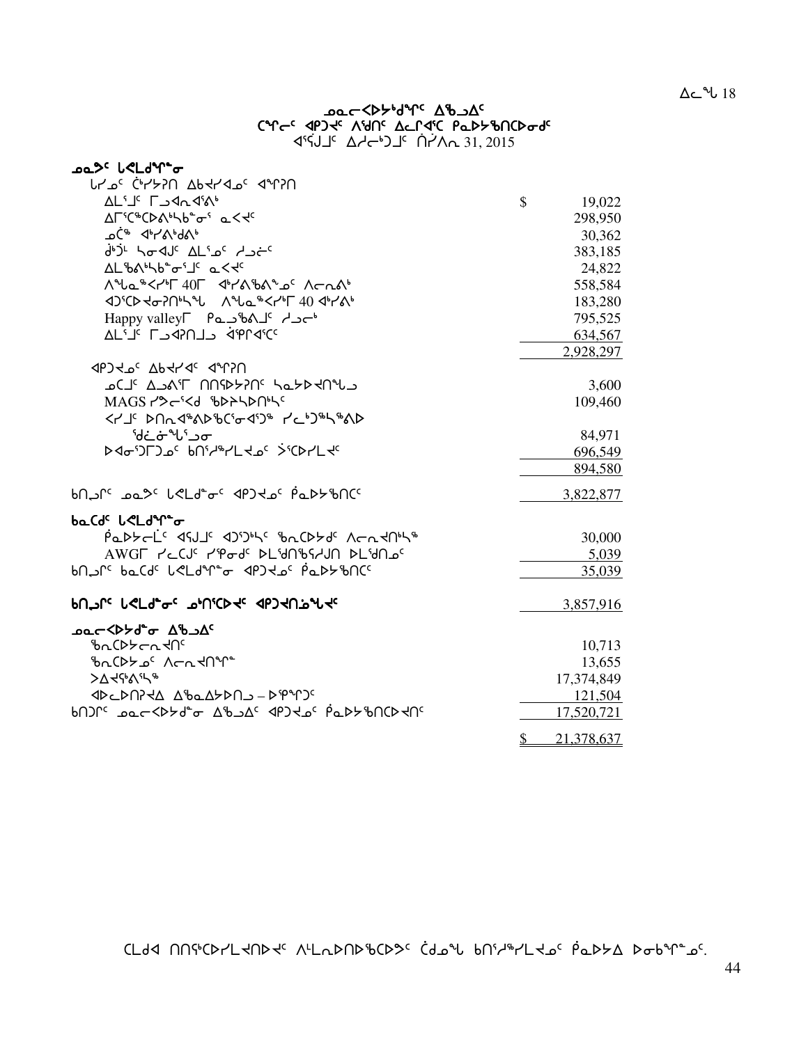## ᓄᓇᓕᐸᐅᔭᒃᑯᖏᑦ ᐃᖅᑲᐃᑦ
## ᑕᕐᕆᑦ ᐊᑭᑐᔪᑦ ᐱᕙᑎᑦ ᐃᓕᒋᐊᑦᑕ ᑭᓇᐅᔭᖅᑎᑕᐅᓂᑯᑦ
ᐊᕐᕌᒍᑦ ᐃᓱᓕᒃᑐᒧᑦ ᑏᓯᐱᕆ 31, 2015

| | | |
|---|---|---|
| **ᓄᓇᕗᑦ ᒐᕙᒪᒃᑯᖓᓂ** | | |
| ᒐᓯᓄᑦ ᑖᒃᓯᕗᕆᑎ ᐃᑲᔪᓯᐊᓄᑦ ᐊᖏᕈᑎ | | |
| ᐃᒪᕐᒧᑦ ᒥᒧᐊᕆᐊᖅᐱᒃ | $ | 19,022 |
| ᐃᒥᕐᑕᖅᑕᐅᕕᒃᓴᒃᑲᓐᓂᕐ ᓇᐸᔪᑦ | | 298,950 |
| ᓄᑖᖅ ᐊᒃᓯᐱᒃᑯᐱᒃ | | 30,362 |
| ᑰᒃᑐᒻ ᓴᓂᐊᒍᑦ ᐃᒪᕐᓄᑦ ᓱᑐᓖᑦ | | 383,185 |
| ᐃᒪᖅᐱᒃᓴᒃᑲᓐᓂᕐᒧᑦ ᓇᐸᔪᑦ | | 24,822 |
| ᐱᖓᓴᖅᐸᓯᒃᒥ 40ᒥ ᐊᒃᓯᐱᖅᐱᓐᓄᑦ ᐱᓕᕆᐊᒃ | | 558,584 |
| ᐊᑐᕐᑕᐅᔪᓂᕈᑎᒃᓴᖓ ᐱᖓᓴᖅᐸᓯᒃᒥ 40 ᐊᒃᓯᐱᒃ | | 183,280 |
| Happy valleyᒥ ᑭᓇᓗᖅᐱᒧᑦ ᓱᑐᓖᒃ | | 795,525 |
| ᐃᒪᕐᒧᑦ ᒥᒧᐊᕆᑎᒧᑐ ᐋᕐᕆᐊᕐᑕᑦ | | 634,567 |
| | | 2,928,297 |
| **ᐊᑭᑐᔪᓄᑦ ᐃᑲᔪᓯᐊᑦ ᐊᖏᕈᑎ** | | |
| ᓄᑕᒧᑦ ᐃᓗᐱᕐᒥ ᑎᑎᕋᐅᔭᕈᑎᑦ ᓴᓇᔭᐅᔪᑎᖓᓗ | | 3,600 |
| MAGS ᓯᕗᓕᕐᐸᒃ ᖃᐅᔨᓴᐅᑎᒃᓴᑦ | | 109,460 |
| ᐸᓯᒧᑦ ᐅᑎᕆᐊᖅᐱᐅᖃᑦᑎᓂᐊᕐᑐᖅ ᓯᓚᒃᑐᖅᓴᖅᐱᐅ ᖁᓛᓃᖓᕐᓗᓂ | | 84,971 |
| ᐅᐊᓂᕐᑐᒥᑐᓄᑦ ᑲᑎᕐᓱᖅᓯᒪᔪᓄᑦ ᔫᕐᑕᐅᓯᒪᔪᑦ | | 696,549 |
| | | 894,580 |
| ᑲᑎᓪᓗᒋᑦ ᓄᓇᕗᑦ ᒐᕙᒪᖓᓂᑦ ᐊᑭᑐᔪᓄᑦ ᑮᓇᐅᔭᖅᑎᑦ | | 3,822,877 |
| **ᑲᓇᑕᒥᑦ ᒐᕙᒪᖏᓐᓂ** | | |
| ᑮᓇᐅᔭᓕᒫᑦ ᐊᕙᒍᑦ ᐊᑐᕐᑐᒃᓴᑦ ᖃᓄᑕᐅᔭᑯᑦ ᐱᓕᕆᐊᑎᒃᓴᖅ | | 30,000 |
| AWGᒥ ᓯᓚᑕᒍᑦ ᓯᕐᕿᓂᑯᑦ ᐅᒪᕐᑯᑎᖃᕐᓱᒍᑎ ᐅᒪᕐᑯᑎᓄᑦ | | 5,039 |
| ᑲᑎᓪᓗᒋᑦ ᑲᓇᑕᒥᑦ ᒐᕙᒪᖏᓐᓂ ᐊᑭᑐᔪᓄᑦ ᑮᓇᐅᔭᖅᑎᑦ | | 35,039 |
| **ᑲᑎᓪᓗᒋᑦ ᒐᕙᒪᖏᓐᓂᑦ ᓄᒃᑎᕐᑕᐅᔪᑦ ᐊᑭᑐᔪᑎᓅᖓᔪᑦ** | | 3,857,916 |
| **ᓄᓇᓕᐸᐅᔭᒃᑯᖏᓐᓂ ᐃᖅᑲᐃᑦ** | | |
| ᖃᓄᑕᐅᔭᓕᕆᔪᑎᑦ | | 10,713 |
| ᖃᓄᑕᐅᔭᓄᑦ ᐱᓕᕆᐊᑎᖏᓐ | | 13,655 |
| ᐳᐃᔪᕐᕿᐱᖕᓴᖅ | | 17,374,849 |
| ᐊᐅᓚᐅᑎᕈᔪᐃ ᐃᖃᓇᐃᔭᐅᑎᓗ – ᐅᕐᕿᖏᑐᑦ | | 121,504 |
| ᑲᑎᑐᒋᑦ ᓄᓇᓕᐸᐅᔭᒃᑯᖏᓐᓂ ᐃᖅᑲᐃᑦ ᐊᑭᑐᔪᓄᑦ ᑮᓇᐅᔭᖅᑎᑕᐅᔪᑎᑦ | | 17,520,721 |
| | $ | 21,378,637 |

ᑕᒪᑯᐊ ᑎᑎᕋᖅᑕᐅᓯᒪᔪᑎᐅᔪᑦ ᐱᒪᓇᐅᑎᐅᖅᑕᐅᕗᑦ ᑖᒍᓇᖓ ᑲᑎᕐᓱᖅᓯᒪᔪᓄᑦ ᑮᓇᐅᔭᐃ ᐅᓂᒃᑲᖏᓐᓄᑦ.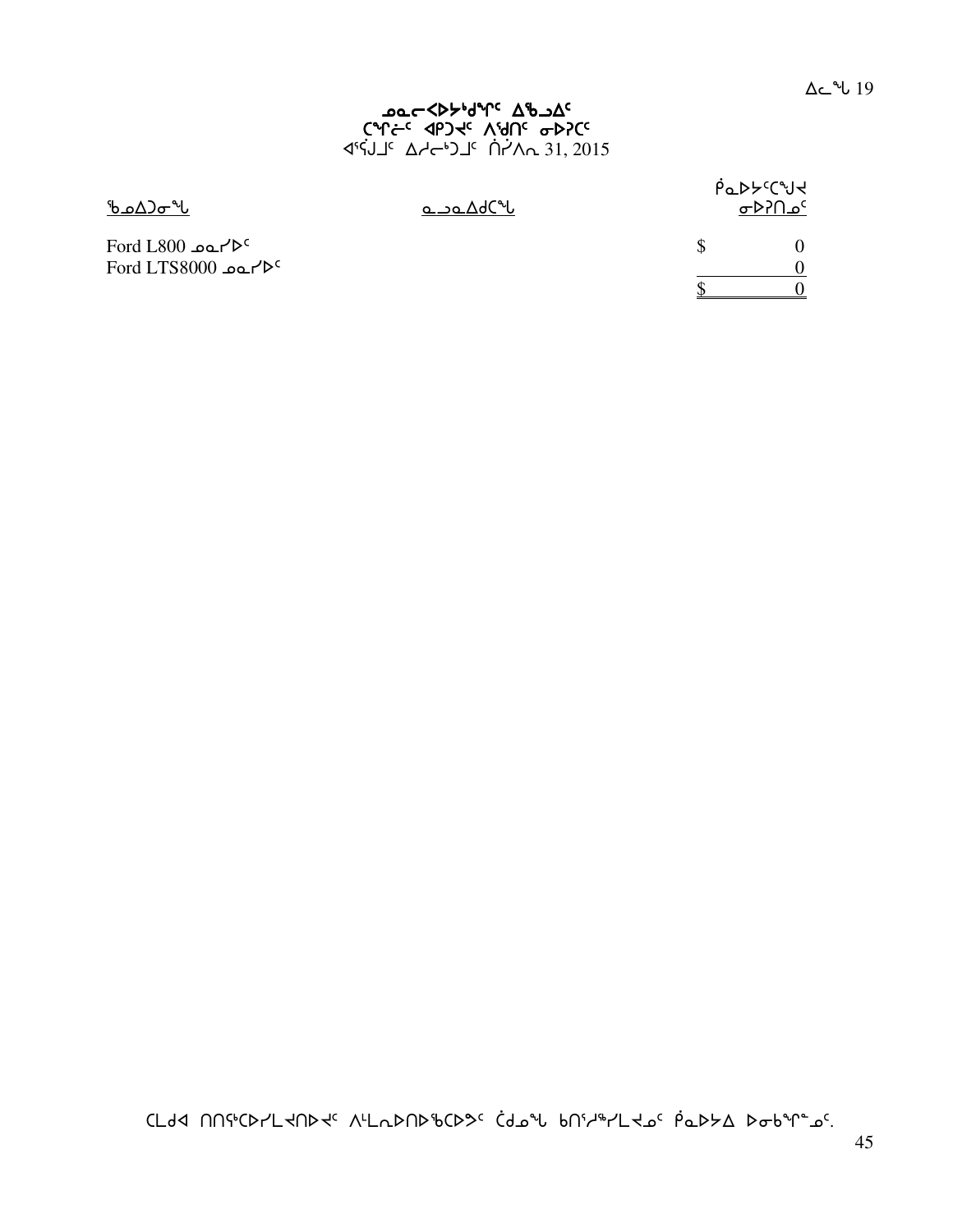# ᓄᓇᓕᐸᐅᔭᒃᑯᖏᑦ ᐃᖃᓗᐃᑦ
## ᑕᕐᕿᓖᑦ ᐊᑭᑐᔪᑦ ᐱᕐᑯᑎᑦ ᓂᐅᕈᑕᑦ
### ᐊᕐᕌᒍᒧᑦ ᐃᓱᓕᒃᑐᒧᑦ ᑎᓯᐱᕆ 31, 2015

ᐃᓚᖓ 19

| ᖃᓄᐃᑐᓂᖓ | ᓇᓗᓇᐃᑯᑕᖓ | ᑮᓇᐅᔭᑦᑕᖑᔪ ᓂᐅᕈᑎᓄᑦ |
|---|---|---|
| Ford L800 ᓄᓇᓯᐅᑦ | | $ 0 |
| Ford LTS8000 ᓄᓇᓯᐅᑦ | | 0 |
| | | $ 0 |

ᑕᒪᑯᐊ ᑎᑎᕋᖅᑕᐅᓯᒪᔪᑎᐅᔪᑦ ᐱᒪᕆᐅᑎᐅᖃᑕᐅᕗᑦ ᑖᒃᑯᓂᖓ ᑲᑎᖅᓱᖅᓯᒪᔪᓂᑦ ᑮᓇᐅᔭᐃ ᐅᓂᒃᑲᖕᖏᓐᓄᑦ.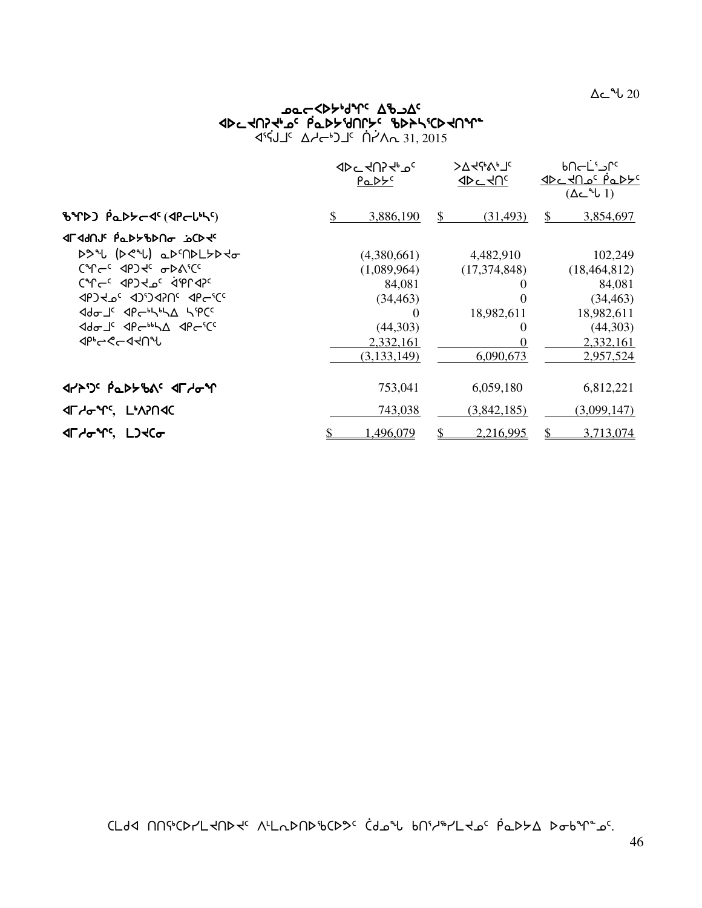ᐃᓚᖓ 20

# ᓄᓇᓕᐸᐅᔾᑯᖏᑦ ᐃᖃᓗᐃᑦ
## ᐊᐅᓚᔪᑎᒋᔭᒃᑯᑦ ᑮᓇᐅᔾᑯᑎᖏᑦ ᖃᐅᔨᓴᕐᑕᐅᔪᑎᖓ
ᐊᕐᕌᒍᒧᑦ ᐃᓱᓕᒃᑐᒧᑦ ᑎᓯᐱᕆ 31, 2015

| | ᐊᐅᓚᔪᑎᒋᔭᒃᑯᑦ ᑮᓇᐅᔭᑦ | ᐳᐃᔪᖅᐱᒃᒧᑦ ᐊᐅᓚᔪᑦ | ᑲᑎᓪᓚᒫᕐᓗᒋᑦ ᐊᐅᓚᔪᑎᖏᑦ ᑮᓇᐅᔭᑦ (ᐃᓚᖓ 1) |
|---|---|---|---|
| ᖃᖓᐅᑐ ᑮᓇᐅᔭᓕᐊᑦ (ᐊᑭᓕᕗᖅᓯᑦ) | $ 3,886,190 | $ (31,493) | $ 3,854,697 |
| ᐊᒥᐊᒃᑎᒍᑦ ᑮᓇᐅᔭᖃᐅᑎᓂ ᓈᓚᐅᔭᑦ | | | |
| ᐅᕝᕙ (ᐅᕙᖓ) ᓇᐅᑦᑎᐅᒪᔭᐅᔪᓂ | (4,380,661) | 4,482,910 | 102,249 |
| ᑕᕐᕆᓕᑦ ᐊᑭᑐᔪᑦ ᓂᐅᕕᕐᑕᑦ | (1,089,964) | (17,374,848) | (18,464,812) |
| ᑕᕐᕆᓕᑦ ᐊᑭᑐᔪᓄᑦ ᐋᕿᒋᐊᕈᑦ | 84,081 | 0 | 84,081 |
| ᐊᑭᑐᔪᓄᑦ ᐊᑐᕐᑐᐊᕈᑎᑦ ᐊᑭᓕᕐᑕᑦ | (34,463) | 0 | (34,463) |
| ᐊᑯᓂᒧᑦ ᐊᑭᓕᒃᓴᒃᓴᐃ ᓴᕿᑕᑦ | 0 | 18,982,611 | 18,982,611 |
| ᐊᑯᓂᒧᑦ ᐊᑭᓕᒃᒃᓴᐃ ᐊᑭᓕᕐᑕᑦ | (44,303) | 0 | (44,303) |
| ᐊᑭᒃᓕᕙᓕᐊᔪᑎᖓ | 2,332,161 | 0 | 2,332,161 |
| | (3,133,149) | 6,090,673 | 2,957,524 |
| ᐊᓯᔾᔨᑐᑦ ᑮᓇᐅᔭᖃᕐᑦ ᐊᒥᓱᓂᖏ | 753,041 | 6,059,180 | 6,812,221 |
| ᐊᒥᓱᓂᖏᑦ, ᒪᒃᐱᕈᑎᐊᑕ | 743,038 | (3,842,185) | (3,099,147) |
| ᐊᒥᓱᓂᖏᑦ, ᒪᑐᔭᑕᓂ | $ 1,496,079 | $ 2,216,995 | $ 3,713,074 |

ᑕᒪᒃᑯᐊ ᑎᑎᕋᖅᑕᐅᓯᒪᔪᑎᐅᔪᑦ ᐱᓪᒪᕆᐅᑎᐅᖃᑕᐅᕗᑦ ᑖᒃᑯᓇᖓ ᑲᑎᖅᓱᖅᓯᒪᔪᓄᑦ ᑮᓇᐅᔭᐃ ᐅᓂᑲᖕᖏᓐᓄᑦ.